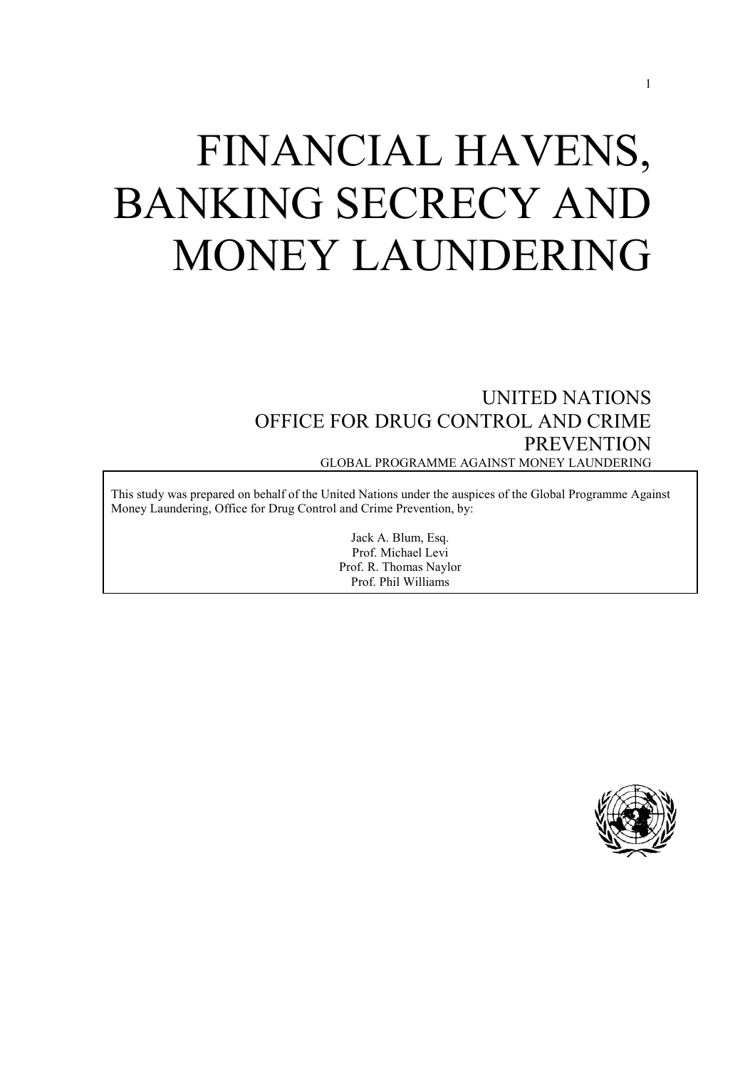# FINANCIAL HAVENS, BANKING SECRECY AND MONEY LAUNDERING

UNITED NATIONS
OFFICE FOR DRUG CONTROL AND CRIME PREVENTION
GLOBAL PROGRAMME AGAINST MONEY LAUNDERING

This study was prepared on behalf of the United Nations under the auspices of the Global Programme Against Money Laundering, Office for Drug Control and Crime Prevention, by:

Jack A. Blum, Esq.
Prof. Michael Levi
Prof. R. Thomas Naylor
Prof. Phil Williams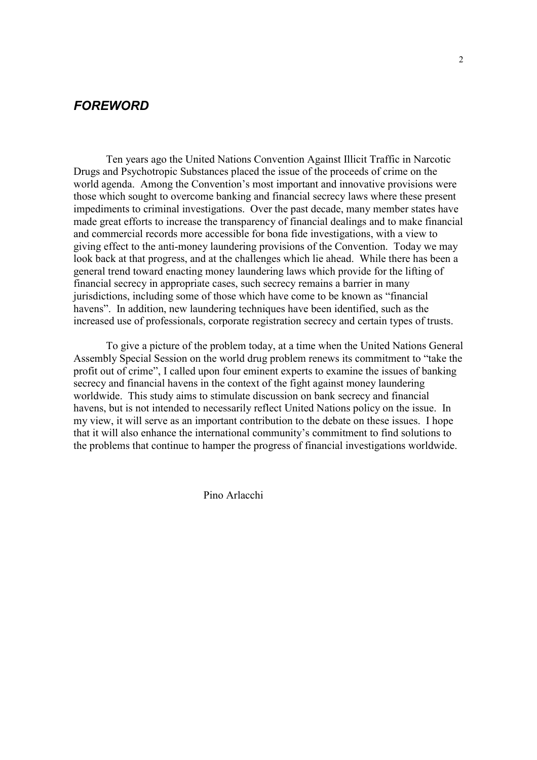## *FOREWORD*

Ten years ago the United Nations Convention Against Illicit Traffic in Narcotic Drugs and Psychotropic Substances placed the issue of the proceeds of crime on the world agenda. Among the Convention's most important and innovative provisions were those which sought to overcome banking and financial secrecy laws where these present impediments to criminal investigations. Over the past decade, many member states have made great efforts to increase the transparency of financial dealings and to make financial and commercial records more accessible for bona fide investigations, with a view to giving effect to the anti-money laundering provisions of the Convention. Today we may look back at that progress, and at the challenges which lie ahead. While there has been a general trend toward enacting money laundering laws which provide for the lifting of financial secrecy in appropriate cases, such secrecy remains a barrier in many jurisdictions, including some of those which have come to be known as "financial havens". In addition, new laundering techniques have been identified, such as the increased use of professionals, corporate registration secrecy and certain types of trusts.

To give a picture of the problem today, at a time when the United Nations General Assembly Special Session on the world drug problem renews its commitment to "take the profit out of crime", I called upon four eminent experts to examine the issues of banking secrecy and financial havens in the context of the fight against money laundering worldwide. This study aims to stimulate discussion on bank secrecy and financial havens, but is not intended to necessarily reflect United Nations policy on the issue. In my view, it will serve as an important contribution to the debate on these issues. I hope that it will also enhance the international community's commitment to find solutions to the problems that continue to hamper the progress of financial investigations worldwide.

Pino Arlacchi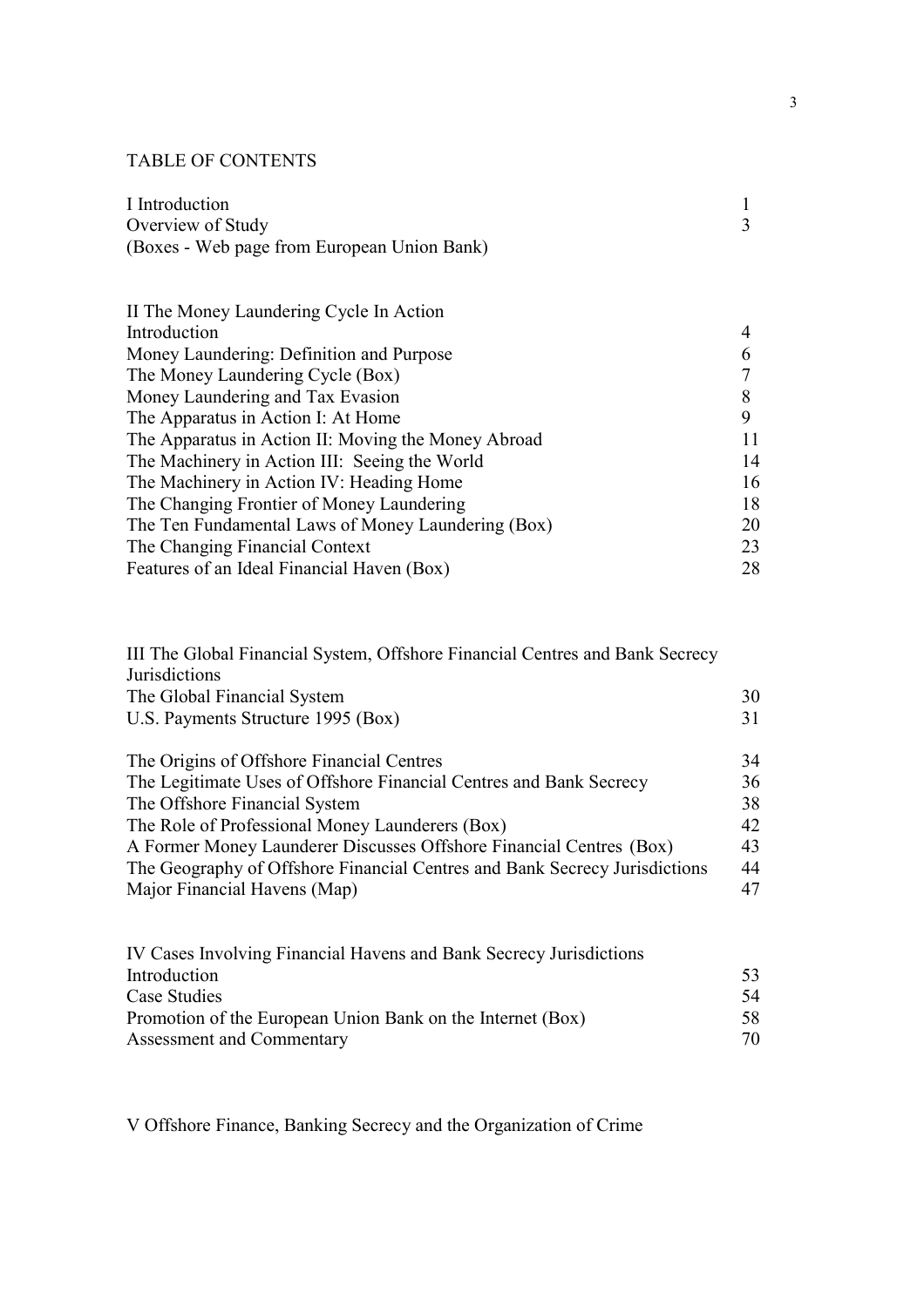# TABLE OF CONTENTS

| | |
|---|---|
| I Introduction | 1 |
| Overview of Study | 3 |
| (Boxes - Web page from European Union Bank) | |

| | |
|---|---|
| II The Money Laundering Cycle In Action | |
| Introduction | 4 |
| Money Laundering: Definition and Purpose | 6 |
| The Money Laundering Cycle (Box) | 7 |
| Money Laundering and Tax Evasion | 8 |
| The Apparatus in Action I: At Home | 9 |
| The Apparatus in Action II: Moving the Money Abroad | 11 |
| The Machinery in Action III: Seeing the World | 14 |
| The Machinery in Action IV: Heading Home | 16 |
| The Changing Frontier of Money Laundering | 18 |
| The Ten Fundamental Laws of Money Laundering (Box) | 20 |
| The Changing Financial Context | 23 |
| Features of an Ideal Financial Haven (Box) | 28 |

| | |
|---|---|
| III The Global Financial System, Offshore Financial Centres and Bank Secrecy Jurisdictions | |
| The Global Financial System | 30 |
| U.S. Payments Structure 1995 (Box) | 31 |
| The Origins of Offshore Financial Centres | 34 |
| The Legitimate Uses of Offshore Financial Centres and Bank Secrecy | 36 |
| The Offshore Financial System | 38 |
| The Role of Professional Money Launderers (Box) | 42 |
| A Former Money Launderer Discusses Offshore Financial Centres (Box) | 43 |
| The Geography of Offshore Financial Centres and Bank Secrecy Jurisdictions | 44 |
| Major Financial Havens (Map) | 47 |

| | |
|---|---|
| IV Cases Involving Financial Havens and Bank Secrecy Jurisdictions | |
| Introduction | 53 |
| Case Studies | 54 |
| Promotion of the European Union Bank on the Internet (Box) | 58 |
| Assessment and Commentary | 70 |

V Offshore Finance, Banking Secrecy and the Organization of Crime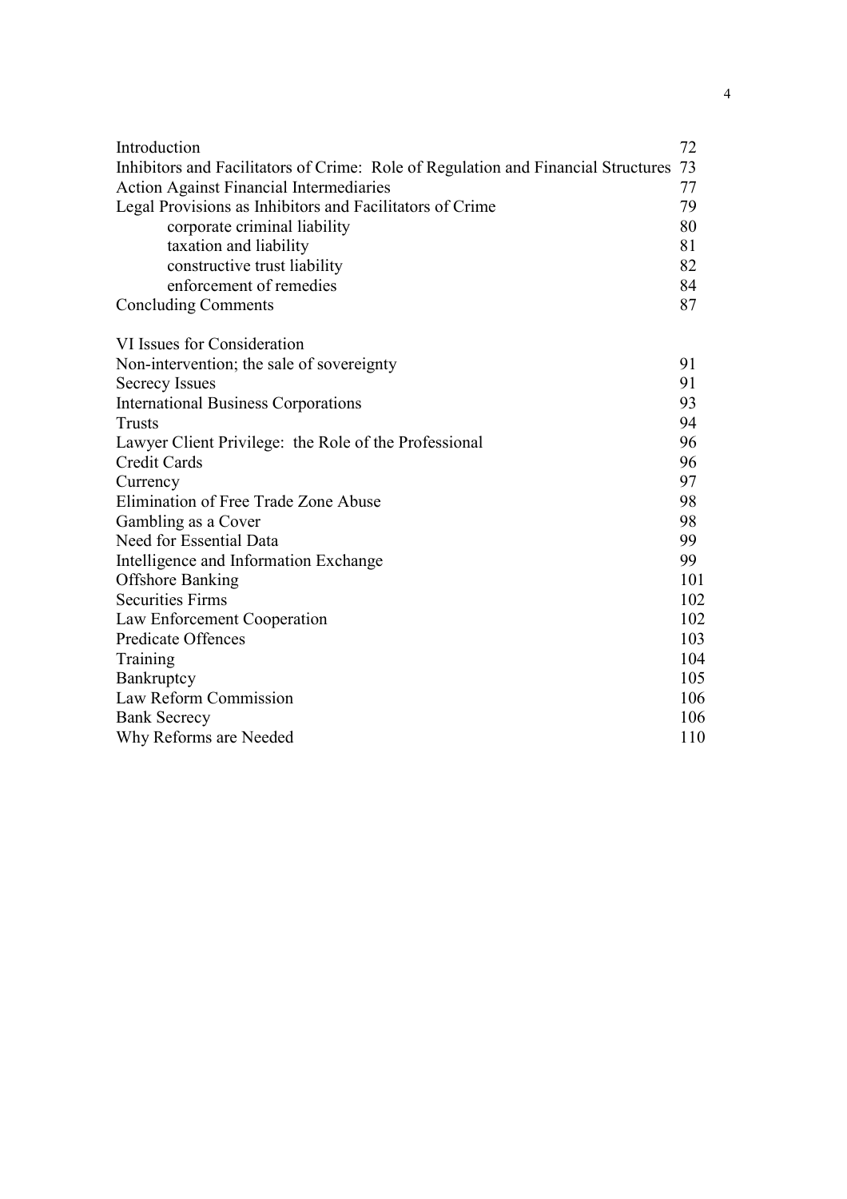| | |
|---|---|
| Introduction | 72 |
| Inhibitors and Facilitators of Crime: Role of Regulation and Financial Structures | 73 |
| Action Against Financial Intermediaries | 77 |
| Legal Provisions as Inhibitors and Facilitators of Crime | 79 |
| corporate criminal liability | 80 |
| taxation and liability | 81 |
| constructive trust liability | 82 |
| enforcement of remedies | 84 |
| Concluding Comments | 87 |

VI Issues for Consideration

| | |
|---|---|
| Non-intervention; the sale of sovereignty | 91 |
| Secrecy Issues | 91 |
| International Business Corporations | 93 |
| Trusts | 94 |
| Lawyer Client Privilege: the Role of the Professional | 96 |
| Credit Cards | 96 |
| Currency | 97 |
| Elimination of Free Trade Zone Abuse | 98 |
| Gambling as a Cover | 98 |
| Need for Essential Data | 99 |
| Intelligence and Information Exchange | 99 |
| Offshore Banking | 101 |
| Securities Firms | 102 |
| Law Enforcement Cooperation | 102 |
| Predicate Offences | 103 |
| Training | 104 |
| Bankruptcy | 105 |
| Law Reform Commission | 106 |
| Bank Secrecy | 106 |
| Why Reforms are Needed | 110 |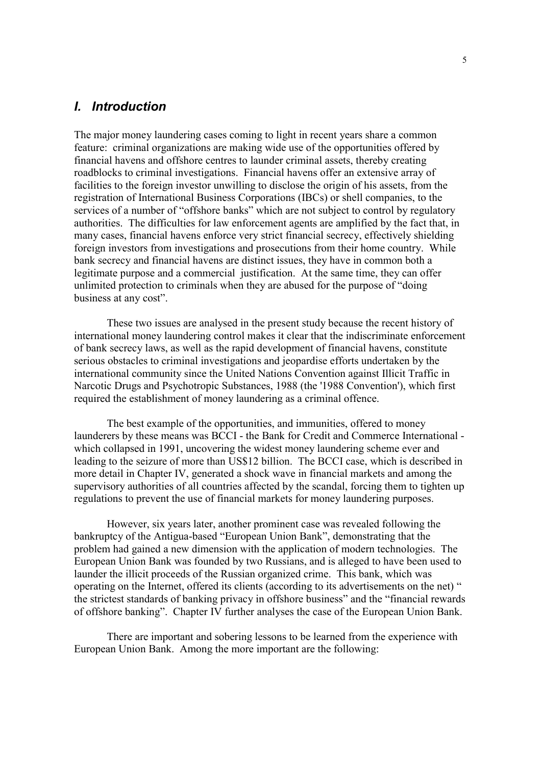# *I. Introduction*

The major money laundering cases coming to light in recent years share a common feature: criminal organizations are making wide use of the opportunities offered by financial havens and offshore centres to launder criminal assets, thereby creating roadblocks to criminal investigations. Financial havens offer an extensive array of facilities to the foreign investor unwilling to disclose the origin of his assets, from the registration of International Business Corporations (IBCs) or shell companies, to the services of a number of "offshore banks" which are not subject to control by regulatory authorities. The difficulties for law enforcement agents are amplified by the fact that, in many cases, financial havens enforce very strict financial secrecy, effectively shielding foreign investors from investigations and prosecutions from their home country. While bank secrecy and financial havens are distinct issues, they have in common both a legitimate purpose and a commercial justification. At the same time, they can offer unlimited protection to criminals when they are abused for the purpose of "doing business at any cost".

These two issues are analysed in the present study because the recent history of international money laundering control makes it clear that the indiscriminate enforcement of bank secrecy laws, as well as the rapid development of financial havens, constitute serious obstacles to criminal investigations and jeopardise efforts undertaken by the international community since the United Nations Convention against Illicit Traffic in Narcotic Drugs and Psychotropic Substances, 1988 (the '1988 Convention'), which first required the establishment of money laundering as a criminal offence.

The best example of the opportunities, and immunities, offered to money launderers by these means was BCCI - the Bank for Credit and Commerce International - which collapsed in 1991, uncovering the widest money laundering scheme ever and leading to the seizure of more than US$12 billion. The BCCI case, which is described in more detail in Chapter IV, generated a shock wave in financial markets and among the supervisory authorities of all countries affected by the scandal, forcing them to tighten up regulations to prevent the use of financial markets for money laundering purposes.

However, six years later, another prominent case was revealed following the bankruptcy of the Antigua-based "European Union Bank", demonstrating that the problem had gained a new dimension with the application of modern technologies. The European Union Bank was founded by two Russians, and is alleged to have been used to launder the illicit proceeds of the Russian organized crime. This bank, which was operating on the Internet, offered its clients (according to its advertisements on the net) " the strictest standards of banking privacy in offshore business" and the "financial rewards of offshore banking". Chapter IV further analyses the case of the European Union Bank.

There are important and sobering lessons to be learned from the experience with European Union Bank. Among the more important are the following: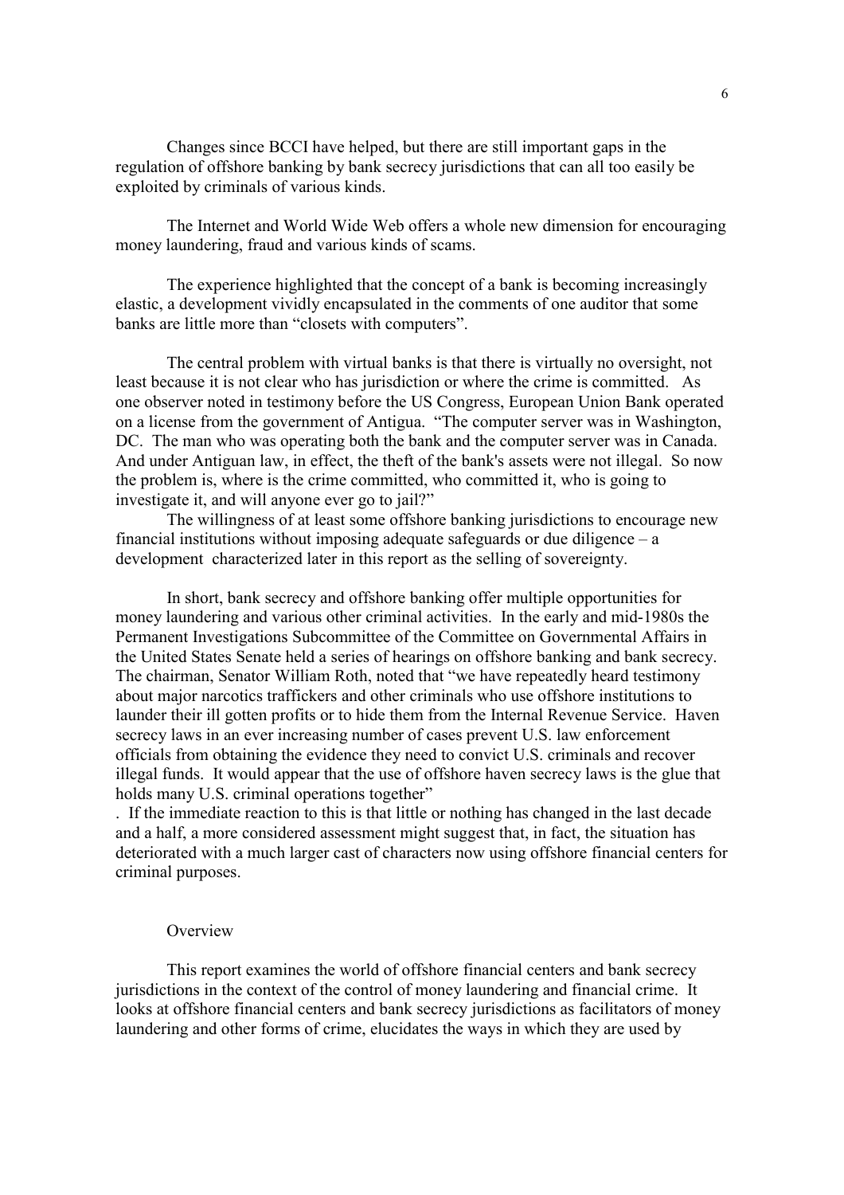Changes since BCCI have helped, but there are still important gaps in the regulation of offshore banking by bank secrecy jurisdictions that can all too easily be exploited by criminals of various kinds.

The Internet and World Wide Web offers a whole new dimension for encouraging money laundering, fraud and various kinds of scams.

The experience highlighted that the concept of a bank is becoming increasingly elastic, a development vividly encapsulated in the comments of one auditor that some banks are little more than "closets with computers".

The central problem with virtual banks is that there is virtually no oversight, not least because it is not clear who has jurisdiction or where the crime is committed. As one observer noted in testimony before the US Congress, European Union Bank operated on a license from the government of Antigua. "The computer server was in Washington, DC. The man who was operating both the bank and the computer server was in Canada. And under Antiguan law, in effect, the theft of the bank's assets were not illegal. So now the problem is, where is the crime committed, who committed it, who is going to investigate it, and will anyone ever go to jail?"

The willingness of at least some offshore banking jurisdictions to encourage new financial institutions without imposing adequate safeguards or due diligence – a development characterized later in this report as the selling of sovereignty.

In short, bank secrecy and offshore banking offer multiple opportunities for money laundering and various other criminal activities. In the early and mid-1980s the Permanent Investigations Subcommittee of the Committee on Governmental Affairs in the United States Senate held a series of hearings on offshore banking and bank secrecy. The chairman, Senator William Roth, noted that "we have repeatedly heard testimony about major narcotics traffickers and other criminals who use offshore institutions to launder their ill gotten profits or to hide them from the Internal Revenue Service. Haven secrecy laws in an ever increasing number of cases prevent U.S. law enforcement officials from obtaining the evidence they need to convict U.S. criminals and recover illegal funds. It would appear that the use of offshore haven secrecy laws is the glue that holds many U.S. criminal operations together"

. If the immediate reaction to this is that little or nothing has changed in the last decade and a half, a more considered assessment might suggest that, in fact, the situation has deteriorated with a much larger cast of characters now using offshore financial centers for criminal purposes.

## Overview

This report examines the world of offshore financial centers and bank secrecy jurisdictions in the context of the control of money laundering and financial crime. It looks at offshore financial centers and bank secrecy jurisdictions as facilitators of money laundering and other forms of crime, elucidates the ways in which they are used by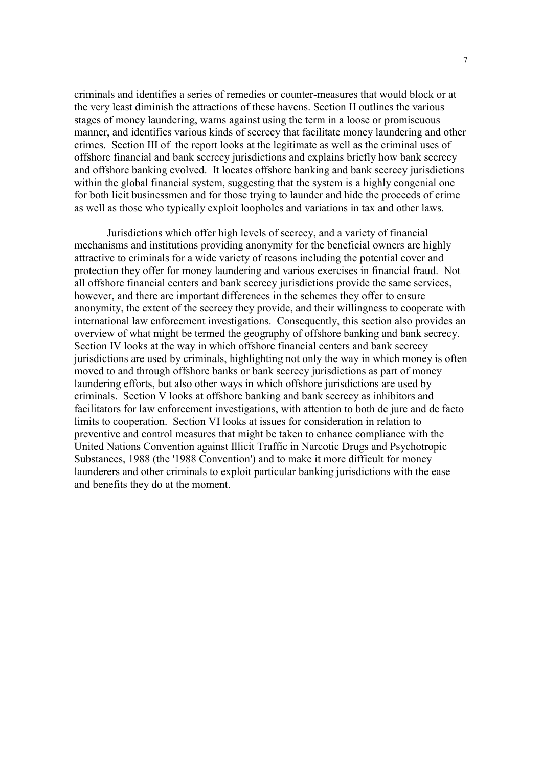criminals and identifies a series of remedies or counter-measures that would block or at the very least diminish the attractions of these havens. Section II outlines the various stages of money laundering, warns against using the term in a loose or promiscuous manner, and identifies various kinds of secrecy that facilitate money laundering and other crimes. Section III of the report looks at the legitimate as well as the criminal uses of offshore financial and bank secrecy jurisdictions and explains briefly how bank secrecy and offshore banking evolved. It locates offshore banking and bank secrecy jurisdictions within the global financial system, suggesting that the system is a highly congenial one for both licit businessmen and for those trying to launder and hide the proceeds of crime as well as those who typically exploit loopholes and variations in tax and other laws.

Jurisdictions which offer high levels of secrecy, and a variety of financial mechanisms and institutions providing anonymity for the beneficial owners are highly attractive to criminals for a wide variety of reasons including the potential cover and protection they offer for money laundering and various exercises in financial fraud. Not all offshore financial centers and bank secrecy jurisdictions provide the same services, however, and there are important differences in the schemes they offer to ensure anonymity, the extent of the secrecy they provide, and their willingness to cooperate with international law enforcement investigations. Consequently, this section also provides an overview of what might be termed the geography of offshore banking and bank secrecy. Section IV looks at the way in which offshore financial centers and bank secrecy jurisdictions are used by criminals, highlighting not only the way in which money is often moved to and through offshore banks or bank secrecy jurisdictions as part of money laundering efforts, but also other ways in which offshore jurisdictions are used by criminals. Section V looks at offshore banking and bank secrecy as inhibitors and facilitators for law enforcement investigations, with attention to both de jure and de facto limits to cooperation. Section VI looks at issues for consideration in relation to preventive and control measures that might be taken to enhance compliance with the United Nations Convention against Illicit Traffic in Narcotic Drugs and Psychotropic Substances, 1988 (the '1988 Convention') and to make it more difficult for money launderers and other criminals to exploit particular banking jurisdictions with the ease and benefits they do at the moment.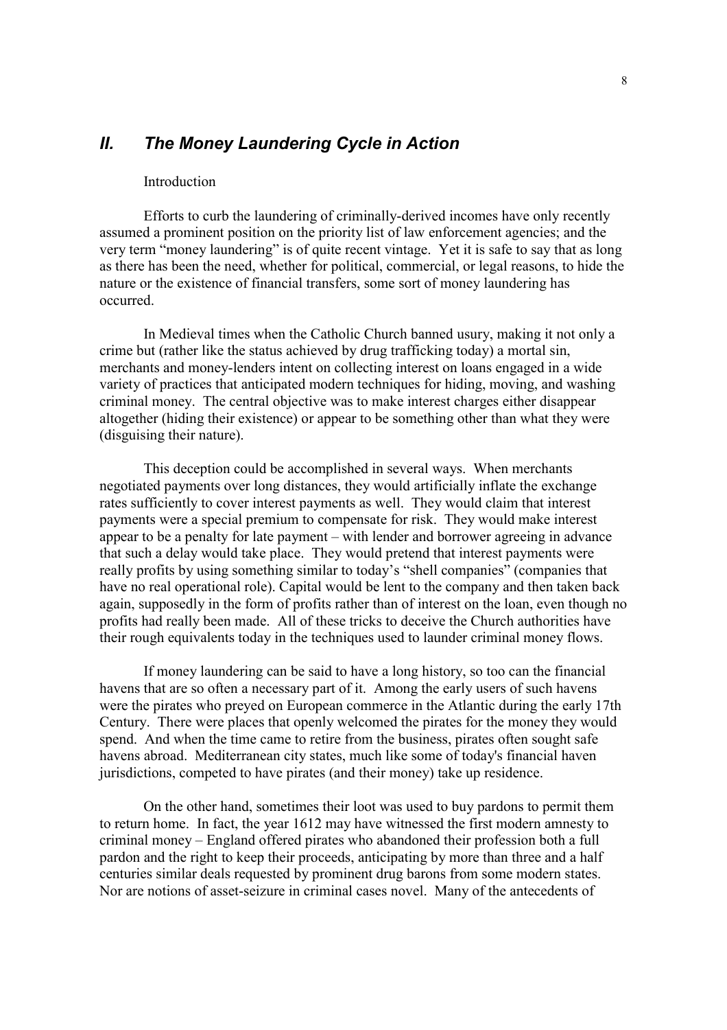## *II. The Money Laundering Cycle in Action*

Introduction

Efforts to curb the laundering of criminally-derived incomes have only recently assumed a prominent position on the priority list of law enforcement agencies; and the very term "money laundering" is of quite recent vintage. Yet it is safe to say that as long as there has been the need, whether for political, commercial, or legal reasons, to hide the nature or the existence of financial transfers, some sort of money laundering has occurred.

In Medieval times when the Catholic Church banned usury, making it not only a crime but (rather like the status achieved by drug trafficking today) a mortal sin, merchants and money-lenders intent on collecting interest on loans engaged in a wide variety of practices that anticipated modern techniques for hiding, moving, and washing criminal money. The central objective was to make interest charges either disappear altogether (hiding their existence) or appear to be something other than what they were (disguising their nature).

This deception could be accomplished in several ways. When merchants negotiated payments over long distances, they would artificially inflate the exchange rates sufficiently to cover interest payments as well. They would claim that interest payments were a special premium to compensate for risk. They would make interest appear to be a penalty for late payment – with lender and borrower agreeing in advance that such a delay would take place. They would pretend that interest payments were really profits by using something similar to today's "shell companies" (companies that have no real operational role). Capital would be lent to the company and then taken back again, supposedly in the form of profits rather than of interest on the loan, even though no profits had really been made. All of these tricks to deceive the Church authorities have their rough equivalents today in the techniques used to launder criminal money flows.

If money laundering can be said to have a long history, so too can the financial havens that are so often a necessary part of it. Among the early users of such havens were the pirates who preyed on European commerce in the Atlantic during the early 17th Century. There were places that openly welcomed the pirates for the money they would spend. And when the time came to retire from the business, pirates often sought safe havens abroad. Mediterranean city states, much like some of today's financial haven jurisdictions, competed to have pirates (and their money) take up residence.

On the other hand, sometimes their loot was used to buy pardons to permit them to return home. In fact, the year 1612 may have witnessed the first modern amnesty to criminal money – England offered pirates who abandoned their profession both a full pardon and the right to keep their proceeds, anticipating by more than three and a half centuries similar deals requested by prominent drug barons from some modern states. Nor are notions of asset-seizure in criminal cases novel. Many of the antecedents of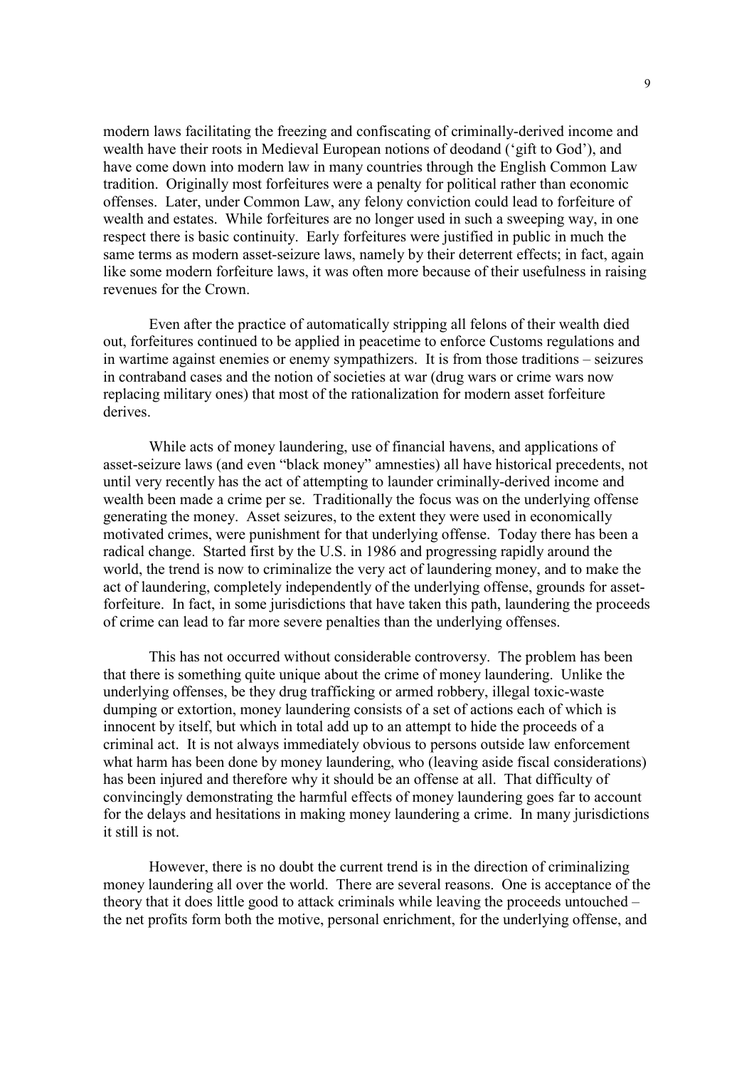modern laws facilitating the freezing and confiscating of criminally-derived income and wealth have their roots in Medieval European notions of deodand ('gift to God'), and have come down into modern law in many countries through the English Common Law tradition. Originally most forfeitures were a penalty for political rather than economic offenses. Later, under Common Law, any felony conviction could lead to forfeiture of wealth and estates. While forfeitures are no longer used in such a sweeping way, in one respect there is basic continuity. Early forfeitures were justified in public in much the same terms as modern asset-seizure laws, namely by their deterrent effects; in fact, again like some modern forfeiture laws, it was often more because of their usefulness in raising revenues for the Crown.

Even after the practice of automatically stripping all felons of their wealth died out, forfeitures continued to be applied in peacetime to enforce Customs regulations and in wartime against enemies or enemy sympathizers. It is from those traditions – seizures in contraband cases and the notion of societies at war (drug wars or crime wars now replacing military ones) that most of the rationalization for modern asset forfeiture derives.

While acts of money laundering, use of financial havens, and applications of asset-seizure laws (and even "black money" amnesties) all have historical precedents, not until very recently has the act of attempting to launder criminally-derived income and wealth been made a crime per se. Traditionally the focus was on the underlying offense generating the money. Asset seizures, to the extent they were used in economically motivated crimes, were punishment for that underlying offense. Today there has been a radical change. Started first by the U.S. in 1986 and progressing rapidly around the world, the trend is now to criminalize the very act of laundering money, and to make the act of laundering, completely independently of the underlying offense, grounds for asset-forfeiture. In fact, in some jurisdictions that have taken this path, laundering the proceeds of crime can lead to far more severe penalties than the underlying offenses.

This has not occurred without considerable controversy. The problem has been that there is something quite unique about the crime of money laundering. Unlike the underlying offenses, be they drug trafficking or armed robbery, illegal toxic-waste dumping or extortion, money laundering consists of a set of actions each of which is innocent by itself, but which in total add up to an attempt to hide the proceeds of a criminal act. It is not always immediately obvious to persons outside law enforcement what harm has been done by money laundering, who (leaving aside fiscal considerations) has been injured and therefore why it should be an offense at all. That difficulty of convincingly demonstrating the harmful effects of money laundering goes far to account for the delays and hesitations in making money laundering a crime. In many jurisdictions it still is not.

However, there is no doubt the current trend is in the direction of criminalizing money laundering all over the world. There are several reasons. One is acceptance of the theory that it does little good to attack criminals while leaving the proceeds untouched – the net profits form both the motive, personal enrichment, for the underlying offense, and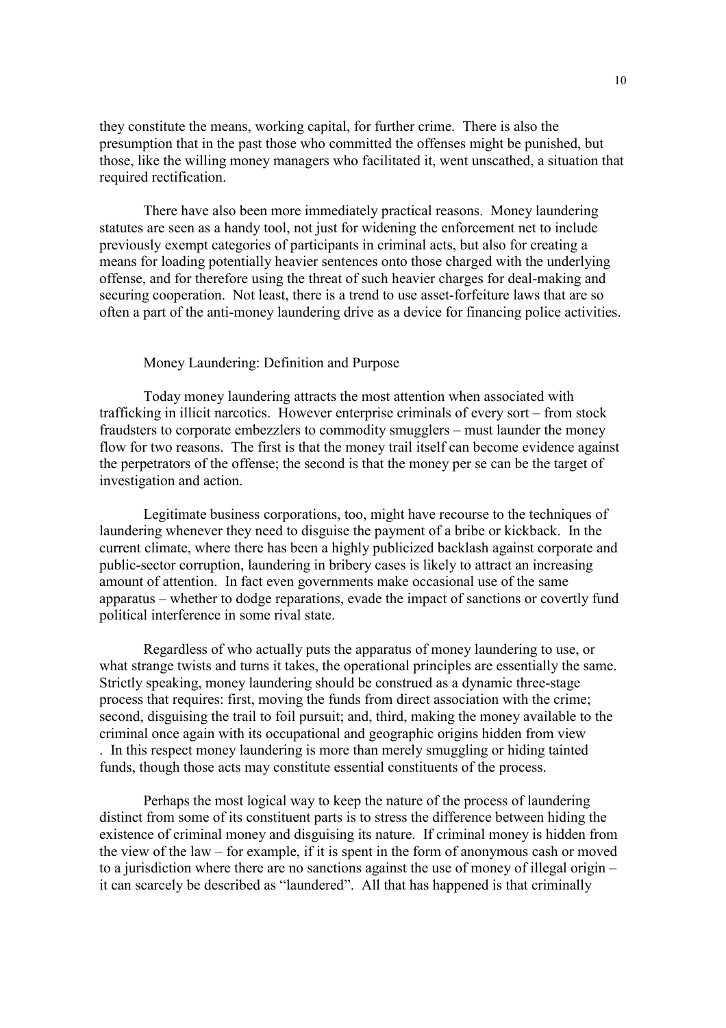they constitute the means, working capital, for further crime. There is also the presumption that in the past those who committed the offenses might be punished, but those, like the willing money managers who facilitated it, went unscathed, a situation that required rectification.

There have also been more immediately practical reasons. Money laundering statutes are seen as a handy tool, not just for widening the enforcement net to include previously exempt categories of participants in criminal acts, but also for creating a means for loading potentially heavier sentences onto those charged with the underlying offense, and for therefore using the threat of such heavier charges for deal-making and securing cooperation. Not least, there is a trend to use asset-forfeiture laws that are so often a part of the anti-money laundering drive as a device for financing police activities.

## Money Laundering: Definition and Purpose

Today money laundering attracts the most attention when associated with trafficking in illicit narcotics. However enterprise criminals of every sort – from stock fraudsters to corporate embezzlers to commodity smugglers – must launder the money flow for two reasons. The first is that the money trail itself can become evidence against the perpetrators of the offense; the second is that the money per se can be the target of investigation and action.

Legitimate business corporations, too, might have recourse to the techniques of laundering whenever they need to disguise the payment of a bribe or kickback. In the current climate, where there has been a highly publicized backlash against corporate and public-sector corruption, laundering in bribery cases is likely to attract an increasing amount of attention. In fact even governments make occasional use of the same apparatus – whether to dodge reparations, evade the impact of sanctions or covertly fund political interference in some rival state.

Regardless of who actually puts the apparatus of money laundering to use, or what strange twists and turns it takes, the operational principles are essentially the same. Strictly speaking, money laundering should be construed as a dynamic three-stage process that requires: first, moving the funds from direct association with the crime; second, disguising the trail to foil pursuit; and, third, making the money available to the criminal once again with its occupational and geographic origins hidden from view. In this respect money laundering is more than merely smuggling or hiding tainted funds, though those acts may constitute essential constituents of the process.

Perhaps the most logical way to keep the nature of the process of laundering distinct from some of its constituent parts is to stress the difference between hiding the existence of criminal money and disguising its nature. If criminal money is hidden from the view of the law – for example, if it is spent in the form of anonymous cash or moved to a jurisdiction where there are no sanctions against the use of money of illegal origin – it can scarcely be described as "laundered". All that has happened is that criminally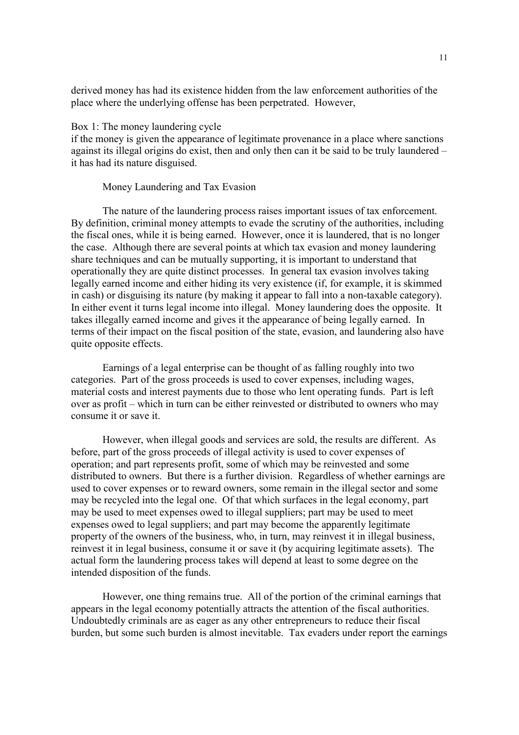derived money has had its existence hidden from the law enforcement authorities of the place where the underlying offense has been perpetrated. However,

Box 1: The money laundering cycle

if the money is given the appearance of legitimate provenance in a place where sanctions against its illegal origins do exist, then and only then can it be said to be truly laundered – it has had its nature disguised.

## Money Laundering and Tax Evasion

The nature of the laundering process raises important issues of tax enforcement. By definition, criminal money attempts to evade the scrutiny of the authorities, including the fiscal ones, while it is being earned. However, once it is laundered, that is no longer the case. Although there are several points at which tax evasion and money laundering share techniques and can be mutually supporting, it is important to understand that operationally they are quite distinct processes. In general tax evasion involves taking legally earned income and either hiding its very existence (if, for example, it is skimmed in cash) or disguising its nature (by making it appear to fall into a non-taxable category). In either event it turns legal income into illegal. Money laundering does the opposite. It takes illegally earned income and gives it the appearance of being legally earned. In terms of their impact on the fiscal position of the state, evasion, and laundering also have quite opposite effects.

Earnings of a legal enterprise can be thought of as falling roughly into two categories. Part of the gross proceeds is used to cover expenses, including wages, material costs and interest payments due to those who lent operating funds. Part is left over as profit – which in turn can be either reinvested or distributed to owners who may consume it or save it.

However, when illegal goods and services are sold, the results are different. As before, part of the gross proceeds of illegal activity is used to cover expenses of operation; and part represents profit, some of which may be reinvested and some distributed to owners. But there is a further division. Regardless of whether earnings are used to cover expenses or to reward owners, some remain in the illegal sector and some may be recycled into the legal one. Of that which surfaces in the legal economy, part may be used to meet expenses owed to illegal suppliers; part may be used to meet expenses owed to legal suppliers; and part may become the apparently legitimate property of the owners of the business, who, in turn, may reinvest it in illegal business, reinvest it in legal business, consume it or save it (by acquiring legitimate assets). The actual form the laundering process takes will depend at least to some degree on the intended disposition of the funds.

However, one thing remains true. All of the portion of the criminal earnings that appears in the legal economy potentially attracts the attention of the fiscal authorities. Undoubtedly criminals are as eager as any other entrepreneurs to reduce their fiscal burden, but some such burden is almost inevitable. Tax evaders under report the earnings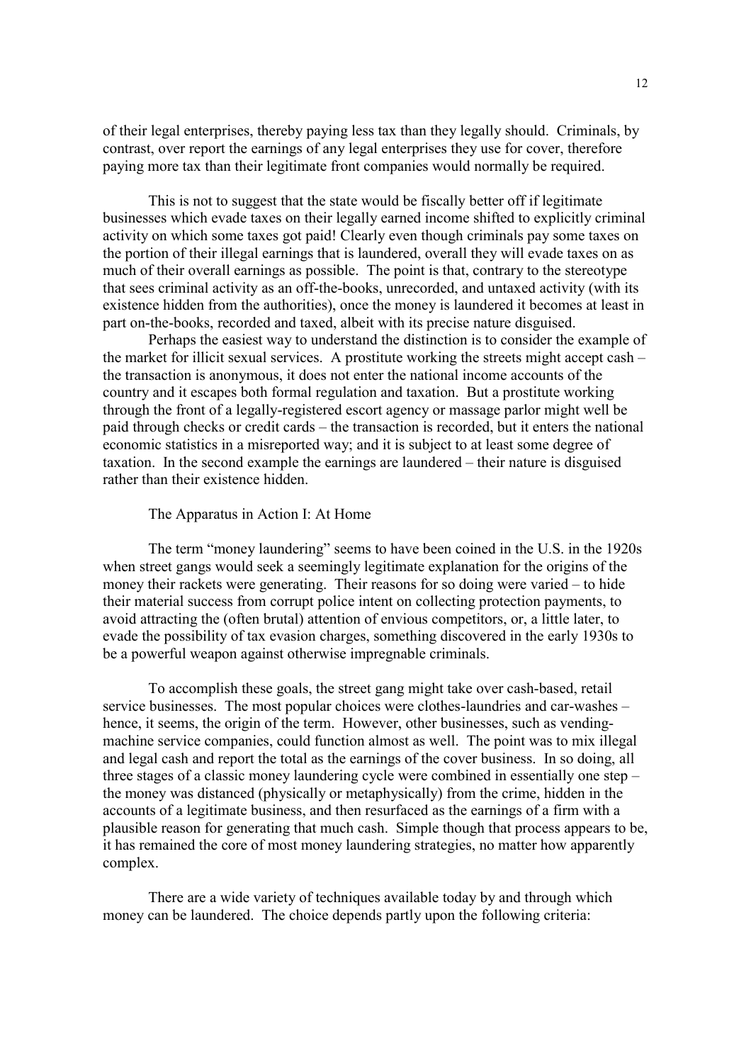of their legal enterprises, thereby paying less tax than they legally should. Criminals, by contrast, over report the earnings of any legal enterprises they use for cover, therefore paying more tax than their legitimate front companies would normally be required.

This is not to suggest that the state would be fiscally better off if legitimate businesses which evade taxes on their legally earned income shifted to explicitly criminal activity on which some taxes got paid! Clearly even though criminals pay some taxes on the portion of their illegal earnings that is laundered, overall they will evade taxes on as much of their overall earnings as possible. The point is that, contrary to the stereotype that sees criminal activity as an off-the-books, unrecorded, and untaxed activity (with its existence hidden from the authorities), once the money is laundered it becomes at least in part on-the-books, recorded and taxed, albeit with its precise nature disguised.

Perhaps the easiest way to understand the distinction is to consider the example of the market for illicit sexual services. A prostitute working the streets might accept cash – the transaction is anonymous, it does not enter the national income accounts of the country and it escapes both formal regulation and taxation. But a prostitute working through the front of a legally-registered escort agency or massage parlor might well be paid through checks or credit cards – the transaction is recorded, but it enters the national economic statistics in a misreported way; and it is subject to at least some degree of taxation. In the second example the earnings are laundered – their nature is disguised rather than their existence hidden.

## The Apparatus in Action I: At Home

The term "money laundering" seems to have been coined in the U.S. in the 1920s when street gangs would seek a seemingly legitimate explanation for the origins of the money their rackets were generating. Their reasons for so doing were varied – to hide their material success from corrupt police intent on collecting protection payments, to avoid attracting the (often brutal) attention of envious competitors, or, a little later, to evade the possibility of tax evasion charges, something discovered in the early 1930s to be a powerful weapon against otherwise impregnable criminals.

To accomplish these goals, the street gang might take over cash-based, retail service businesses. The most popular choices were clothes-laundries and car-washes – hence, it seems, the origin of the term. However, other businesses, such as vending-machine service companies, could function almost as well. The point was to mix illegal and legal cash and report the total as the earnings of the cover business. In so doing, all three stages of a classic money laundering cycle were combined in essentially one step – the money was distanced (physically or metaphysically) from the crime, hidden in the accounts of a legitimate business, and then resurfaced as the earnings of a firm with a plausible reason for generating that much cash. Simple though that process appears to be, it has remained the core of most money laundering strategies, no matter how apparently complex.

There are a wide variety of techniques available today by and through which money can be laundered. The choice depends partly upon the following criteria: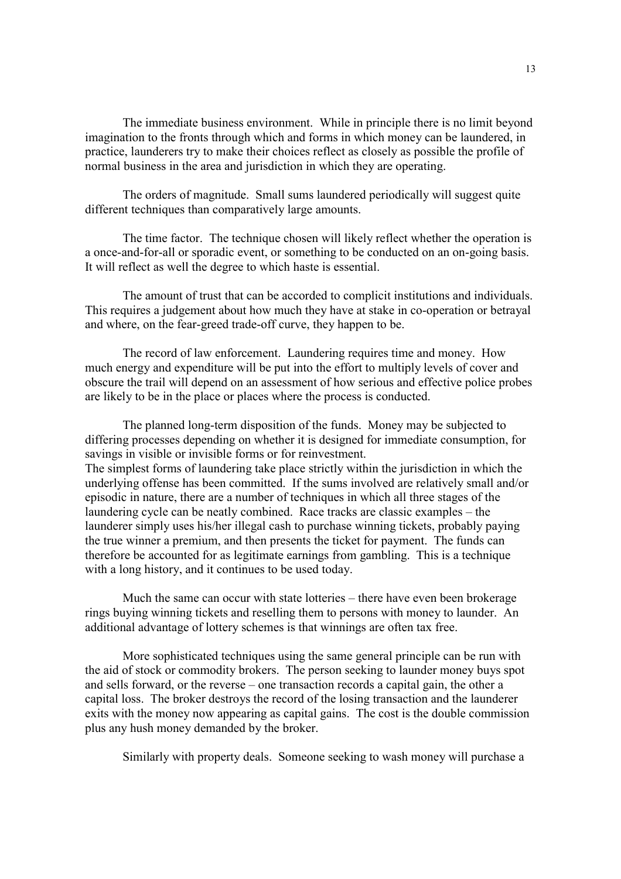The immediate business environment. While in principle there is no limit beyond imagination to the fronts through which and forms in which money can be laundered, in practice, launderers try to make their choices reflect as closely as possible the profile of normal business in the area and jurisdiction in which they are operating.

The orders of magnitude. Small sums laundered periodically will suggest quite different techniques than comparatively large amounts.

The time factor. The technique chosen will likely reflect whether the operation is a once-and-for-all or sporadic event, or something to be conducted on an on-going basis. It will reflect as well the degree to which haste is essential.

The amount of trust that can be accorded to complicit institutions and individuals. This requires a judgement about how much they have at stake in co-operation or betrayal and where, on the fear-greed trade-off curve, they happen to be.

The record of law enforcement. Laundering requires time and money. How much energy and expenditure will be put into the effort to multiply levels of cover and obscure the trail will depend on an assessment of how serious and effective police probes are likely to be in the place or places where the process is conducted.

The planned long-term disposition of the funds. Money may be subjected to differing processes depending on whether it is designed for immediate consumption, for savings in visible or invisible forms or for reinvestment.

The simplest forms of laundering take place strictly within the jurisdiction in which the underlying offense has been committed. If the sums involved are relatively small and/or episodic in nature, there are a number of techniques in which all three stages of the laundering cycle can be neatly combined. Race tracks are classic examples – the launderer simply uses his/her illegal cash to purchase winning tickets, probably paying the true winner a premium, and then presents the ticket for payment. The funds can therefore be accounted for as legitimate earnings from gambling. This is a technique with a long history, and it continues to be used today.

Much the same can occur with state lotteries – there have even been brokerage rings buying winning tickets and reselling them to persons with money to launder. An additional advantage of lottery schemes is that winnings are often tax free.

More sophisticated techniques using the same general principle can be run with the aid of stock or commodity brokers. The person seeking to launder money buys spot and sells forward, or the reverse – one transaction records a capital gain, the other a capital loss. The broker destroys the record of the losing transaction and the launderer exits with the money now appearing as capital gains. The cost is the double commission plus any hush money demanded by the broker.

Similarly with property deals. Someone seeking to wash money will purchase a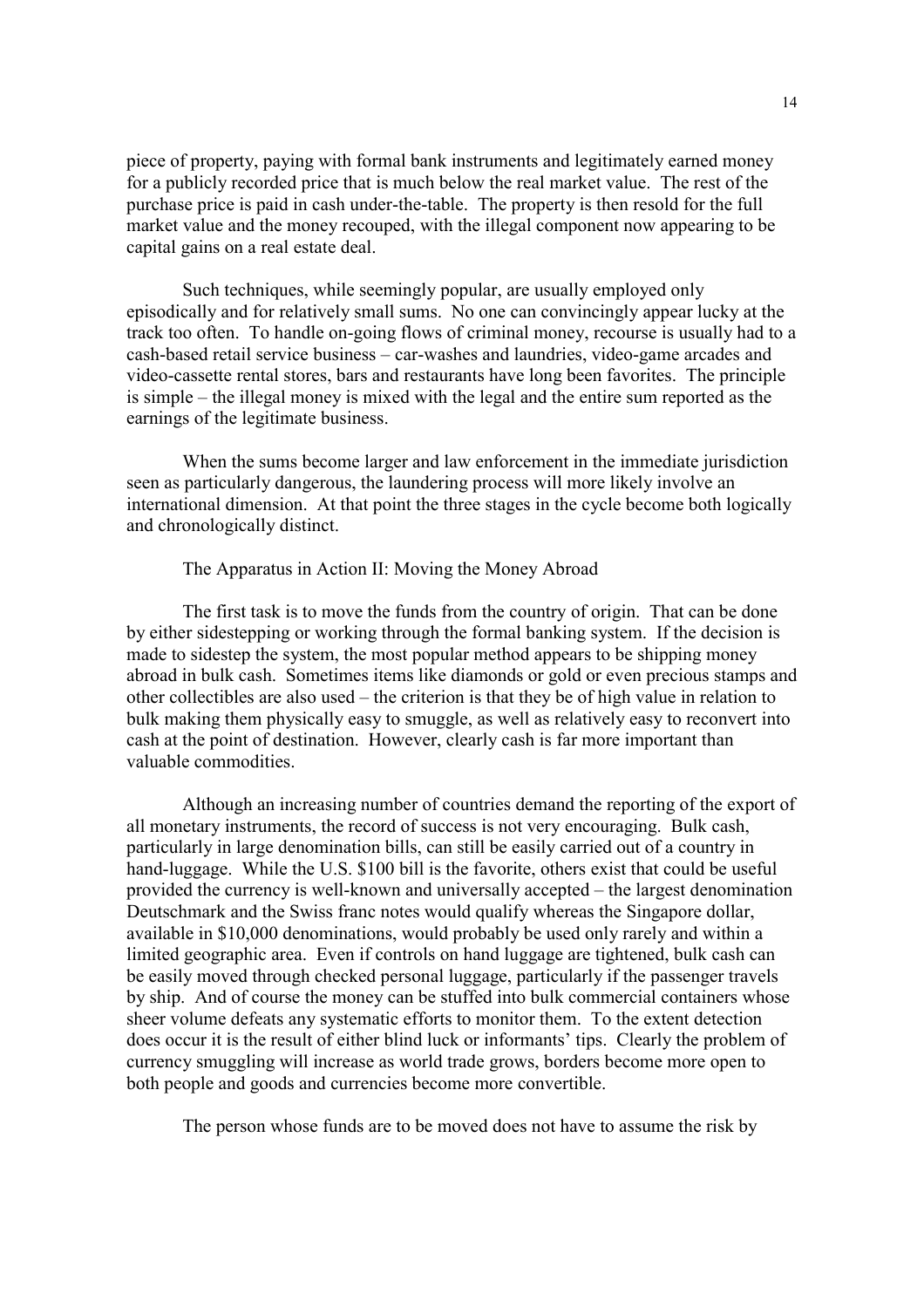piece of property, paying with formal bank instruments and legitimately earned money for a publicly recorded price that is much below the real market value. The rest of the purchase price is paid in cash under-the-table. The property is then resold for the full market value and the money recouped, with the illegal component now appearing to be capital gains on a real estate deal.

Such techniques, while seemingly popular, are usually employed only episodically and for relatively small sums. No one can convincingly appear lucky at the track too often. To handle on-going flows of criminal money, recourse is usually had to a cash-based retail service business – car-washes and laundries, video-game arcades and video-cassette rental stores, bars and restaurants have long been favorites. The principle is simple – the illegal money is mixed with the legal and the entire sum reported as the earnings of the legitimate business.

When the sums become larger and law enforcement in the immediate jurisdiction seen as particularly dangerous, the laundering process will more likely involve an international dimension. At that point the three stages in the cycle become both logically and chronologically distinct.

## The Apparatus in Action II: Moving the Money Abroad

The first task is to move the funds from the country of origin. That can be done by either sidestepping or working through the formal banking system. If the decision is made to sidestep the system, the most popular method appears to be shipping money abroad in bulk cash. Sometimes items like diamonds or gold or even precious stamps and other collectibles are also used – the criterion is that they be of high value in relation to bulk making them physically easy to smuggle, as well as relatively easy to reconvert into cash at the point of destination. However, clearly cash is far more important than valuable commodities.

Although an increasing number of countries demand the reporting of the export of all monetary instruments, the record of success is not very encouraging. Bulk cash, particularly in large denomination bills, can still be easily carried out of a country in hand-luggage. While the U.S. $100 bill is the favorite, others exist that could be useful provided the currency is well-known and universally accepted – the largest denomination Deutschmark and the Swiss franc notes would qualify whereas the Singapore dollar, available in $10,000 denominations, would probably be used only rarely and within a limited geographic area. Even if controls on hand luggage are tightened, bulk cash can be easily moved through checked personal luggage, particularly if the passenger travels by ship. And of course the money can be stuffed into bulk commercial containers whose sheer volume defeats any systematic efforts to monitor them. To the extent detection does occur it is the result of either blind luck or informants' tips. Clearly the problem of currency smuggling will increase as world trade grows, borders become more open to both people and goods and currencies become more convertible.

The person whose funds are to be moved does not have to assume the risk by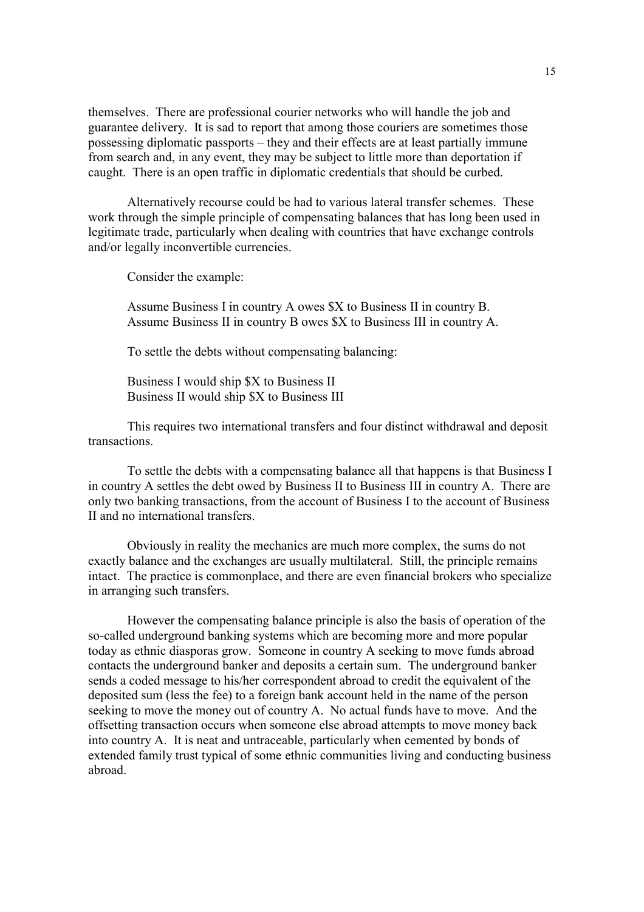themselves. There are professional courier networks who will handle the job and guarantee delivery. It is sad to report that among those couriers are sometimes those possessing diplomatic passports – they and their effects are at least partially immune from search and, in any event, they may be subject to little more than deportation if caught. There is an open traffic in diplomatic credentials that should be curbed.

Alternatively recourse could be had to various lateral transfer schemes. These work through the simple principle of compensating balances that has long been used in legitimate trade, particularly when dealing with countries that have exchange controls and/or legally inconvertible currencies.

Consider the example:

Assume Business I in country A owes $X to Business II in country B.
Assume Business II in country B owes $X to Business III in country A.

To settle the debts without compensating balancing:

Business I would ship $X to Business II
Business II would ship $X to Business III

This requires two international transfers and four distinct withdrawal and deposit transactions.

To settle the debts with a compensating balance all that happens is that Business I in country A settles the debt owed by Business II to Business III in country A. There are only two banking transactions, from the account of Business I to the account of Business II and no international transfers.

Obviously in reality the mechanics are much more complex, the sums do not exactly balance and the exchanges are usually multilateral. Still, the principle remains intact. The practice is commonplace, and there are even financial brokers who specialize in arranging such transfers.

However the compensating balance principle is also the basis of operation of the so-called underground banking systems which are becoming more and more popular today as ethnic diasporas grow. Someone in country A seeking to move funds abroad contacts the underground banker and deposits a certain sum. The underground banker sends a coded message to his/her correspondent abroad to credit the equivalent of the deposited sum (less the fee) to a foreign bank account held in the name of the person seeking to move the money out of country A. No actual funds have to move. And the offsetting transaction occurs when someone else abroad attempts to move money back into country A. It is neat and untraceable, particularly when cemented by bonds of extended family trust typical of some ethnic communities living and conducting business abroad.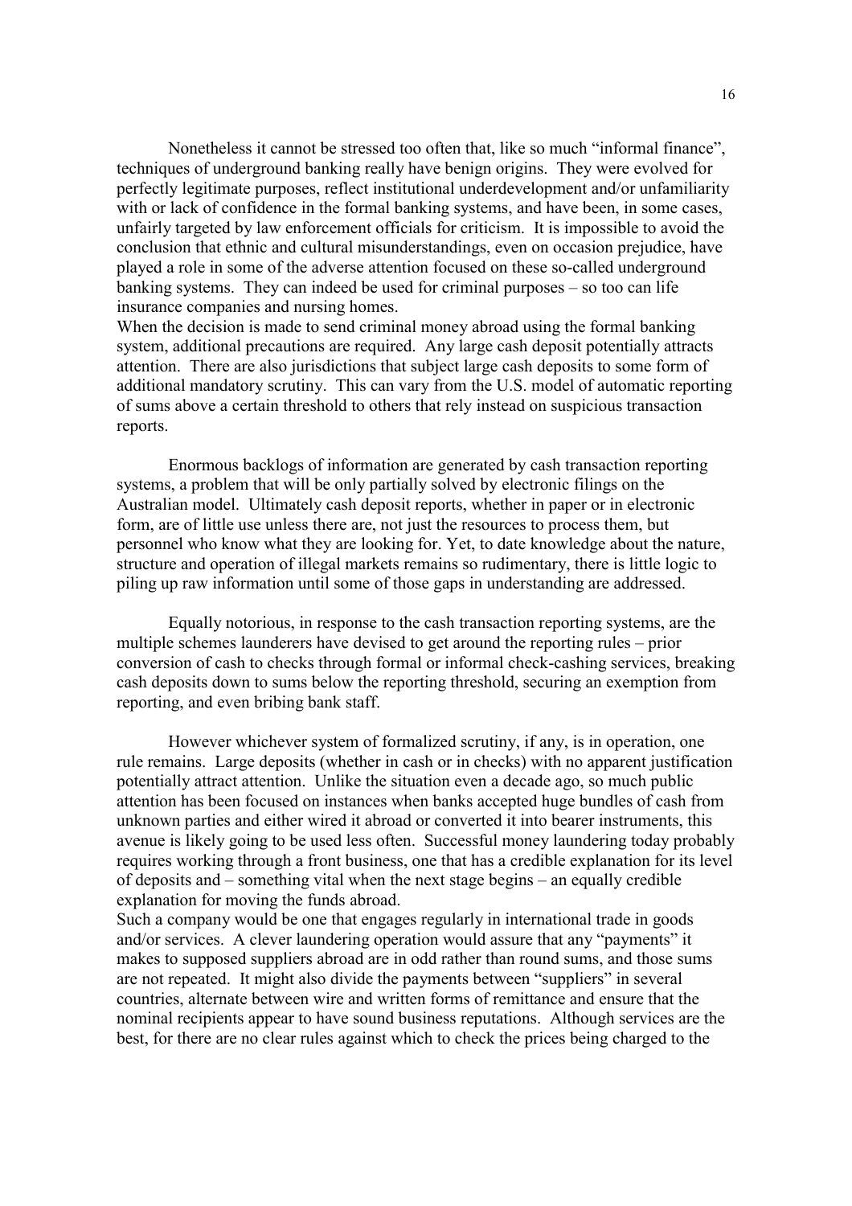Nonetheless it cannot be stressed too often that, like so much "informal finance", techniques of underground banking really have benign origins. They were evolved for perfectly legitimate purposes, reflect institutional underdevelopment and/or unfamiliarity with or lack of confidence in the formal banking systems, and have been, in some cases, unfairly targeted by law enforcement officials for criticism. It is impossible to avoid the conclusion that ethnic and cultural misunderstandings, even on occasion prejudice, have played a role in some of the adverse attention focused on these so-called underground banking systems. They can indeed be used for criminal purposes – so too can life insurance companies and nursing homes.

When the decision is made to send criminal money abroad using the formal banking system, additional precautions are required. Any large cash deposit potentially attracts attention. There are also jurisdictions that subject large cash deposits to some form of additional mandatory scrutiny. This can vary from the U.S. model of automatic reporting of sums above a certain threshold to others that rely instead on suspicious transaction reports.

Enormous backlogs of information are generated by cash transaction reporting systems, a problem that will be only partially solved by electronic filings on the Australian model. Ultimately cash deposit reports, whether in paper or in electronic form, are of little use unless there are, not just the resources to process them, but personnel who know what they are looking for. Yet, to date knowledge about the nature, structure and operation of illegal markets remains so rudimentary, there is little logic to piling up raw information until some of those gaps in understanding are addressed.

Equally notorious, in response to the cash transaction reporting systems, are the multiple schemes launderers have devised to get around the reporting rules – prior conversion of cash to checks through formal or informal check-cashing services, breaking cash deposits down to sums below the reporting threshold, securing an exemption from reporting, and even bribing bank staff.

However whichever system of formalized scrutiny, if any, is in operation, one rule remains. Large deposits (whether in cash or in checks) with no apparent justification potentially attract attention. Unlike the situation even a decade ago, so much public attention has been focused on instances when banks accepted huge bundles of cash from unknown parties and either wired it abroad or converted it into bearer instruments, this avenue is likely going to be used less often. Successful money laundering today probably requires working through a front business, one that has a credible explanation for its level of deposits and – something vital when the next stage begins – an equally credible explanation for moving the funds abroad.

Such a company would be one that engages regularly in international trade in goods and/or services. A clever laundering operation would assure that any "payments" it makes to supposed suppliers abroad are in odd rather than round sums, and those sums are not repeated. It might also divide the payments between "suppliers" in several countries, alternate between wire and written forms of remittance and ensure that the nominal recipients appear to have sound business reputations. Although services are the best, for there are no clear rules against which to check the prices being charged to the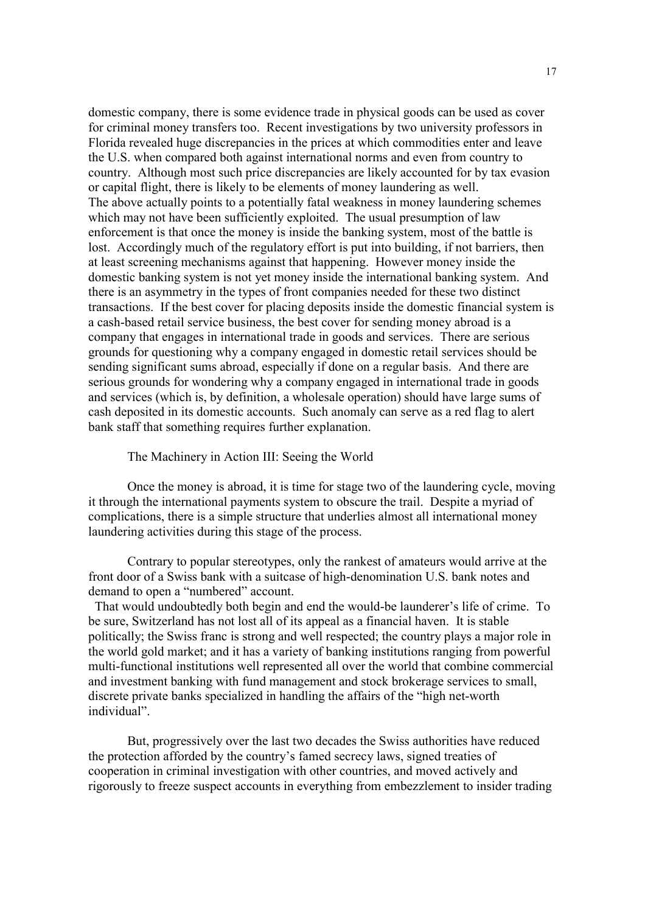domestic company, there is some evidence trade in physical goods can be used as cover for criminal money transfers too. Recent investigations by two university professors in Florida revealed huge discrepancies in the prices at which commodities enter and leave the U.S. when compared both against international norms and even from country to country. Although most such price discrepancies are likely accounted for by tax evasion or capital flight, there is likely to be elements of money laundering as well.

The above actually points to a potentially fatal weakness in money laundering schemes which may not have been sufficiently exploited. The usual presumption of law enforcement is that once the money is inside the banking system, most of the battle is lost. Accordingly much of the regulatory effort is put into building, if not barriers, then at least screening mechanisms against that happening. However money inside the domestic banking system is not yet money inside the international banking system. And there is an asymmetry in the types of front companies needed for these two distinct transactions. If the best cover for placing deposits inside the domestic financial system is a cash-based retail service business, the best cover for sending money abroad is a company that engages in international trade in goods and services. There are serious grounds for questioning why a company engaged in domestic retail services should be sending significant sums abroad, especially if done on a regular basis. And there are serious grounds for wondering why a company engaged in international trade in goods and services (which is, by definition, a wholesale operation) should have large sums of cash deposited in its domestic accounts. Such anomaly can serve as a red flag to alert bank staff that something requires further explanation.

## The Machinery in Action III: Seeing the World

Once the money is abroad, it is time for stage two of the laundering cycle, moving it through the international payments system to obscure the trail. Despite a myriad of complications, there is a simple structure that underlies almost all international money laundering activities during this stage of the process.

Contrary to popular stereotypes, only the rankest of amateurs would arrive at the front door of a Swiss bank with a suitcase of high-denomination U.S. bank notes and demand to open a "numbered" account.

That would undoubtedly both begin and end the would-be launderer's life of crime. To be sure, Switzerland has not lost all of its appeal as a financial haven. It is stable politically; the Swiss franc is strong and well respected; the country plays a major role in the world gold market; and it has a variety of banking institutions ranging from powerful multi-functional institutions well represented all over the world that combine commercial and investment banking with fund management and stock brokerage services to small, discrete private banks specialized in handling the affairs of the "high net-worth individual".

But, progressively over the last two decades the Swiss authorities have reduced the protection afforded by the country's famed secrecy laws, signed treaties of cooperation in criminal investigation with other countries, and moved actively and rigorously to freeze suspect accounts in everything from embezzlement to insider trading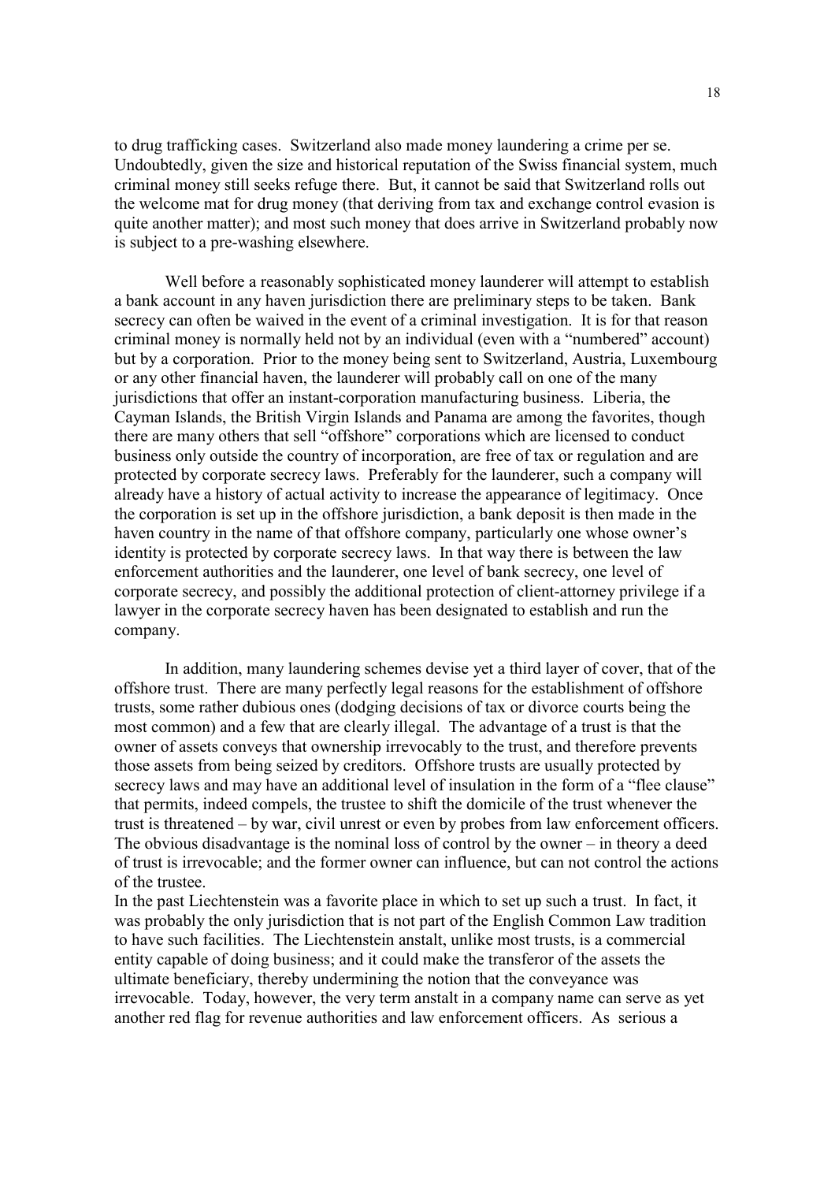to drug trafficking cases. Switzerland also made money laundering a crime per se. Undoubtedly, given the size and historical reputation of the Swiss financial system, much criminal money still seeks refuge there. But, it cannot be said that Switzerland rolls out the welcome mat for drug money (that deriving from tax and exchange control evasion is quite another matter); and most such money that does arrive in Switzerland probably now is subject to a pre-washing elsewhere.

Well before a reasonably sophisticated money launderer will attempt to establish a bank account in any haven jurisdiction there are preliminary steps to be taken. Bank secrecy can often be waived in the event of a criminal investigation. It is for that reason criminal money is normally held not by an individual (even with a "numbered" account) but by a corporation. Prior to the money being sent to Switzerland, Austria, Luxembourg or any other financial haven, the launderer will probably call on one of the many jurisdictions that offer an instant-corporation manufacturing business. Liberia, the Cayman Islands, the British Virgin Islands and Panama are among the favorites, though there are many others that sell "offshore" corporations which are licensed to conduct business only outside the country of incorporation, are free of tax or regulation and are protected by corporate secrecy laws. Preferably for the launderer, such a company will already have a history of actual activity to increase the appearance of legitimacy. Once the corporation is set up in the offshore jurisdiction, a bank deposit is then made in the haven country in the name of that offshore company, particularly one whose owner's identity is protected by corporate secrecy laws. In that way there is between the law enforcement authorities and the launderer, one level of bank secrecy, one level of corporate secrecy, and possibly the additional protection of client-attorney privilege if a lawyer in the corporate secrecy haven has been designated to establish and run the company.

In addition, many laundering schemes devise yet a third layer of cover, that of the offshore trust. There are many perfectly legal reasons for the establishment of offshore trusts, some rather dubious ones (dodging decisions of tax or divorce courts being the most common) and a few that are clearly illegal. The advantage of a trust is that the owner of assets conveys that ownership irrevocably to the trust, and therefore prevents those assets from being seized by creditors. Offshore trusts are usually protected by secrecy laws and may have an additional level of insulation in the form of a "flee clause" that permits, indeed compels, the trustee to shift the domicile of the trust whenever the trust is threatened – by war, civil unrest or even by probes from law enforcement officers. The obvious disadvantage is the nominal loss of control by the owner – in theory a deed of trust is irrevocable; and the former owner can influence, but can not control the actions of the trustee.

In the past Liechtenstein was a favorite place in which to set up such a trust. In fact, it was probably the only jurisdiction that is not part of the English Common Law tradition to have such facilities. The Liechtenstein anstalt, unlike most trusts, is a commercial entity capable of doing business; and it could make the transferor of the assets the ultimate beneficiary, thereby undermining the notion that the conveyance was irrevocable. Today, however, the very term anstalt in a company name can serve as yet another red flag for revenue authorities and law enforcement officers. As serious a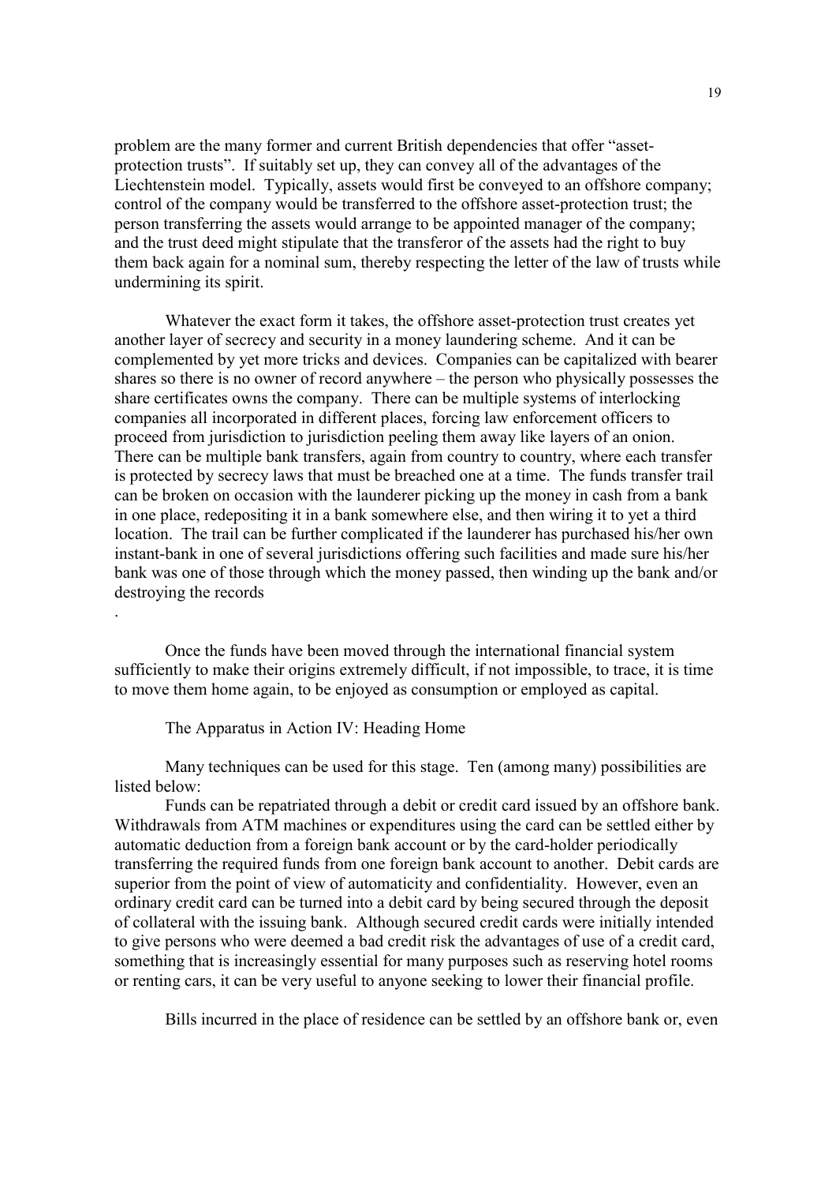problem are the many former and current British dependencies that offer "asset-protection trusts". If suitably set up, they can convey all of the advantages of the Liechtenstein model. Typically, assets would first be conveyed to an offshore company; control of the company would be transferred to the offshore asset-protection trust; the person transferring the assets would arrange to be appointed manager of the company; and the trust deed might stipulate that the transferor of the assets had the right to buy them back again for a nominal sum, thereby respecting the letter of the law of trusts while undermining its spirit.

Whatever the exact form it takes, the offshore asset-protection trust creates yet another layer of secrecy and security in a money laundering scheme. And it can be complemented by yet more tricks and devices. Companies can be capitalized with bearer shares so there is no owner of record anywhere – the person who physically possesses the share certificates owns the company. There can be multiple systems of interlocking companies all incorporated in different places, forcing law enforcement officers to proceed from jurisdiction to jurisdiction peeling them away like layers of an onion. There can be multiple bank transfers, again from country to country, where each transfer is protected by secrecy laws that must be breached one at a time. The funds transfer trail can be broken on occasion with the launderer picking up the money in cash from a bank in one place, redepositing it in a bank somewhere else, and then wiring it to yet a third location. The trail can be further complicated if the launderer has purchased his/her own instant-bank in one of several jurisdictions offering such facilities and made sure his/her bank was one of those through which the money passed, then winding up the bank and/or destroying the records.

Once the funds have been moved through the international financial system sufficiently to make their origins extremely difficult, if not impossible, to trace, it is time to move them home again, to be enjoyed as consumption or employed as capital.

## The Apparatus in Action IV: Heading Home

Many techniques can be used for this stage. Ten (among many) possibilities are listed below:

Funds can be repatriated through a debit or credit card issued by an offshore bank. Withdrawals from ATM machines or expenditures using the card can be settled either by automatic deduction from a foreign bank account or by the card-holder periodically transferring the required funds from one foreign bank account to another. Debit cards are superior from the point of view of automaticity and confidentiality. However, even an ordinary credit card can be turned into a debit card by being secured through the deposit of collateral with the issuing bank. Although secured credit cards were initially intended to give persons who were deemed a bad credit risk the advantages of use of a credit card, something that is increasingly essential for many purposes such as reserving hotel rooms or renting cars, it can be very useful to anyone seeking to lower their financial profile.

Bills incurred in the place of residence can be settled by an offshore bank or, even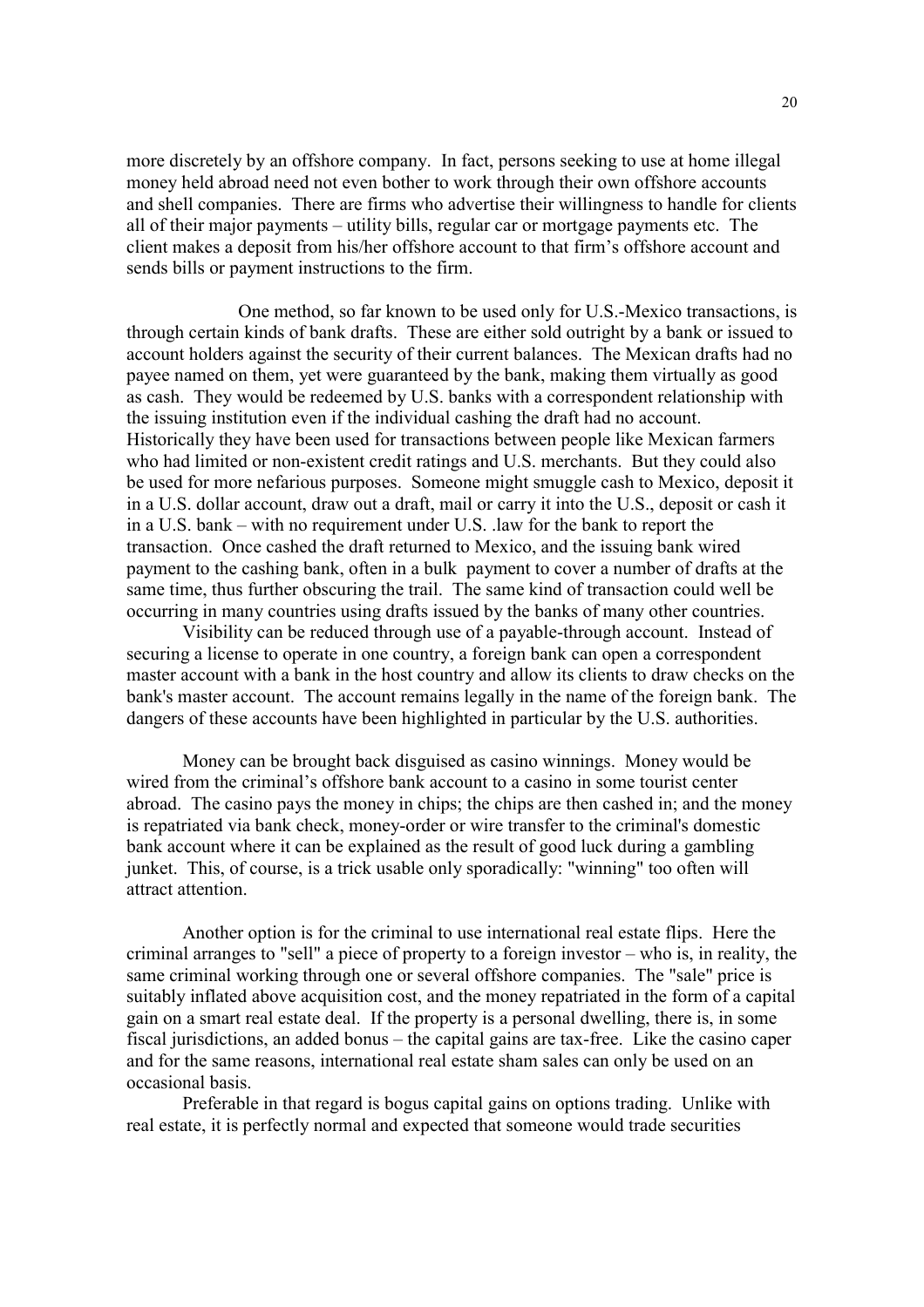more discretely by an offshore company. In fact, persons seeking to use at home illegal money held abroad need not even bother to work through their own offshore accounts and shell companies. There are firms who advertise their willingness to handle for clients all of their major payments – utility bills, regular car or mortgage payments etc. The client makes a deposit from his/her offshore account to that firm's offshore account and sends bills or payment instructions to the firm.

One method, so far known to be used only for U.S.-Mexico transactions, is through certain kinds of bank drafts. These are either sold outright by a bank or issued to account holders against the security of their current balances. The Mexican drafts had no payee named on them, yet were guaranteed by the bank, making them virtually as good as cash. They would be redeemed by U.S. banks with a correspondent relationship with the issuing institution even if the individual cashing the draft had no account. Historically they have been used for transactions between people like Mexican farmers who had limited or non-existent credit ratings and U.S. merchants. But they could also be used for more nefarious purposes. Someone might smuggle cash to Mexico, deposit it in a U.S. dollar account, draw out a draft, mail or carry it into the U.S., deposit or cash it in a U.S. bank – with no requirement under U.S. .law for the bank to report the transaction. Once cashed the draft returned to Mexico, and the issuing bank wired payment to the cashing bank, often in a bulk payment to cover a number of drafts at the same time, thus further obscuring the trail. The same kind of transaction could well be occurring in many countries using drafts issued by the banks of many other countries.

Visibility can be reduced through use of a payable-through account. Instead of securing a license to operate in one country, a foreign bank can open a correspondent master account with a bank in the host country and allow its clients to draw checks on the bank's master account. The account remains legally in the name of the foreign bank. The dangers of these accounts have been highlighted in particular by the U.S. authorities.

Money can be brought back disguised as casino winnings. Money would be wired from the criminal's offshore bank account to a casino in some tourist center abroad. The casino pays the money in chips; the chips are then cashed in; and the money is repatriated via bank check, money-order or wire transfer to the criminal's domestic bank account where it can be explained as the result of good luck during a gambling junket. This, of course, is a trick usable only sporadically: "winning" too often will attract attention.

Another option is for the criminal to use international real estate flips. Here the criminal arranges to "sell" a piece of property to a foreign investor – who is, in reality, the same criminal working through one or several offshore companies. The "sale" price is suitably inflated above acquisition cost, and the money repatriated in the form of a capital gain on a smart real estate deal. If the property is a personal dwelling, there is, in some fiscal jurisdictions, an added bonus – the capital gains are tax-free. Like the casino caper and for the same reasons, international real estate sham sales can only be used on an occasional basis.

Preferable in that regard is bogus capital gains on options trading. Unlike with real estate, it is perfectly normal and expected that someone would trade securities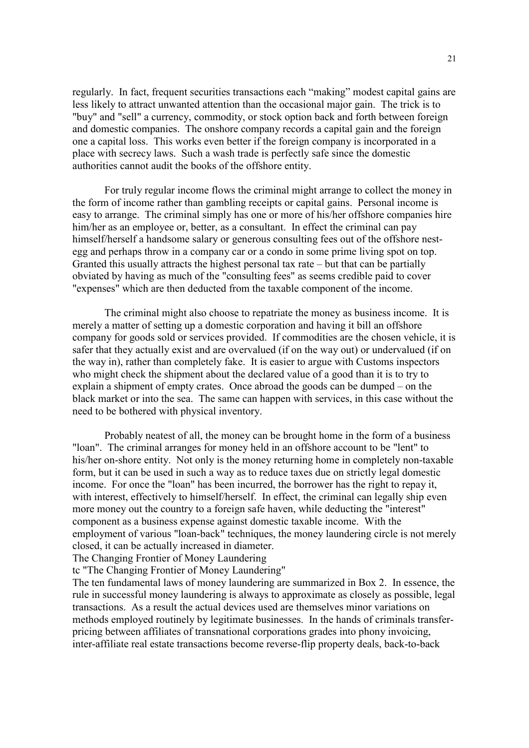regularly. In fact, frequent securities transactions each "making" modest capital gains are less likely to attract unwanted attention than the occasional major gain. The trick is to "buy" and "sell" a currency, commodity, or stock option back and forth between foreign and domestic companies. The onshore company records a capital gain and the foreign one a capital loss. This works even better if the foreign company is incorporated in a place with secrecy laws. Such a wash trade is perfectly safe since the domestic authorities cannot audit the books of the offshore entity.

For truly regular income flows the criminal might arrange to collect the money in the form of income rather than gambling receipts or capital gains. Personal income is easy to arrange. The criminal simply has one or more of his/her offshore companies hire him/her as an employee or, better, as a consultant. In effect the criminal can pay himself/herself a handsome salary or generous consulting fees out of the offshore nest-egg and perhaps throw in a company car or a condo in some prime living spot on top. Granted this usually attracts the highest personal tax rate – but that can be partially obviated by having as much of the "consulting fees" as seems credible paid to cover "expenses" which are then deducted from the taxable component of the income.

The criminal might also choose to repatriate the money as business income. It is merely a matter of setting up a domestic corporation and having it bill an offshore company for goods sold or services provided. If commodities are the chosen vehicle, it is safer that they actually exist and are overvalued (if on the way out) or undervalued (if on the way in), rather than completely fake. It is easier to argue with Customs inspectors who might check the shipment about the declared value of a good than it is to try to explain a shipment of empty crates. Once abroad the goods can be dumped – on the black market or into the sea. The same can happen with services, in this case without the need to be bothered with physical inventory.

Probably neatest of all, the money can be brought home in the form of a business "loan". The criminal arranges for money held in an offshore account to be "lent" to his/her on-shore entity. Not only is the money returning home in completely non-taxable form, but it can be used in such a way as to reduce taxes due on strictly legal domestic income. For once the "loan" has been incurred, the borrower has the right to repay it, with interest, effectively to himself/herself. In effect, the criminal can legally ship even more money out the country to a foreign safe haven, while deducting the "interest" component as a business expense against domestic taxable income. With the employment of various "loan-back" techniques, the money laundering circle is not merely closed, it can be actually increased in diameter.

## The Changing Frontier of Money Laundering

tc "The Changing Frontier of Money Laundering"

The ten fundamental laws of money laundering are summarized in Box 2. In essence, the rule in successful money laundering is always to approximate as closely as possible, legal transactions. As a result the actual devices used are themselves minor variations on methods employed routinely by legitimate businesses. In the hands of criminals transfer-pricing between affiliates of transnational corporations grades into phony invoicing, inter-affiliate real estate transactions become reverse-flip property deals, back-to-back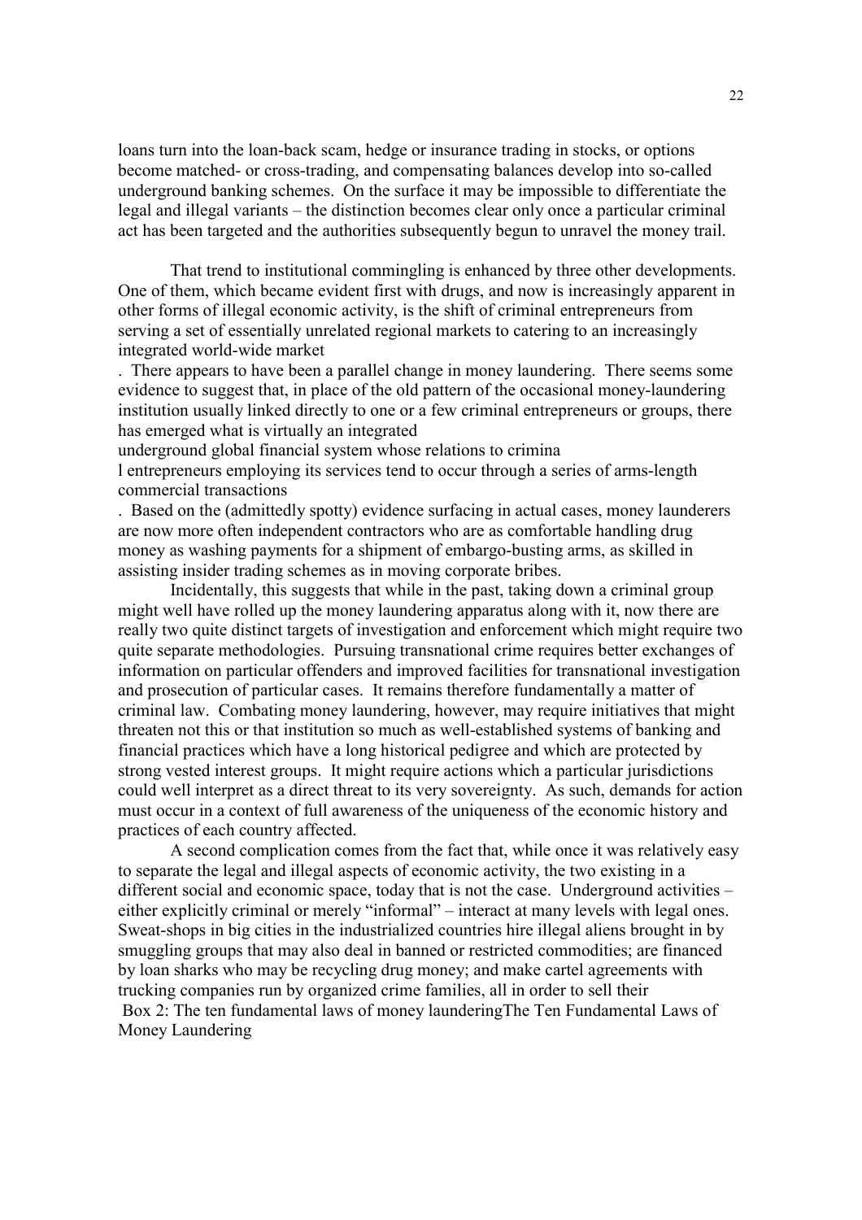loans turn into the loan-back scam, hedge or insurance trading in stocks, or options become matched- or cross-trading, and compensating balances develop into so-called underground banking schemes. On the surface it may be impossible to differentiate the legal and illegal variants – the distinction becomes clear only once a particular criminal act has been targeted and the authorities subsequently begun to unravel the money trail.

That trend to institutional commingling is enhanced by three other developments. One of them, which became evident first with drugs, and now is increasingly apparent in other forms of illegal economic activity, is the shift of criminal entrepreneurs from serving a set of essentially unrelated regional markets to catering to an increasingly integrated world-wide market

. There appears to have been a parallel change in money laundering. There seems some evidence to suggest that, in place of the old pattern of the occasional money-laundering institution usually linked directly to one or a few criminal entrepreneurs or groups, there has emerged what is virtually an integrated

underground global financial system whose relations to crimina

l entrepreneurs employing its services tend to occur through a series of arms-length commercial transactions

. Based on the (admittedly spotty) evidence surfacing in actual cases, money launderers are now more often independent contractors who are as comfortable handling drug money as washing payments for a shipment of embargo-busting arms, as skilled in assisting insider trading schemes as in moving corporate bribes.

Incidentally, this suggests that while in the past, taking down a criminal group might well have rolled up the money laundering apparatus along with it, now there are really two quite distinct targets of investigation and enforcement which might require two quite separate methodologies. Pursuing transnational crime requires better exchanges of information on particular offenders and improved facilities for transnational investigation and prosecution of particular cases. It remains therefore fundamentally a matter of criminal law. Combating money laundering, however, may require initiatives that might threaten not this or that institution so much as well-established systems of banking and financial practices which have a long historical pedigree and which are protected by strong vested interest groups. It might require actions which a particular jurisdictions could well interpret as a direct threat to its very sovereignty. As such, demands for action must occur in a context of full awareness of the uniqueness of the economic history and practices of each country affected.

A second complication comes from the fact that, while once it was relatively easy to separate the legal and illegal aspects of economic activity, the two existing in a different social and economic space, today that is not the case. Underground activities – either explicitly criminal or merely "informal" – interact at many levels with legal ones. Sweat-shops in big cities in the industrialized countries hire illegal aliens brought in by smuggling groups that may also deal in banned or restricted commodities; are financed by loan sharks who may be recycling drug money; and make cartel agreements with trucking companies run by organized crime families, all in order to sell their

Box 2: The ten fundamental laws of money launderingThe Ten Fundamental Laws of Money Laundering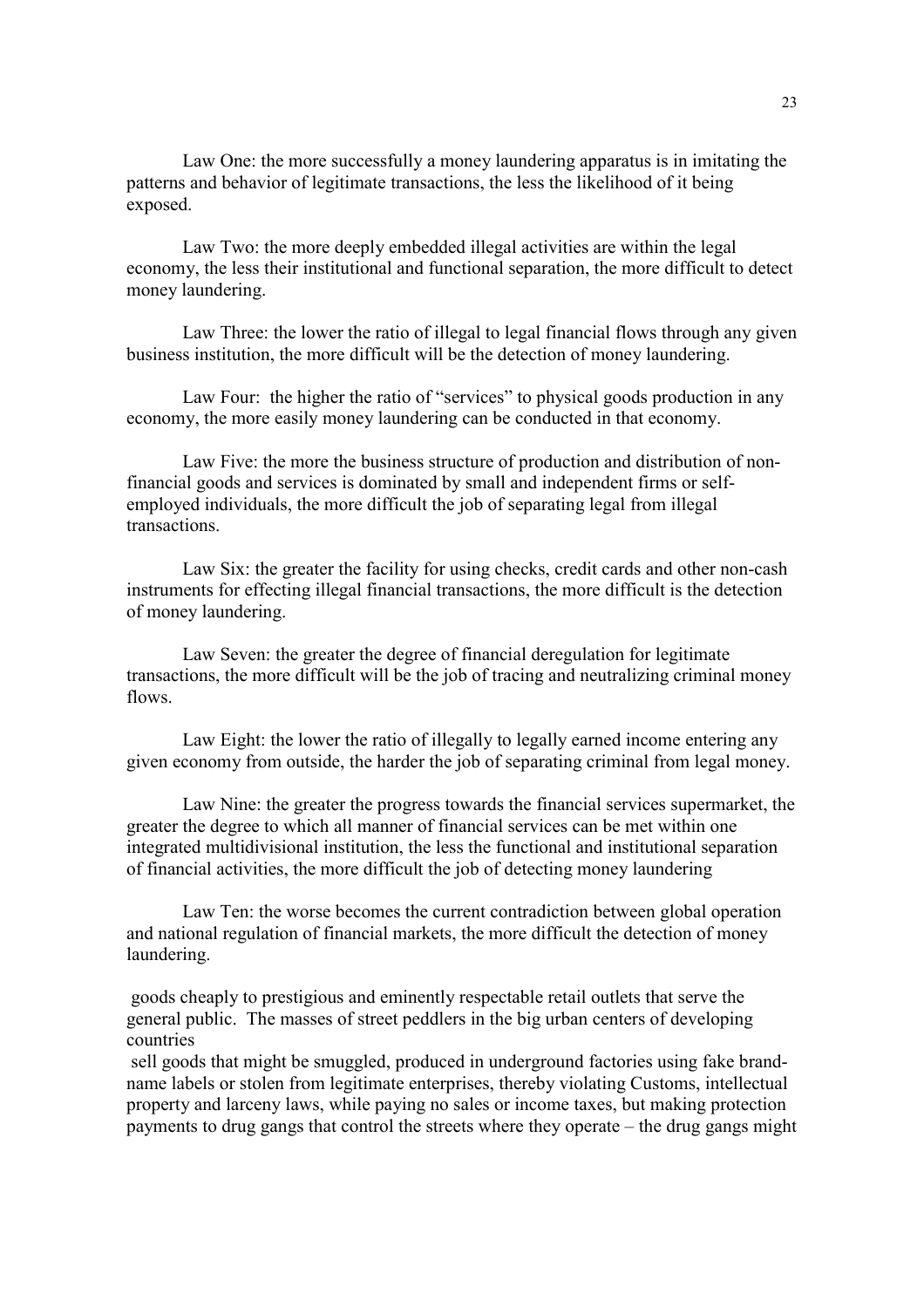Law One: the more successfully a money laundering apparatus is in imitating the patterns and behavior of legitimate transactions, the less the likelihood of it being exposed.

Law Two: the more deeply embedded illegal activities are within the legal economy, the less their institutional and functional separation, the more difficult to detect money laundering.

Law Three: the lower the ratio of illegal to legal financial flows through any given business institution, the more difficult will be the detection of money laundering.

Law Four: the higher the ratio of "services" to physical goods production in any economy, the more easily money laundering can be conducted in that economy.

Law Five: the more the business structure of production and distribution of non-financial goods and services is dominated by small and independent firms or self-employed individuals, the more difficult the job of separating legal from illegal transactions.

Law Six: the greater the facility for using checks, credit cards and other non-cash instruments for effecting illegal financial transactions, the more difficult is the detection of money laundering.

Law Seven: the greater the degree of financial deregulation for legitimate transactions, the more difficult will be the job of tracing and neutralizing criminal money flows.

Law Eight: the lower the ratio of illegally to legally earned income entering any given economy from outside, the harder the job of separating criminal from legal money.

Law Nine: the greater the progress towards the financial services supermarket, the greater the degree to which all manner of financial services can be met within one integrated multidivisional institution, the less the functional and institutional separation of financial activities, the more difficult the job of detecting money laundering

Law Ten: the worse becomes the current contradiction between global operation and national regulation of financial markets, the more difficult the detection of money laundering.

goods cheaply to prestigious and eminently respectable retail outlets that serve the general public. The masses of street peddlers in the big urban centers of developing countries

sell goods that might be smuggled, produced in underground factories using fake brand-name labels or stolen from legitimate enterprises, thereby violating Customs, intellectual property and larceny laws, while paying no sales or income taxes, but making protection payments to drug gangs that control the streets where they operate – the drug gangs might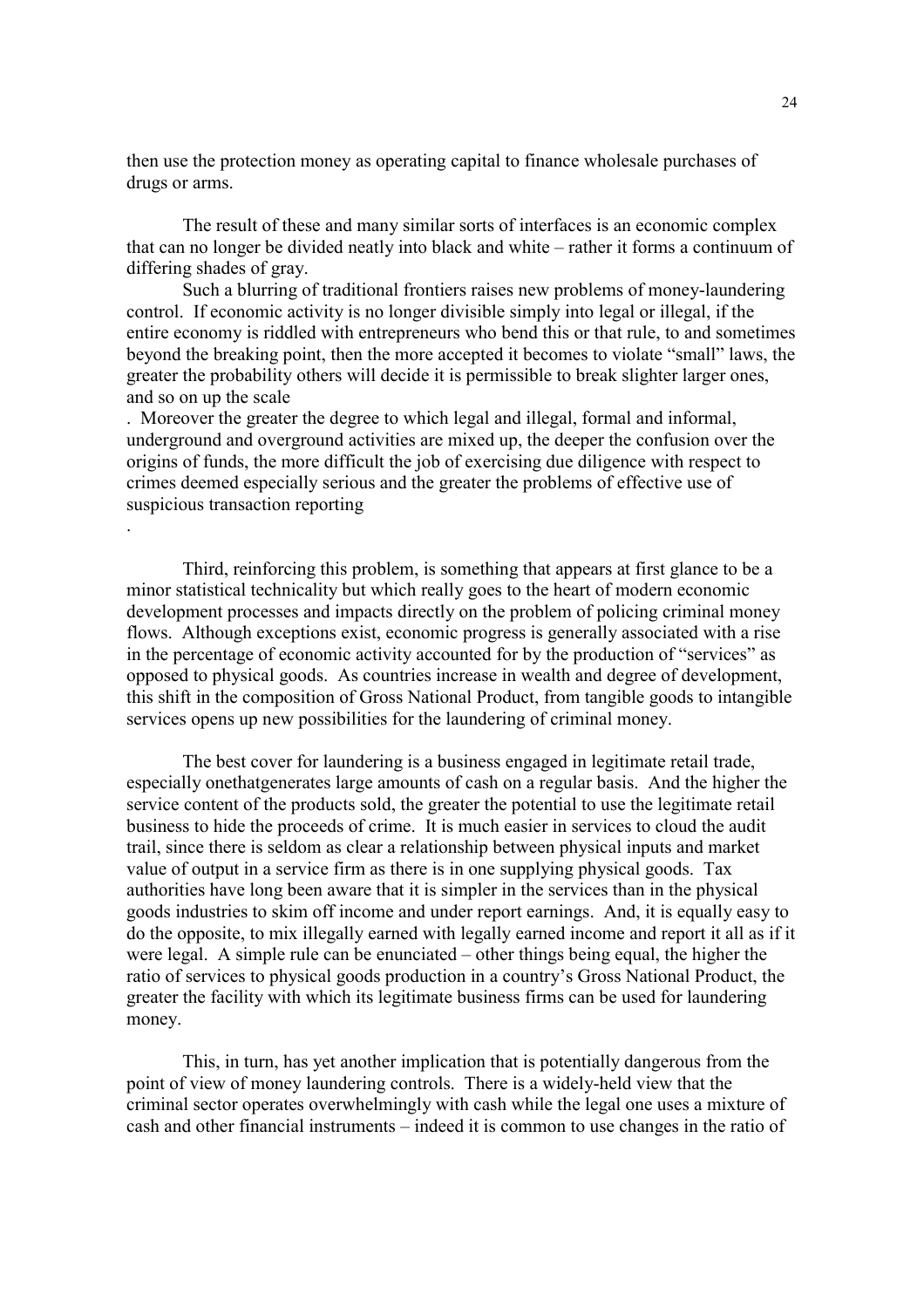then use the protection money as operating capital to finance wholesale purchases of drugs or arms.

The result of these and many similar sorts of interfaces is an economic complex that can no longer be divided neatly into black and white – rather it forms a continuum of differing shades of gray.

Such a blurring of traditional frontiers raises new problems of money-laundering control. If economic activity is no longer divisible simply into legal or illegal, if the entire economy is riddled with entrepreneurs who bend this or that rule, to and sometimes beyond the breaking point, then the more accepted it becomes to violate "small" laws, the greater the probability others will decide it is permissible to break slighter larger ones, and so on up the scale

. Moreover the greater the degree to which legal and illegal, formal and informal, underground and overground activities are mixed up, the deeper the confusion over the origins of funds, the more difficult the job of exercising due diligence with respect to crimes deemed especially serious and the greater the problems of effective use of suspicious transaction reporting

.

Third, reinforcing this problem, is something that appears at first glance to be a minor statistical technicality but which really goes to the heart of modern economic development processes and impacts directly on the problem of policing criminal money flows. Although exceptions exist, economic progress is generally associated with a rise in the percentage of economic activity accounted for by the production of "services" as opposed to physical goods. As countries increase in wealth and degree of development, this shift in the composition of Gross National Product, from tangible goods to intangible services opens up new possibilities for the laundering of criminal money.

The best cover for laundering is a business engaged in legitimate retail trade, especially onethatgenerates large amounts of cash on a regular basis. And the higher the service content of the products sold, the greater the potential to use the legitimate retail business to hide the proceeds of crime. It is much easier in services to cloud the audit trail, since there is seldom as clear a relationship between physical inputs and market value of output in a service firm as there is in one supplying physical goods. Tax authorities have long been aware that it is simpler in the services than in the physical goods industries to skim off income and under report earnings. And, it is equally easy to do the opposite, to mix illegally earned with legally earned income and report it all as if it were legal. A simple rule can be enunciated – other things being equal, the higher the ratio of services to physical goods production in a country's Gross National Product, the greater the facility with which its legitimate business firms can be used for laundering money.

This, in turn, has yet another implication that is potentially dangerous from the point of view of money laundering controls. There is a widely-held view that the criminal sector operates overwhelmingly with cash while the legal one uses a mixture of cash and other financial instruments – indeed it is common to use changes in the ratio of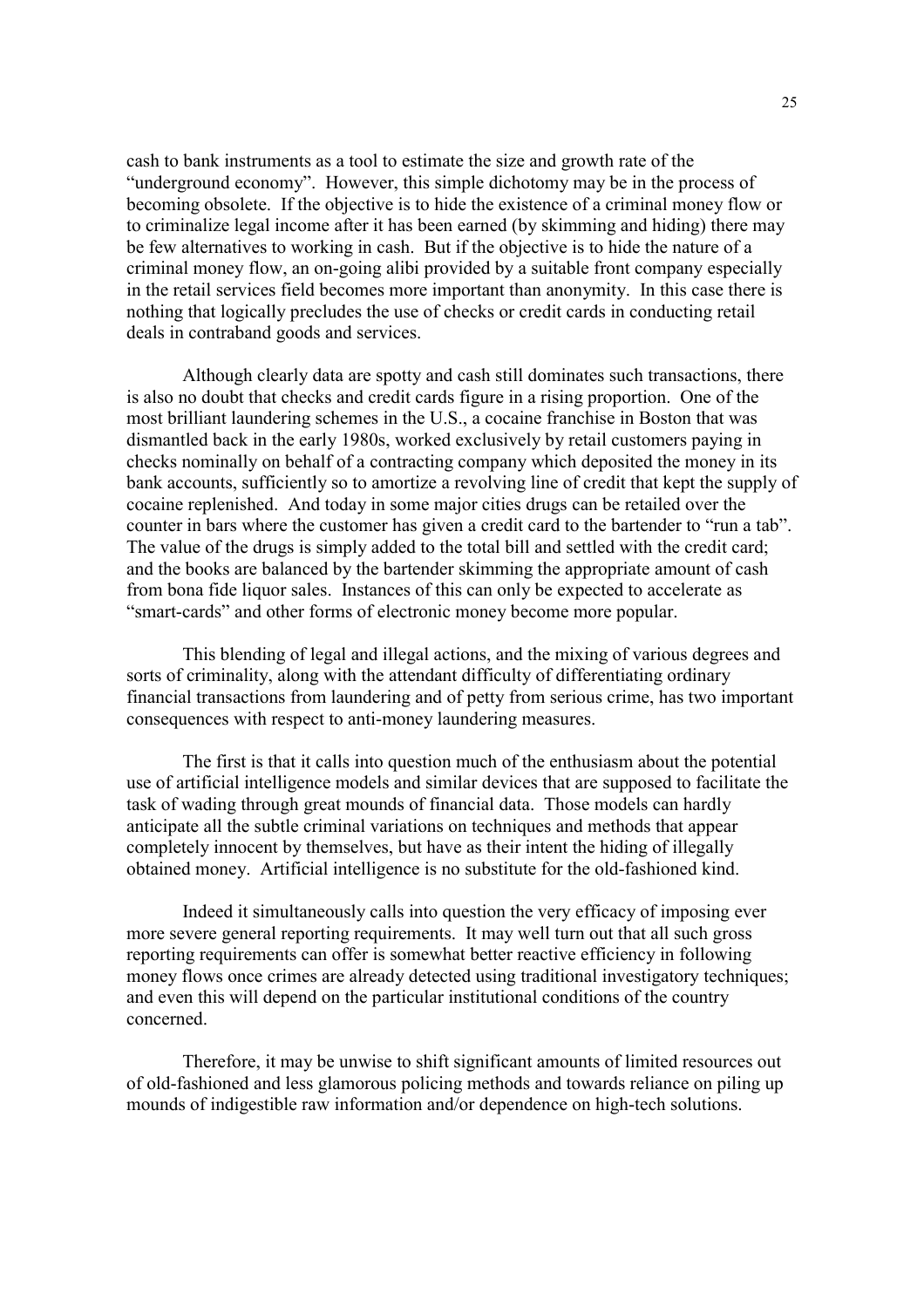cash to bank instruments as a tool to estimate the size and growth rate of the "underground economy". However, this simple dichotomy may be in the process of becoming obsolete. If the objective is to hide the existence of a criminal money flow or to criminalize legal income after it has been earned (by skimming and hiding) there may be few alternatives to working in cash. But if the objective is to hide the nature of a criminal money flow, an on-going alibi provided by a suitable front company especially in the retail services field becomes more important than anonymity. In this case there is nothing that logically precludes the use of checks or credit cards in conducting retail deals in contraband goods and services.

Although clearly data are spotty and cash still dominates such transactions, there is also no doubt that checks and credit cards figure in a rising proportion. One of the most brilliant laundering schemes in the U.S., a cocaine franchise in Boston that was dismantled back in the early 1980s, worked exclusively by retail customers paying in checks nominally on behalf of a contracting company which deposited the money in its bank accounts, sufficiently so to amortize a revolving line of credit that kept the supply of cocaine replenished. And today in some major cities drugs can be retailed over the counter in bars where the customer has given a credit card to the bartender to "run a tab". The value of the drugs is simply added to the total bill and settled with the credit card; and the books are balanced by the bartender skimming the appropriate amount of cash from bona fide liquor sales. Instances of this can only be expected to accelerate as "smart-cards" and other forms of electronic money become more popular.

This blending of legal and illegal actions, and the mixing of various degrees and sorts of criminality, along with the attendant difficulty of differentiating ordinary financial transactions from laundering and of petty from serious crime, has two important consequences with respect to anti-money laundering measures.

The first is that it calls into question much of the enthusiasm about the potential use of artificial intelligence models and similar devices that are supposed to facilitate the task of wading through great mounds of financial data. Those models can hardly anticipate all the subtle criminal variations on techniques and methods that appear completely innocent by themselves, but have as their intent the hiding of illegally obtained money. Artificial intelligence is no substitute for the old-fashioned kind.

Indeed it simultaneously calls into question the very efficacy of imposing ever more severe general reporting requirements. It may well turn out that all such gross reporting requirements can offer is somewhat better reactive efficiency in following money flows once crimes are already detected using traditional investigatory techniques; and even this will depend on the particular institutional conditions of the country concerned.

Therefore, it may be unwise to shift significant amounts of limited resources out of old-fashioned and less glamorous policing methods and towards reliance on piling up mounds of indigestible raw information and/or dependence on high-tech solutions.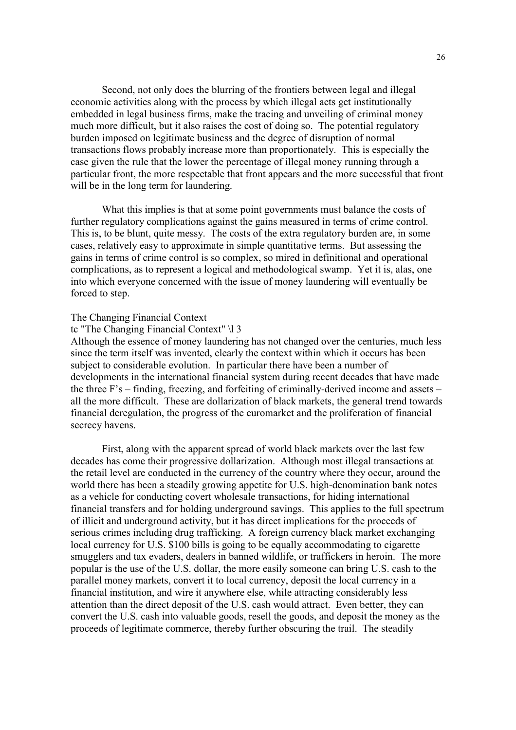Second, not only does the blurring of the frontiers between legal and illegal economic activities along with the process by which illegal acts get institutionally embedded in legal business firms, make the tracing and unveiling of criminal money much more difficult, but it also raises the cost of doing so. The potential regulatory burden imposed on legitimate business and the degree of disruption of normal transactions flows probably increase more than proportionately. This is especially the case given the rule that the lower the percentage of illegal money running through a particular front, the more respectable that front appears and the more successful that front will be in the long term for laundering.

What this implies is that at some point governments must balance the costs of further regulatory complications against the gains measured in terms of crime control. This is, to be blunt, quite messy. The costs of the extra regulatory burden are, in some cases, relatively easy to approximate in simple quantitative terms. But assessing the gains in terms of crime control is so complex, so mired in definitional and operational complications, as to represent a logical and methodological swamp. Yet it is, alas, one into which everyone concerned with the issue of money laundering will eventually be forced to step.

## The Changing Financial Context

tc "The Changing Financial Context" \l 3

Although the essence of money laundering has not changed over the centuries, much less since the term itself was invented, clearly the context within which it occurs has been subject to considerable evolution. In particular there have been a number of developments in the international financial system during recent decades that have made the three F's – finding, freezing, and forfeiting of criminally-derived income and assets – all the more difficult. These are dollarization of black markets, the general trend towards financial deregulation, the progress of the euromarket and the proliferation of financial secrecy havens.

First, along with the apparent spread of world black markets over the last few decades has come their progressive dollarization. Although most illegal transactions at the retail level are conducted in the currency of the country where they occur, around the world there has been a steadily growing appetite for U.S. high-denomination bank notes as a vehicle for conducting covert wholesale transactions, for hiding international financial transfers and for holding underground savings. This applies to the full spectrum of illicit and underground activity, but it has direct implications for the proceeds of serious crimes including drug trafficking. A foreign currency black market exchanging local currency for U.S. $100 bills is going to be equally accommodating to cigarette smugglers and tax evaders, dealers in banned wildlife, or traffickers in heroin. The more popular is the use of the U.S. dollar, the more easily someone can bring U.S. cash to the parallel money markets, convert it to local currency, deposit the local currency in a financial institution, and wire it anywhere else, while attracting considerably less attention than the direct deposit of the U.S. cash would attract. Even better, they can convert the U.S. cash into valuable goods, resell the goods, and deposit the money as the proceeds of legitimate commerce, thereby further obscuring the trail. The steadily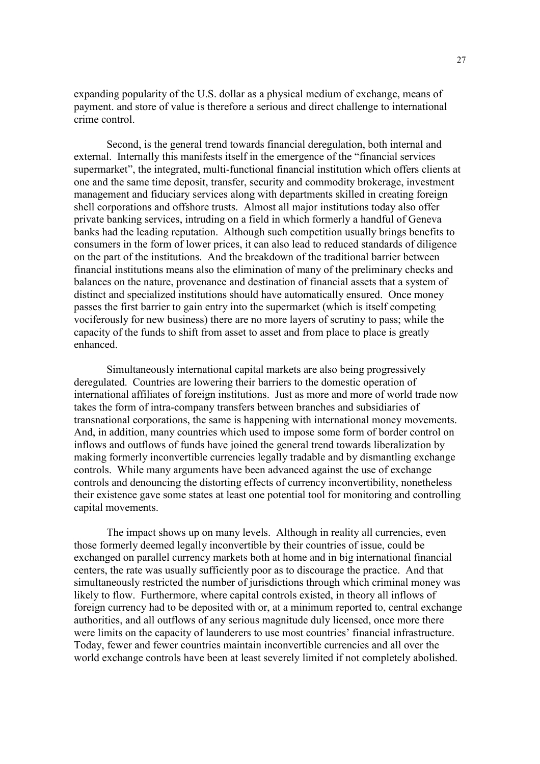expanding popularity of the U.S. dollar as a physical medium of exchange, means of payment. and store of value is therefore a serious and direct challenge to international crime control.

Second, is the general trend towards financial deregulation, both internal and external. Internally this manifests itself in the emergence of the "financial services supermarket", the integrated, multi-functional financial institution which offers clients at one and the same time deposit, transfer, security and commodity brokerage, investment management and fiduciary services along with departments skilled in creating foreign shell corporations and offshore trusts. Almost all major institutions today also offer private banking services, intruding on a field in which formerly a handful of Geneva banks had the leading reputation. Although such competition usually brings benefits to consumers in the form of lower prices, it can also lead to reduced standards of diligence on the part of the institutions. And the breakdown of the traditional barrier between financial institutions means also the elimination of many of the preliminary checks and balances on the nature, provenance and destination of financial assets that a system of distinct and specialized institutions should have automatically ensured. Once money passes the first barrier to gain entry into the supermarket (which is itself competing vociferously for new business) there are no more layers of scrutiny to pass; while the capacity of the funds to shift from asset to asset and from place to place is greatly enhanced.

Simultaneously international capital markets are also being progressively deregulated. Countries are lowering their barriers to the domestic operation of international affiliates of foreign institutions. Just as more and more of world trade now takes the form of intra-company transfers between branches and subsidiaries of transnational corporations, the same is happening with international money movements. And, in addition, many countries which used to impose some form of border control on inflows and outflows of funds have joined the general trend towards liberalization by making formerly inconvertible currencies legally tradable and by dismantling exchange controls. While many arguments have been advanced against the use of exchange controls and denouncing the distorting effects of currency inconvertibility, nonetheless their existence gave some states at least one potential tool for monitoring and controlling capital movements.

The impact shows up on many levels. Although in reality all currencies, even those formerly deemed legally inconvertible by their countries of issue, could be exchanged on parallel currency markets both at home and in big international financial centers, the rate was usually sufficiently poor as to discourage the practice. And that simultaneously restricted the number of jurisdictions through which criminal money was likely to flow. Furthermore, where capital controls existed, in theory all inflows of foreign currency had to be deposited with or, at a minimum reported to, central exchange authorities, and all outflows of any serious magnitude duly licensed, once more there were limits on the capacity of launderers to use most countries' financial infrastructure. Today, fewer and fewer countries maintain inconvertible currencies and all over the world exchange controls have been at least severely limited if not completely abolished.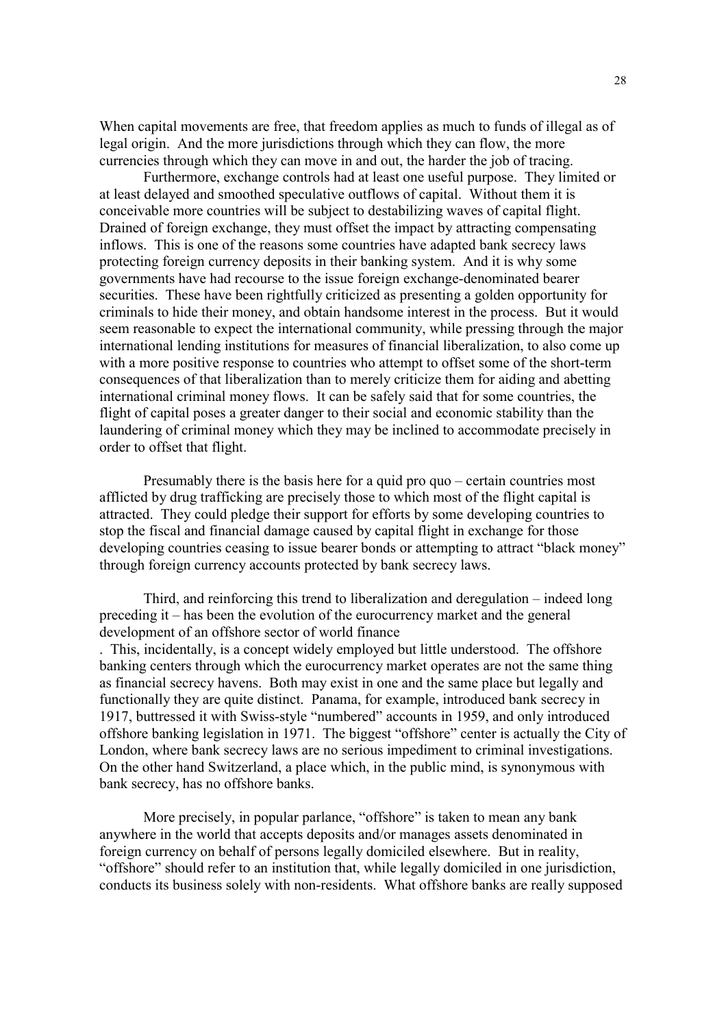When capital movements are free, that freedom applies as much to funds of illegal as of legal origin. And the more jurisdictions through which they can flow, the more currencies through which they can move in and out, the harder the job of tracing.

Furthermore, exchange controls had at least one useful purpose. They limited or at least delayed and smoothed speculative outflows of capital. Without them it is conceivable more countries will be subject to destabilizing waves of capital flight. Drained of foreign exchange, they must offset the impact by attracting compensating inflows. This is one of the reasons some countries have adapted bank secrecy laws protecting foreign currency deposits in their banking system. And it is why some governments have had recourse to the issue foreign exchange-denominated bearer securities. These have been rightfully criticized as presenting a golden opportunity for criminals to hide their money, and obtain handsome interest in the process. But it would seem reasonable to expect the international community, while pressing through the major international lending institutions for measures of financial liberalization, to also come up with a more positive response to countries who attempt to offset some of the short-term consequences of that liberalization than to merely criticize them for aiding and abetting international criminal money flows. It can be safely said that for some countries, the flight of capital poses a greater danger to their social and economic stability than the laundering of criminal money which they may be inclined to accommodate precisely in order to offset that flight.

Presumably there is the basis here for a quid pro quo – certain countries most afflicted by drug trafficking are precisely those to which most of the flight capital is attracted. They could pledge their support for efforts by some developing countries to stop the fiscal and financial damage caused by capital flight in exchange for those developing countries ceasing to issue bearer bonds or attempting to attract "black money" through foreign currency accounts protected by bank secrecy laws.

Third, and reinforcing this trend to liberalization and deregulation – indeed long preceding it – has been the evolution of the eurocurrency market and the general development of an offshore sector of world finance

. This, incidentally, is a concept widely employed but little understood. The offshore banking centers through which the eurocurrency market operates are not the same thing as financial secrecy havens. Both may exist in one and the same place but legally and functionally they are quite distinct. Panama, for example, introduced bank secrecy in 1917, buttressed it with Swiss-style "numbered" accounts in 1959, and only introduced offshore banking legislation in 1971. The biggest "offshore" center is actually the City of London, where bank secrecy laws are no serious impediment to criminal investigations. On the other hand Switzerland, a place which, in the public mind, is synonymous with bank secrecy, has no offshore banks.

More precisely, in popular parlance, "offshore" is taken to mean any bank anywhere in the world that accepts deposits and/or manages assets denominated in foreign currency on behalf of persons legally domiciled elsewhere. But in reality, "offshore" should refer to an institution that, while legally domiciled in one jurisdiction, conducts its business solely with non-residents. What offshore banks are really supposed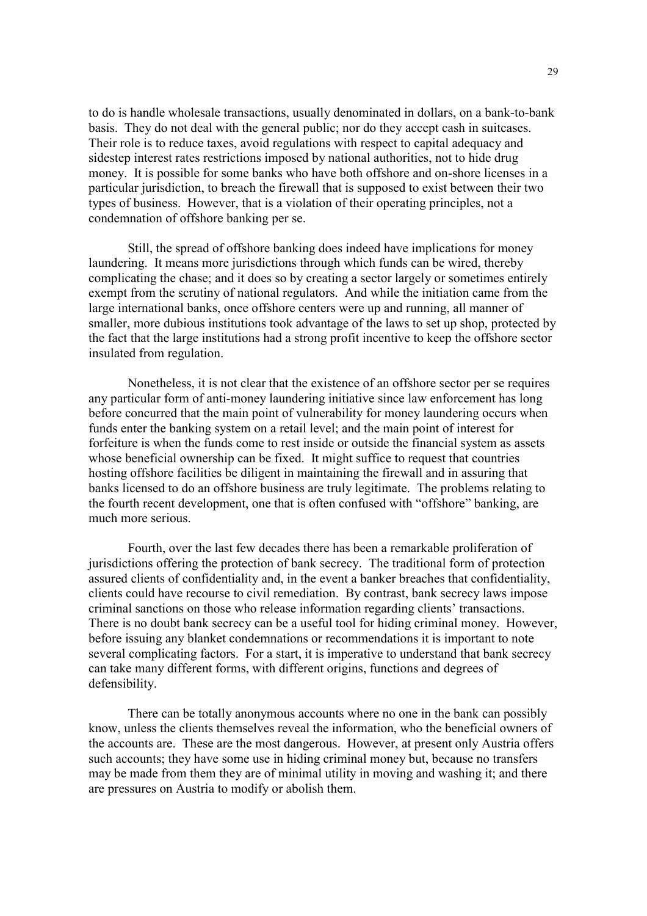to do is handle wholesale transactions, usually denominated in dollars, on a bank-to-bank basis. They do not deal with the general public; nor do they accept cash in suitcases. Their role is to reduce taxes, avoid regulations with respect to capital adequacy and sidestep interest rates restrictions imposed by national authorities, not to hide drug money. It is possible for some banks who have both offshore and on-shore licenses in a particular jurisdiction, to breach the firewall that is supposed to exist between their two types of business. However, that is a violation of their operating principles, not a condemnation of offshore banking per se.

Still, the spread of offshore banking does indeed have implications for money laundering. It means more jurisdictions through which funds can be wired, thereby complicating the chase; and it does so by creating a sector largely or sometimes entirely exempt from the scrutiny of national regulators. And while the initiation came from the large international banks, once offshore centers were up and running, all manner of smaller, more dubious institutions took advantage of the laws to set up shop, protected by the fact that the large institutions had a strong profit incentive to keep the offshore sector insulated from regulation.

Nonetheless, it is not clear that the existence of an offshore sector per se requires any particular form of anti-money laundering initiative since law enforcement has long before concurred that the main point of vulnerability for money laundering occurs when funds enter the banking system on a retail level; and the main point of interest for forfeiture is when the funds come to rest inside or outside the financial system as assets whose beneficial ownership can be fixed. It might suffice to request that countries hosting offshore facilities be diligent in maintaining the firewall and in assuring that banks licensed to do an offshore business are truly legitimate. The problems relating to the fourth recent development, one that is often confused with "offshore" banking, are much more serious.

Fourth, over the last few decades there has been a remarkable proliferation of jurisdictions offering the protection of bank secrecy. The traditional form of protection assured clients of confidentiality and, in the event a banker breaches that confidentiality, clients could have recourse to civil remediation. By contrast, bank secrecy laws impose criminal sanctions on those who release information regarding clients' transactions. There is no doubt bank secrecy can be a useful tool for hiding criminal money. However, before issuing any blanket condemnations or recommendations it is important to note several complicating factors. For a start, it is imperative to understand that bank secrecy can take many different forms, with different origins, functions and degrees of defensibility.

There can be totally anonymous accounts where no one in the bank can possibly know, unless the clients themselves reveal the information, who the beneficial owners of the accounts are. These are the most dangerous. However, at present only Austria offers such accounts; they have some use in hiding criminal money but, because no transfers may be made from them they are of minimal utility in moving and washing it; and there are pressures on Austria to modify or abolish them.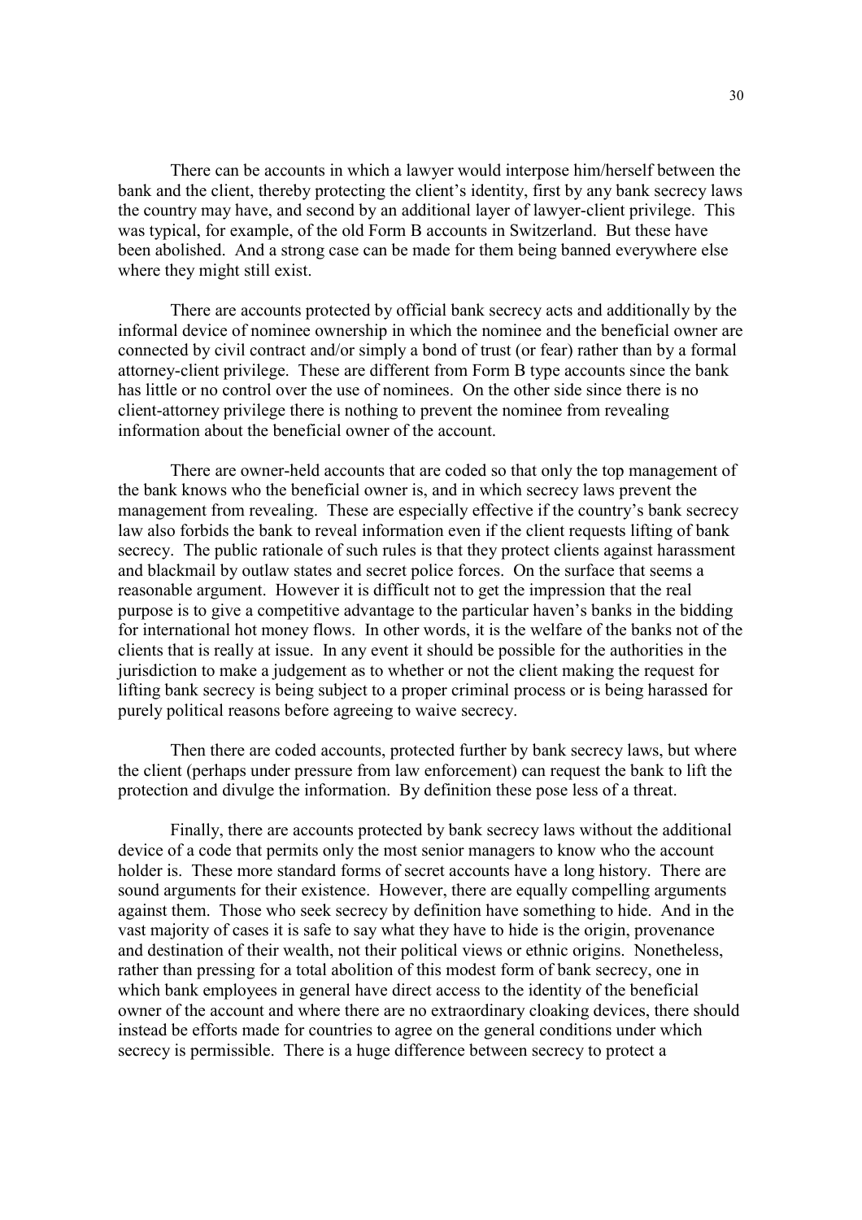There can be accounts in which a lawyer would interpose him/herself between the bank and the client, thereby protecting the client's identity, first by any bank secrecy laws the country may have, and second by an additional layer of lawyer-client privilege. This was typical, for example, of the old Form B accounts in Switzerland. But these have been abolished. And a strong case can be made for them being banned everywhere else where they might still exist.

There are accounts protected by official bank secrecy acts and additionally by the informal device of nominee ownership in which the nominee and the beneficial owner are connected by civil contract and/or simply a bond of trust (or fear) rather than by a formal attorney-client privilege. These are different from Form B type accounts since the bank has little or no control over the use of nominees. On the other side since there is no client-attorney privilege there is nothing to prevent the nominee from revealing information about the beneficial owner of the account.

There are owner-held accounts that are coded so that only the top management of the bank knows who the beneficial owner is, and in which secrecy laws prevent the management from revealing. These are especially effective if the country's bank secrecy law also forbids the bank to reveal information even if the client requests lifting of bank secrecy. The public rationale of such rules is that they protect clients against harassment and blackmail by outlaw states and secret police forces. On the surface that seems a reasonable argument. However it is difficult not to get the impression that the real purpose is to give a competitive advantage to the particular haven's banks in the bidding for international hot money flows. In other words, it is the welfare of the banks not of the clients that is really at issue. In any event it should be possible for the authorities in the jurisdiction to make a judgement as to whether or not the client making the request for lifting bank secrecy is being subject to a proper criminal process or is being harassed for purely political reasons before agreeing to waive secrecy.

Then there are coded accounts, protected further by bank secrecy laws, but where the client (perhaps under pressure from law enforcement) can request the bank to lift the protection and divulge the information. By definition these pose less of a threat.

Finally, there are accounts protected by bank secrecy laws without the additional device of a code that permits only the most senior managers to know who the account holder is. These more standard forms of secret accounts have a long history. There are sound arguments for their existence. However, there are equally compelling arguments against them. Those who seek secrecy by definition have something to hide. And in the vast majority of cases it is safe to say what they have to hide is the origin, provenance and destination of their wealth, not their political views or ethnic origins. Nonetheless, rather than pressing for a total abolition of this modest form of bank secrecy, one in which bank employees in general have direct access to the identity of the beneficial owner of the account and where there are no extraordinary cloaking devices, there should instead be efforts made for countries to agree on the general conditions under which secrecy is permissible. There is a huge difference between secrecy to protect a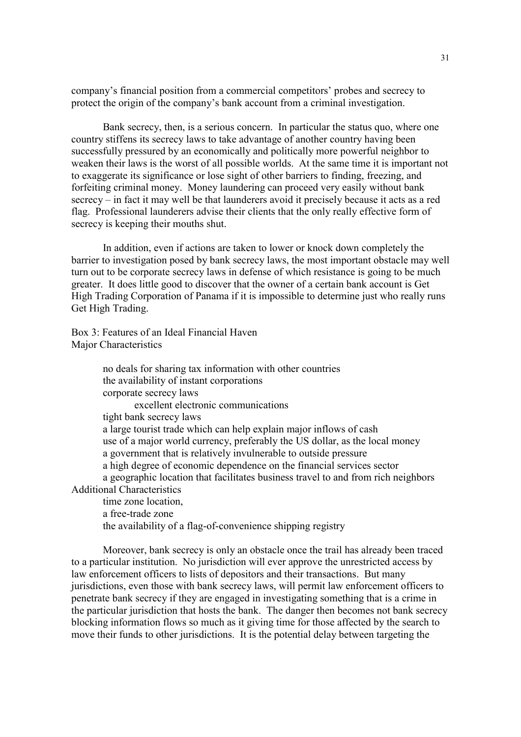company's financial position from a commercial competitors' probes and secrecy to protect the origin of the company's bank account from a criminal investigation.

Bank secrecy, then, is a serious concern. In particular the status quo, where one country stiffens its secrecy laws to take advantage of another country having been successfully pressured by an economically and politically more powerful neighbor to weaken their laws is the worst of all possible worlds. At the same time it is important not to exaggerate its significance or lose sight of other barriers to finding, freezing, and forfeiting criminal money. Money laundering can proceed very easily without bank secrecy – in fact it may well be that launderers avoid it precisely because it acts as a red flag. Professional launderers advise their clients that the only really effective form of secrecy is keeping their mouths shut.

In addition, even if actions are taken to lower or knock down completely the barrier to investigation posed by bank secrecy laws, the most important obstacle may well turn out to be corporate secrecy laws in defense of which resistance is going to be much greater. It does little good to discover that the owner of a certain bank account is Get High Trading Corporation of Panama if it is impossible to determine just who really runs Get High Trading.

Box 3: Features of an Ideal Financial Haven
Major Characteristics

- no deals for sharing tax information with other countries
- the availability of instant corporations
- corporate secrecy laws
- excellent electronic communications
- tight bank secrecy laws
- a large tourist trade which can help explain major inflows of cash
- use of a major world currency, preferably the US dollar, as the local money
- a government that is relatively invulnerable to outside pressure
- a high degree of economic dependence on the financial services sector
- a geographic location that facilitates business travel to and from rich neighbors

Additional Characteristics

- time zone location,
- a free-trade zone
- the availability of a flag-of-convenience shipping registry

Moreover, bank secrecy is only an obstacle once the trail has already been traced to a particular institution. No jurisdiction will ever approve the unrestricted access by law enforcement officers to lists of depositors and their transactions. But many jurisdictions, even those with bank secrecy laws, will permit law enforcement officers to penetrate bank secrecy if they are engaged in investigating something that is a crime in the particular jurisdiction that hosts the bank. The danger then becomes not bank secrecy blocking information flows so much as it giving time for those affected by the search to move their funds to other jurisdictions. It is the potential delay between targeting the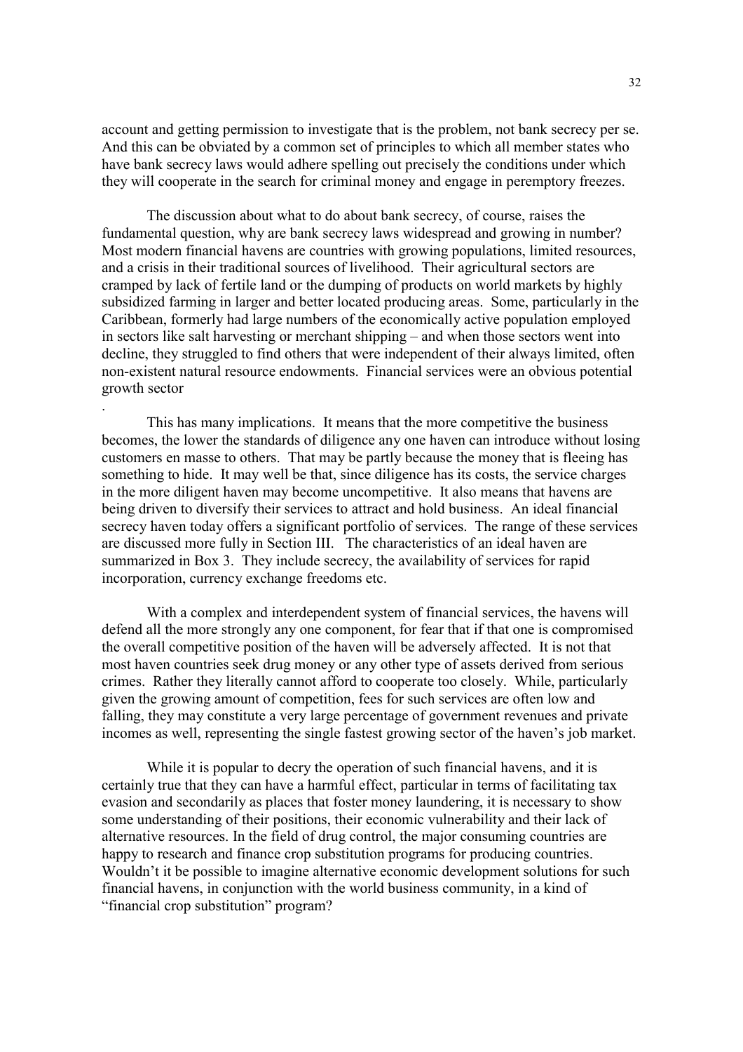account and getting permission to investigate that is the problem, not bank secrecy per se. And this can be obviated by a common set of principles to which all member states who have bank secrecy laws would adhere spelling out precisely the conditions under which they will cooperate in the search for criminal money and engage in peremptory freezes.

The discussion about what to do about bank secrecy, of course, raises the fundamental question, why are bank secrecy laws widespread and growing in number? Most modern financial havens are countries with growing populations, limited resources, and a crisis in their traditional sources of livelihood. Their agricultural sectors are cramped by lack of fertile land or the dumping of products on world markets by highly subsidized farming in larger and better located producing areas. Some, particularly in the Caribbean, formerly had large numbers of the economically active population employed in sectors like salt harvesting or merchant shipping – and when those sectors went into decline, they struggled to find others that were independent of their always limited, often non-existent natural resource endowments. Financial services were an obvious potential growth sector

.

This has many implications. It means that the more competitive the business becomes, the lower the standards of diligence any one haven can introduce without losing customers en masse to others. That may be partly because the money that is fleeing has something to hide. It may well be that, since diligence has its costs, the service charges in the more diligent haven may become uncompetitive. It also means that havens are being driven to diversify their services to attract and hold business. An ideal financial secrecy haven today offers a significant portfolio of services. The range of these services are discussed more fully in Section III. The characteristics of an ideal haven are summarized in Box 3. They include secrecy, the availability of services for rapid incorporation, currency exchange freedoms etc.

With a complex and interdependent system of financial services, the havens will defend all the more strongly any one component, for fear that if that one is compromised the overall competitive position of the haven will be adversely affected. It is not that most haven countries seek drug money or any other type of assets derived from serious crimes. Rather they literally cannot afford to cooperate too closely. While, particularly given the growing amount of competition, fees for such services are often low and falling, they may constitute a very large percentage of government revenues and private incomes as well, representing the single fastest growing sector of the haven's job market.

While it is popular to decry the operation of such financial havens, and it is certainly true that they can have a harmful effect, particular in terms of facilitating tax evasion and secondarily as places that foster money laundering, it is necessary to show some understanding of their positions, their economic vulnerability and their lack of alternative resources. In the field of drug control, the major consuming countries are happy to research and finance crop substitution programs for producing countries. Wouldn't it be possible to imagine alternative economic development solutions for such financial havens, in conjunction with the world business community, in a kind of "financial crop substitution" program?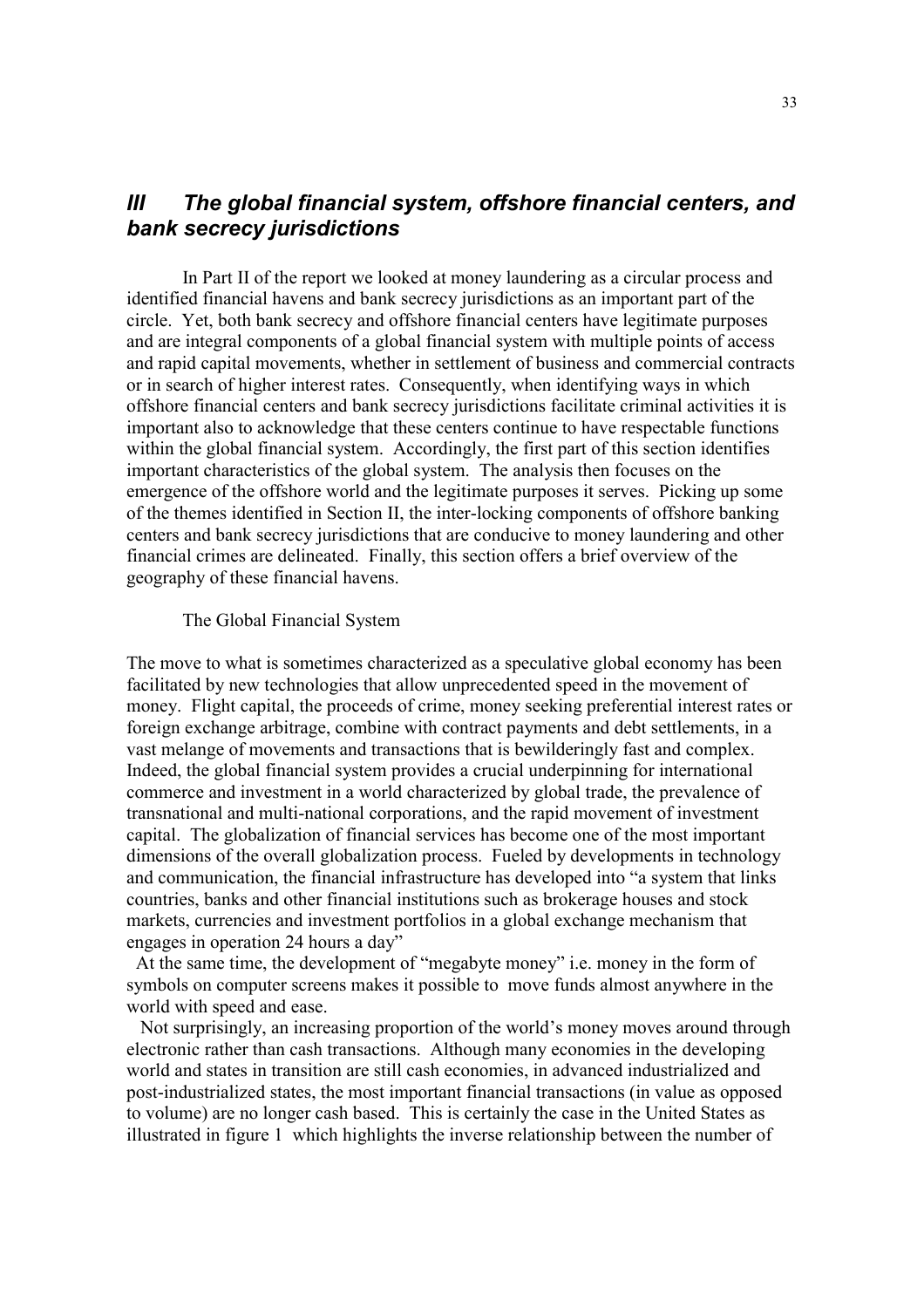## *III The global financial system, offshore financial centers, and bank secrecy jurisdictions*

In Part II of the report we looked at money laundering as a circular process and identified financial havens and bank secrecy jurisdictions as an important part of the circle. Yet, both bank secrecy and offshore financial centers have legitimate purposes and are integral components of a global financial system with multiple points of access and rapid capital movements, whether in settlement of business and commercial contracts or in search of higher interest rates. Consequently, when identifying ways in which offshore financial centers and bank secrecy jurisdictions facilitate criminal activities it is important also to acknowledge that these centers continue to have respectable functions within the global financial system. Accordingly, the first part of this section identifies important characteristics of the global system. The analysis then focuses on the emergence of the offshore world and the legitimate purposes it serves. Picking up some of the themes identified in Section II, the inter-locking components of offshore banking centers and bank secrecy jurisdictions that are conducive to money laundering and other financial crimes are delineated. Finally, this section offers a brief overview of the geography of these financial havens.

### The Global Financial System

The move to what is sometimes characterized as a speculative global economy has been facilitated by new technologies that allow unprecedented speed in the movement of money. Flight capital, the proceeds of crime, money seeking preferential interest rates or foreign exchange arbitrage, combine with contract payments and debt settlements, in a vast melange of movements and transactions that is bewilderingly fast and complex. Indeed, the global financial system provides a crucial underpinning for international commerce and investment in a world characterized by global trade, the prevalence of transnational and multi-national corporations, and the rapid movement of investment capital. The globalization of financial services has become one of the most important dimensions of the overall globalization process. Fueled by developments in technology and communication, the financial infrastructure has developed into "a system that links countries, banks and other financial institutions such as brokerage houses and stock markets, currencies and investment portfolios in a global exchange mechanism that engages in operation 24 hours a day"

At the same time, the development of "megabyte money" i.e. money in the form of symbols on computer screens makes it possible to move funds almost anywhere in the world with speed and ease.

Not surprisingly, an increasing proportion of the world's money moves around through electronic rather than cash transactions. Although many economies in the developing world and states in transition are still cash economies, in advanced industrialized and post-industrialized states, the most important financial transactions (in value as opposed to volume) are no longer cash based. This is certainly the case in the United States as illustrated in figure 1 which highlights the inverse relationship between the number of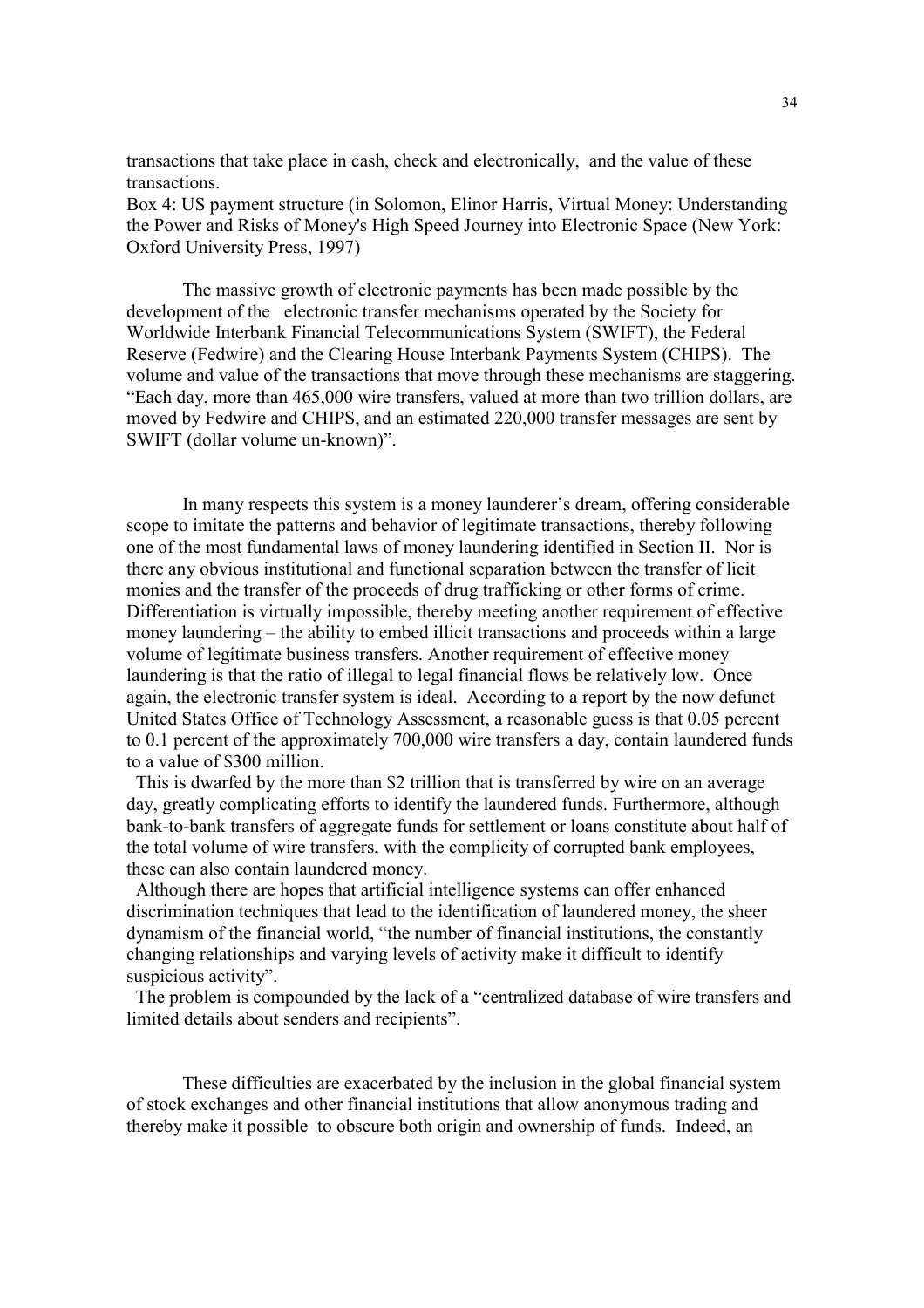transactions that take place in cash, check and electronically, and the value of these transactions.

Box 4: US payment structure (in Solomon, Elinor Harris, Virtual Money: Understanding the Power and Risks of Money's High Speed Journey into Electronic Space (New York: Oxford University Press, 1997)

The massive growth of electronic payments has been made possible by the development of the electronic transfer mechanisms operated by the Society for Worldwide Interbank Financial Telecommunications System (SWIFT), the Federal Reserve (Fedwire) and the Clearing House Interbank Payments System (CHIPS). The volume and value of the transactions that move through these mechanisms are staggering. "Each day, more than 465,000 wire transfers, valued at more than two trillion dollars, are moved by Fedwire and CHIPS, and an estimated 220,000 transfer messages are sent by SWIFT (dollar volume un-known)".

In many respects this system is a money launderer's dream, offering considerable scope to imitate the patterns and behavior of legitimate transactions, thereby following one of the most fundamental laws of money laundering identified in Section II. Nor is there any obvious institutional and functional separation between the transfer of licit monies and the transfer of the proceeds of drug trafficking or other forms of crime. Differentiation is virtually impossible, thereby meeting another requirement of effective money laundering – the ability to embed illicit transactions and proceeds within a large volume of legitimate business transfers. Another requirement of effective money laundering is that the ratio of illegal to legal financial flows be relatively low. Once again, the electronic transfer system is ideal. According to a report by the now defunct United States Office of Technology Assessment, a reasonable guess is that 0.05 percent to 0.1 percent of the approximately 700,000 wire transfers a day, contain laundered funds to a value of $300 million.

This is dwarfed by the more than $2 trillion that is transferred by wire on an average day, greatly complicating efforts to identify the laundered funds. Furthermore, although bank-to-bank transfers of aggregate funds for settlement or loans constitute about half of the total volume of wire transfers, with the complicity of corrupted bank employees, these can also contain laundered money.

Although there are hopes that artificial intelligence systems can offer enhanced discrimination techniques that lead to the identification of laundered money, the sheer dynamism of the financial world, "the number of financial institutions, the constantly changing relationships and varying levels of activity make it difficult to identify suspicious activity".

The problem is compounded by the lack of a "centralized database of wire transfers and limited details about senders and recipients".

These difficulties are exacerbated by the inclusion in the global financial system of stock exchanges and other financial institutions that allow anonymous trading and thereby make it possible to obscure both origin and ownership of funds. Indeed, an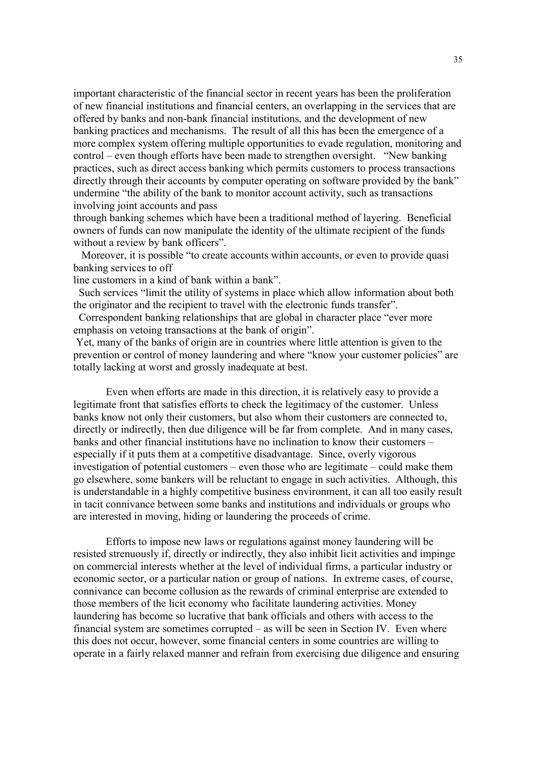important characteristic of the financial sector in recent years has been the proliferation of new financial institutions and financial centers, an overlapping in the services that are offered by banks and non-bank financial institutions, and the development of new banking practices and mechanisms. The result of all this has been the emergence of a more complex system offering multiple opportunities to evade regulation, monitoring and control – even though efforts have been made to strengthen oversight. "New banking practices, such as direct access banking which permits customers to process transactions directly through their accounts by computer operating on software provided by the bank" undermine "the ability of the bank to monitor account activity, such as transactions involving joint accounts and pass through banking schemes which have been a traditional method of layering. Beneficial owners of funds can now manipulate the identity of the ultimate recipient of the funds without a review by bank officers".

Moreover, it is possible "to create accounts within accounts, or even to provide quasi banking services to off line customers in a kind of bank within a bank".

Such services "limit the utility of systems in place which allow information about both the originator and the recipient to travel with the electronic funds transfer".

Correspondent banking relationships that are global in character place "ever more emphasis on vetoing transactions at the bank of origin".

Yet, many of the banks of origin are in countries where little attention is given to the prevention or control of money laundering and where "know your customer policies" are totally lacking at worst and grossly inadequate at best.

Even when efforts are made in this direction, it is relatively easy to provide a legitimate front that satisfies efforts to check the legitimacy of the customer. Unless banks know not only their customers, but also whom their customers are connected to, directly or indirectly, then due diligence will be far from complete. And in many cases, banks and other financial institutions have no inclination to know their customers – especially if it puts them at a competitive disadvantage. Since, overly vigorous investigation of potential customers – even those who are legitimate – could make them go elsewhere, some bankers will be reluctant to engage in such activities. Although, this is understandable in a highly competitive business environment, it can all too easily result in tacit connivance between some banks and institutions and individuals or groups who are interested in moving, hiding or laundering the proceeds of crime.

Efforts to impose new laws or regulations against money laundering will be resisted strenuously if, directly or indirectly, they also inhibit licit activities and impinge on commercial interests whether at the level of individual firms, a particular industry or economic sector, or a particular nation or group of nations. In extreme cases, of course, connivance can become collusion as the rewards of criminal enterprise are extended to those members of the licit economy who facilitate laundering activities. Money laundering has become so lucrative that bank officials and others with access to the financial system are sometimes corrupted – as will be seen in Section IV. Even where this does not occur, however, some financial centers in some countries are willing to operate in a fairly relaxed manner and refrain from exercising due diligence and ensuring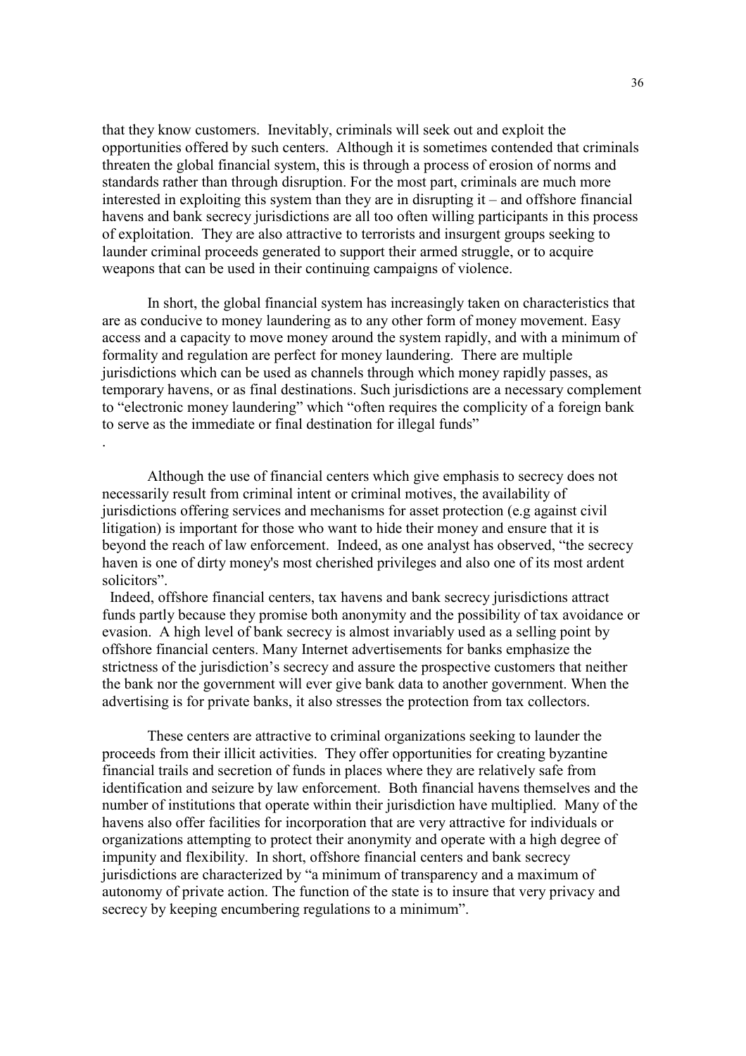that they know customers. Inevitably, criminals will seek out and exploit the opportunities offered by such centers. Although it is sometimes contended that criminals threaten the global financial system, this is through a process of erosion of norms and standards rather than through disruption. For the most part, criminals are much more interested in exploiting this system than they are in disrupting it – and offshore financial havens and bank secrecy jurisdictions are all too often willing participants in this process of exploitation. They are also attractive to terrorists and insurgent groups seeking to launder criminal proceeds generated to support their armed struggle, or to acquire weapons that can be used in their continuing campaigns of violence.

In short, the global financial system has increasingly taken on characteristics that are as conducive to money laundering as to any other form of money movement. Easy access and a capacity to move money around the system rapidly, and with a minimum of formality and regulation are perfect for money laundering. There are multiple jurisdictions which can be used as channels through which money rapidly passes, as temporary havens, or as final destinations. Such jurisdictions are a necessary complement to "electronic money laundering" which "often requires the complicity of a foreign bank to serve as the immediate or final destination for illegal funds"

.

Although the use of financial centers which give emphasis to secrecy does not necessarily result from criminal intent or criminal motives, the availability of jurisdictions offering services and mechanisms for asset protection (e.g against civil litigation) is important for those who want to hide their money and ensure that it is beyond the reach of law enforcement. Indeed, as one analyst has observed, "the secrecy haven is one of dirty money's most cherished privileges and also one of its most ardent solicitors".

Indeed, offshore financial centers, tax havens and bank secrecy jurisdictions attract funds partly because they promise both anonymity and the possibility of tax avoidance or evasion. A high level of bank secrecy is almost invariably used as a selling point by offshore financial centers. Many Internet advertisements for banks emphasize the strictness of the jurisdiction's secrecy and assure the prospective customers that neither the bank nor the government will ever give bank data to another government. When the advertising is for private banks, it also stresses the protection from tax collectors.

These centers are attractive to criminal organizations seeking to launder the proceeds from their illicit activities. They offer opportunities for creating byzantine financial trails and secretion of funds in places where they are relatively safe from identification and seizure by law enforcement. Both financial havens themselves and the number of institutions that operate within their jurisdiction have multiplied. Many of the havens also offer facilities for incorporation that are very attractive for individuals or organizations attempting to protect their anonymity and operate with a high degree of impunity and flexibility. In short, offshore financial centers and bank secrecy jurisdictions are characterized by "a minimum of transparency and a maximum of autonomy of private action. The function of the state is to insure that very privacy and secrecy by keeping encumbering regulations to a minimum".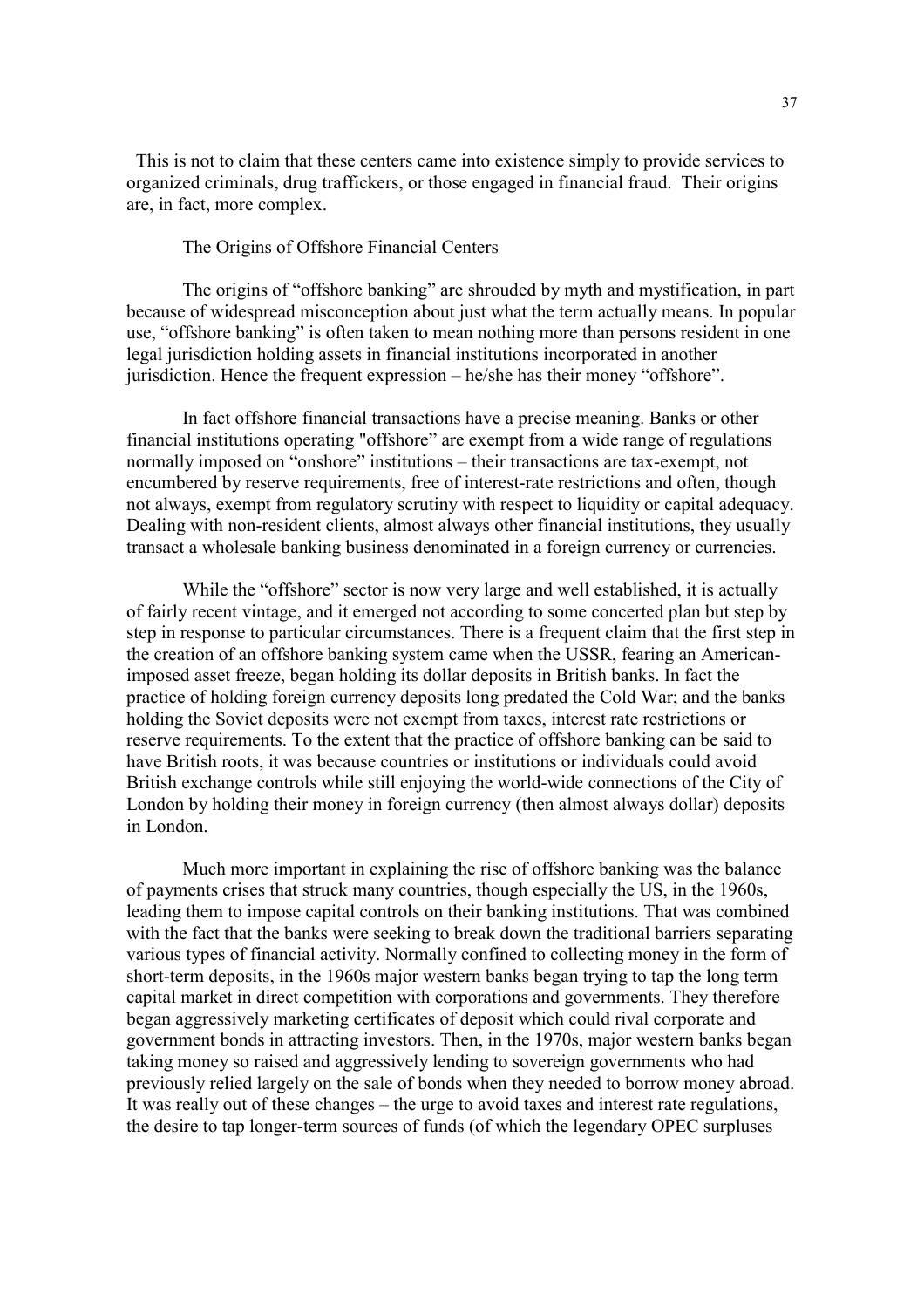This is not to claim that these centers came into existence simply to provide services to organized criminals, drug traffickers, or those engaged in financial fraud. Their origins are, in fact, more complex.

## The Origins of Offshore Financial Centers

The origins of "offshore banking" are shrouded by myth and mystification, in part because of widespread misconception about just what the term actually means. In popular use, "offshore banking" is often taken to mean nothing more than persons resident in one legal jurisdiction holding assets in financial institutions incorporated in another jurisdiction. Hence the frequent expression – he/she has their money "offshore".

In fact offshore financial transactions have a precise meaning. Banks or other financial institutions operating "offshore" are exempt from a wide range of regulations normally imposed on "onshore" institutions – their transactions are tax-exempt, not encumbered by reserve requirements, free of interest-rate restrictions and often, though not always, exempt from regulatory scrutiny with respect to liquidity or capital adequacy. Dealing with non-resident clients, almost always other financial institutions, they usually transact a wholesale banking business denominated in a foreign currency or currencies.

While the "offshore" sector is now very large and well established, it is actually of fairly recent vintage, and it emerged not according to some concerted plan but step by step in response to particular circumstances. There is a frequent claim that the first step in the creation of an offshore banking system came when the USSR, fearing an American-imposed asset freeze, began holding its dollar deposits in British banks. In fact the practice of holding foreign currency deposits long predated the Cold War; and the banks holding the Soviet deposits were not exempt from taxes, interest rate restrictions or reserve requirements. To the extent that the practice of offshore banking can be said to have British roots, it was because countries or institutions or individuals could avoid British exchange controls while still enjoying the world-wide connections of the City of London by holding their money in foreign currency (then almost always dollar) deposits in London.

Much more important in explaining the rise of offshore banking was the balance of payments crises that struck many countries, though especially the US, in the 1960s, leading them to impose capital controls on their banking institutions. That was combined with the fact that the banks were seeking to break down the traditional barriers separating various types of financial activity. Normally confined to collecting money in the form of short-term deposits, in the 1960s major western banks began trying to tap the long term capital market in direct competition with corporations and governments. They therefore began aggressively marketing certificates of deposit which could rival corporate and government bonds in attracting investors. Then, in the 1970s, major western banks began taking money so raised and aggressively lending to sovereign governments who had previously relied largely on the sale of bonds when they needed to borrow money abroad. It was really out of these changes – the urge to avoid taxes and interest rate regulations, the desire to tap longer-term sources of funds (of which the legendary OPEC surpluses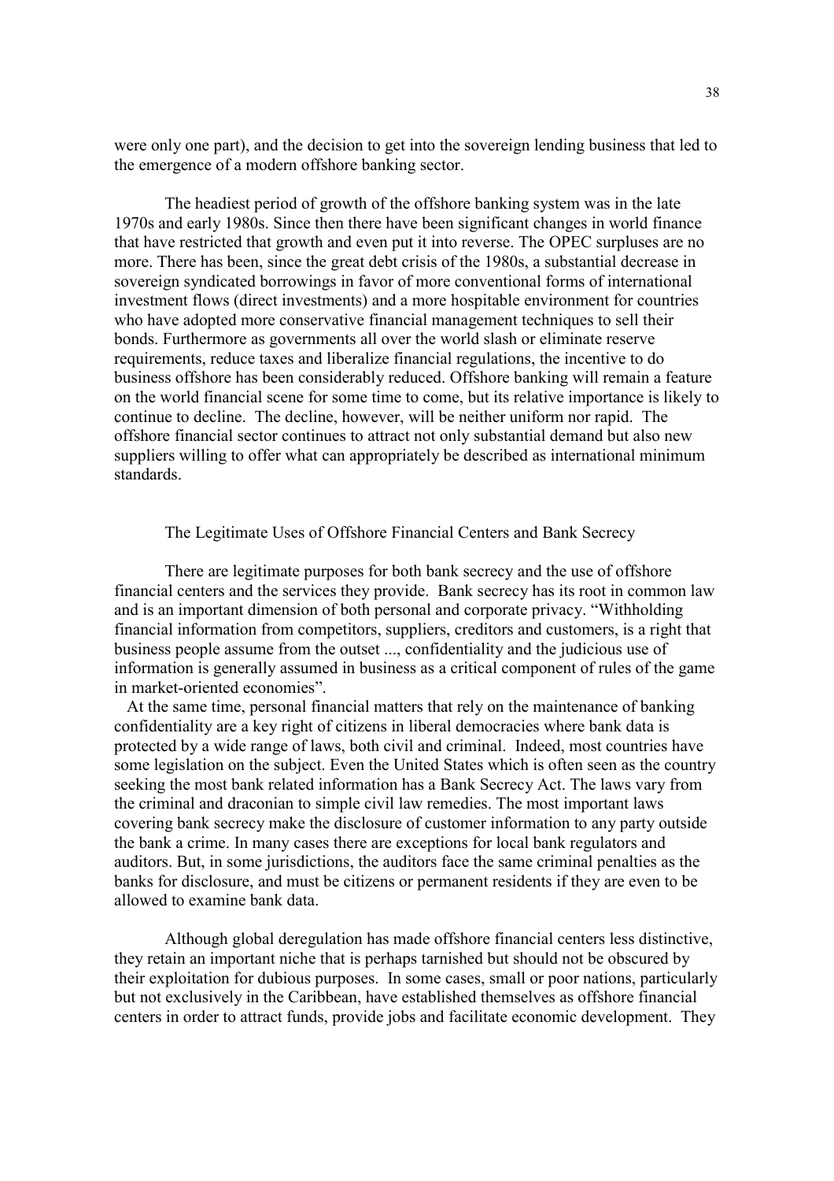were only one part), and the decision to get into the sovereign lending business that led to the emergence of a modern offshore banking sector.

The headiest period of growth of the offshore banking system was in the late 1970s and early 1980s. Since then there have been significant changes in world finance that have restricted that growth and even put it into reverse. The OPEC surpluses are no more. There has been, since the great debt crisis of the 1980s, a substantial decrease in sovereign syndicated borrowings in favor of more conventional forms of international investment flows (direct investments) and a more hospitable environment for countries who have adopted more conservative financial management techniques to sell their bonds. Furthermore as governments all over the world slash or eliminate reserve requirements, reduce taxes and liberalize financial regulations, the incentive to do business offshore has been considerably reduced. Offshore banking will remain a feature on the world financial scene for some time to come, but its relative importance is likely to continue to decline. The decline, however, will be neither uniform nor rapid. The offshore financial sector continues to attract not only substantial demand but also new suppliers willing to offer what can appropriately be described as international minimum standards.

## The Legitimate Uses of Offshore Financial Centers and Bank Secrecy

There are legitimate purposes for both bank secrecy and the use of offshore financial centers and the services they provide. Bank secrecy has its root in common law and is an important dimension of both personal and corporate privacy. "Withholding financial information from competitors, suppliers, creditors and customers, is a right that business people assume from the outset ..., confidentiality and the judicious use of information is generally assumed in business as a critical component of rules of the game in market-oriented economies".

At the same time, personal financial matters that rely on the maintenance of banking confidentiality are a key right of citizens in liberal democracies where bank data is protected by a wide range of laws, both civil and criminal. Indeed, most countries have some legislation on the subject. Even the United States which is often seen as the country seeking the most bank related information has a Bank Secrecy Act. The laws vary from the criminal and draconian to simple civil law remedies. The most important laws covering bank secrecy make the disclosure of customer information to any party outside the bank a crime. In many cases there are exceptions for local bank regulators and auditors. But, in some jurisdictions, the auditors face the same criminal penalties as the banks for disclosure, and must be citizens or permanent residents if they are even to be allowed to examine bank data.

Although global deregulation has made offshore financial centers less distinctive, they retain an important niche that is perhaps tarnished but should not be obscured by their exploitation for dubious purposes. In some cases, small or poor nations, particularly but not exclusively in the Caribbean, have established themselves as offshore financial centers in order to attract funds, provide jobs and facilitate economic development. They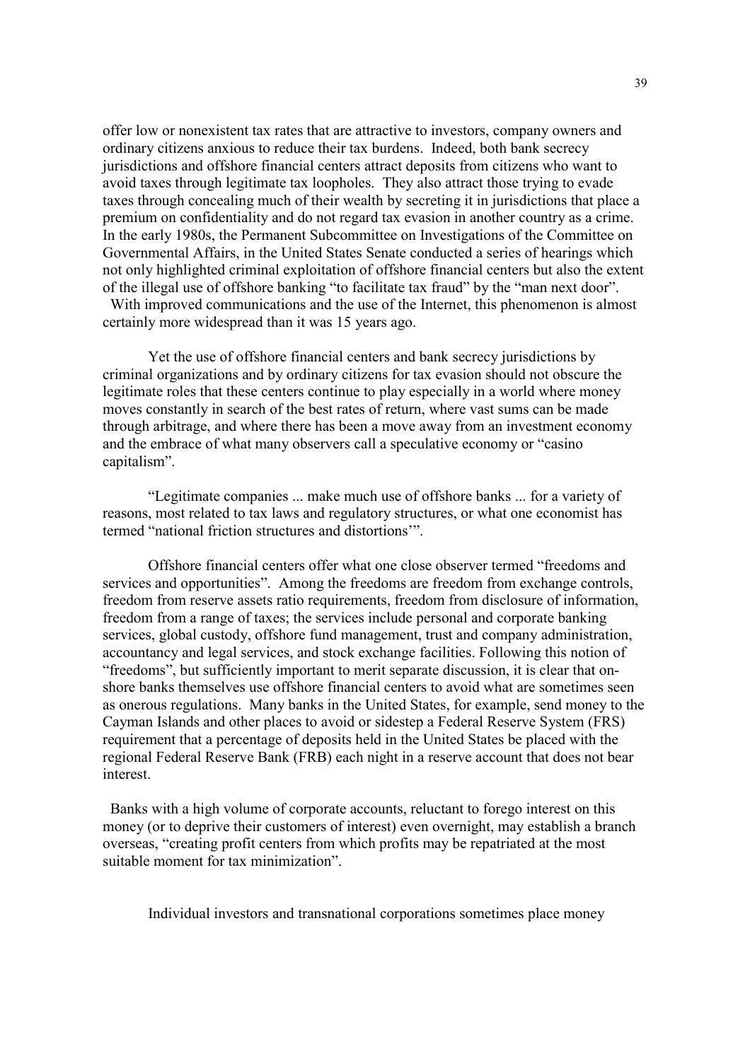offer low or nonexistent tax rates that are attractive to investors, company owners and ordinary citizens anxious to reduce their tax burdens. Indeed, both bank secrecy jurisdictions and offshore financial centers attract deposits from citizens who want to avoid taxes through legitimate tax loopholes. They also attract those trying to evade taxes through concealing much of their wealth by secreting it in jurisdictions that place a premium on confidentiality and do not regard tax evasion in another country as a crime. In the early 1980s, the Permanent Subcommittee on Investigations of the Committee on Governmental Affairs, in the United States Senate conducted a series of hearings which not only highlighted criminal exploitation of offshore financial centers but also the extent of the illegal use of offshore banking "to facilitate tax fraud" by the "man next door". With improved communications and the use of the Internet, this phenomenon is almost certainly more widespread than it was 15 years ago.

Yet the use of offshore financial centers and bank secrecy jurisdictions by criminal organizations and by ordinary citizens for tax evasion should not obscure the legitimate roles that these centers continue to play especially in a world where money moves constantly in search of the best rates of return, where vast sums can be made through arbitrage, and where there has been a move away from an investment economy and the embrace of what many observers call a speculative economy or "casino capitalism".

"Legitimate companies ... make much use of offshore banks ... for a variety of reasons, most related to tax laws and regulatory structures, or what one economist has termed "national friction structures and distortions'".

Offshore financial centers offer what one close observer termed "freedoms and services and opportunities". Among the freedoms are freedom from exchange controls, freedom from reserve assets ratio requirements, freedom from disclosure of information, freedom from a range of taxes; the services include personal and corporate banking services, global custody, offshore fund management, trust and company administration, accountancy and legal services, and stock exchange facilities. Following this notion of "freedoms", but sufficiently important to merit separate discussion, it is clear that on-shore banks themselves use offshore financial centers to avoid what are sometimes seen as onerous regulations. Many banks in the United States, for example, send money to the Cayman Islands and other places to avoid or sidestep a Federal Reserve System (FRS) requirement that a percentage of deposits held in the United States be placed with the regional Federal Reserve Bank (FRB) each night in a reserve account that does not bear interest.

Banks with a high volume of corporate accounts, reluctant to forego interest on this money (or to deprive their customers of interest) even overnight, may establish a branch overseas, "creating profit centers from which profits may be repatriated at the most suitable moment for tax minimization".

Individual investors and transnational corporations sometimes place money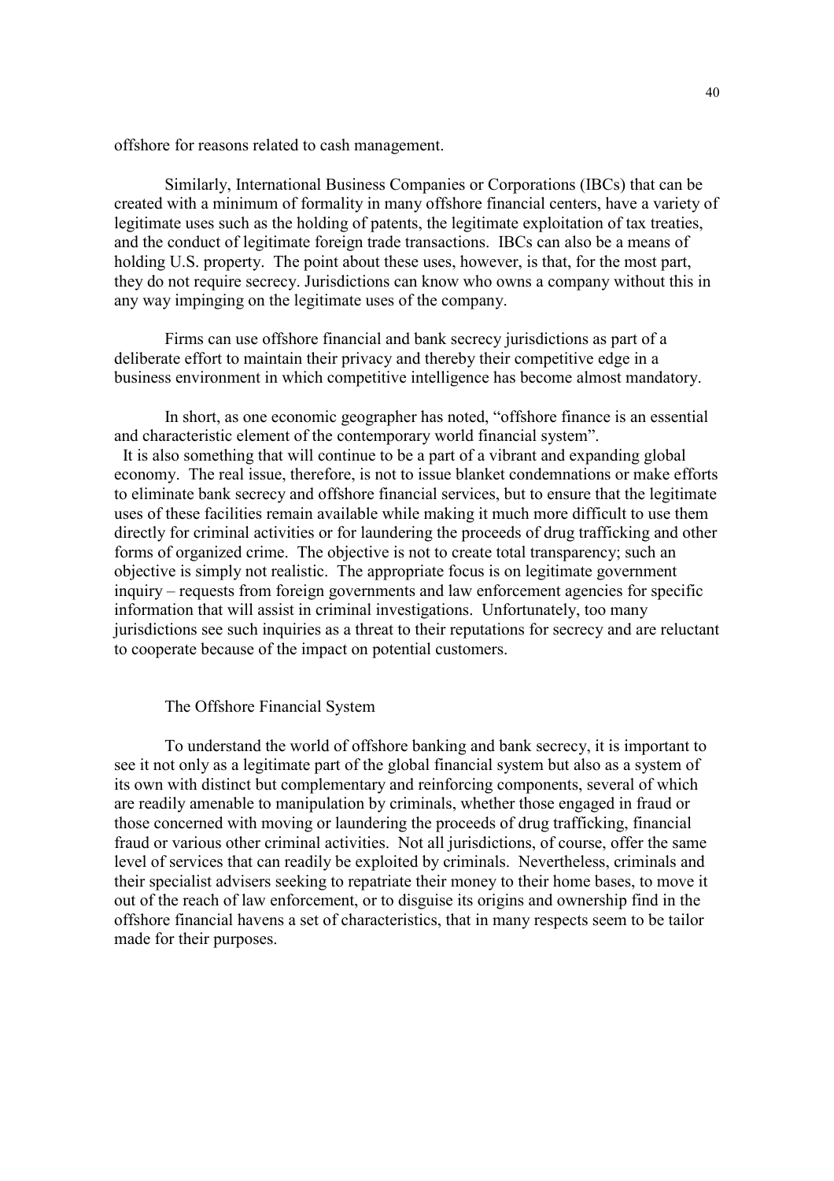offshore for reasons related to cash management.

Similarly, International Business Companies or Corporations (IBCs) that can be created with a minimum of formality in many offshore financial centers, have a variety of legitimate uses such as the holding of patents, the legitimate exploitation of tax treaties, and the conduct of legitimate foreign trade transactions. IBCs can also be a means of holding U.S. property. The point about these uses, however, is that, for the most part, they do not require secrecy. Jurisdictions can know who owns a company without this in any way impinging on the legitimate uses of the company.

Firms can use offshore financial and bank secrecy jurisdictions as part of a deliberate effort to maintain their privacy and thereby their competitive edge in a business environment in which competitive intelligence has become almost mandatory.

In short, as one economic geographer has noted, "offshore finance is an essential and characteristic element of the contemporary world financial system". It is also something that will continue to be a part of a vibrant and expanding global economy. The real issue, therefore, is not to issue blanket condemnations or make efforts to eliminate bank secrecy and offshore financial services, but to ensure that the legitimate uses of these facilities remain available while making it much more difficult to use them directly for criminal activities or for laundering the proceeds of drug trafficking and other forms of organized crime. The objective is not to create total transparency; such an objective is simply not realistic. The appropriate focus is on legitimate government inquiry – requests from foreign governments and law enforcement agencies for specific information that will assist in criminal investigations. Unfortunately, too many jurisdictions see such inquiries as a threat to their reputations for secrecy and are reluctant to cooperate because of the impact on potential customers.

## The Offshore Financial System

To understand the world of offshore banking and bank secrecy, it is important to see it not only as a legitimate part of the global financial system but also as a system of its own with distinct but complementary and reinforcing components, several of which are readily amenable to manipulation by criminals, whether those engaged in fraud or those concerned with moving or laundering the proceeds of drug trafficking, financial fraud or various other criminal activities. Not all jurisdictions, of course, offer the same level of services that can readily be exploited by criminals. Nevertheless, criminals and their specialist advisers seeking to repatriate their money to their home bases, to move it out of the reach of law enforcement, or to disguise its origins and ownership find in the offshore financial havens a set of characteristics, that in many respects seem to be tailor made for their purposes.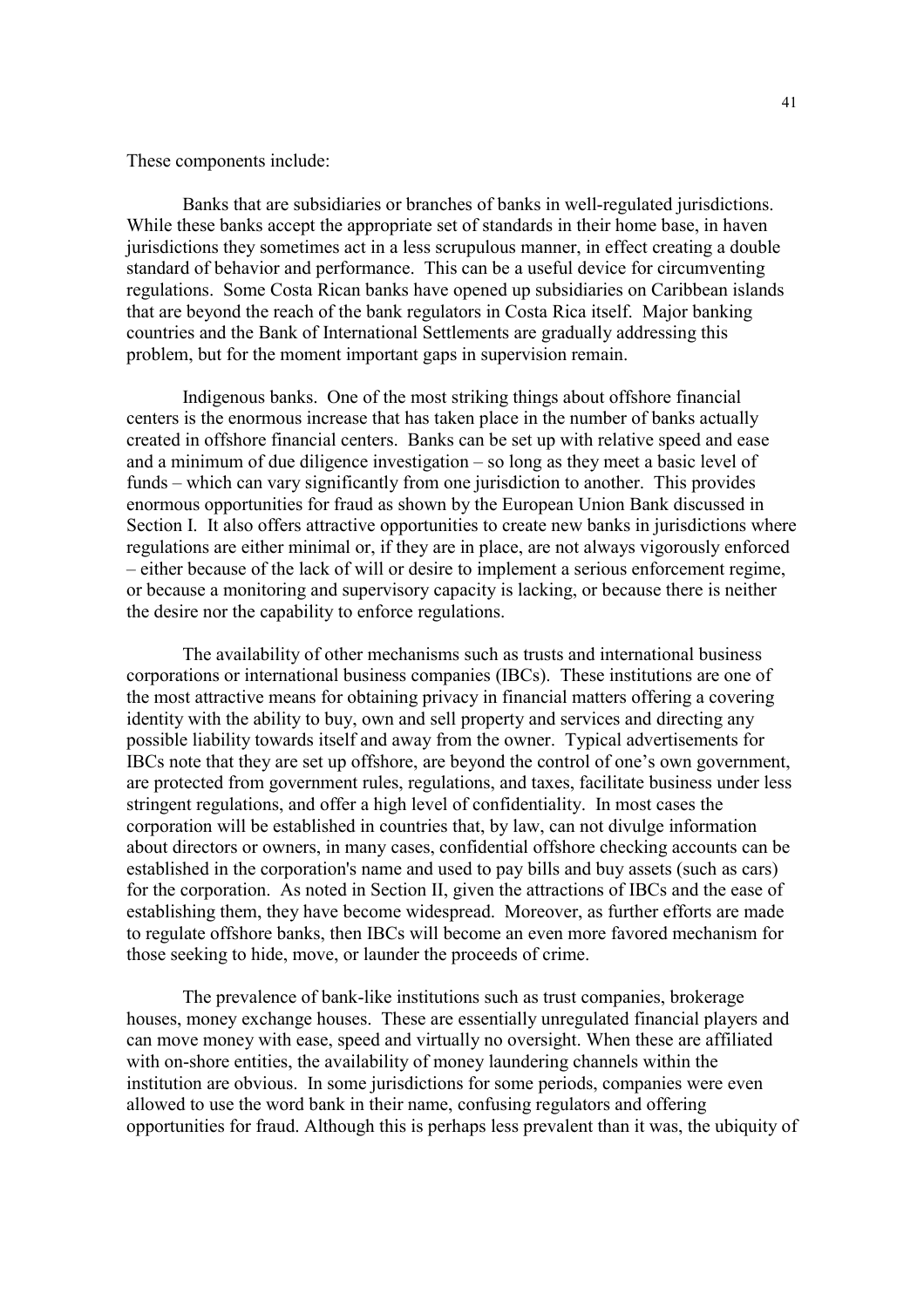These components include:

Banks that are subsidiaries or branches of banks in well-regulated jurisdictions. While these banks accept the appropriate set of standards in their home base, in haven jurisdictions they sometimes act in a less scrupulous manner, in effect creating a double standard of behavior and performance. This can be a useful device for circumventing regulations. Some Costa Rican banks have opened up subsidiaries on Caribbean islands that are beyond the reach of the bank regulators in Costa Rica itself. Major banking countries and the Bank of International Settlements are gradually addressing this problem, but for the moment important gaps in supervision remain.

Indigenous banks. One of the most striking things about offshore financial centers is the enormous increase that has taken place in the number of banks actually created in offshore financial centers. Banks can be set up with relative speed and ease and a minimum of due diligence investigation – so long as they meet a basic level of funds – which can vary significantly from one jurisdiction to another. This provides enormous opportunities for fraud as shown by the European Union Bank discussed in Section I. It also offers attractive opportunities to create new banks in jurisdictions where regulations are either minimal or, if they are in place, are not always vigorously enforced – either because of the lack of will or desire to implement a serious enforcement regime, or because a monitoring and supervisory capacity is lacking, or because there is neither the desire nor the capability to enforce regulations.

The availability of other mechanisms such as trusts and international business corporations or international business companies (IBCs). These institutions are one of the most attractive means for obtaining privacy in financial matters offering a covering identity with the ability to buy, own and sell property and services and directing any possible liability towards itself and away from the owner. Typical advertisements for IBCs note that they are set up offshore, are beyond the control of one's own government, are protected from government rules, regulations, and taxes, facilitate business under less stringent regulations, and offer a high level of confidentiality. In most cases the corporation will be established in countries that, by law, can not divulge information about directors or owners, in many cases, confidential offshore checking accounts can be established in the corporation's name and used to pay bills and buy assets (such as cars) for the corporation. As noted in Section II, given the attractions of IBCs and the ease of establishing them, they have become widespread. Moreover, as further efforts are made to regulate offshore banks, then IBCs will become an even more favored mechanism for those seeking to hide, move, or launder the proceeds of crime.

The prevalence of bank-like institutions such as trust companies, brokerage houses, money exchange houses. These are essentially unregulated financial players and can move money with ease, speed and virtually no oversight. When these are affiliated with on-shore entities, the availability of money laundering channels within the institution are obvious. In some jurisdictions for some periods, companies were even allowed to use the word bank in their name, confusing regulators and offering opportunities for fraud. Although this is perhaps less prevalent than it was, the ubiquity of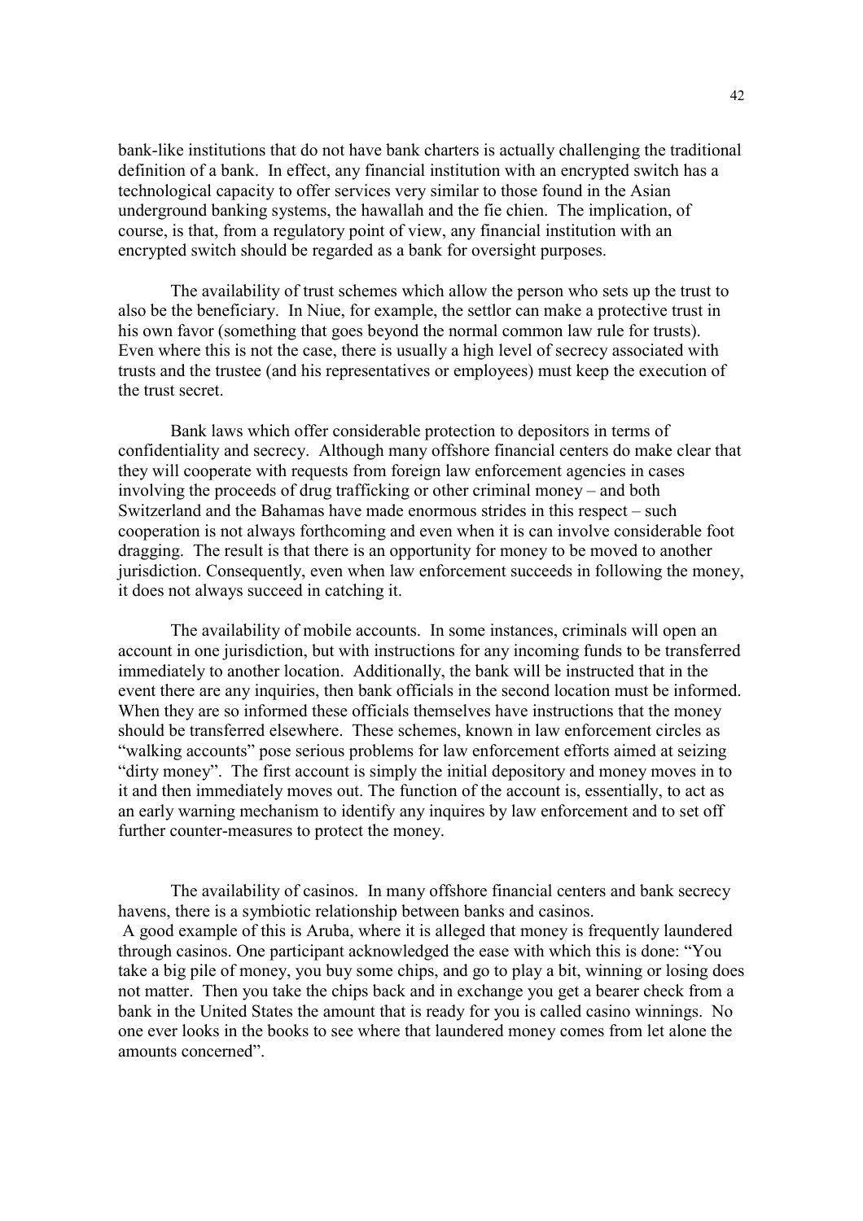bank-like institutions that do not have bank charters is actually challenging the traditional definition of a bank. In effect, any financial institution with an encrypted switch has a technological capacity to offer services very similar to those found in the Asian underground banking systems, the hawallah and the fie chien. The implication, of course, is that, from a regulatory point of view, any financial institution with an encrypted switch should be regarded as a bank for oversight purposes.

The availability of trust schemes which allow the person who sets up the trust to also be the beneficiary. In Niue, for example, the settlor can make a protective trust in his own favor (something that goes beyond the normal common law rule for trusts). Even where this is not the case, there is usually a high level of secrecy associated with trusts and the trustee (and his representatives or employees) must keep the execution of the trust secret.

Bank laws which offer considerable protection to depositors in terms of confidentiality and secrecy. Although many offshore financial centers do make clear that they will cooperate with requests from foreign law enforcement agencies in cases involving the proceeds of drug trafficking or other criminal money – and both Switzerland and the Bahamas have made enormous strides in this respect – such cooperation is not always forthcoming and even when it is can involve considerable foot dragging. The result is that there is an opportunity for money to be moved to another jurisdiction. Consequently, even when law enforcement succeeds in following the money, it does not always succeed in catching it.

The availability of mobile accounts. In some instances, criminals will open an account in one jurisdiction, but with instructions for any incoming funds to be transferred immediately to another location. Additionally, the bank will be instructed that in the event there are any inquiries, then bank officials in the second location must be informed. When they are so informed these officials themselves have instructions that the money should be transferred elsewhere. These schemes, known in law enforcement circles as "walking accounts" pose serious problems for law enforcement efforts aimed at seizing "dirty money". The first account is simply the initial depository and money moves in to it and then immediately moves out. The function of the account is, essentially, to act as an early warning mechanism to identify any inquires by law enforcement and to set off further counter-measures to protect the money.

The availability of casinos. In many offshore financial centers and bank secrecy havens, there is a symbiotic relationship between banks and casinos.
A good example of this is Aruba, where it is alleged that money is frequently laundered through casinos. One participant acknowledged the ease with which this is done: "You take a big pile of money, you buy some chips, and go to play a bit, winning or losing does not matter. Then you take the chips back and in exchange you get a bearer check from a bank in the United States the amount that is ready for you is called casino winnings. No one ever looks in the books to see where that laundered money comes from let alone the amounts concerned".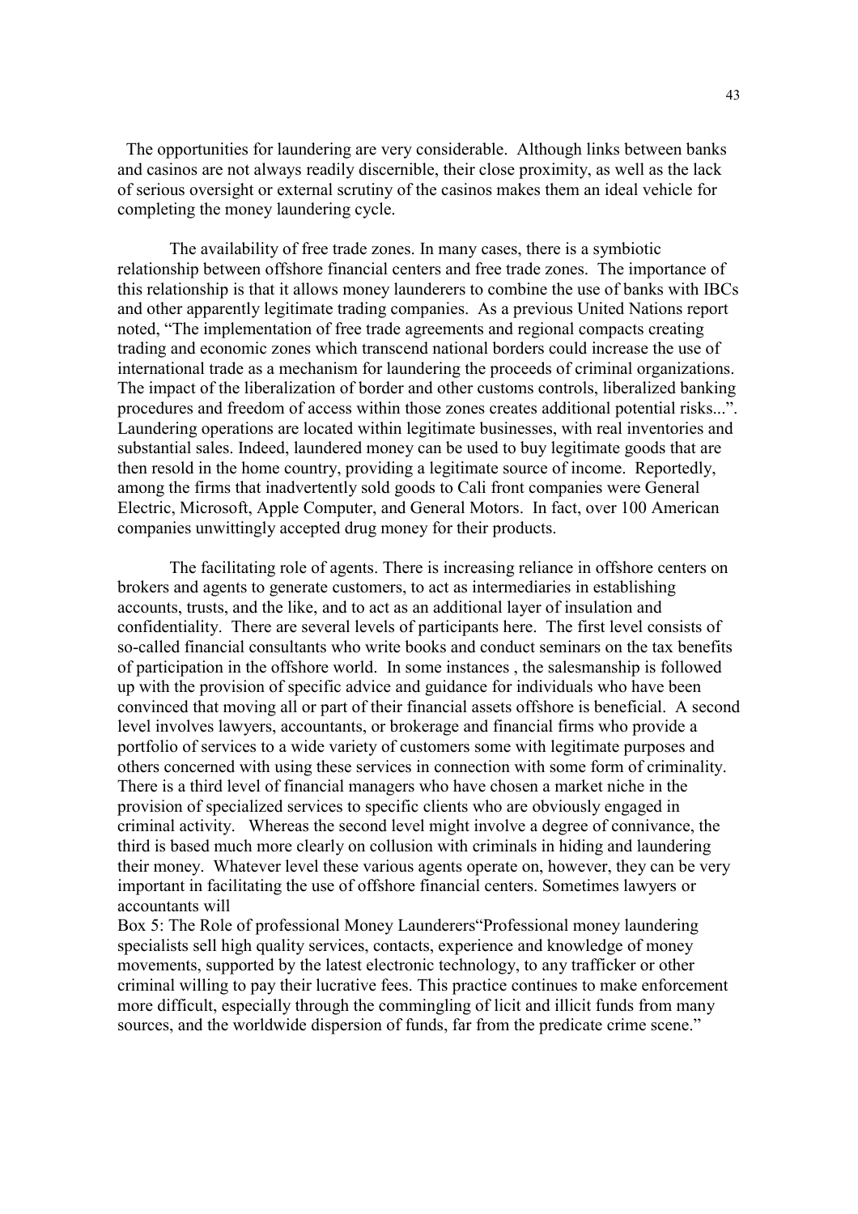The opportunities for laundering are very considerable. Although links between banks and casinos are not always readily discernible, their close proximity, as well as the lack of serious oversight or external scrutiny of the casinos makes them an ideal vehicle for completing the money laundering cycle.

The availability of free trade zones. In many cases, there is a symbiotic relationship between offshore financial centers and free trade zones. The importance of this relationship is that it allows money launderers to combine the use of banks with IBCs and other apparently legitimate trading companies. As a previous United Nations report noted, "The implementation of free trade agreements and regional compacts creating trading and economic zones which transcend national borders could increase the use of international trade as a mechanism for laundering the proceeds of criminal organizations. The impact of the liberalization of border and other customs controls, liberalized banking procedures and freedom of access within those zones creates additional potential risks...". Laundering operations are located within legitimate businesses, with real inventories and substantial sales. Indeed, laundered money can be used to buy legitimate goods that are then resold in the home country, providing a legitimate source of income. Reportedly, among the firms that inadvertently sold goods to Cali front companies were General Electric, Microsoft, Apple Computer, and General Motors. In fact, over 100 American companies unwittingly accepted drug money for their products.

The facilitating role of agents. There is increasing reliance in offshore centers on brokers and agents to generate customers, to act as intermediaries in establishing accounts, trusts, and the like, and to act as an additional layer of insulation and confidentiality. There are several levels of participants here. The first level consists of so-called financial consultants who write books and conduct seminars on the tax benefits of participation in the offshore world. In some instances , the salesmanship is followed up with the provision of specific advice and guidance for individuals who have been convinced that moving all or part of their financial assets offshore is beneficial. A second level involves lawyers, accountants, or brokerage and financial firms who provide a portfolio of services to a wide variety of customers some with legitimate purposes and others concerned with using these services in connection with some form of criminality. There is a third level of financial managers who have chosen a market niche in the provision of specialized services to specific clients who are obviously engaged in criminal activity. Whereas the second level might involve a degree of connivance, the third is based much more clearly on collusion with criminals in hiding and laundering their money. Whatever level these various agents operate on, however, they can be very important in facilitating the use of offshore financial centers. Sometimes lawyers or accountants will

Box 5: The Role of professional Money Launderers"Professional money laundering specialists sell high quality services, contacts, experience and knowledge of money movements, supported by the latest electronic technology, to any trafficker or other criminal willing to pay their lucrative fees. This practice continues to make enforcement more difficult, especially through the commingling of licit and illicit funds from many sources, and the worldwide dispersion of funds, far from the predicate crime scene."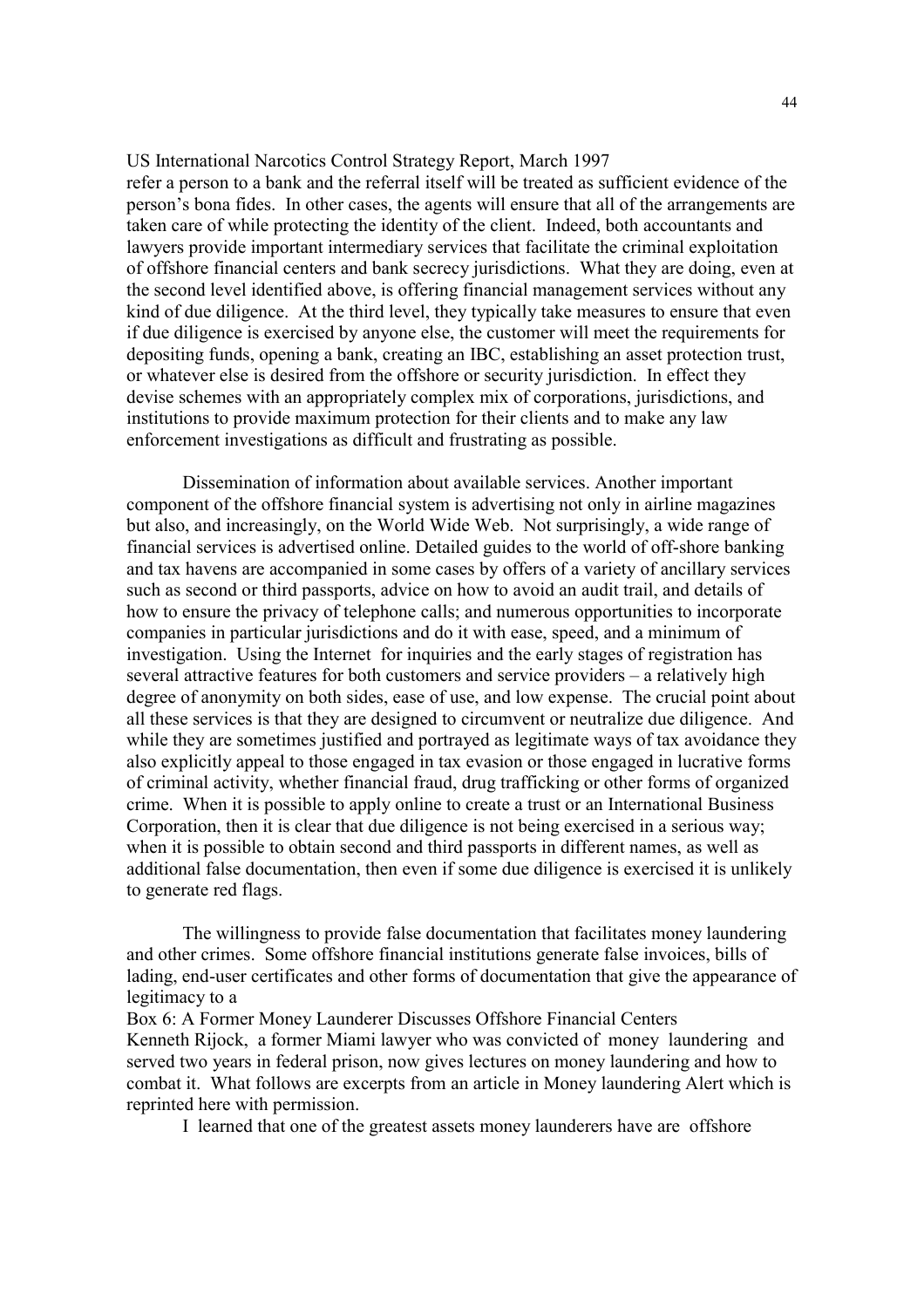US International Narcotics Control Strategy Report, March 1997

refer a person to a bank and the referral itself will be treated as sufficient evidence of the person's bona fides. In other cases, the agents will ensure that all of the arrangements are taken care of while protecting the identity of the client. Indeed, both accountants and lawyers provide important intermediary services that facilitate the criminal exploitation of offshore financial centers and bank secrecy jurisdictions. What they are doing, even at the second level identified above, is offering financial management services without any kind of due diligence. At the third level, they typically take measures to ensure that even if due diligence is exercised by anyone else, the customer will meet the requirements for depositing funds, opening a bank, creating an IBC, establishing an asset protection trust, or whatever else is desired from the offshore or security jurisdiction. In effect they devise schemes with an appropriately complex mix of corporations, jurisdictions, and institutions to provide maximum protection for their clients and to make any law enforcement investigations as difficult and frustrating as possible.

Dissemination of information about available services. Another important component of the offshore financial system is advertising not only in airline magazines but also, and increasingly, on the World Wide Web. Not surprisingly, a wide range of financial services is advertised online. Detailed guides to the world of off-shore banking and tax havens are accompanied in some cases by offers of a variety of ancillary services such as second or third passports, advice on how to avoid an audit trail, and details of how to ensure the privacy of telephone calls; and numerous opportunities to incorporate companies in particular jurisdictions and do it with ease, speed, and a minimum of investigation. Using the Internet for inquiries and the early stages of registration has several attractive features for both customers and service providers – a relatively high degree of anonymity on both sides, ease of use, and low expense. The crucial point about all these services is that they are designed to circumvent or neutralize due diligence. And while they are sometimes justified and portrayed as legitimate ways of tax avoidance they also explicitly appeal to those engaged in tax evasion or those engaged in lucrative forms of criminal activity, whether financial fraud, drug trafficking or other forms of organized crime. When it is possible to apply online to create a trust or an International Business Corporation, then it is clear that due diligence is not being exercised in a serious way; when it is possible to obtain second and third passports in different names, as well as additional false documentation, then even if some due diligence is exercised it is unlikely to generate red flags.

The willingness to provide false documentation that facilitates money laundering and other crimes. Some offshore financial institutions generate false invoices, bills of lading, end-user certificates and other forms of documentation that give the appearance of legitimacy to a

Box 6: A Former Money Launderer Discusses Offshore Financial Centers

Kenneth Rijock, a former Miami lawyer who was convicted of money laundering and served two years in federal prison, now gives lectures on money laundering and how to combat it. What follows are excerpts from an article in Money laundering Alert which is reprinted here with permission.

I learned that one of the greatest assets money launderers have are offshore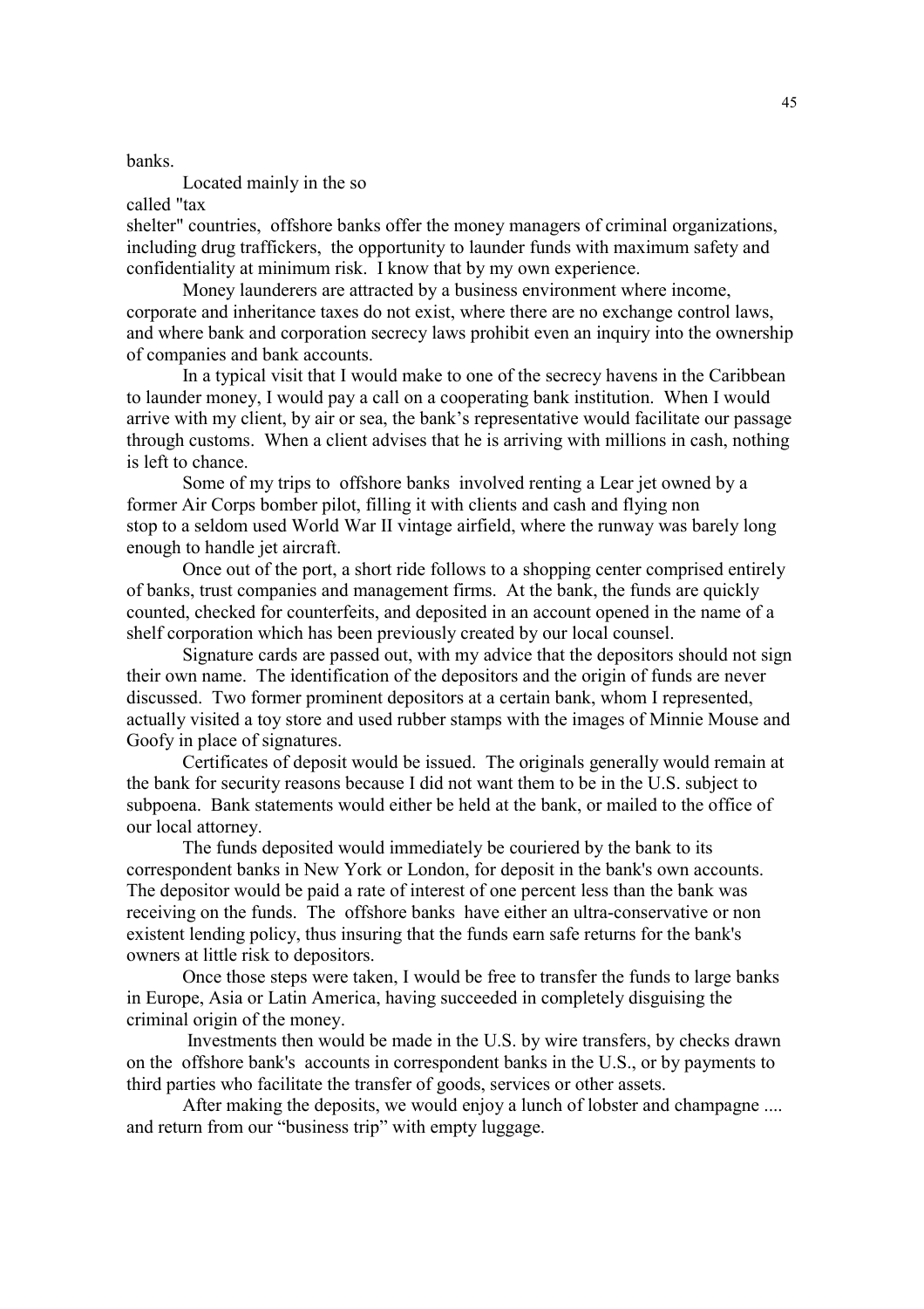banks.

Located mainly in the so called "tax shelter" countries, offshore banks offer the money managers of criminal organizations, including drug traffickers, the opportunity to launder funds with maximum safety and confidentiality at minimum risk. I know that by my own experience.

Money launderers are attracted by a business environment where income, corporate and inheritance taxes do not exist, where there are no exchange control laws, and where bank and corporation secrecy laws prohibit even an inquiry into the ownership of companies and bank accounts.

In a typical visit that I would make to one of the secrecy havens in the Caribbean to launder money, I would pay a call on a cooperating bank institution. When I would arrive with my client, by air or sea, the bank's representative would facilitate our passage through customs. When a client advises that he is arriving with millions in cash, nothing is left to chance.

Some of my trips to offshore banks involved renting a Lear jet owned by a former Air Corps bomber pilot, filling it with clients and cash and flying non stop to a seldom used World War II vintage airfield, where the runway was barely long enough to handle jet aircraft.

Once out of the port, a short ride follows to a shopping center comprised entirely of banks, trust companies and management firms. At the bank, the funds are quickly counted, checked for counterfeits, and deposited in an account opened in the name of a shelf corporation which has been previously created by our local counsel.

Signature cards are passed out, with my advice that the depositors should not sign their own name. The identification of the depositors and the origin of funds are never discussed. Two former prominent depositors at a certain bank, whom I represented, actually visited a toy store and used rubber stamps with the images of Minnie Mouse and Goofy in place of signatures.

Certificates of deposit would be issued. The originals generally would remain at the bank for security reasons because I did not want them to be in the U.S. subject to subpoena. Bank statements would either be held at the bank, or mailed to the office of our local attorney.

The funds deposited would immediately be couriered by the bank to its correspondent banks in New York or London, for deposit in the bank's own accounts. The depositor would be paid a rate of interest of one percent less than the bank was receiving on the funds. The offshore banks have either an ultra-conservative or non existent lending policy, thus insuring that the funds earn safe returns for the bank's owners at little risk to depositors.

Once those steps were taken, I would be free to transfer the funds to large banks in Europe, Asia or Latin America, having succeeded in completely disguising the criminal origin of the money.

Investments then would be made in the U.S. by wire transfers, by checks drawn on the offshore bank's accounts in correspondent banks in the U.S., or by payments to third parties who facilitate the transfer of goods, services or other assets.

After making the deposits, we would enjoy a lunch of lobster and champagne .... and return from our "business trip" with empty luggage.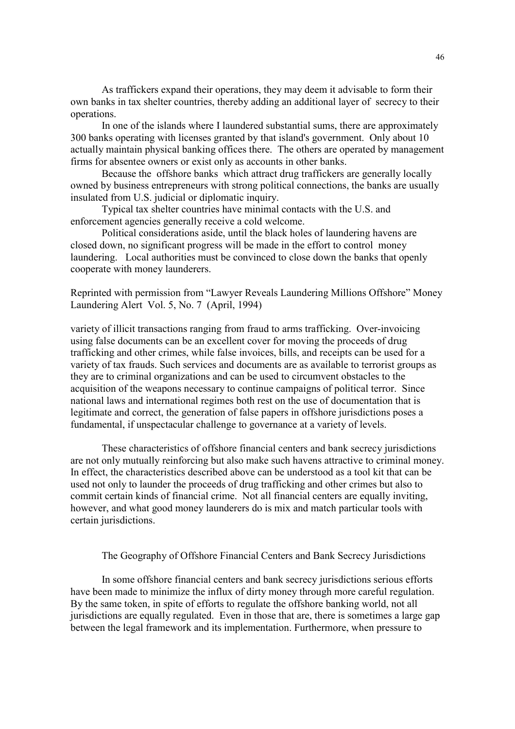As traffickers expand their operations, they may deem it advisable to form their own banks in tax shelter countries, thereby adding an additional layer of secrecy to their operations.

In one of the islands where I laundered substantial sums, there are approximately 300 banks operating with licenses granted by that island's government. Only about 10 actually maintain physical banking offices there. The others are operated by management firms for absentee owners or exist only as accounts in other banks.

Because the offshore banks which attract drug traffickers are generally locally owned by business entrepreneurs with strong political connections, the banks are usually insulated from U.S. judicial or diplomatic inquiry.

Typical tax shelter countries have minimal contacts with the U.S. and enforcement agencies generally receive a cold welcome.

Political considerations aside, until the black holes of laundering havens are closed down, no significant progress will be made in the effort to control money laundering. Local authorities must be convinced to close down the banks that openly cooperate with money launderers.

Reprinted with permission from "Lawyer Reveals Laundering Millions Offshore" Money Laundering Alert Vol. 5, No. 7 (April, 1994)

variety of illicit transactions ranging from fraud to arms trafficking. Over-invoicing using false documents can be an excellent cover for moving the proceeds of drug trafficking and other crimes, while false invoices, bills, and receipts can be used for a variety of tax frauds. Such services and documents are as available to terrorist groups as they are to criminal organizations and can be used to circumvent obstacles to the acquisition of the weapons necessary to continue campaigns of political terror. Since national laws and international regimes both rest on the use of documentation that is legitimate and correct, the generation of false papers in offshore jurisdictions poses a fundamental, if unspectacular challenge to governance at a variety of levels.

These characteristics of offshore financial centers and bank secrecy jurisdictions are not only mutually reinforcing but also make such havens attractive to criminal money. In effect, the characteristics described above can be understood as a tool kit that can be used not only to launder the proceeds of drug trafficking and other crimes but also to commit certain kinds of financial crime. Not all financial centers are equally inviting, however, and what good money launderers do is mix and match particular tools with certain jurisdictions.

## The Geography of Offshore Financial Centers and Bank Secrecy Jurisdictions

In some offshore financial centers and bank secrecy jurisdictions serious efforts have been made to minimize the influx of dirty money through more careful regulation. By the same token, in spite of efforts to regulate the offshore banking world, not all jurisdictions are equally regulated. Even in those that are, there is sometimes a large gap between the legal framework and its implementation. Furthermore, when pressure to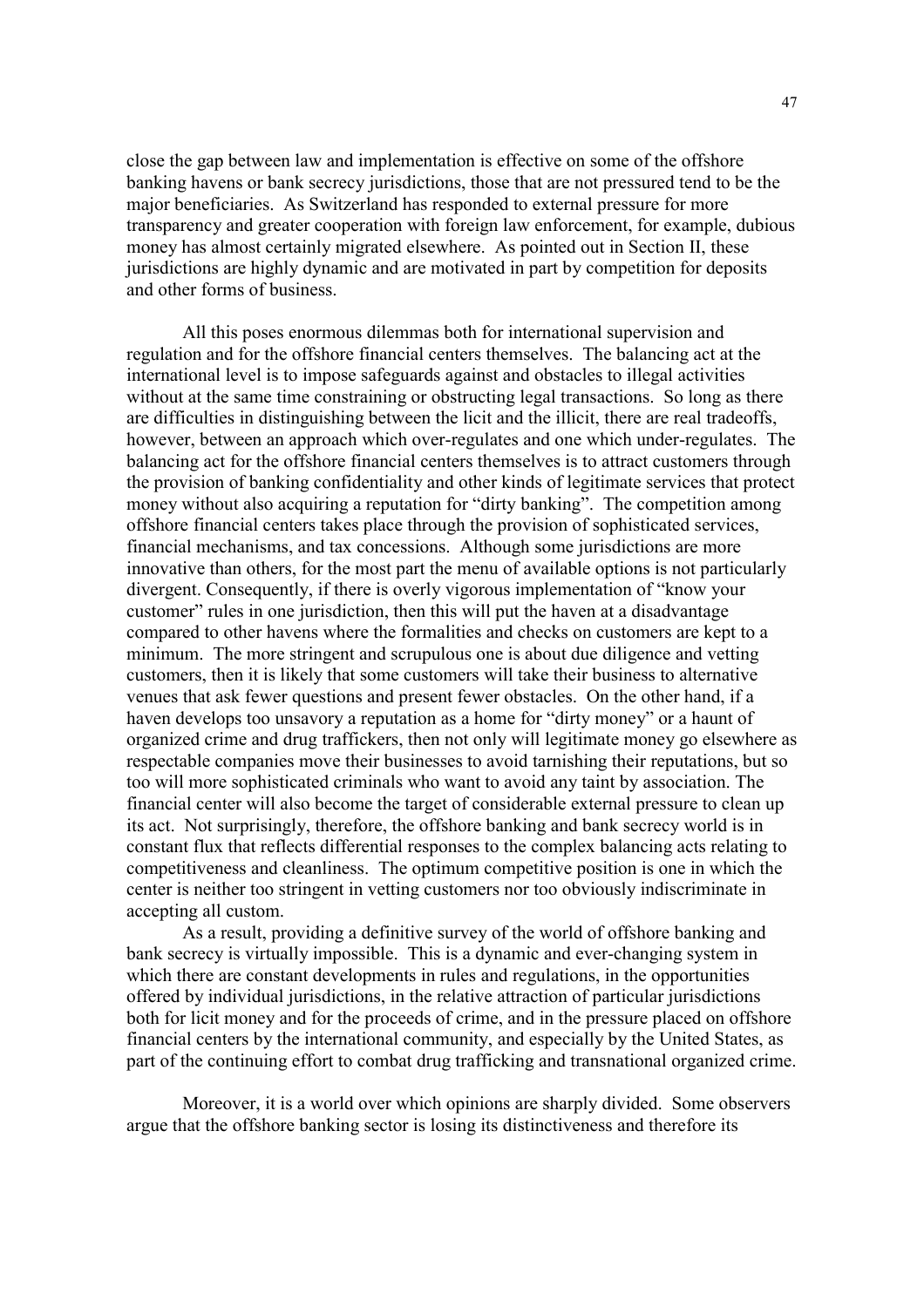close the gap between law and implementation is effective on some of the offshore banking havens or bank secrecy jurisdictions, those that are not pressured tend to be the major beneficiaries. As Switzerland has responded to external pressure for more transparency and greater cooperation with foreign law enforcement, for example, dubious money has almost certainly migrated elsewhere. As pointed out in Section II, these jurisdictions are highly dynamic and are motivated in part by competition for deposits and other forms of business.

All this poses enormous dilemmas both for international supervision and regulation and for the offshore financial centers themselves. The balancing act at the international level is to impose safeguards against and obstacles to illegal activities without at the same time constraining or obstructing legal transactions. So long as there are difficulties in distinguishing between the licit and the illicit, there are real tradeoffs, however, between an approach which over-regulates and one which under-regulates. The balancing act for the offshore financial centers themselves is to attract customers through the provision of banking confidentiality and other kinds of legitimate services that protect money without also acquiring a reputation for "dirty banking". The competition among offshore financial centers takes place through the provision of sophisticated services, financial mechanisms, and tax concessions. Although some jurisdictions are more innovative than others, for the most part the menu of available options is not particularly divergent. Consequently, if there is overly vigorous implementation of "know your customer" rules in one jurisdiction, then this will put the haven at a disadvantage compared to other havens where the formalities and checks on customers are kept to a minimum. The more stringent and scrupulous one is about due diligence and vetting customers, then it is likely that some customers will take their business to alternative venues that ask fewer questions and present fewer obstacles. On the other hand, if a haven develops too unsavory a reputation as a home for "dirty money" or a haunt of organized crime and drug traffickers, then not only will legitimate money go elsewhere as respectable companies move their businesses to avoid tarnishing their reputations, but so too will more sophisticated criminals who want to avoid any taint by association. The financial center will also become the target of considerable external pressure to clean up its act. Not surprisingly, therefore, the offshore banking and bank secrecy world is in constant flux that reflects differential responses to the complex balancing acts relating to competitiveness and cleanliness. The optimum competitive position is one in which the center is neither too stringent in vetting customers nor too obviously indiscriminate in accepting all custom.

As a result, providing a definitive survey of the world of offshore banking and bank secrecy is virtually impossible. This is a dynamic and ever-changing system in which there are constant developments in rules and regulations, in the opportunities offered by individual jurisdictions, in the relative attraction of particular jurisdictions both for licit money and for the proceeds of crime, and in the pressure placed on offshore financial centers by the international community, and especially by the United States, as part of the continuing effort to combat drug trafficking and transnational organized crime.

Moreover, it is a world over which opinions are sharply divided. Some observers argue that the offshore banking sector is losing its distinctiveness and therefore its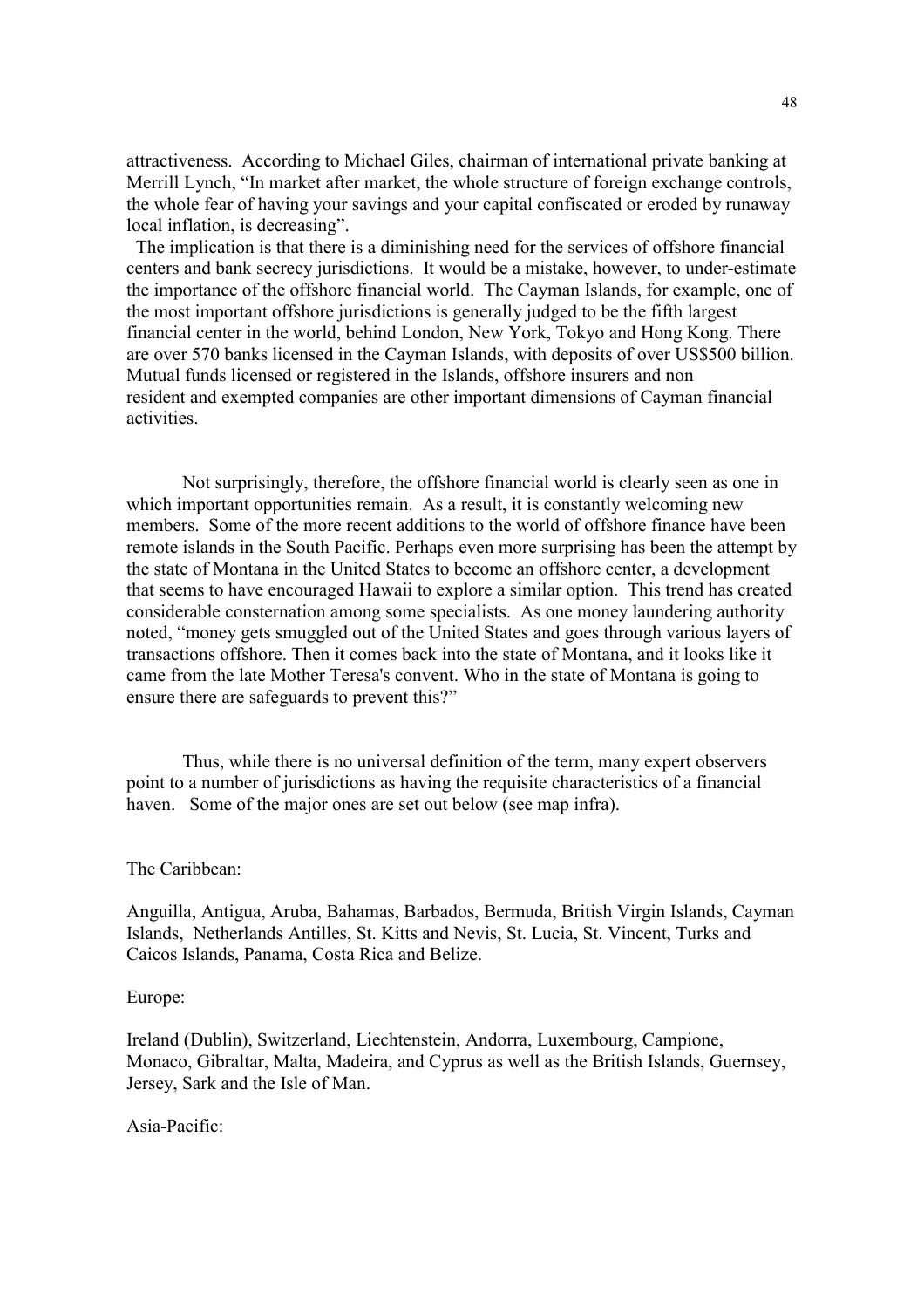attractiveness. According to Michael Giles, chairman of international private banking at Merrill Lynch, "In market after market, the whole structure of foreign exchange controls, the whole fear of having your savings and your capital confiscated or eroded by runaway local inflation, is decreasing".

The implication is that there is a diminishing need for the services of offshore financial centers and bank secrecy jurisdictions. It would be a mistake, however, to under-estimate the importance of the offshore financial world. The Cayman Islands, for example, one of the most important offshore jurisdictions is generally judged to be the fifth largest financial center in the world, behind London, New York, Tokyo and Hong Kong. There are over 570 banks licensed in the Cayman Islands, with deposits of over US$500 billion. Mutual funds licensed or registered in the Islands, offshore insurers and non resident and exempted companies are other important dimensions of Cayman financial activities.

Not surprisingly, therefore, the offshore financial world is clearly seen as one in which important opportunities remain. As a result, it is constantly welcoming new members. Some of the more recent additions to the world of offshore finance have been remote islands in the South Pacific. Perhaps even more surprising has been the attempt by the state of Montana in the United States to become an offshore center, a development that seems to have encouraged Hawaii to explore a similar option. This trend has created considerable consternation among some specialists. As one money laundering authority noted, "money gets smuggled out of the United States and goes through various layers of transactions offshore. Then it comes back into the state of Montana, and it looks like it came from the late Mother Teresa's convent. Who in the state of Montana is going to ensure there are safeguards to prevent this?"

Thus, while there is no universal definition of the term, many expert observers point to a number of jurisdictions as having the requisite characteristics of a financial haven. Some of the major ones are set out below (see map infra).

The Caribbean:

Anguilla, Antigua, Aruba, Bahamas, Barbados, Bermuda, British Virgin Islands, Cayman Islands, Netherlands Antilles, St. Kitts and Nevis, St. Lucia, St. Vincent, Turks and Caicos Islands, Panama, Costa Rica and Belize.

Europe:

Ireland (Dublin), Switzerland, Liechtenstein, Andorra, Luxembourg, Campione, Monaco, Gibraltar, Malta, Madeira, and Cyprus as well as the British Islands, Guernsey, Jersey, Sark and the Isle of Man.

Asia-Pacific: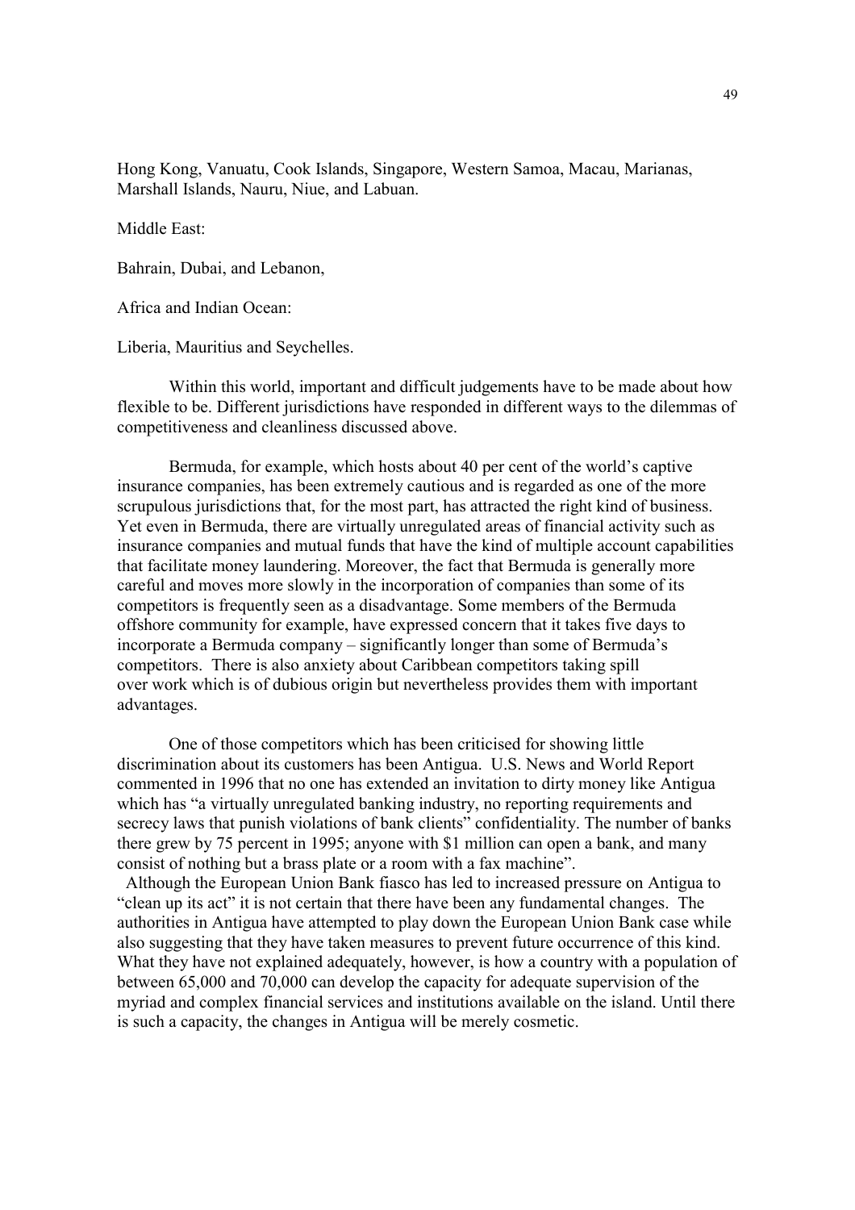Hong Kong, Vanuatu, Cook Islands, Singapore, Western Samoa, Macau, Marianas, Marshall Islands, Nauru, Niue, and Labuan.

Middle East:

Bahrain, Dubai, and Lebanon,

Africa and Indian Ocean:

Liberia, Mauritius and Seychelles.

Within this world, important and difficult judgements have to be made about how flexible to be. Different jurisdictions have responded in different ways to the dilemmas of competitiveness and cleanliness discussed above.

Bermuda, for example, which hosts about 40 per cent of the world's captive insurance companies, has been extremely cautious and is regarded as one of the more scrupulous jurisdictions that, for the most part, has attracted the right kind of business. Yet even in Bermuda, there are virtually unregulated areas of financial activity such as insurance companies and mutual funds that have the kind of multiple account capabilities that facilitate money laundering. Moreover, the fact that Bermuda is generally more careful and moves more slowly in the incorporation of companies than some of its competitors is frequently seen as a disadvantage. Some members of the Bermuda offshore community for example, have expressed concern that it takes five days to incorporate a Bermuda company – significantly longer than some of Bermuda's competitors. There is also anxiety about Caribbean competitors taking spill over work which is of dubious origin but nevertheless provides them with important advantages.

One of those competitors which has been criticised for showing little discrimination about its customers has been Antigua. U.S. News and World Report commented in 1996 that no one has extended an invitation to dirty money like Antigua which has "a virtually unregulated banking industry, no reporting requirements and secrecy laws that punish violations of bank clients" confidentiality. The number of banks there grew by 75 percent in 1995; anyone with \$1 million can open a bank, and many consist of nothing but a brass plate or a room with a fax machine".

Although the European Union Bank fiasco has led to increased pressure on Antigua to "clean up its act" it is not certain that there have been any fundamental changes. The authorities in Antigua have attempted to play down the European Union Bank case while also suggesting that they have taken measures to prevent future occurrence of this kind. What they have not explained adequately, however, is how a country with a population of between 65,000 and 70,000 can develop the capacity for adequate supervision of the myriad and complex financial services and institutions available on the island. Until there is such a capacity, the changes in Antigua will be merely cosmetic.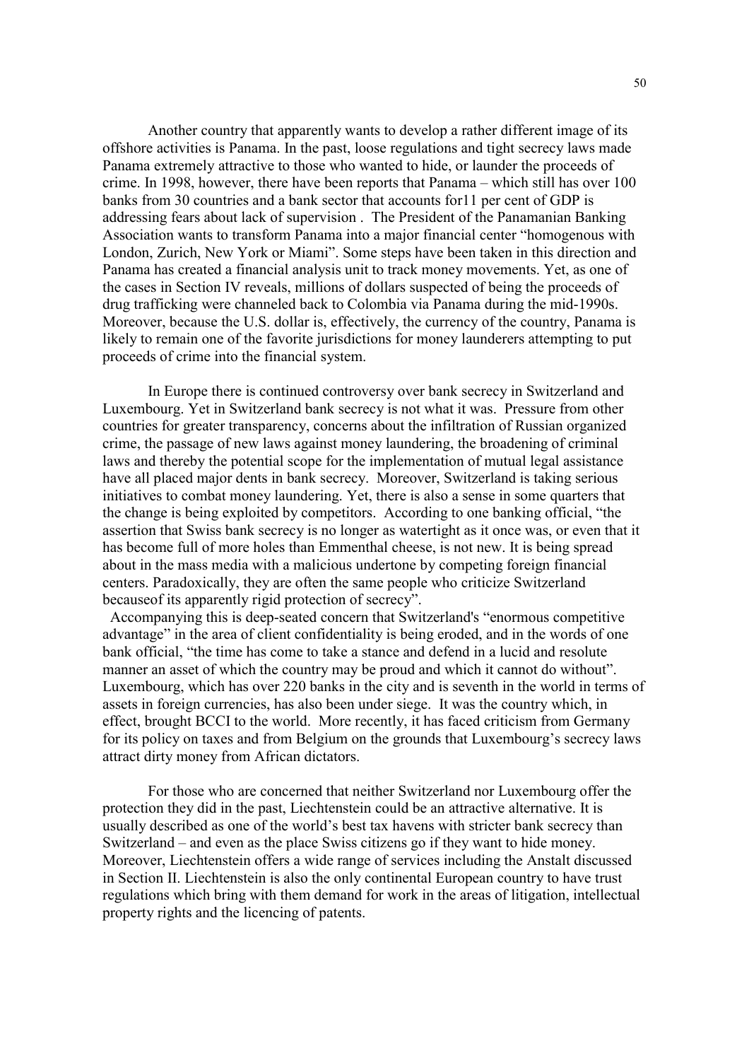Another country that apparently wants to develop a rather different image of its offshore activities is Panama. In the past, loose regulations and tight secrecy laws made Panama extremely attractive to those who wanted to hide, or launder the proceeds of crime. In 1998, however, there have been reports that Panama – which still has over 100 banks from 30 countries and a bank sector that accounts for11 per cent of GDP is addressing fears about lack of supervision . The President of the Panamanian Banking Association wants to transform Panama into a major financial center "homogenous with London, Zurich, New York or Miami". Some steps have been taken in this direction and Panama has created a financial analysis unit to track money movements. Yet, as one of the cases in Section IV reveals, millions of dollars suspected of being the proceeds of drug trafficking were channeled back to Colombia via Panama during the mid-1990s. Moreover, because the U.S. dollar is, effectively, the currency of the country, Panama is likely to remain one of the favorite jurisdictions for money launderers attempting to put proceeds of crime into the financial system.

In Europe there is continued controversy over bank secrecy in Switzerland and Luxembourg. Yet in Switzerland bank secrecy is not what it was. Pressure from other countries for greater transparency, concerns about the infiltration of Russian organized crime, the passage of new laws against money laundering, the broadening of criminal laws and thereby the potential scope for the implementation of mutual legal assistance have all placed major dents in bank secrecy. Moreover, Switzerland is taking serious initiatives to combat money laundering. Yet, there is also a sense in some quarters that the change is being exploited by competitors. According to one banking official, "the assertion that Swiss bank secrecy is no longer as watertight as it once was, or even that it has become full of more holes than Emmenthal cheese, is not new. It is being spread about in the mass media with a malicious undertone by competing foreign financial centers. Paradoxically, they are often the same people who criticize Switzerland becauseof its apparently rigid protection of secrecy".

Accompanying this is deep-seated concern that Switzerland's "enormous competitive advantage" in the area of client confidentiality is being eroded, and in the words of one bank official, "the time has come to take a stance and defend in a lucid and resolute manner an asset of which the country may be proud and which it cannot do without". Luxembourg, which has over 220 banks in the city and is seventh in the world in terms of assets in foreign currencies, has also been under siege. It was the country which, in effect, brought BCCI to the world. More recently, it has faced criticism from Germany for its policy on taxes and from Belgium on the grounds that Luxembourg's secrecy laws attract dirty money from African dictators.

For those who are concerned that neither Switzerland nor Luxembourg offer the protection they did in the past, Liechtenstein could be an attractive alternative. It is usually described as one of the world's best tax havens with stricter bank secrecy than Switzerland – and even as the place Swiss citizens go if they want to hide money. Moreover, Liechtenstein offers a wide range of services including the Anstalt discussed in Section II. Liechtenstein is also the only continental European country to have trust regulations which bring with them demand for work in the areas of litigation, intellectual property rights and the licencing of patents.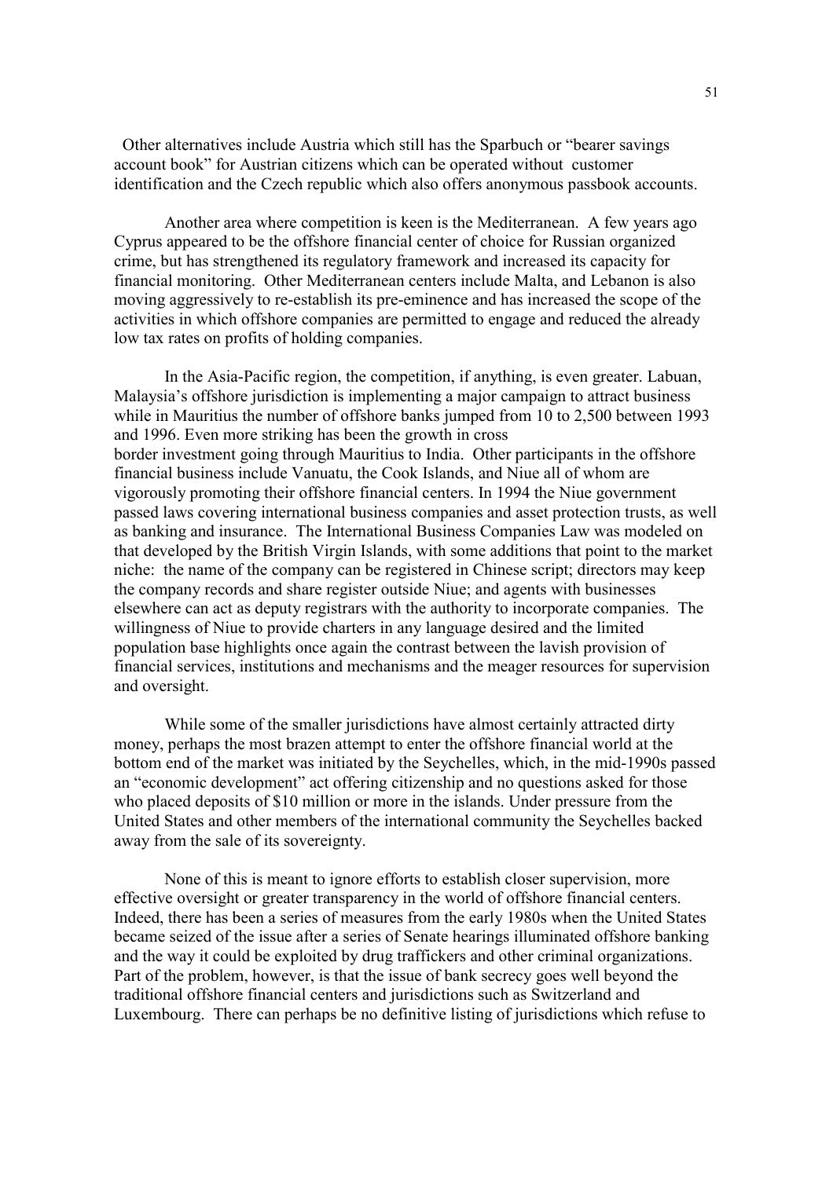Other alternatives include Austria which still has the Sparbuch or "bearer savings account book" for Austrian citizens which can be operated without customer identification and the Czech republic which also offers anonymous passbook accounts.

Another area where competition is keen is the Mediterranean. A few years ago Cyprus appeared to be the offshore financial center of choice for Russian organized crime, but has strengthened its regulatory framework and increased its capacity for financial monitoring. Other Mediterranean centers include Malta, and Lebanon is also moving aggressively to re-establish its pre-eminence and has increased the scope of the activities in which offshore companies are permitted to engage and reduced the already low tax rates on profits of holding companies.

In the Asia-Pacific region, the competition, if anything, is even greater. Labuan, Malaysia's offshore jurisdiction is implementing a major campaign to attract business while in Mauritius the number of offshore banks jumped from 10 to 2,500 between 1993 and 1996. Even more striking has been the growth in cross border investment going through Mauritius to India. Other participants in the offshore financial business include Vanuatu, the Cook Islands, and Niue all of whom are vigorously promoting their offshore financial centers. In 1994 the Niue government passed laws covering international business companies and asset protection trusts, as well as banking and insurance. The International Business Companies Law was modeled on that developed by the British Virgin Islands, with some additions that point to the market niche: the name of the company can be registered in Chinese script; directors may keep the company records and share register outside Niue; and agents with businesses elsewhere can act as deputy registrars with the authority to incorporate companies. The willingness of Niue to provide charters in any language desired and the limited population base highlights once again the contrast between the lavish provision of financial services, institutions and mechanisms and the meager resources for supervision and oversight.

While some of the smaller jurisdictions have almost certainly attracted dirty money, perhaps the most brazen attempt to enter the offshore financial world at the bottom end of the market was initiated by the Seychelles, which, in the mid-1990s passed an "economic development" act offering citizenship and no questions asked for those who placed deposits of $10 million or more in the islands. Under pressure from the United States and other members of the international community the Seychelles backed away from the sale of its sovereignty.

None of this is meant to ignore efforts to establish closer supervision, more effective oversight or greater transparency in the world of offshore financial centers. Indeed, there has been a series of measures from the early 1980s when the United States became seized of the issue after a series of Senate hearings illuminated offshore banking and the way it could be exploited by drug traffickers and other criminal organizations. Part of the problem, however, is that the issue of bank secrecy goes well beyond the traditional offshore financial centers and jurisdictions such as Switzerland and Luxembourg. There can perhaps be no definitive listing of jurisdictions which refuse to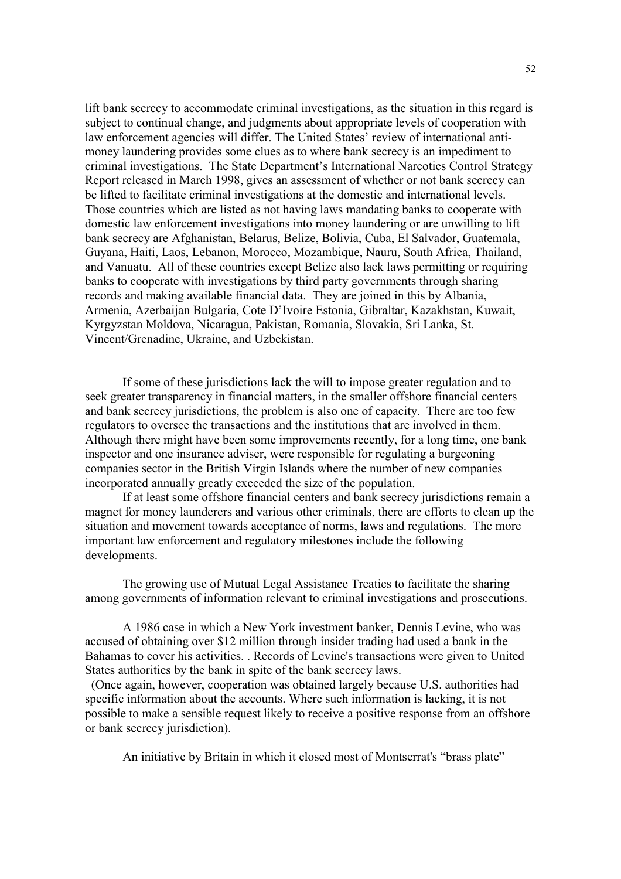lift bank secrecy to accommodate criminal investigations, as the situation in this regard is subject to continual change, and judgments about appropriate levels of cooperation with law enforcement agencies will differ. The United States' review of international anti-money laundering provides some clues as to where bank secrecy is an impediment to criminal investigations. The State Department's International Narcotics Control Strategy Report released in March 1998, gives an assessment of whether or not bank secrecy can be lifted to facilitate criminal investigations at the domestic and international levels. Those countries which are listed as not having laws mandating banks to cooperate with domestic law enforcement investigations into money laundering or are unwilling to lift bank secrecy are Afghanistan, Belarus, Belize, Bolivia, Cuba, El Salvador, Guatemala, Guyana, Haiti, Laos, Lebanon, Morocco, Mozambique, Nauru, South Africa, Thailand, and Vanuatu. All of these countries except Belize also lack laws permitting or requiring banks to cooperate with investigations by third party governments through sharing records and making available financial data. They are joined in this by Albania, Armenia, Azerbaijan Bulgaria, Cote D'Ivoire Estonia, Gibraltar, Kazakhstan, Kuwait, Kyrgyzstan Moldova, Nicaragua, Pakistan, Romania, Slovakia, Sri Lanka, St. Vincent/Grenadine, Ukraine, and Uzbekistan.

If some of these jurisdictions lack the will to impose greater regulation and to seek greater transparency in financial matters, in the smaller offshore financial centers and bank secrecy jurisdictions, the problem is also one of capacity. There are too few regulators to oversee the transactions and the institutions that are involved in them. Although there might have been some improvements recently, for a long time, one bank inspector and one insurance adviser, were responsible for regulating a burgeoning companies sector in the British Virgin Islands where the number of new companies incorporated annually greatly exceeded the size of the population.

If at least some offshore financial centers and bank secrecy jurisdictions remain a magnet for money launderers and various other criminals, there are efforts to clean up the situation and movement towards acceptance of norms, laws and regulations. The more important law enforcement and regulatory milestones include the following developments.

The growing use of Mutual Legal Assistance Treaties to facilitate the sharing among governments of information relevant to criminal investigations and prosecutions.

A 1986 case in which a New York investment banker, Dennis Levine, who was accused of obtaining over $12 million through insider trading had used a bank in the Bahamas to cover his activities. . Records of Levine's transactions were given to United States authorities by the bank in spite of the bank secrecy laws.

(Once again, however, cooperation was obtained largely because U.S. authorities had specific information about the accounts. Where such information is lacking, it is not possible to make a sensible request likely to receive a positive response from an offshore or bank secrecy jurisdiction).

An initiative by Britain in which it closed most of Montserrat's "brass plate"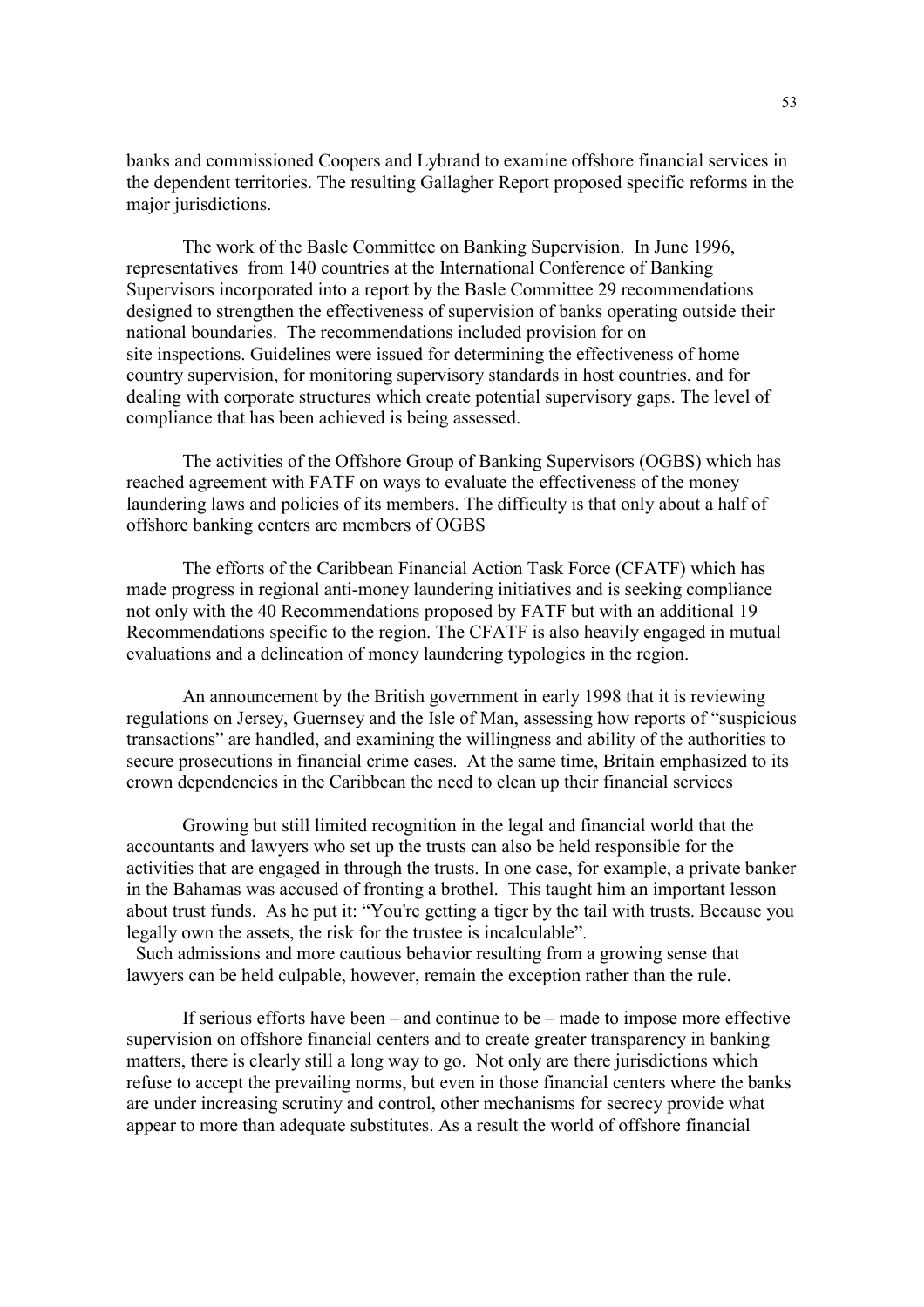banks and commissioned Coopers and Lybrand to examine offshore financial services in the dependent territories. The resulting Gallagher Report proposed specific reforms in the major jurisdictions.

The work of the Basle Committee on Banking Supervision. In June 1996, representatives from 140 countries at the International Conference of Banking Supervisors incorporated into a report by the Basle Committee 29 recommendations designed to strengthen the effectiveness of supervision of banks operating outside their national boundaries. The recommendations included provision for on site inspections. Guidelines were issued for determining the effectiveness of home country supervision, for monitoring supervisory standards in host countries, and for dealing with corporate structures which create potential supervisory gaps. The level of compliance that has been achieved is being assessed.

The activities of the Offshore Group of Banking Supervisors (OGBS) which has reached agreement with FATF on ways to evaluate the effectiveness of the money laundering laws and policies of its members. The difficulty is that only about a half of offshore banking centers are members of OGBS

The efforts of the Caribbean Financial Action Task Force (CFATF) which has made progress in regional anti-money laundering initiatives and is seeking compliance not only with the 40 Recommendations proposed by FATF but with an additional 19 Recommendations specific to the region. The CFATF is also heavily engaged in mutual evaluations and a delineation of money laundering typologies in the region.

An announcement by the British government in early 1998 that it is reviewing regulations on Jersey, Guernsey and the Isle of Man, assessing how reports of "suspicious transactions" are handled, and examining the willingness and ability of the authorities to secure prosecutions in financial crime cases. At the same time, Britain emphasized to its crown dependencies in the Caribbean the need to clean up their financial services

Growing but still limited recognition in the legal and financial world that the accountants and lawyers who set up the trusts can also be held responsible for the activities that are engaged in through the trusts. In one case, for example, a private banker in the Bahamas was accused of fronting a brothel. This taught him an important lesson about trust funds. As he put it: "You're getting a tiger by the tail with trusts. Because you legally own the assets, the risk for the trustee is incalculable".

Such admissions and more cautious behavior resulting from a growing sense that lawyers can be held culpable, however, remain the exception rather than the rule.

If serious efforts have been – and continue to be – made to impose more effective supervision on offshore financial centers and to create greater transparency in banking matters, there is clearly still a long way to go. Not only are there jurisdictions which refuse to accept the prevailing norms, but even in those financial centers where the banks are under increasing scrutiny and control, other mechanisms for secrecy provide what appear to more than adequate substitutes. As a result the world of offshore financial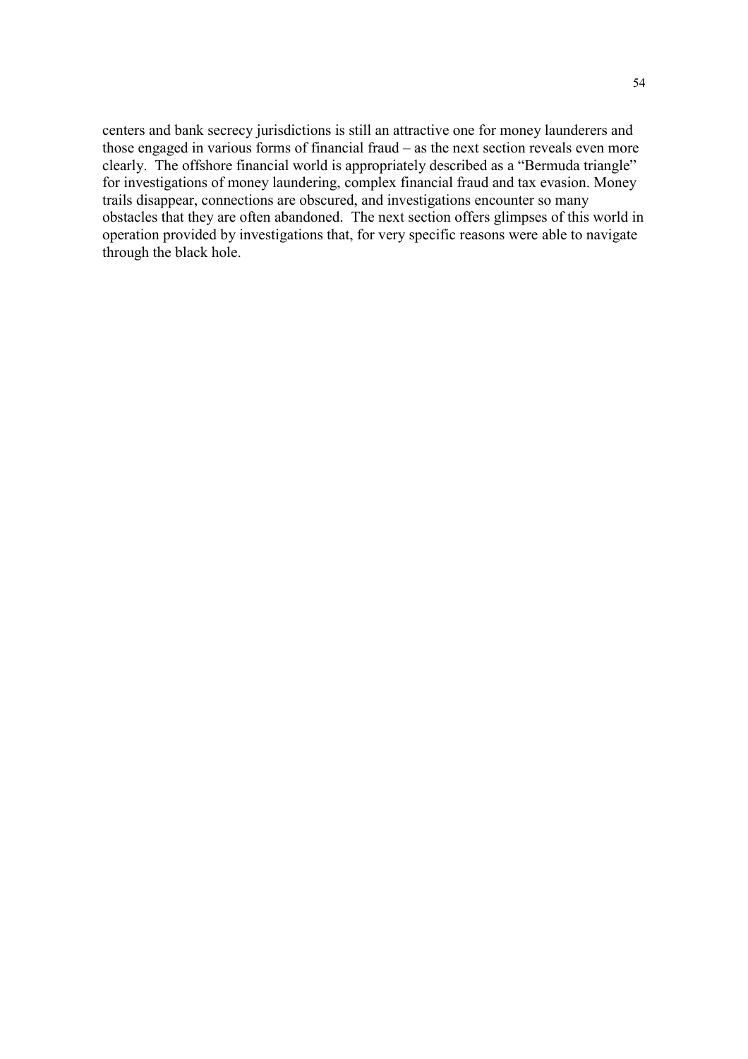centers and bank secrecy jurisdictions is still an attractive one for money launderers and those engaged in various forms of financial fraud – as the next section reveals even more clearly. The offshore financial world is appropriately described as a "Bermuda triangle" for investigations of money laundering, complex financial fraud and tax evasion. Money trails disappear, connections are obscured, and investigations encounter so many obstacles that they are often abandoned. The next section offers glimpses of this world in operation provided by investigations that, for very specific reasons were able to navigate through the black hole.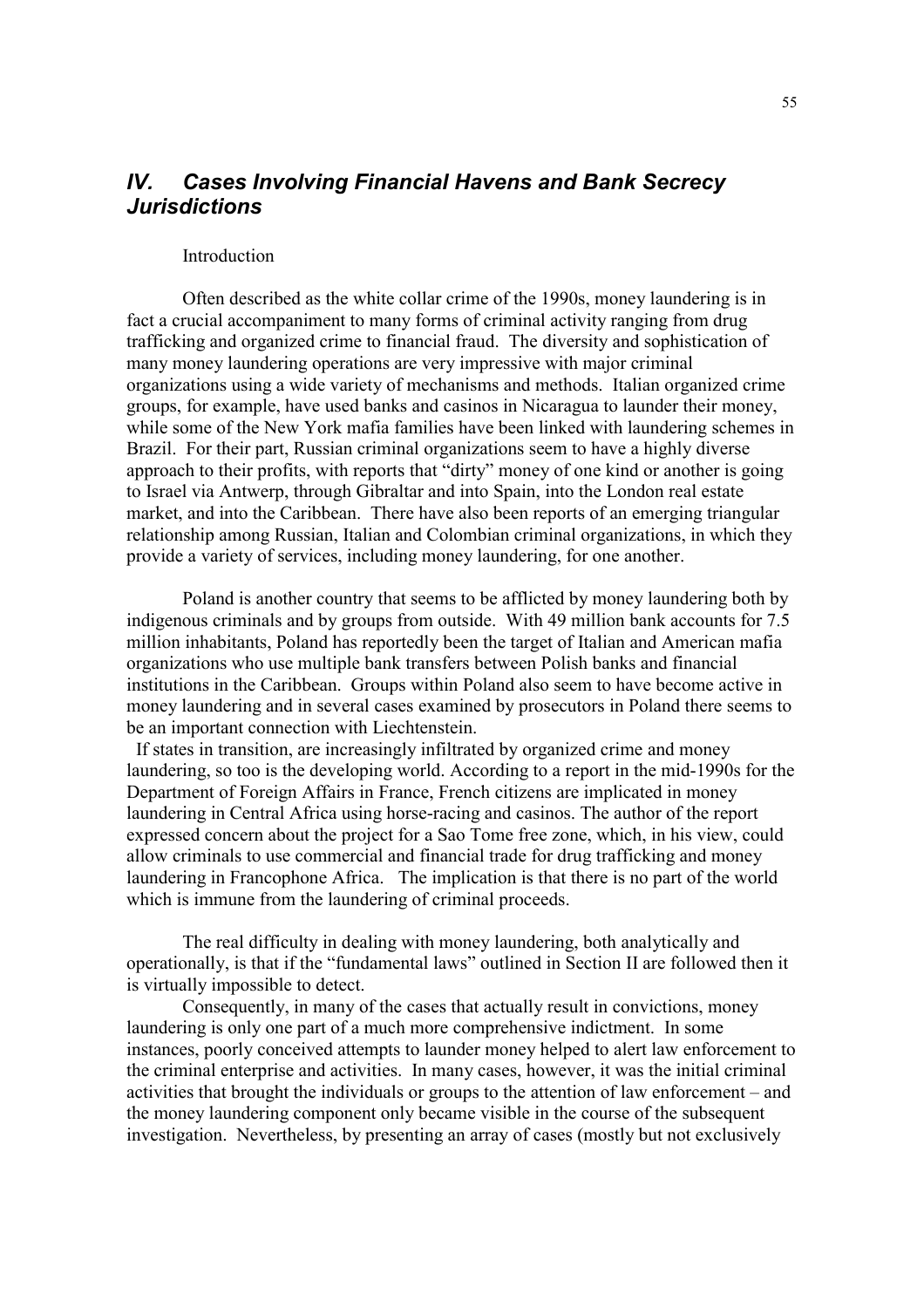## *IV. Cases Involving Financial Havens and Bank Secrecy Jurisdictions*

Introduction

Often described as the white collar crime of the 1990s, money laundering is in fact a crucial accompaniment to many forms of criminal activity ranging from drug trafficking and organized crime to financial fraud. The diversity and sophistication of many money laundering operations are very impressive with major criminal organizations using a wide variety of mechanisms and methods. Italian organized crime groups, for example, have used banks and casinos in Nicaragua to launder their money, while some of the New York mafia families have been linked with laundering schemes in Brazil. For their part, Russian criminal organizations seem to have a highly diverse approach to their profits, with reports that "dirty" money of one kind or another is going to Israel via Antwerp, through Gibraltar and into Spain, into the London real estate market, and into the Caribbean. There have also been reports of an emerging triangular relationship among Russian, Italian and Colombian criminal organizations, in which they provide a variety of services, including money laundering, for one another.

Poland is another country that seems to be afflicted by money laundering both by indigenous criminals and by groups from outside. With 49 million bank accounts for 7.5 million inhabitants, Poland has reportedly been the target of Italian and American mafia organizations who use multiple bank transfers between Polish banks and financial institutions in the Caribbean. Groups within Poland also seem to have become active in money laundering and in several cases examined by prosecutors in Poland there seems to be an important connection with Liechtenstein.

If states in transition, are increasingly infiltrated by organized crime and money laundering, so too is the developing world. According to a report in the mid-1990s for the Department of Foreign Affairs in France, French citizens are implicated in money laundering in Central Africa using horse-racing and casinos. The author of the report expressed concern about the project for a Sao Tome free zone, which, in his view, could allow criminals to use commercial and financial trade for drug trafficking and money laundering in Francophone Africa. The implication is that there is no part of the world which is immune from the laundering of criminal proceeds.

The real difficulty in dealing with money laundering, both analytically and operationally, is that if the "fundamental laws" outlined in Section II are followed then it is virtually impossible to detect.

Consequently, in many of the cases that actually result in convictions, money laundering is only one part of a much more comprehensive indictment. In some instances, poorly conceived attempts to launder money helped to alert law enforcement to the criminal enterprise and activities. In many cases, however, it was the initial criminal activities that brought the individuals or groups to the attention of law enforcement – and the money laundering component only became visible in the course of the subsequent investigation. Nevertheless, by presenting an array of cases (mostly but not exclusively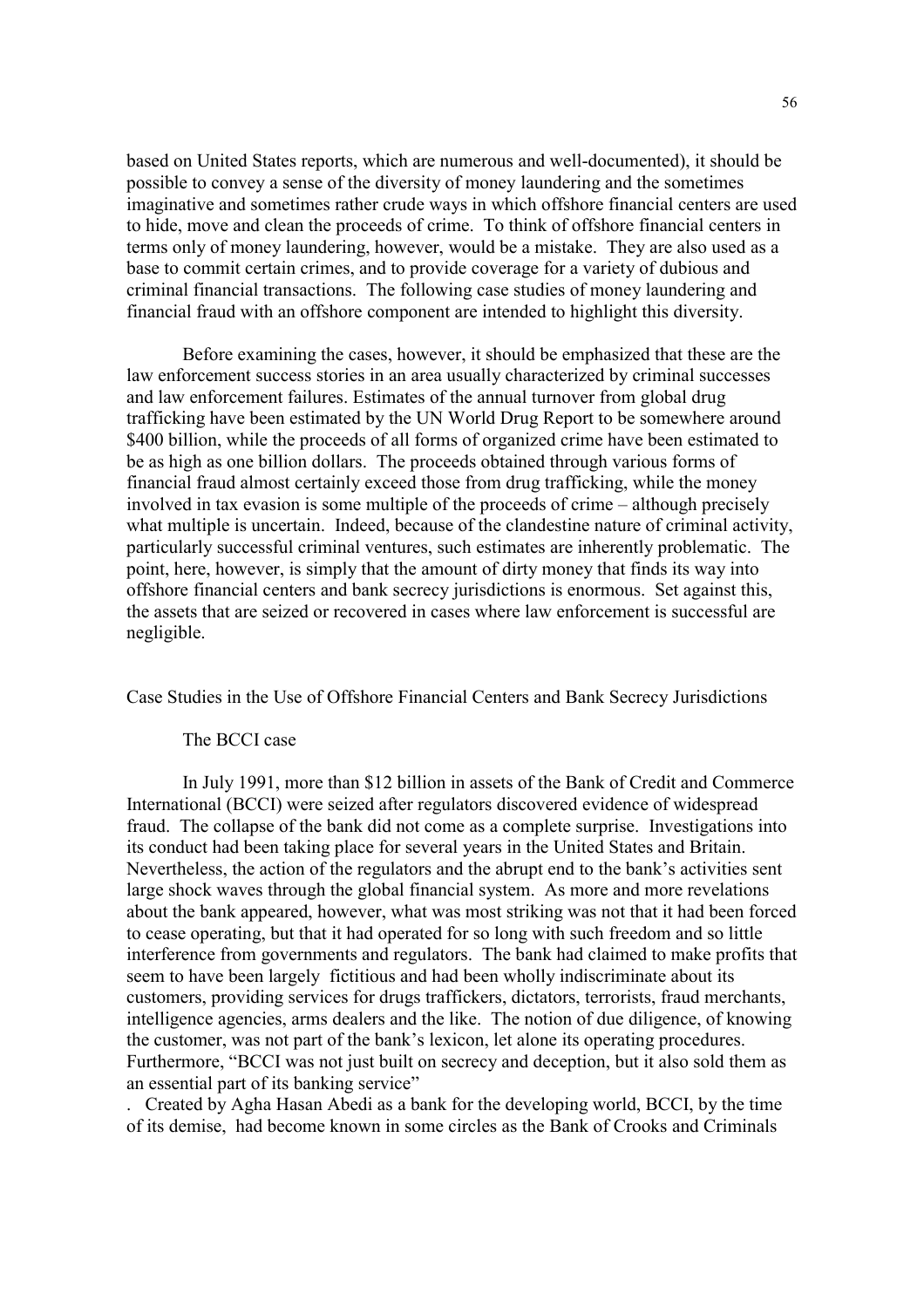based on United States reports, which are numerous and well-documented), it should be possible to convey a sense of the diversity of money laundering and the sometimes imaginative and sometimes rather crude ways in which offshore financial centers are used to hide, move and clean the proceeds of crime. To think of offshore financial centers in terms only of money laundering, however, would be a mistake. They are also used as a base to commit certain crimes, and to provide coverage for a variety of dubious and criminal financial transactions. The following case studies of money laundering and financial fraud with an offshore component are intended to highlight this diversity.

Before examining the cases, however, it should be emphasized that these are the law enforcement success stories in an area usually characterized by criminal successes and law enforcement failures. Estimates of the annual turnover from global drug trafficking have been estimated by the UN World Drug Report to be somewhere around $400 billion, while the proceeds of all forms of organized crime have been estimated to be as high as one billion dollars. The proceeds obtained through various forms of financial fraud almost certainly exceed those from drug trafficking, while the money involved in tax evasion is some multiple of the proceeds of crime – although precisely what multiple is uncertain. Indeed, because of the clandestine nature of criminal activity, particularly successful criminal ventures, such estimates are inherently problematic. The point, here, however, is simply that the amount of dirty money that finds its way into offshore financial centers and bank secrecy jurisdictions is enormous. Set against this, the assets that are seized or recovered in cases where law enforcement is successful are negligible.

## Case Studies in the Use of Offshore Financial Centers and Bank Secrecy Jurisdictions

### The BCCI case

In July 1991, more than $12 billion in assets of the Bank of Credit and Commerce International (BCCI) were seized after regulators discovered evidence of widespread fraud. The collapse of the bank did not come as a complete surprise. Investigations into its conduct had been taking place for several years in the United States and Britain. Nevertheless, the action of the regulators and the abrupt end to the bank's activities sent large shock waves through the global financial system. As more and more revelations about the bank appeared, however, what was most striking was not that it had been forced to cease operating, but that it had operated for so long with such freedom and so little interference from governments and regulators. The bank had claimed to make profits that seem to have been largely fictitious and had been wholly indiscriminate about its customers, providing services for drugs traffickers, dictators, terrorists, fraud merchants, intelligence agencies, arms dealers and the like. The notion of due diligence, of knowing the customer, was not part of the bank's lexicon, let alone its operating procedures. Furthermore, "BCCI was not just built on secrecy and deception, but it also sold them as an essential part of its banking service"

. Created by Agha Hasan Abedi as a bank for the developing world, BCCI, by the time of its demise, had become known in some circles as the Bank of Crooks and Criminals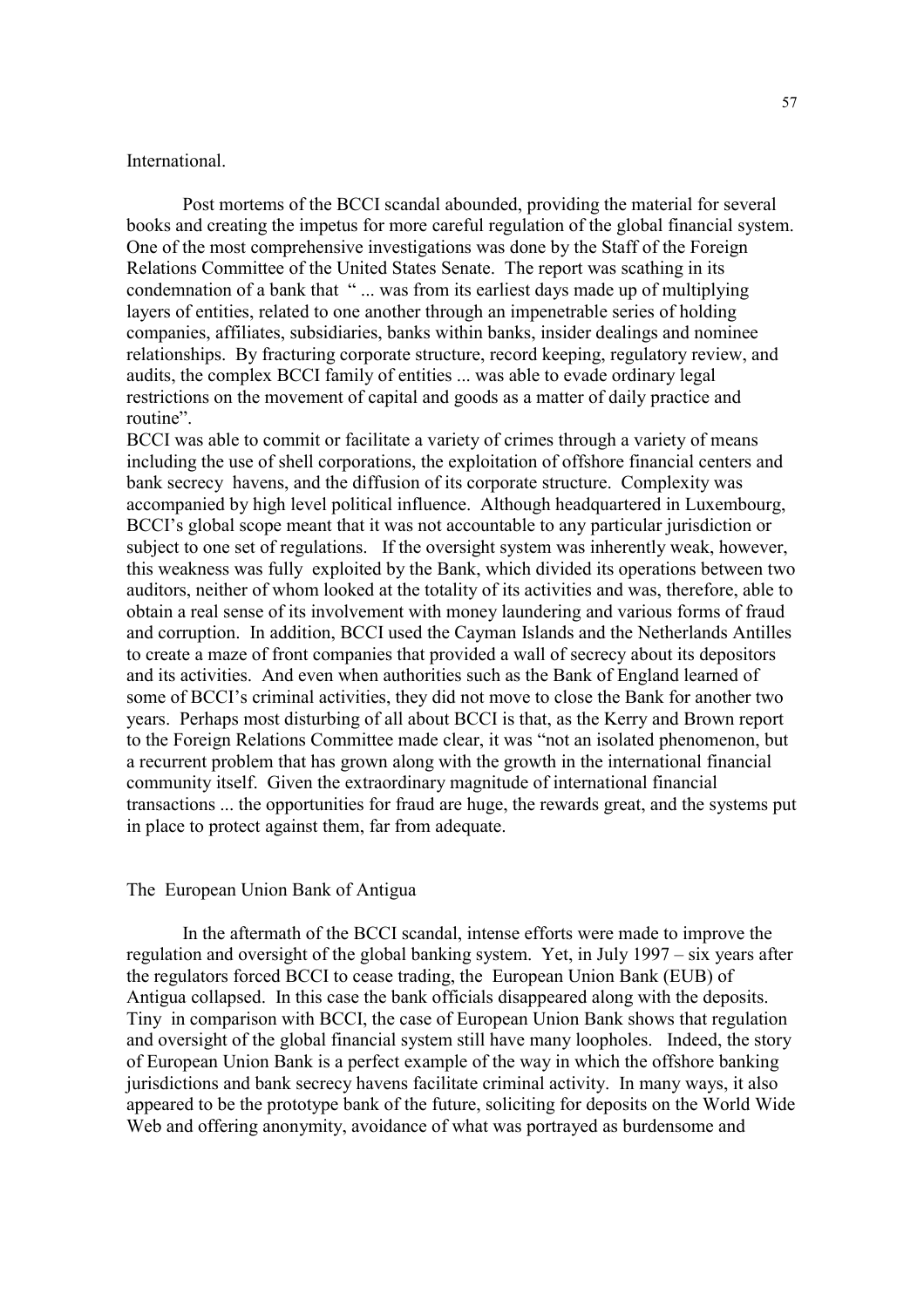International.

Post mortems of the BCCI scandal abounded, providing the material for several books and creating the impetus for more careful regulation of the global financial system. One of the most comprehensive investigations was done by the Staff of the Foreign Relations Committee of the United States Senate. The report was scathing in its condemnation of a bank that " ... was from its earliest days made up of multiplying layers of entities, related to one another through an impenetrable series of holding companies, affiliates, subsidiaries, banks within banks, insider dealings and nominee relationships. By fracturing corporate structure, record keeping, regulatory review, and audits, the complex BCCI family of entities ... was able to evade ordinary legal restrictions on the movement of capital and goods as a matter of daily practice and routine".

BCCI was able to commit or facilitate a variety of crimes through a variety of means including the use of shell corporations, the exploitation of offshore financial centers and bank secrecy havens, and the diffusion of its corporate structure. Complexity was accompanied by high level political influence. Although headquartered in Luxembourg, BCCI's global scope meant that it was not accountable to any particular jurisdiction or subject to one set of regulations. If the oversight system was inherently weak, however, this weakness was fully exploited by the Bank, which divided its operations between two auditors, neither of whom looked at the totality of its activities and was, therefore, able to obtain a real sense of its involvement with money laundering and various forms of fraud and corruption. In addition, BCCI used the Cayman Islands and the Netherlands Antilles to create a maze of front companies that provided a wall of secrecy about its depositors and its activities. And even when authorities such as the Bank of England learned of some of BCCI's criminal activities, they did not move to close the Bank for another two years. Perhaps most disturbing of all about BCCI is that, as the Kerry and Brown report to the Foreign Relations Committee made clear, it was "not an isolated phenomenon, but a recurrent problem that has grown along with the growth in the international financial community itself. Given the extraordinary magnitude of international financial transactions ... the opportunities for fraud are huge, the rewards great, and the systems put in place to protect against them, far from adequate.

## The European Union Bank of Antigua

In the aftermath of the BCCI scandal, intense efforts were made to improve the regulation and oversight of the global banking system. Yet, in July 1997 – six years after the regulators forced BCCI to cease trading, the European Union Bank (EUB) of Antigua collapsed. In this case the bank officials disappeared along with the deposits. Tiny in comparison with BCCI, the case of European Union Bank shows that regulation and oversight of the global financial system still have many loopholes. Indeed, the story of European Union Bank is a perfect example of the way in which the offshore banking jurisdictions and bank secrecy havens facilitate criminal activity. In many ways, it also appeared to be the prototype bank of the future, soliciting for deposits on the World Wide Web and offering anonymity, avoidance of what was portrayed as burdensome and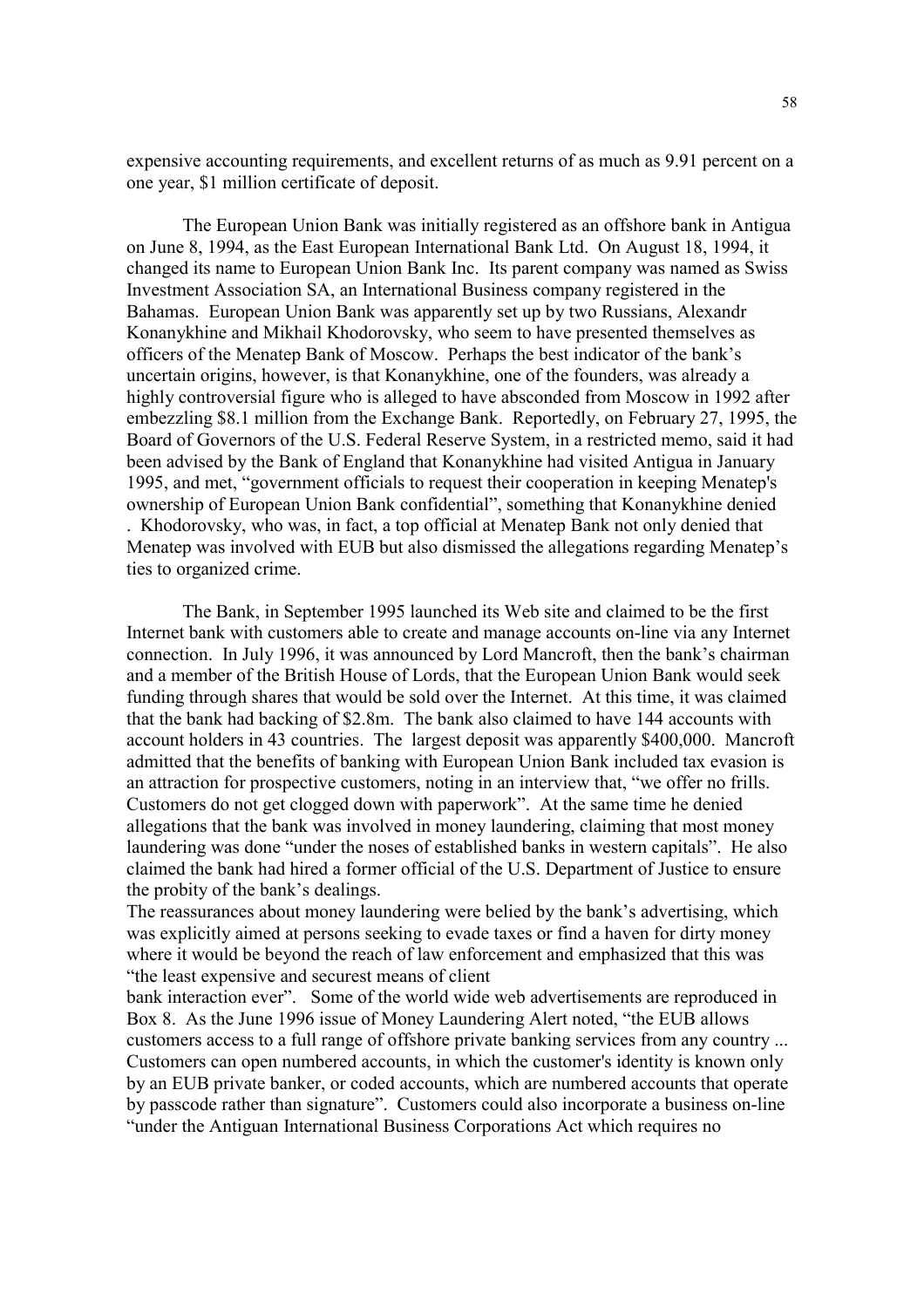expensive accounting requirements, and excellent returns of as much as 9.91 percent on a one year, $1 million certificate of deposit.

The European Union Bank was initially registered as an offshore bank in Antigua on June 8, 1994, as the East European International Bank Ltd. On August 18, 1994, it changed its name to European Union Bank Inc. Its parent company was named as Swiss Investment Association SA, an International Business company registered in the Bahamas. European Union Bank was apparently set up by two Russians, Alexandr Konanykhine and Mikhail Khodorovsky, who seem to have presented themselves as officers of the Menatep Bank of Moscow. Perhaps the best indicator of the bank's uncertain origins, however, is that Konanykhine, one of the founders, was already a highly controversial figure who is alleged to have absconded from Moscow in 1992 after embezzling $8.1 million from the Exchange Bank. Reportedly, on February 27, 1995, the Board of Governors of the U.S. Federal Reserve System, in a restricted memo, said it had been advised by the Bank of England that Konanykhine had visited Antigua in January 1995, and met, "government officials to request their cooperation in keeping Menatep's ownership of European Union Bank confidential", something that Konanykhine denied . Khodorovsky, who was, in fact, a top official at Menatep Bank not only denied that Menatep was involved with EUB but also dismissed the allegations regarding Menatep's ties to organized crime.

The Bank, in September 1995 launched its Web site and claimed to be the first Internet bank with customers able to create and manage accounts on-line via any Internet connection. In July 1996, it was announced by Lord Mancroft, then the bank's chairman and a member of the British House of Lords, that the European Union Bank would seek funding through shares that would be sold over the Internet. At this time, it was claimed that the bank had backing of $2.8m. The bank also claimed to have 144 accounts with account holders in 43 countries. The largest deposit was apparently $400,000. Mancroft admitted that the benefits of banking with European Union Bank included tax evasion is an attraction for prospective customers, noting in an interview that, "we offer no frills. Customers do not get clogged down with paperwork". At the same time he denied allegations that the bank was involved in money laundering, claiming that most money laundering was done "under the noses of established banks in western capitals". He also claimed the bank had hired a former official of the U.S. Department of Justice to ensure the probity of the bank's dealings.

The reassurances about money laundering were belied by the bank's advertising, which was explicitly aimed at persons seeking to evade taxes or find a haven for dirty money where it would be beyond the reach of law enforcement and emphasized that this was "the least expensive and securest means of client bank interaction ever". Some of the world wide web advertisements are reproduced in Box 8. As the June 1996 issue of Money Laundering Alert noted, "the EUB allows customers access to a full range of offshore private banking services from any country ... Customers can open numbered accounts, in which the customer's identity is known only by an EUB private banker, or coded accounts, which are numbered accounts that operate by passcode rather than signature". Customers could also incorporate a business on-line "under the Antiguan International Business Corporations Act which requires no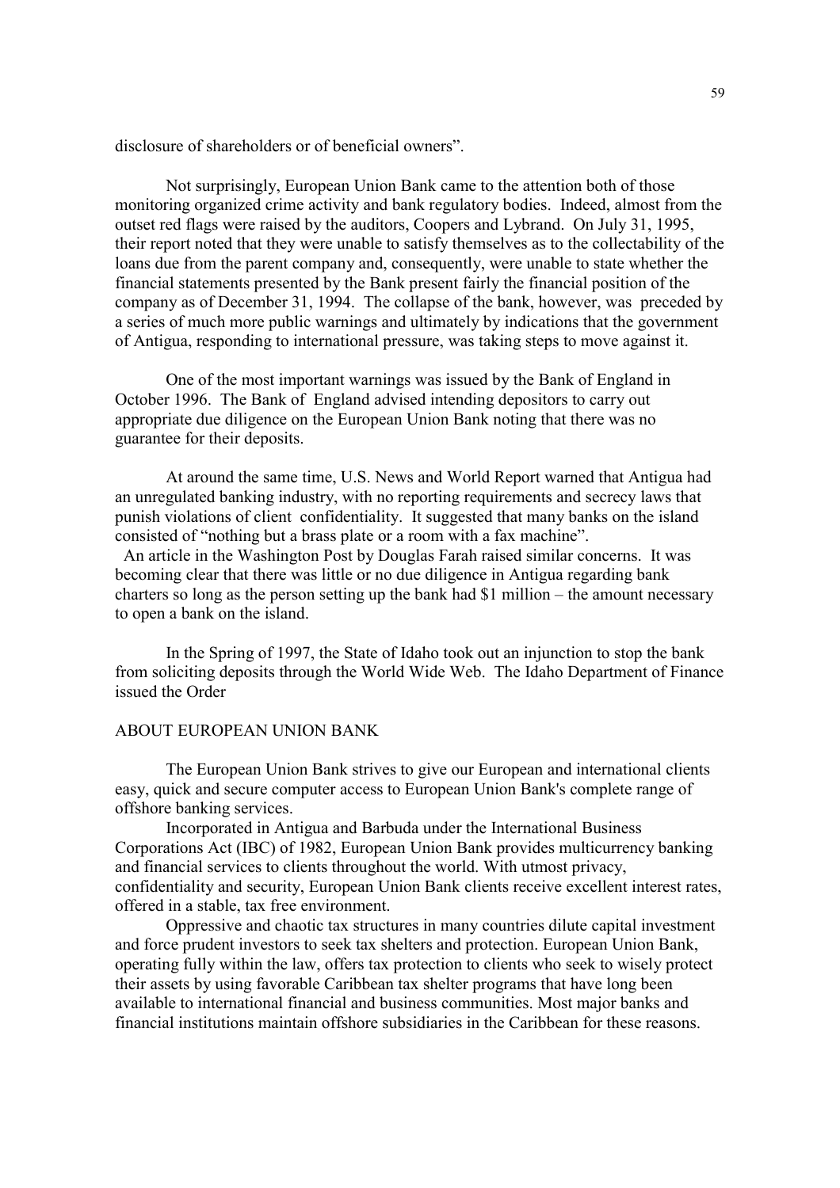disclosure of shareholders or of beneficial owners".

Not surprisingly, European Union Bank came to the attention both of those monitoring organized crime activity and bank regulatory bodies. Indeed, almost from the outset red flags were raised by the auditors, Coopers and Lybrand. On July 31, 1995, their report noted that they were unable to satisfy themselves as to the collectability of the loans due from the parent company and, consequently, were unable to state whether the financial statements presented by the Bank present fairly the financial position of the company as of December 31, 1994. The collapse of the bank, however, was preceded by a series of much more public warnings and ultimately by indications that the government of Antigua, responding to international pressure, was taking steps to move against it.

One of the most important warnings was issued by the Bank of England in October 1996. The Bank of England advised intending depositors to carry out appropriate due diligence on the European Union Bank noting that there was no guarantee for their deposits.

At around the same time, U.S. News and World Report warned that Antigua had an unregulated banking industry, with no reporting requirements and secrecy laws that punish violations of client confidentiality. It suggested that many banks on the island consisted of "nothing but a brass plate or a room with a fax machine".

An article in the Washington Post by Douglas Farah raised similar concerns. It was becoming clear that there was little or no due diligence in Antigua regarding bank charters so long as the person setting up the bank had $1 million – the amount necessary to open a bank on the island.

In the Spring of 1997, the State of Idaho took out an injunction to stop the bank from soliciting deposits through the World Wide Web. The Idaho Department of Finance issued the Order

ABOUT EUROPEAN UNION BANK

The European Union Bank strives to give our European and international clients easy, quick and secure computer access to European Union Bank's complete range of offshore banking services.

Incorporated in Antigua and Barbuda under the International Business Corporations Act (IBC) of 1982, European Union Bank provides multicurrency banking and financial services to clients throughout the world. With utmost privacy, confidentiality and security, European Union Bank clients receive excellent interest rates, offered in a stable, tax free environment.

Oppressive and chaotic tax structures in many countries dilute capital investment and force prudent investors to seek tax shelters and protection. European Union Bank, operating fully within the law, offers tax protection to clients who seek to wisely protect their assets by using favorable Caribbean tax shelter programs that have long been available to international financial and business communities. Most major banks and financial institutions maintain offshore subsidiaries in the Caribbean for these reasons.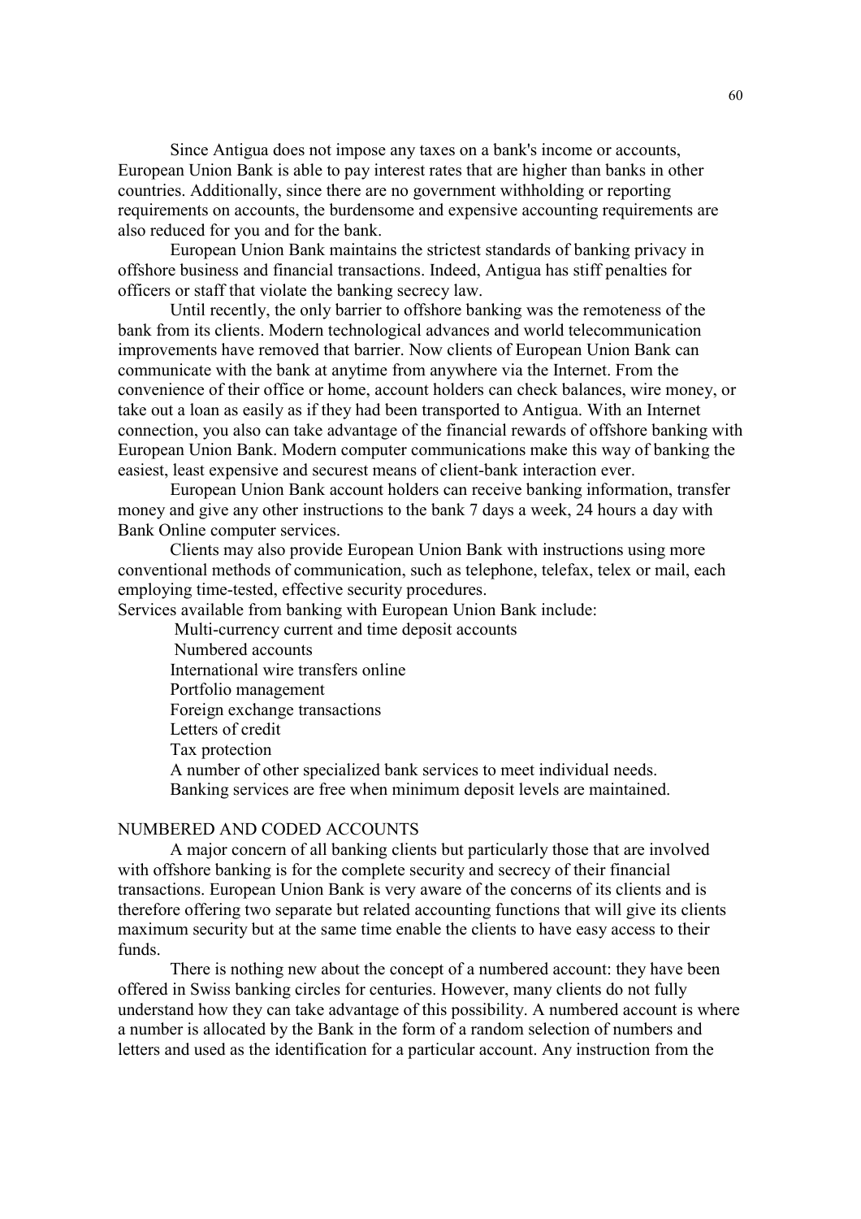Since Antigua does not impose any taxes on a bank's income or accounts, European Union Bank is able to pay interest rates that are higher than banks in other countries. Additionally, since there are no government withholding or reporting requirements on accounts, the burdensome and expensive accounting requirements are also reduced for you and for the bank.

European Union Bank maintains the strictest standards of banking privacy in offshore business and financial transactions. Indeed, Antigua has stiff penalties for officers or staff that violate the banking secrecy law.

Until recently, the only barrier to offshore banking was the remoteness of the bank from its clients. Modern technological advances and world telecommunication improvements have removed that barrier. Now clients of European Union Bank can communicate with the bank at anytime from anywhere via the Internet. From the convenience of their office or home, account holders can check balances, wire money, or take out a loan as easily as if they had been transported to Antigua. With an Internet connection, you also can take advantage of the financial rewards of offshore banking with European Union Bank. Modern computer communications make this way of banking the easiest, least expensive and securest means of client-bank interaction ever.

European Union Bank account holders can receive banking information, transfer money and give any other instructions to the bank 7 days a week, 24 hours a day with Bank Online computer services.

Clients may also provide European Union Bank with instructions using more conventional methods of communication, such as telephone, telefax, telex or mail, each employing time-tested, effective security procedures.

Services available from banking with European Union Bank include:

- Multi-currency current and time deposit accounts
- Numbered accounts
- International wire transfers online
- Portfolio management
- Foreign exchange transactions
- Letters of credit
- Tax protection
- A number of other specialized bank services to meet individual needs.
- Banking services are free when minimum deposit levels are maintained.

## NUMBERED AND CODED ACCOUNTS

A major concern of all banking clients but particularly those that are involved with offshore banking is for the complete security and secrecy of their financial transactions. European Union Bank is very aware of the concerns of its clients and is therefore offering two separate but related accounting functions that will give its clients maximum security but at the same time enable the clients to have easy access to their funds.

There is nothing new about the concept of a numbered account: they have been offered in Swiss banking circles for centuries. However, many clients do not fully understand how they can take advantage of this possibility. A numbered account is where a number is allocated by the Bank in the form of a random selection of numbers and letters and used as the identification for a particular account. Any instruction from the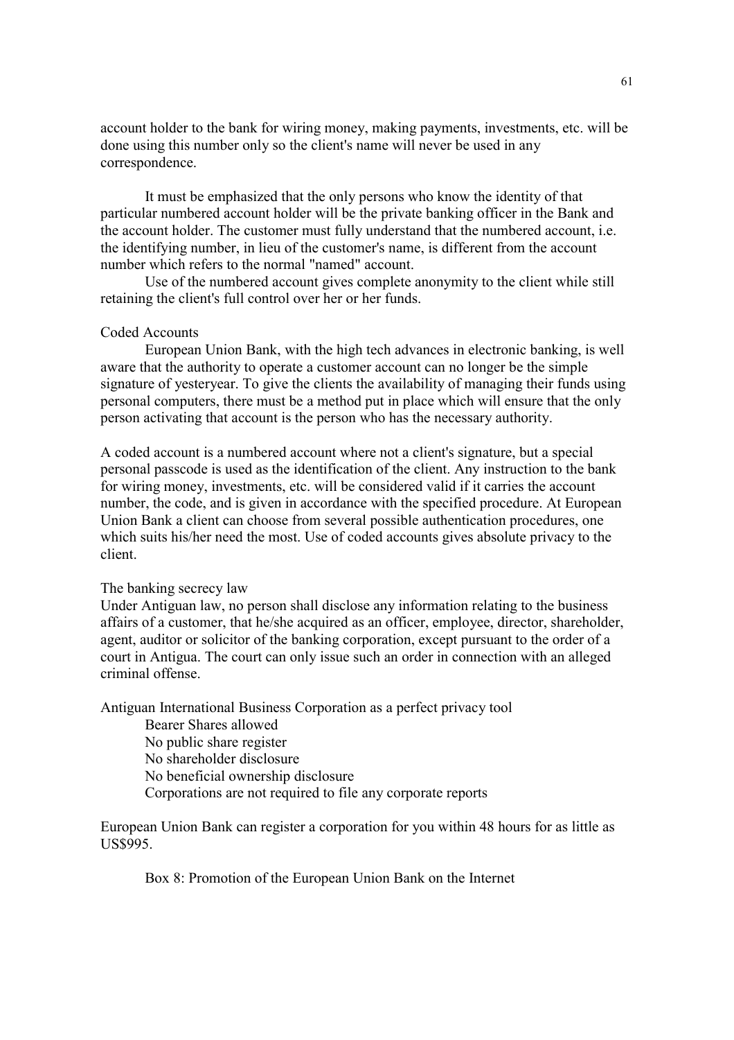account holder to the bank for wiring money, making payments, investments, etc. will be done using this number only so the client's name will never be used in any correspondence.

It must be emphasized that the only persons who know the identity of that particular numbered account holder will be the private banking officer in the Bank and the account holder. The customer must fully understand that the numbered account, i.e. the identifying number, in lieu of the customer's name, is different from the account number which refers to the normal "named" account.

Use of the numbered account gives complete anonymity to the client while still retaining the client's full control over her or her funds.

Coded Accounts

European Union Bank, with the high tech advances in electronic banking, is well aware that the authority to operate a customer account can no longer be the simple signature of yesteryear. To give the clients the availability of managing their funds using personal computers, there must be a method put in place which will ensure that the only person activating that account is the person who has the necessary authority.

A coded account is a numbered account where not a client's signature, but a special personal passcode is used as the identification of the client. Any instruction to the bank for wiring money, investments, etc. will be considered valid if it carries the account number, the code, and is given in accordance with the specified procedure. At European Union Bank a client can choose from several possible authentication procedures, one which suits his/her need the most. Use of coded accounts gives absolute privacy to the client.

The banking secrecy law

Under Antiguan law, no person shall disclose any information relating to the business affairs of a customer, that he/she acquired as an officer, employee, director, shareholder, agent, auditor or solicitor of the banking corporation, except pursuant to the order of a court in Antigua. The court can only issue such an order in connection with an alleged criminal offense.

Antiguan International Business Corporation as a perfect privacy tool

Bearer Shares allowed
No public share register
No shareholder disclosure
No beneficial ownership disclosure
Corporations are not required to file any corporate reports

European Union Bank can register a corporation for you within 48 hours for as little as US$995.

Box 8: Promotion of the European Union Bank on the Internet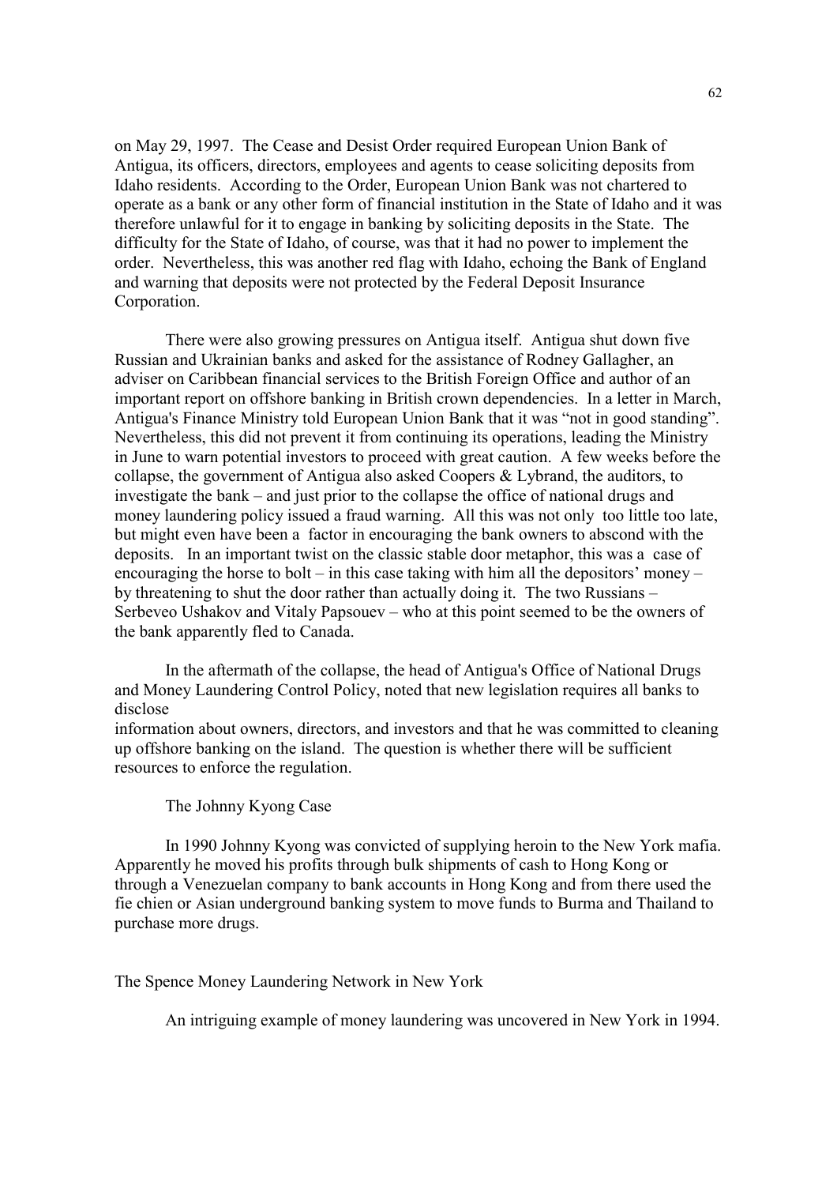on May 29, 1997. The Cease and Desist Order required European Union Bank of Antigua, its officers, directors, employees and agents to cease soliciting deposits from Idaho residents. According to the Order, European Union Bank was not chartered to operate as a bank or any other form of financial institution in the State of Idaho and it was therefore unlawful for it to engage in banking by soliciting deposits in the State. The difficulty for the State of Idaho, of course, was that it had no power to implement the order. Nevertheless, this was another red flag with Idaho, echoing the Bank of England and warning that deposits were not protected by the Federal Deposit Insurance Corporation.

There were also growing pressures on Antigua itself. Antigua shut down five Russian and Ukrainian banks and asked for the assistance of Rodney Gallagher, an adviser on Caribbean financial services to the British Foreign Office and author of an important report on offshore banking in British crown dependencies. In a letter in March, Antigua's Finance Ministry told European Union Bank that it was "not in good standing". Nevertheless, this did not prevent it from continuing its operations, leading the Ministry in June to warn potential investors to proceed with great caution. A few weeks before the collapse, the government of Antigua also asked Coopers & Lybrand, the auditors, to investigate the bank – and just prior to the collapse the office of national drugs and money laundering policy issued a fraud warning. All this was not only too little too late, but might even have been a factor in encouraging the bank owners to abscond with the deposits. In an important twist on the classic stable door metaphor, this was a case of encouraging the horse to bolt – in this case taking with him all the depositors' money – by threatening to shut the door rather than actually doing it. The two Russians – Serbeveo Ushakov and Vitaly Papsouev – who at this point seemed to be the owners of the bank apparently fled to Canada.

In the aftermath of the collapse, the head of Antigua's Office of National Drugs and Money Laundering Control Policy, noted that new legislation requires all banks to disclose information about owners, directors, and investors and that he was committed to cleaning up offshore banking on the island. The question is whether there will be sufficient resources to enforce the regulation.

### The Johnny Kyong Case

In 1990 Johnny Kyong was convicted of supplying heroin to the New York mafia. Apparently he moved his profits through bulk shipments of cash to Hong Kong or through a Venezuelan company to bank accounts in Hong Kong and from there used the fie chien or Asian underground banking system to move funds to Burma and Thailand to purchase more drugs.

### The Spence Money Laundering Network in New York

An intriguing example of money laundering was uncovered in New York in 1994.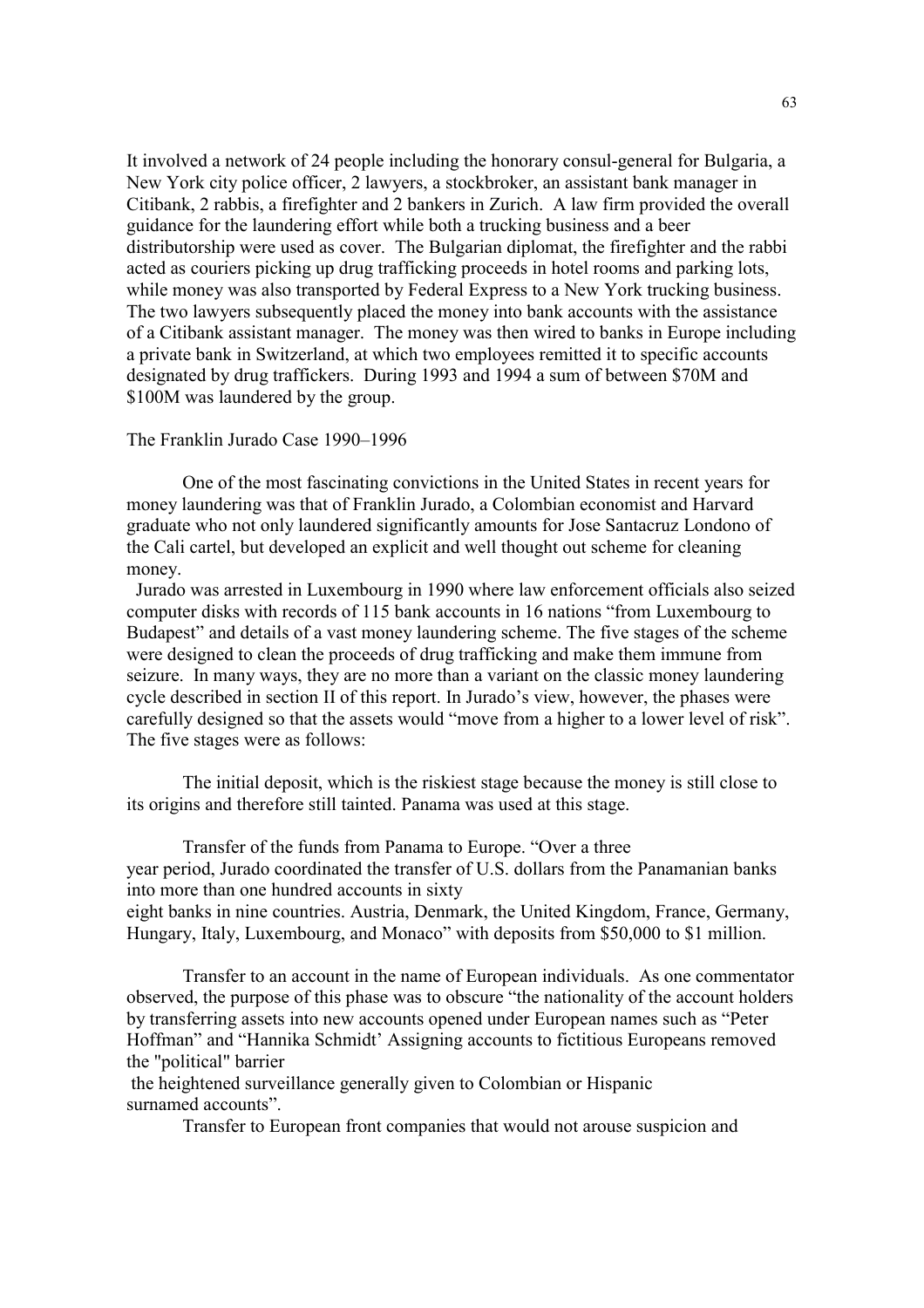It involved a network of 24 people including the honorary consul-general for Bulgaria, a New York city police officer, 2 lawyers, a stockbroker, an assistant bank manager in Citibank, 2 rabbis, a firefighter and 2 bankers in Zurich. A law firm provided the overall guidance for the laundering effort while both a trucking business and a beer distributorship were used as cover. The Bulgarian diplomat, the firefighter and the rabbi acted as couriers picking up drug trafficking proceeds in hotel rooms and parking lots, while money was also transported by Federal Express to a New York trucking business. The two lawyers subsequently placed the money into bank accounts with the assistance of a Citibank assistant manager. The money was then wired to banks in Europe including a private bank in Switzerland, at which two employees remitted it to specific accounts designated by drug traffickers. During 1993 and 1994 a sum of between \$70M and \$100M was laundered by the group.

The Franklin Jurado Case 1990–1996

One of the most fascinating convictions in the United States in recent years for money laundering was that of Franklin Jurado, a Colombian economist and Harvard graduate who not only laundered significantly amounts for Jose Santacruz Londono of the Cali cartel, but developed an explicit and well thought out scheme for cleaning money.

Jurado was arrested in Luxembourg in 1990 where law enforcement officials also seized computer disks with records of 115 bank accounts in 16 nations "from Luxembourg to Budapest" and details of a vast money laundering scheme. The five stages of the scheme were designed to clean the proceeds of drug trafficking and make them immune from seizure. In many ways, they are no more than a variant on the classic money laundering cycle described in section II of this report. In Jurado's view, however, the phases were carefully designed so that the assets would "move from a higher to a lower level of risk". The five stages were as follows:

The initial deposit, which is the riskiest stage because the money is still close to its origins and therefore still tainted. Panama was used at this stage.

Transfer of the funds from Panama to Europe. "Over a three year period, Jurado coordinated the transfer of U.S. dollars from the Panamanian banks into more than one hundred accounts in sixty eight banks in nine countries. Austria, Denmark, the United Kingdom, France, Germany, Hungary, Italy, Luxembourg, and Monaco" with deposits from \$50,000 to \$1 million.

Transfer to an account in the name of European individuals. As one commentator observed, the purpose of this phase was to obscure "the nationality of the account holders by transferring assets into new accounts opened under European names such as "Peter Hoffman" and "Hannika Schmidt' Assigning accounts to fictitious Europeans removed the "political" barrier the heightened surveillance generally given to Colombian or Hispanic surnamed accounts".

Transfer to European front companies that would not arouse suspicion and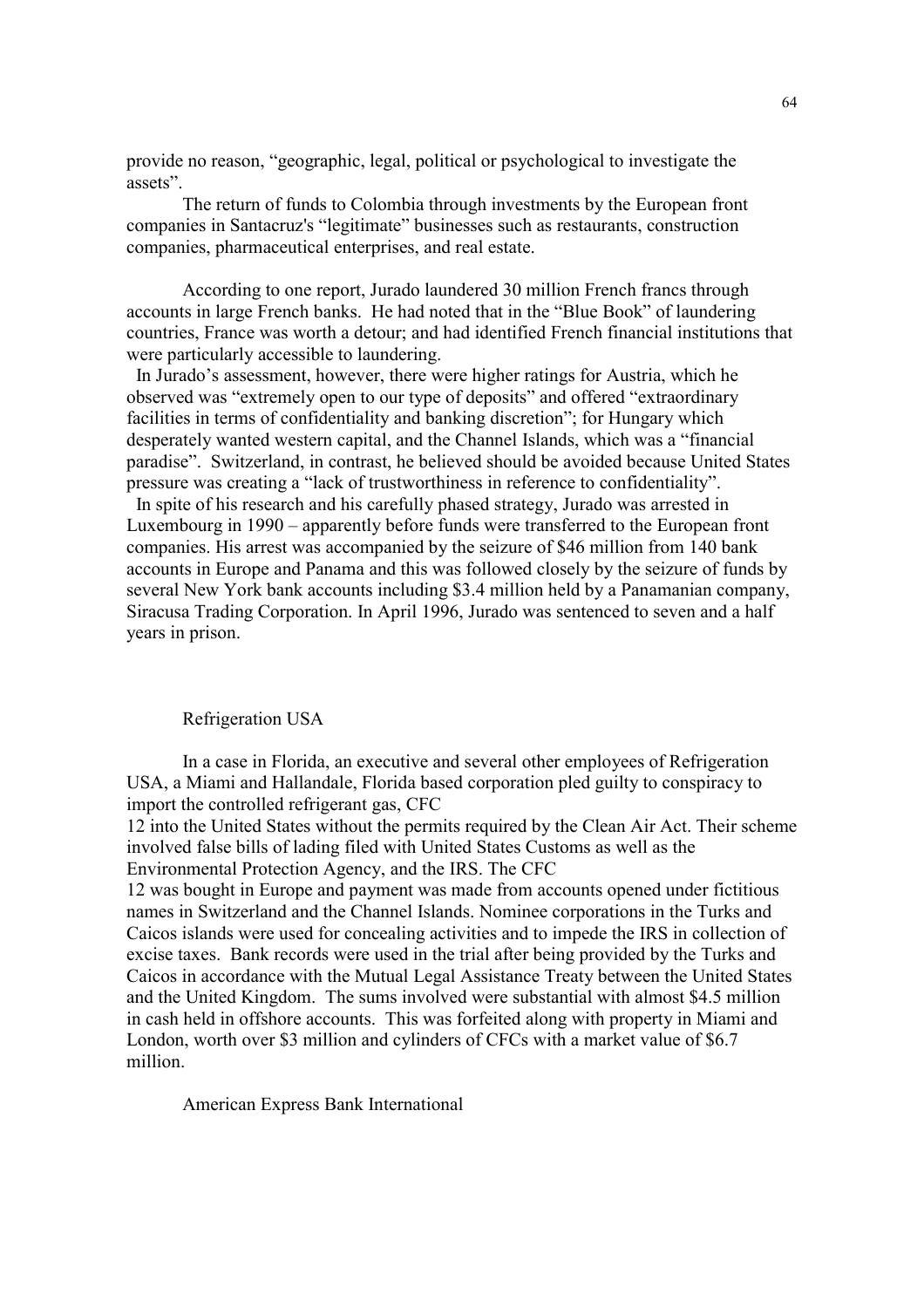provide no reason, "geographic, legal, political or psychological to investigate the assets".

The return of funds to Colombia through investments by the European front companies in Santacruz's "legitimate" businesses such as restaurants, construction companies, pharmaceutical enterprises, and real estate.

According to one report, Jurado laundered 30 million French francs through accounts in large French banks. He had noted that in the "Blue Book" of laundering countries, France was worth a detour; and had identified French financial institutions that were particularly accessible to laundering.

In Jurado's assessment, however, there were higher ratings for Austria, which he observed was "extremely open to our type of deposits" and offered "extraordinary facilities in terms of confidentiality and banking discretion"; for Hungary which desperately wanted western capital, and the Channel Islands, which was a "financial paradise". Switzerland, in contrast, he believed should be avoided because United States pressure was creating a "lack of trustworthiness in reference to confidentiality".

In spite of his research and his carefully phased strategy, Jurado was arrested in Luxembourg in 1990 – apparently before funds were transferred to the European front companies. His arrest was accompanied by the seizure of $46 million from 140 bank accounts in Europe and Panama and this was followed closely by the seizure of funds by several New York bank accounts including $3.4 million held by a Panamanian company, Siracusa Trading Corporation. In April 1996, Jurado was sentenced to seven and a half years in prison.

### Refrigeration USA

In a case in Florida, an executive and several other employees of Refrigeration USA, a Miami and Hallandale, Florida based corporation pled guilty to conspiracy to import the controlled refrigerant gas, CFC 12 into the United States without the permits required by the Clean Air Act. Their scheme involved false bills of lading filed with United States Customs as well as the Environmental Protection Agency, and the IRS. The CFC 12 was bought in Europe and payment was made from accounts opened under fictitious names in Switzerland and the Channel Islands. Nominee corporations in the Turks and Caicos islands were used for concealing activities and to impede the IRS in collection of excise taxes. Bank records were used in the trial after being provided by the Turks and Caicos in accordance with the Mutual Legal Assistance Treaty between the United States and the United Kingdom. The sums involved were substantial with almost $4.5 million in cash held in offshore accounts. This was forfeited along with property in Miami and London, worth over $3 million and cylinders of CFCs with a market value of $6.7 million.

### American Express Bank International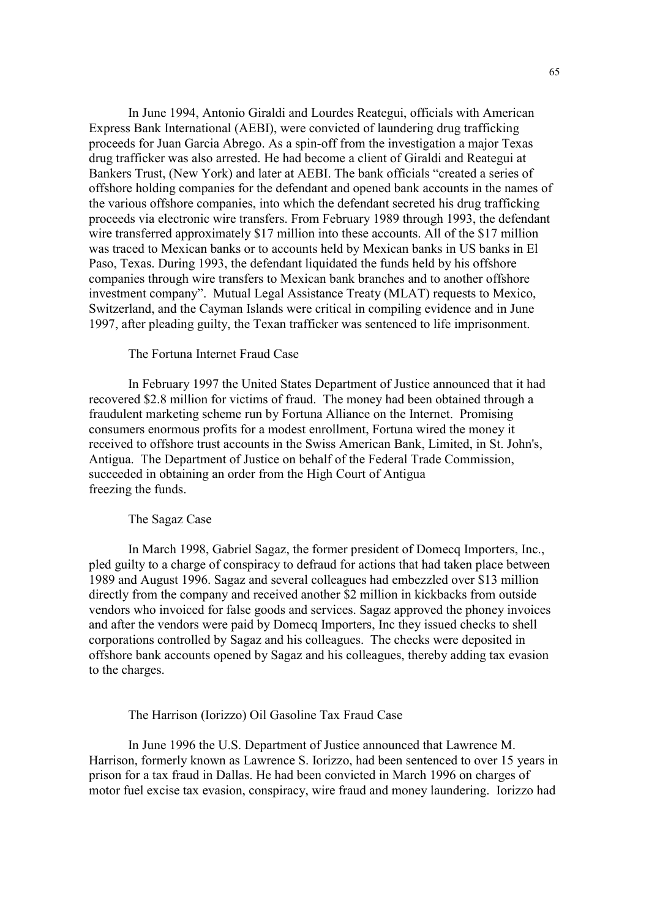In June 1994, Antonio Giraldi and Lourdes Reategui, officials with American Express Bank International (AEBI), were convicted of laundering drug trafficking proceeds for Juan Garcia Abrego. As a spin-off from the investigation a major Texas drug trafficker was also arrested. He had become a client of Giraldi and Reategui at Bankers Trust, (New York) and later at AEBI. The bank officials "created a series of offshore holding companies for the defendant and opened bank accounts in the names of the various offshore companies, into which the defendant secreted his drug trafficking proceeds via electronic wire transfers. From February 1989 through 1993, the defendant wire transferred approximately $17 million into these accounts. All of the $17 million was traced to Mexican banks or to accounts held by Mexican banks in US banks in El Paso, Texas. During 1993, the defendant liquidated the funds held by his offshore companies through wire transfers to Mexican bank branches and to another offshore investment company". Mutual Legal Assistance Treaty (MLAT) requests to Mexico, Switzerland, and the Cayman Islands were critical in compiling evidence and in June 1997, after pleading guilty, the Texan trafficker was sentenced to life imprisonment.

### The Fortuna Internet Fraud Case

In February 1997 the United States Department of Justice announced that it had recovered $2.8 million for victims of fraud. The money had been obtained through a fraudulent marketing scheme run by Fortuna Alliance on the Internet. Promising consumers enormous profits for a modest enrollment, Fortuna wired the money it received to offshore trust accounts in the Swiss American Bank, Limited, in St. John's, Antigua. The Department of Justice on behalf of the Federal Trade Commission, succeeded in obtaining an order from the High Court of Antigua freezing the funds.

### The Sagaz Case

In March 1998, Gabriel Sagaz, the former president of Domecq Importers, Inc., pled guilty to a charge of conspiracy to defraud for actions that had taken place between 1989 and August 1996. Sagaz and several colleagues had embezzled over $13 million directly from the company and received another $2 million in kickbacks from outside vendors who invoiced for false goods and services. Sagaz approved the phoney invoices and after the vendors were paid by Domecq Importers, Inc they issued checks to shell corporations controlled by Sagaz and his colleagues. The checks were deposited in offshore bank accounts opened by Sagaz and his colleagues, thereby adding tax evasion to the charges.

### The Harrison (Iorizzo) Oil Gasoline Tax Fraud Case

In June 1996 the U.S. Department of Justice announced that Lawrence M. Harrison, formerly known as Lawrence S. Iorizzo, had been sentenced to over 15 years in prison for a tax fraud in Dallas. He had been convicted in March 1996 on charges of motor fuel excise tax evasion, conspiracy, wire fraud and money laundering. Iorizzo had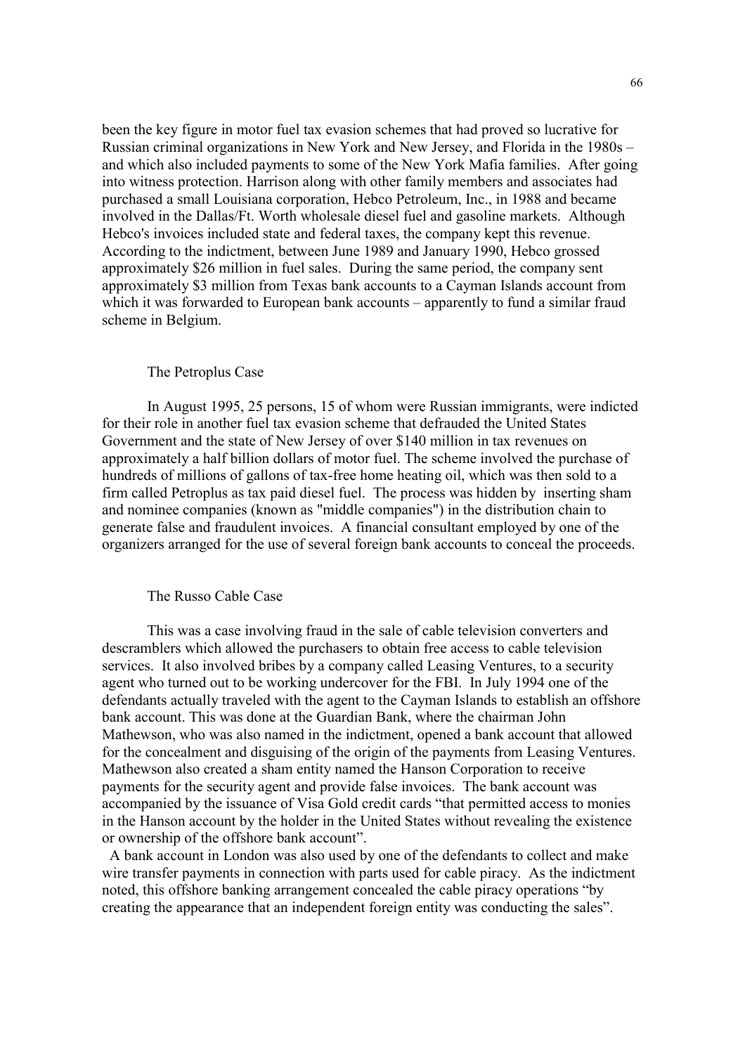been the key figure in motor fuel tax evasion schemes that had proved so lucrative for Russian criminal organizations in New York and New Jersey, and Florida in the 1980s – and which also included payments to some of the New York Mafia families. After going into witness protection. Harrison along with other family members and associates had purchased a small Louisiana corporation, Hebco Petroleum, Inc., in 1988 and became involved in the Dallas/Ft. Worth wholesale diesel fuel and gasoline markets. Although Hebco's invoices included state and federal taxes, the company kept this revenue. According to the indictment, between June 1989 and January 1990, Hebco grossed approximately $26 million in fuel sales. During the same period, the company sent approximately $3 million from Texas bank accounts to a Cayman Islands account from which it was forwarded to European bank accounts – apparently to fund a similar fraud scheme in Belgium.

### The Petroplus Case

In August 1995, 25 persons, 15 of whom were Russian immigrants, were indicted for their role in another fuel tax evasion scheme that defrauded the United States Government and the state of New Jersey of over $140 million in tax revenues on approximately a half billion dollars of motor fuel. The scheme involved the purchase of hundreds of millions of gallons of tax-free home heating oil, which was then sold to a firm called Petroplus as tax paid diesel fuel. The process was hidden by inserting sham and nominee companies (known as "middle companies") in the distribution chain to generate false and fraudulent invoices. A financial consultant employed by one of the organizers arranged for the use of several foreign bank accounts to conceal the proceeds.

### The Russo Cable Case

This was a case involving fraud in the sale of cable television converters and descramblers which allowed the purchasers to obtain free access to cable television services. It also involved bribes by a company called Leasing Ventures, to a security agent who turned out to be working undercover for the FBI. In July 1994 one of the defendants actually traveled with the agent to the Cayman Islands to establish an offshore bank account. This was done at the Guardian Bank, where the chairman John Mathewson, who was also named in the indictment, opened a bank account that allowed for the concealment and disguising of the origin of the payments from Leasing Ventures. Mathewson also created a sham entity named the Hanson Corporation to receive payments for the security agent and provide false invoices. The bank account was accompanied by the issuance of Visa Gold credit cards "that permitted access to monies in the Hanson account by the holder in the United States without revealing the existence or ownership of the offshore bank account".

A bank account in London was also used by one of the defendants to collect and make wire transfer payments in connection with parts used for cable piracy. As the indictment noted, this offshore banking arrangement concealed the cable piracy operations "by creating the appearance that an independent foreign entity was conducting the sales".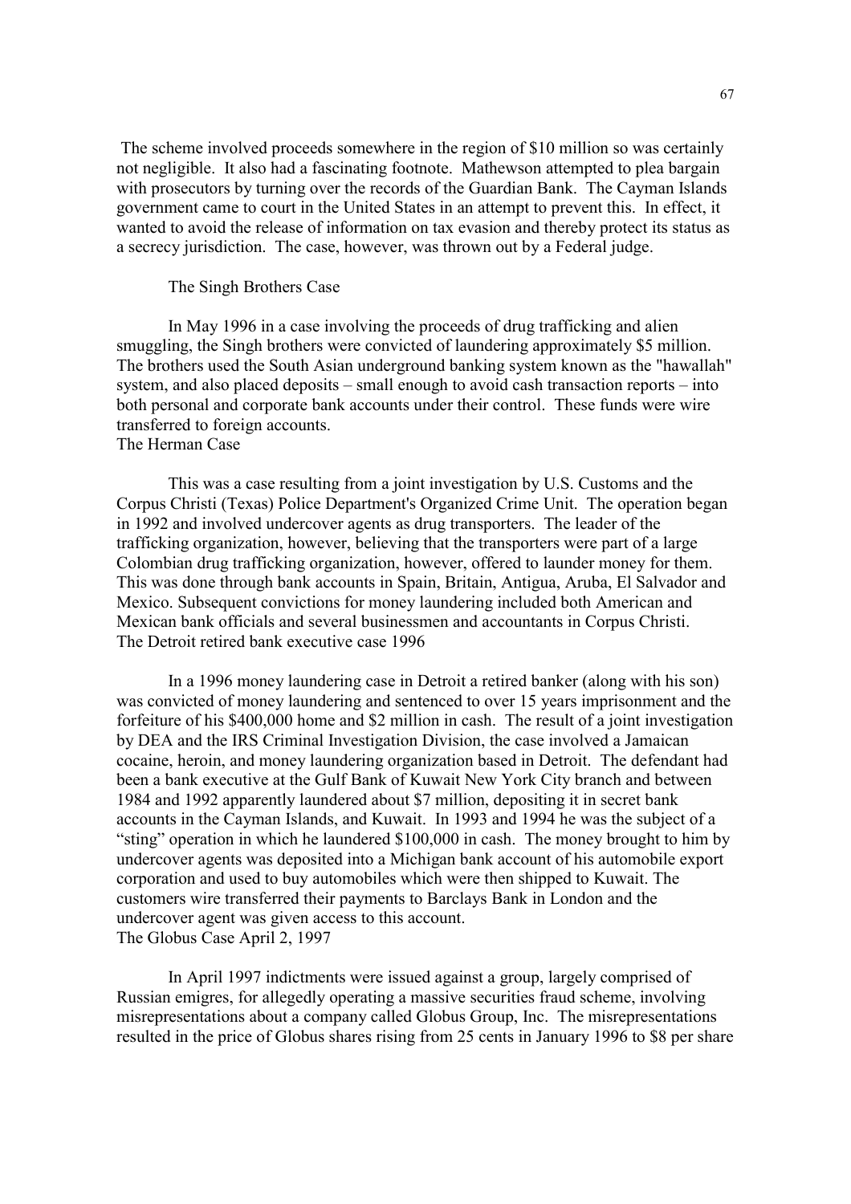The scheme involved proceeds somewhere in the region of $10 million so was certainly not negligible. It also had a fascinating footnote. Mathewson attempted to plea bargain with prosecutors by turning over the records of the Guardian Bank. The Cayman Islands government came to court in the United States in an attempt to prevent this. In effect, it wanted to avoid the release of information on tax evasion and thereby protect its status as a secrecy jurisdiction. The case, however, was thrown out by a Federal judge.

### The Singh Brothers Case

In May 1996 in a case involving the proceeds of drug trafficking and alien smuggling, the Singh brothers were convicted of laundering approximately $5 million. The brothers used the South Asian underground banking system known as the "hawallah" system, and also placed deposits – small enough to avoid cash transaction reports – into both personal and corporate bank accounts under their control. These funds were wire transferred to foreign accounts.

### The Herman Case

This was a case resulting from a joint investigation by U.S. Customs and the Corpus Christi (Texas) Police Department's Organized Crime Unit. The operation began in 1992 and involved undercover agents as drug transporters. The leader of the trafficking organization, however, believing that the transporters were part of a large Colombian drug trafficking organization, however, offered to launder money for them. This was done through bank accounts in Spain, Britain, Antigua, Aruba, El Salvador and Mexico. Subsequent convictions for money laundering included both American and Mexican bank officials and several businessmen and accountants in Corpus Christi.

### The Detroit retired bank executive case 1996

In a 1996 money laundering case in Detroit a retired banker (along with his son) was convicted of money laundering and sentenced to over 15 years imprisonment and the forfeiture of his $400,000 home and $2 million in cash. The result of a joint investigation by DEA and the IRS Criminal Investigation Division, the case involved a Jamaican cocaine, heroin, and money laundering organization based in Detroit. The defendant had been a bank executive at the Gulf Bank of Kuwait New York City branch and between 1984 and 1992 apparently laundered about $7 million, depositing it in secret bank accounts in the Cayman Islands, and Kuwait. In 1993 and 1994 he was the subject of a "sting" operation in which he laundered $100,000 in cash. The money brought to him by undercover agents was deposited into a Michigan bank account of his automobile export corporation and used to buy automobiles which were then shipped to Kuwait. The customers wire transferred their payments to Barclays Bank in London and the undercover agent was given access to this account.

### The Globus Case April 2, 1997

In April 1997 indictments were issued against a group, largely comprised of Russian emigres, for allegedly operating a massive securities fraud scheme, involving misrepresentations about a company called Globus Group, Inc. The misrepresentations resulted in the price of Globus shares rising from 25 cents in January 1996 to $8 per share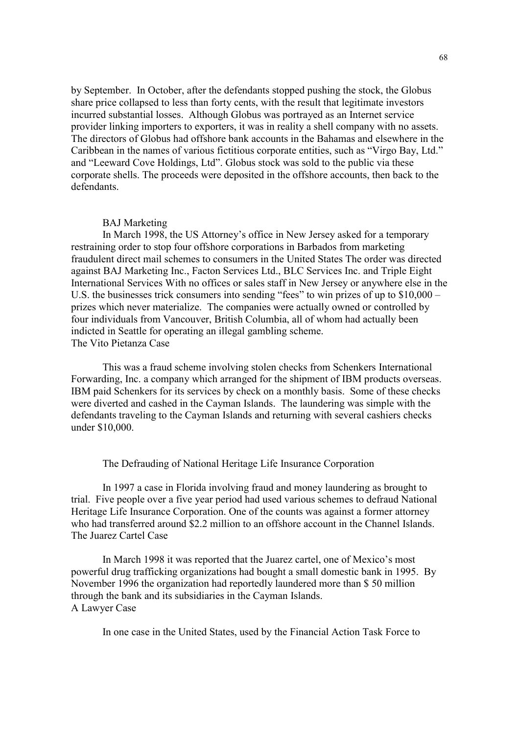by September. In October, after the defendants stopped pushing the stock, the Globus share price collapsed to less than forty cents, with the result that legitimate investors incurred substantial losses. Although Globus was portrayed as an Internet service provider linking importers to exporters, it was in reality a shell company with no assets. The directors of Globus had offshore bank accounts in the Bahamas and elsewhere in the Caribbean in the names of various fictitious corporate entities, such as "Virgo Bay, Ltd." and "Leeward Cove Holdings, Ltd". Globus stock was sold to the public via these corporate shells. The proceeds were deposited in the offshore accounts, then back to the defendants.

### BAJ Marketing

In March 1998, the US Attorney's office in New Jersey asked for a temporary restraining order to stop four offshore corporations in Barbados from marketing fraudulent direct mail schemes to consumers in the United States The order was directed against BAJ Marketing Inc., Facton Services Ltd., BLC Services Inc. and Triple Eight International Services With no offices or sales staff in New Jersey or anywhere else in the U.S. the businesses trick consumers into sending "fees" to win prizes of up to $10,000 – prizes which never materialize. The companies were actually owned or controlled by four individuals from Vancouver, British Columbia, all of whom had actually been indicted in Seattle for operating an illegal gambling scheme.

### The Vito Pietanza Case

This was a fraud scheme involving stolen checks from Schenkers International Forwarding, Inc. a company which arranged for the shipment of IBM products overseas. IBM paid Schenkers for its services by check on a monthly basis. Some of these checks were diverted and cashed in the Cayman Islands. The laundering was simple with the defendants traveling to the Cayman Islands and returning with several cashiers checks under $10,000.

### The Defrauding of National Heritage Life Insurance Corporation

In 1997 a case in Florida involving fraud and money laundering as brought to trial. Five people over a five year period had used various schemes to defraud National Heritage Life Insurance Corporation. One of the counts was against a former attorney who had transferred around $2.2 million to an offshore account in the Channel Islands.

### The Juarez Cartel Case

In March 1998 it was reported that the Juarez cartel, one of Mexico's most powerful drug trafficking organizations had bought a small domestic bank in 1995. By November 1996 the organization had reportedly laundered more than $ 50 million through the bank and its subsidiaries in the Cayman Islands.

### A Lawyer Case

In one case in the United States, used by the Financial Action Task Force to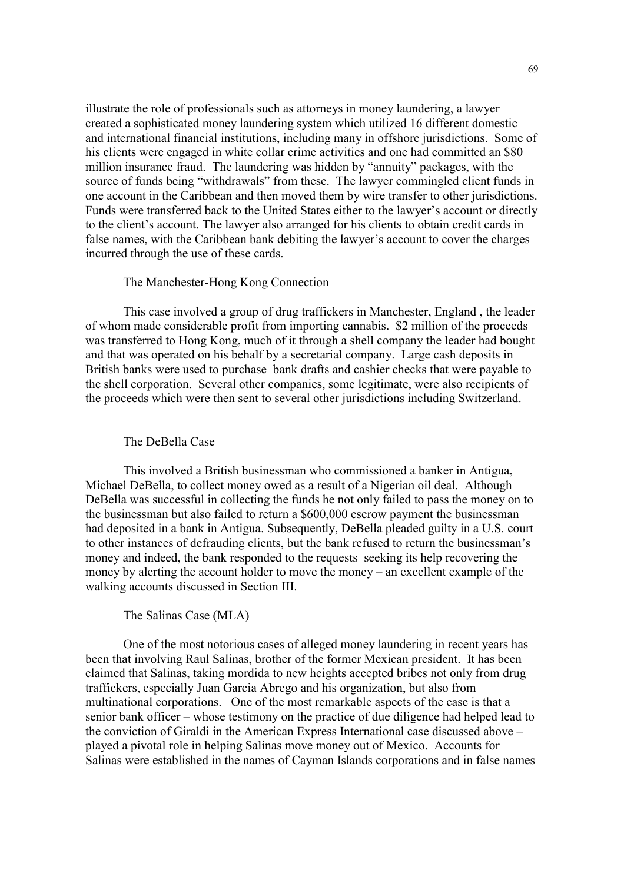illustrate the role of professionals such as attorneys in money laundering, a lawyer created a sophisticated money laundering system which utilized 16 different domestic and international financial institutions, including many in offshore jurisdictions. Some of his clients were engaged in white collar crime activities and one had committed an $80 million insurance fraud. The laundering was hidden by "annuity" packages, with the source of funds being "withdrawals" from these. The lawyer commingled client funds in one account in the Caribbean and then moved them by wire transfer to other jurisdictions. Funds were transferred back to the United States either to the lawyer's account or directly to the client's account. The lawyer also arranged for his clients to obtain credit cards in false names, with the Caribbean bank debiting the lawyer's account to cover the charges incurred through the use of these cards.

### The Manchester-Hong Kong Connection

This case involved a group of drug traffickers in Manchester, England , the leader of whom made considerable profit from importing cannabis. $2 million of the proceeds was transferred to Hong Kong, much of it through a shell company the leader had bought and that was operated on his behalf by a secretarial company. Large cash deposits in British banks were used to purchase bank drafts and cashier checks that were payable to the shell corporation. Several other companies, some legitimate, were also recipients of the proceeds which were then sent to several other jurisdictions including Switzerland.

### The DeBella Case

This involved a British businessman who commissioned a banker in Antigua, Michael DeBella, to collect money owed as a result of a Nigerian oil deal. Although DeBella was successful in collecting the funds he not only failed to pass the money on to the businessman but also failed to return a $600,000 escrow payment the businessman had deposited in a bank in Antigua. Subsequently, DeBella pleaded guilty in a U.S. court to other instances of defrauding clients, but the bank refused to return the businessman's money and indeed, the bank responded to the requests seeking its help recovering the money by alerting the account holder to move the money – an excellent example of the walking accounts discussed in Section III.

### The Salinas Case (MLA)

One of the most notorious cases of alleged money laundering in recent years has been that involving Raul Salinas, brother of the former Mexican president. It has been claimed that Salinas, taking mordida to new heights accepted bribes not only from drug traffickers, especially Juan Garcia Abrego and his organization, but also from multinational corporations. One of the most remarkable aspects of the case is that a senior bank officer – whose testimony on the practice of due diligence had helped lead to the conviction of Giraldi in the American Express International case discussed above – played a pivotal role in helping Salinas move money out of Mexico. Accounts for Salinas were established in the names of Cayman Islands corporations and in false names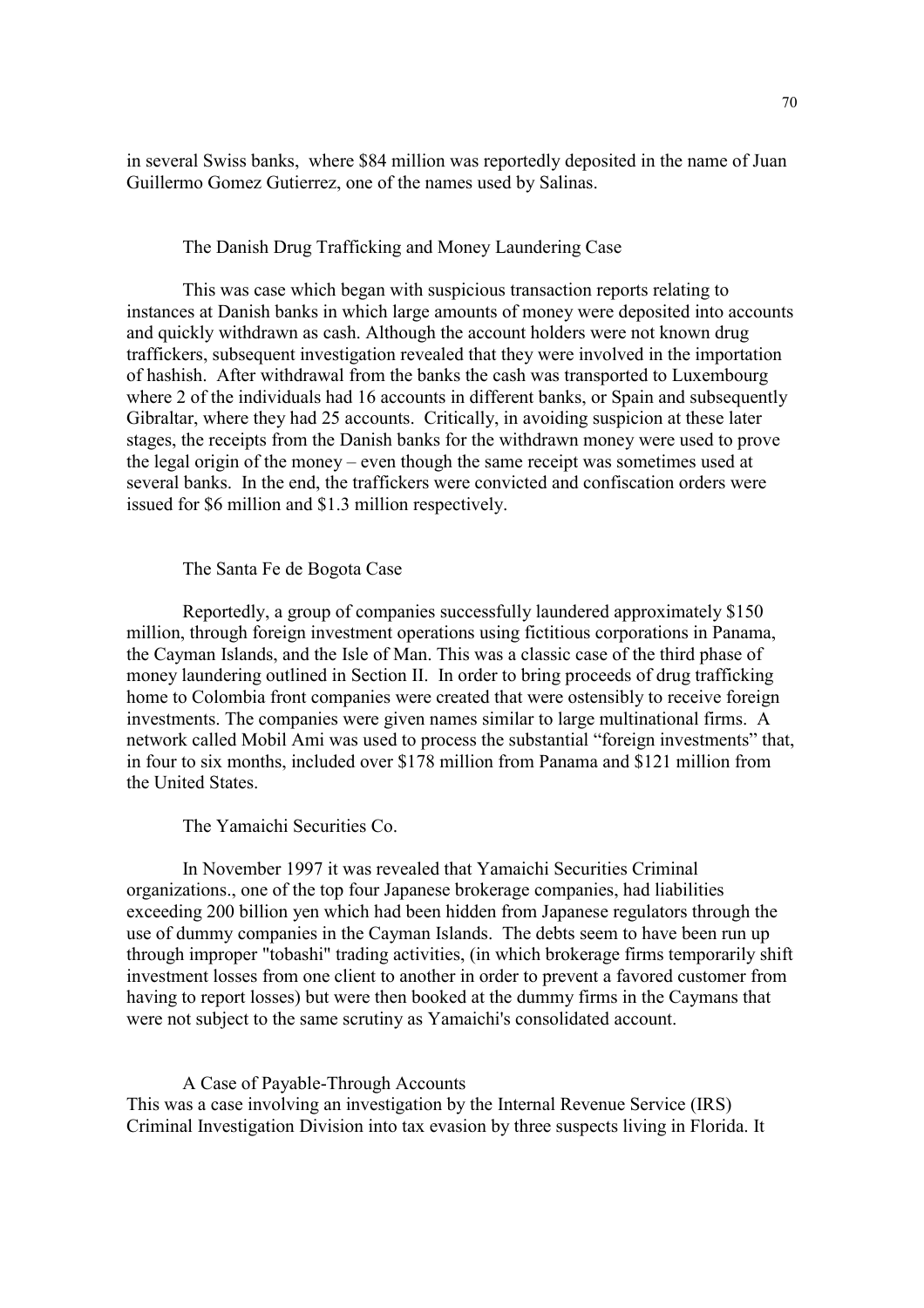in several Swiss banks, where $84 million was reportedly deposited in the name of Juan Guillermo Gomez Gutierrez, one of the names used by Salinas.

### The Danish Drug Trafficking and Money Laundering Case

This was case which began with suspicious transaction reports relating to instances at Danish banks in which large amounts of money were deposited into accounts and quickly withdrawn as cash. Although the account holders were not known drug traffickers, subsequent investigation revealed that they were involved in the importation of hashish. After withdrawal from the banks the cash was transported to Luxembourg where 2 of the individuals had 16 accounts in different banks, or Spain and subsequently Gibraltar, where they had 25 accounts. Critically, in avoiding suspicion at these later stages, the receipts from the Danish banks for the withdrawn money were used to prove the legal origin of the money – even though the same receipt was sometimes used at several banks. In the end, the traffickers were convicted and confiscation orders were issued for $6 million and $1.3 million respectively.

### The Santa Fe de Bogota Case

Reportedly, a group of companies successfully laundered approximately $150 million, through foreign investment operations using fictitious corporations in Panama, the Cayman Islands, and the Isle of Man. This was a classic case of the third phase of money laundering outlined in Section II. In order to bring proceeds of drug trafficking home to Colombia front companies were created that were ostensibly to receive foreign investments. The companies were given names similar to large multinational firms. A network called Mobil Ami was used to process the substantial "foreign investments" that, in four to six months, included over $178 million from Panama and $121 million from the United States.

### The Yamaichi Securities Co.

In November 1997 it was revealed that Yamaichi Securities Criminal organizations., one of the top four Japanese brokerage companies, had liabilities exceeding 200 billion yen which had been hidden from Japanese regulators through the use of dummy companies in the Cayman Islands. The debts seem to have been run up through improper "tobashi" trading activities, (in which brokerage firms temporarily shift investment losses from one client to another in order to prevent a favored customer from having to report losses) but were then booked at the dummy firms in the Caymans that were not subject to the same scrutiny as Yamaichi's consolidated account.

### A Case of Payable-Through Accounts

This was a case involving an investigation by the Internal Revenue Service (IRS) Criminal Investigation Division into tax evasion by three suspects living in Florida. It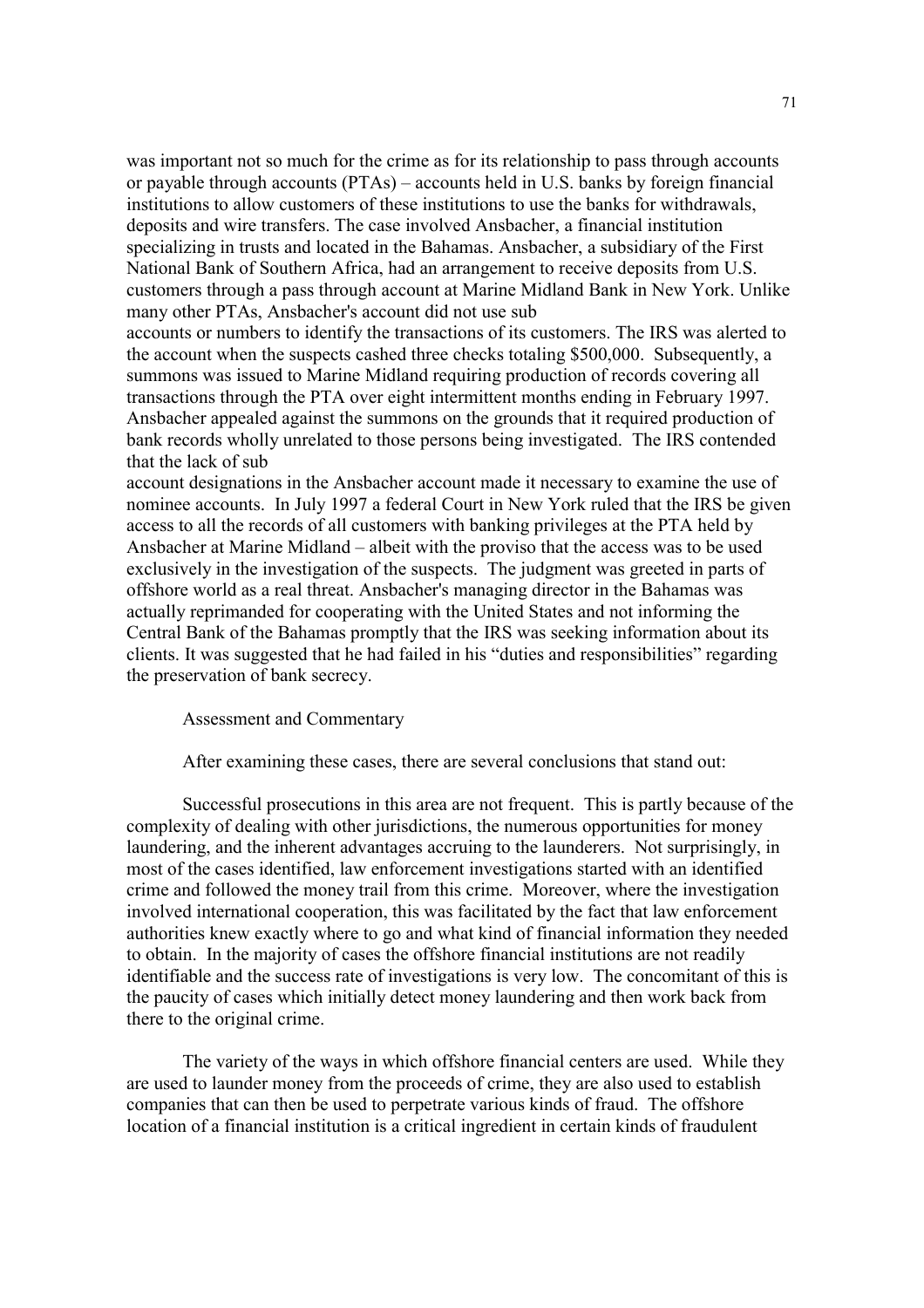was important not so much for the crime as for its relationship to pass through accounts or payable through accounts (PTAs) – accounts held in U.S. banks by foreign financial institutions to allow customers of these institutions to use the banks for withdrawals, deposits and wire transfers. The case involved Ansbacher, a financial institution specializing in trusts and located in the Bahamas. Ansbacher, a subsidiary of the First National Bank of Southern Africa, had an arrangement to receive deposits from U.S. customers through a pass through account at Marine Midland Bank in New York. Unlike many other PTAs, Ansbacher's account did not use sub accounts or numbers to identify the transactions of its customers. The IRS was alerted to the account when the suspects cashed three checks totaling \$500,000. Subsequently, a summons was issued to Marine Midland requiring production of records covering all transactions through the PTA over eight intermittent months ending in February 1997. Ansbacher appealed against the summons on the grounds that it required production of bank records wholly unrelated to those persons being investigated. The IRS contended that the lack of sub account designations in the Ansbacher account made it necessary to examine the use of nominee accounts. In July 1997 a federal Court in New York ruled that the IRS be given access to all the records of all customers with banking privileges at the PTA held by Ansbacher at Marine Midland – albeit with the proviso that the access was to be used exclusively in the investigation of the suspects. The judgment was greeted in parts of offshore world as a real threat. Ansbacher's managing director in the Bahamas was actually reprimanded for cooperating with the United States and not informing the Central Bank of the Bahamas promptly that the IRS was seeking information about its clients. It was suggested that he had failed in his "duties and responsibilities" regarding the preservation of bank secrecy.

## Assessment and Commentary

After examining these cases, there are several conclusions that stand out:

Successful prosecutions in this area are not frequent. This is partly because of the complexity of dealing with other jurisdictions, the numerous opportunities for money laundering, and the inherent advantages accruing to the launderers. Not surprisingly, in most of the cases identified, law enforcement investigations started with an identified crime and followed the money trail from this crime. Moreover, where the investigation involved international cooperation, this was facilitated by the fact that law enforcement authorities knew exactly where to go and what kind of financial information they needed to obtain. In the majority of cases the offshore financial institutions are not readily identifiable and the success rate of investigations is very low. The concomitant of this is the paucity of cases which initially detect money laundering and then work back from there to the original crime.

The variety of the ways in which offshore financial centers are used. While they are used to launder money from the proceeds of crime, they are also used to establish companies that can then be used to perpetrate various kinds of fraud. The offshore location of a financial institution is a critical ingredient in certain kinds of fraudulent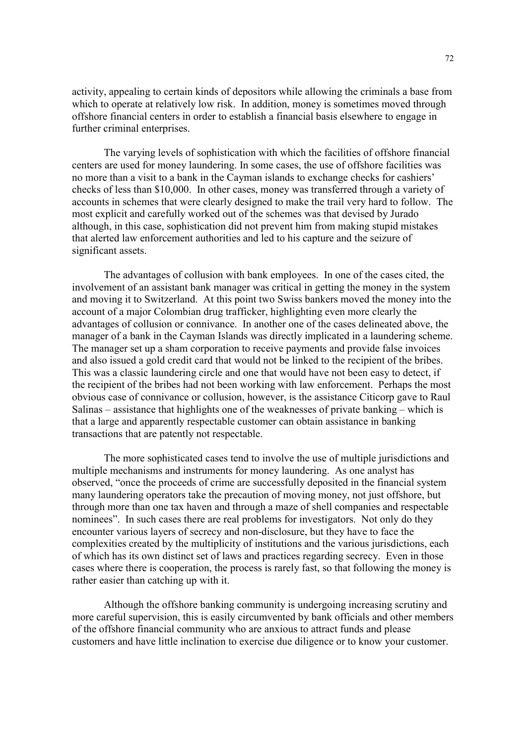activity, appealing to certain kinds of depositors while allowing the criminals a base from which to operate at relatively low risk. In addition, money is sometimes moved through offshore financial centers in order to establish a financial basis elsewhere to engage in further criminal enterprises.

The varying levels of sophistication with which the facilities of offshore financial centers are used for money laundering. In some cases, the use of offshore facilities was no more than a visit to a bank in the Cayman islands to exchange checks for cashiers' checks of less than \$10,000. In other cases, money was transferred through a variety of accounts in schemes that were clearly designed to make the trail very hard to follow. The most explicit and carefully worked out of the schemes was that devised by Jurado although, in this case, sophistication did not prevent him from making stupid mistakes that alerted law enforcement authorities and led to his capture and the seizure of significant assets.

The advantages of collusion with bank employees. In one of the cases cited, the involvement of an assistant bank manager was critical in getting the money in the system and moving it to Switzerland. At this point two Swiss bankers moved the money into the account of a major Colombian drug trafficker, highlighting even more clearly the advantages of collusion or connivance. In another one of the cases delineated above, the manager of a bank in the Cayman Islands was directly implicated in a laundering scheme. The manager set up a sham corporation to receive payments and provide false invoices and also issued a gold credit card that would not be linked to the recipient of the bribes. This was a classic laundering circle and one that would have not been easy to detect, if the recipient of the bribes had not been working with law enforcement. Perhaps the most obvious case of connivance or collusion, however, is the assistance Citicorp gave to Raul Salinas – assistance that highlights one of the weaknesses of private banking – which is that a large and apparently respectable customer can obtain assistance in banking transactions that are patently not respectable.

The more sophisticated cases tend to involve the use of multiple jurisdictions and multiple mechanisms and instruments for money laundering. As one analyst has observed, "once the proceeds of crime are successfully deposited in the financial system many laundering operators take the precaution of moving money, not just offshore, but through more than one tax haven and through a maze of shell companies and respectable nominees". In such cases there are real problems for investigators. Not only do they encounter various layers of secrecy and non-disclosure, but they have to face the complexities created by the multiplicity of institutions and the various jurisdictions, each of which has its own distinct set of laws and practices regarding secrecy. Even in those cases where there is cooperation, the process is rarely fast, so that following the money is rather easier than catching up with it.

Although the offshore banking community is undergoing increasing scrutiny and more careful supervision, this is easily circumvented by bank officials and other members of the offshore financial community who are anxious to attract funds and please customers and have little inclination to exercise due diligence or to know your customer.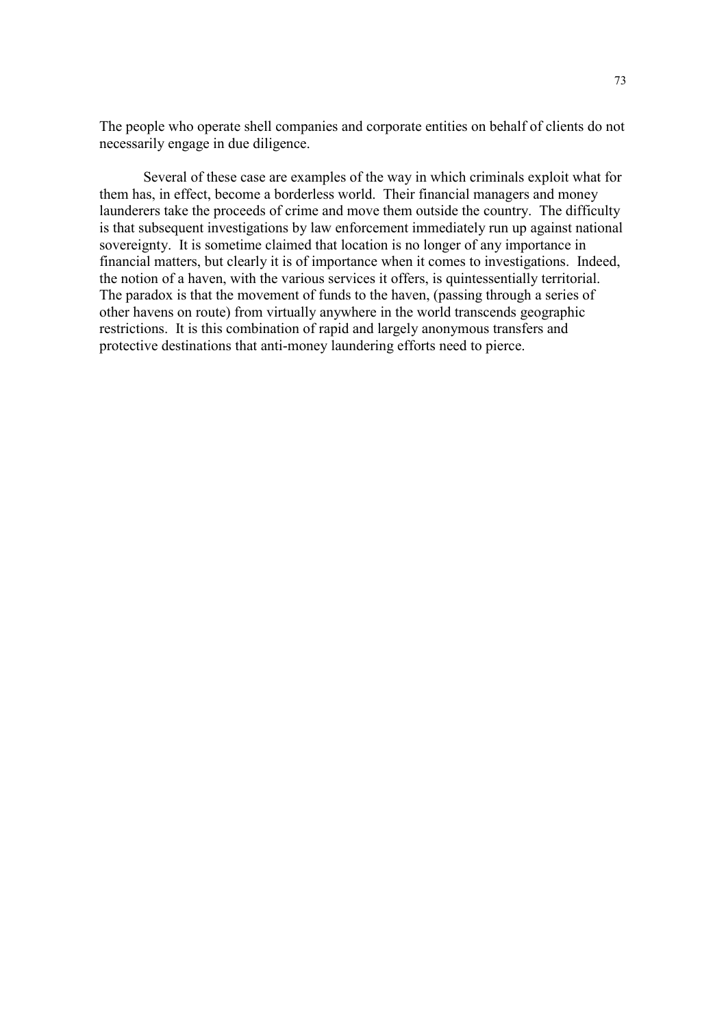The people who operate shell companies and corporate entities on behalf of clients do not necessarily engage in due diligence.

Several of these case are examples of the way in which criminals exploit what for them has, in effect, become a borderless world. Their financial managers and money launderers take the proceeds of crime and move them outside the country. The difficulty is that subsequent investigations by law enforcement immediately run up against national sovereignty. It is sometime claimed that location is no longer of any importance in financial matters, but clearly it is of importance when it comes to investigations. Indeed, the notion of a haven, with the various services it offers, is quintessentially territorial. The paradox is that the movement of funds to the haven, (passing through a series of other havens on route) from virtually anywhere in the world transcends geographic restrictions. It is this combination of rapid and largely anonymous transfers and protective destinations that anti-money laundering efforts need to pierce.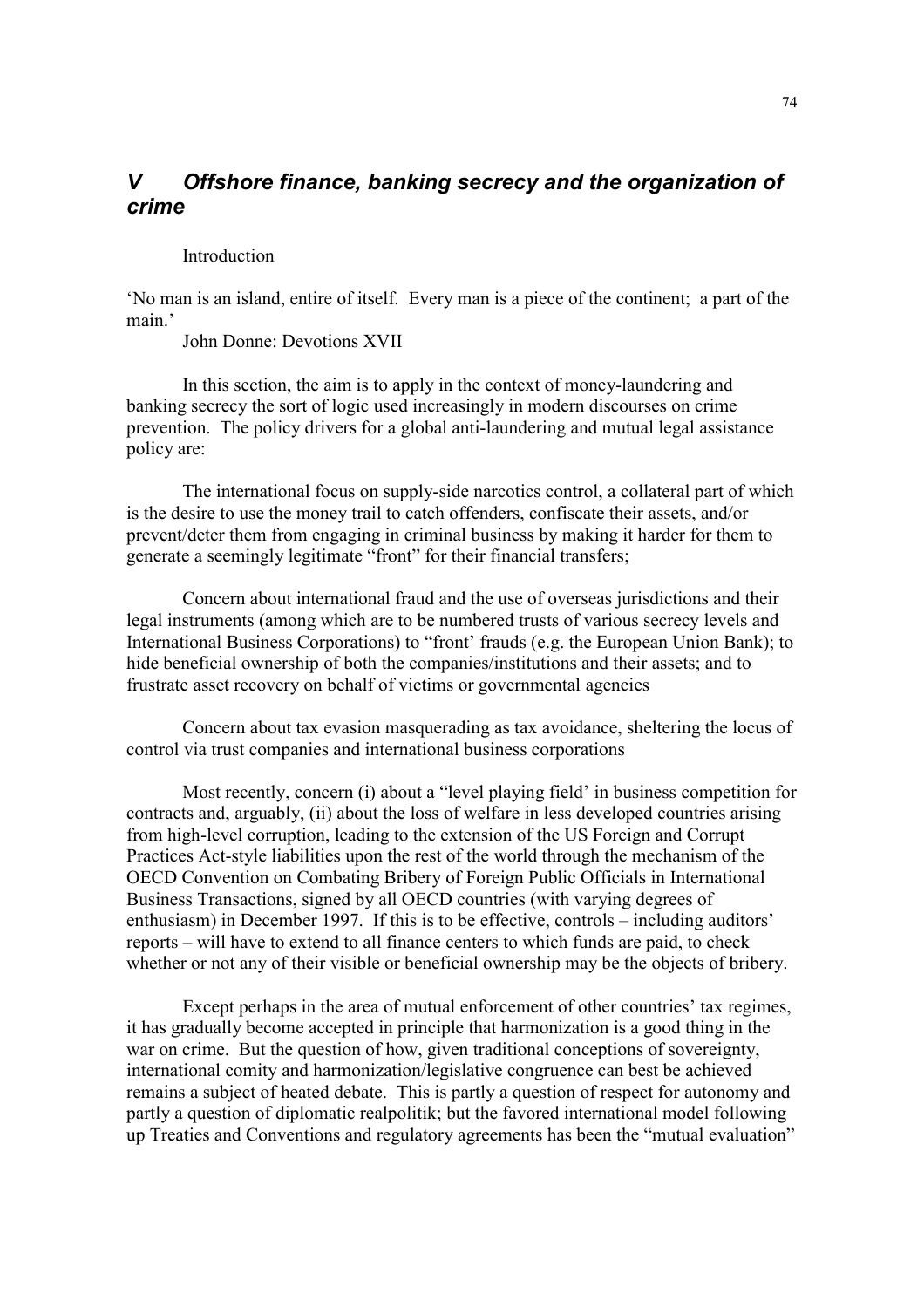## *V Offshore finance, banking secrecy and the organization of crime*

Introduction

'No man is an island, entire of itself. Every man is a piece of the continent; a part of the main.'

John Donne: Devotions XVII

In this section, the aim is to apply in the context of money-laundering and banking secrecy the sort of logic used increasingly in modern discourses on crime prevention. The policy drivers for a global anti-laundering and mutual legal assistance policy are:

The international focus on supply-side narcotics control, a collateral part of which is the desire to use the money trail to catch offenders, confiscate their assets, and/or prevent/deter them from engaging in criminal business by making it harder for them to generate a seemingly legitimate "front" for their financial transfers;

Concern about international fraud and the use of overseas jurisdictions and their legal instruments (among which are to be numbered trusts of various secrecy levels and International Business Corporations) to "front' frauds (e.g. the European Union Bank); to hide beneficial ownership of both the companies/institutions and their assets; and to frustrate asset recovery on behalf of victims or governmental agencies

Concern about tax evasion masquerading as tax avoidance, sheltering the locus of control via trust companies and international business corporations

Most recently, concern (i) about a "level playing field' in business competition for contracts and, arguably, (ii) about the loss of welfare in less developed countries arising from high-level corruption, leading to the extension of the US Foreign and Corrupt Practices Act-style liabilities upon the rest of the world through the mechanism of the OECD Convention on Combating Bribery of Foreign Public Officials in International Business Transactions, signed by all OECD countries (with varying degrees of enthusiasm) in December 1997. If this is to be effective, controls – including auditors' reports – will have to extend to all finance centers to which funds are paid, to check whether or not any of their visible or beneficial ownership may be the objects of bribery.

Except perhaps in the area of mutual enforcement of other countries' tax regimes, it has gradually become accepted in principle that harmonization is a good thing in the war on crime. But the question of how, given traditional conceptions of sovereignty, international comity and harmonization/legislative congruence can best be achieved remains a subject of heated debate. This is partly a question of respect for autonomy and partly a question of diplomatic realpolitik; but the favored international model following up Treaties and Conventions and regulatory agreements has been the "mutual evaluation"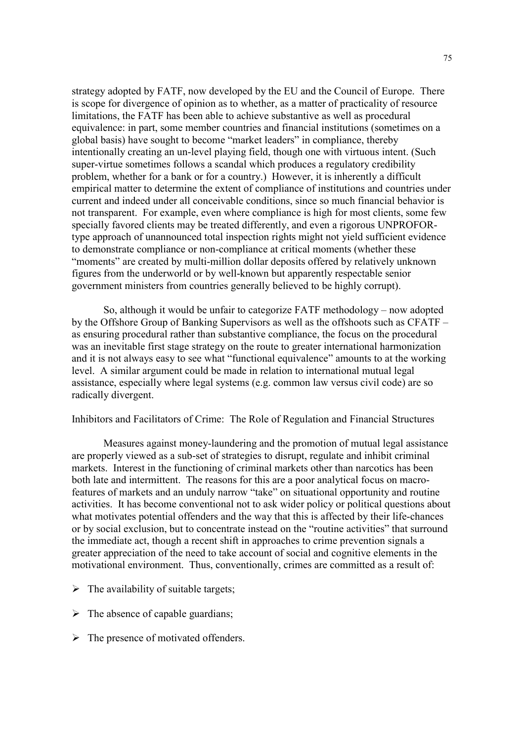strategy adopted by FATF, now developed by the EU and the Council of Europe. There is scope for divergence of opinion as to whether, as a matter of practicality of resource limitations, the FATF has been able to achieve substantive as well as procedural equivalence: in part, some member countries and financial institutions (sometimes on a global basis) have sought to become "market leaders" in compliance, thereby intentionally creating an un-level playing field, though one with virtuous intent. (Such super-virtue sometimes follows a scandal which produces a regulatory credibility problem, whether for a bank or for a country.) However, it is inherently a difficult empirical matter to determine the extent of compliance of institutions and countries under current and indeed under all conceivable conditions, since so much financial behavior is not transparent. For example, even where compliance is high for most clients, some few specially favored clients may be treated differently, and even a rigorous UNPROFOR-type approach of unannounced total inspection rights might not yield sufficient evidence to demonstrate compliance or non-compliance at critical moments (whether these "moments" are created by multi-million dollar deposits offered by relatively unknown figures from the underworld or by well-known but apparently respectable senior government ministers from countries generally believed to be highly corrupt).

So, although it would be unfair to categorize FATF methodology – now adopted by the Offshore Group of Banking Supervisors as well as the offshoots such as CFATF – as ensuring procedural rather than substantive compliance, the focus on the procedural was an inevitable first stage strategy on the route to greater international harmonization and it is not always easy to see what "functional equivalence" amounts to at the working level. A similar argument could be made in relation to international mutual legal assistance, especially where legal systems (e.g. common law versus civil code) are so radically divergent.

Inhibitors and Facilitators of Crime: The Role of Regulation and Financial Structures

Measures against money-laundering and the promotion of mutual legal assistance are properly viewed as a sub-set of strategies to disrupt, regulate and inhibit criminal markets. Interest in the functioning of criminal markets other than narcotics has been both late and intermittent. The reasons for this are a poor analytical focus on macro-features of markets and an unduly narrow "take" on situational opportunity and routine activities. It has become conventional not to ask wider policy or political questions about what motivates potential offenders and the way that this is affected by their life-chances or by social exclusion, but to concentrate instead on the "routine activities" that surround the immediate act, though a recent shift in approaches to crime prevention signals a greater appreciation of the need to take account of social and cognitive elements in the motivational environment. Thus, conventionally, crimes are committed as a result of:

- The availability of suitable targets;
- The absence of capable guardians;
- The presence of motivated offenders.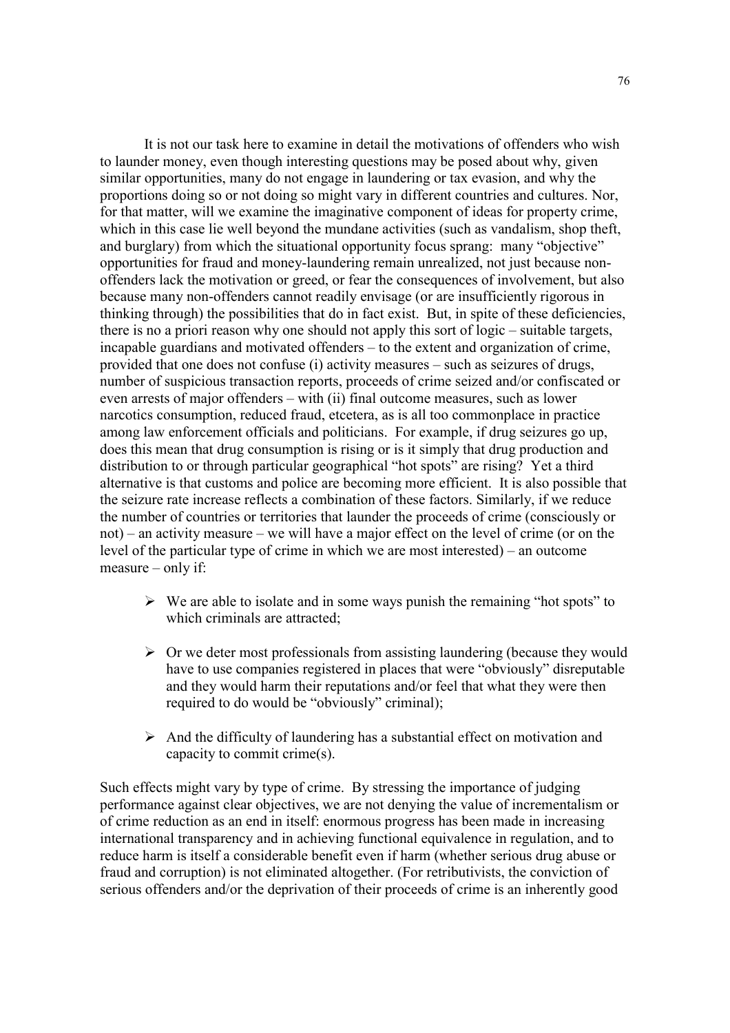It is not our task here to examine in detail the motivations of offenders who wish to launder money, even though interesting questions may be posed about why, given similar opportunities, many do not engage in laundering or tax evasion, and why the proportions doing so or not doing so might vary in different countries and cultures. Nor, for that matter, will we examine the imaginative component of ideas for property crime, which in this case lie well beyond the mundane activities (such as vandalism, shop theft, and burglary) from which the situational opportunity focus sprang: many "objective" opportunities for fraud and money-laundering remain unrealized, not just because non-offenders lack the motivation or greed, or fear the consequences of involvement, but also because many non-offenders cannot readily envisage (or are insufficiently rigorous in thinking through) the possibilities that do in fact exist. But, in spite of these deficiencies, there is no a priori reason why one should not apply this sort of logic – suitable targets, incapable guardians and motivated offenders – to the extent and organization of crime, provided that one does not confuse (i) activity measures – such as seizures of drugs, number of suspicious transaction reports, proceeds of crime seized and/or confiscated or even arrests of major offenders – with (ii) final outcome measures, such as lower narcotics consumption, reduced fraud, etcetera, as is all too commonplace in practice among law enforcement officials and politicians. For example, if drug seizures go up, does this mean that drug consumption is rising or is it simply that drug production and distribution to or through particular geographical "hot spots" are rising? Yet a third alternative is that customs and police are becoming more efficient. It is also possible that the seizure rate increase reflects a combination of these factors. Similarly, if we reduce the number of countries or territories that launder the proceeds of crime (consciously or not) – an activity measure – we will have a major effect on the level of crime (or on the level of the particular type of crime in which we are most interested) – an outcome measure – only if:

- We are able to isolate and in some ways punish the remaining "hot spots" to which criminals are attracted;
- Or we deter most professionals from assisting laundering (because they would have to use companies registered in places that were "obviously" disreputable and they would harm their reputations and/or feel that what they were then required to do would be "obviously" criminal);
- And the difficulty of laundering has a substantial effect on motivation and capacity to commit crime(s).

Such effects might vary by type of crime. By stressing the importance of judging performance against clear objectives, we are not denying the value of incrementalism or of crime reduction as an end in itself: enormous progress has been made in increasing international transparency and in achieving functional equivalence in regulation, and to reduce harm is itself a considerable benefit even if harm (whether serious drug abuse or fraud and corruption) is not eliminated altogether. (For retributivists, the conviction of serious offenders and/or the deprivation of their proceeds of crime is an inherently good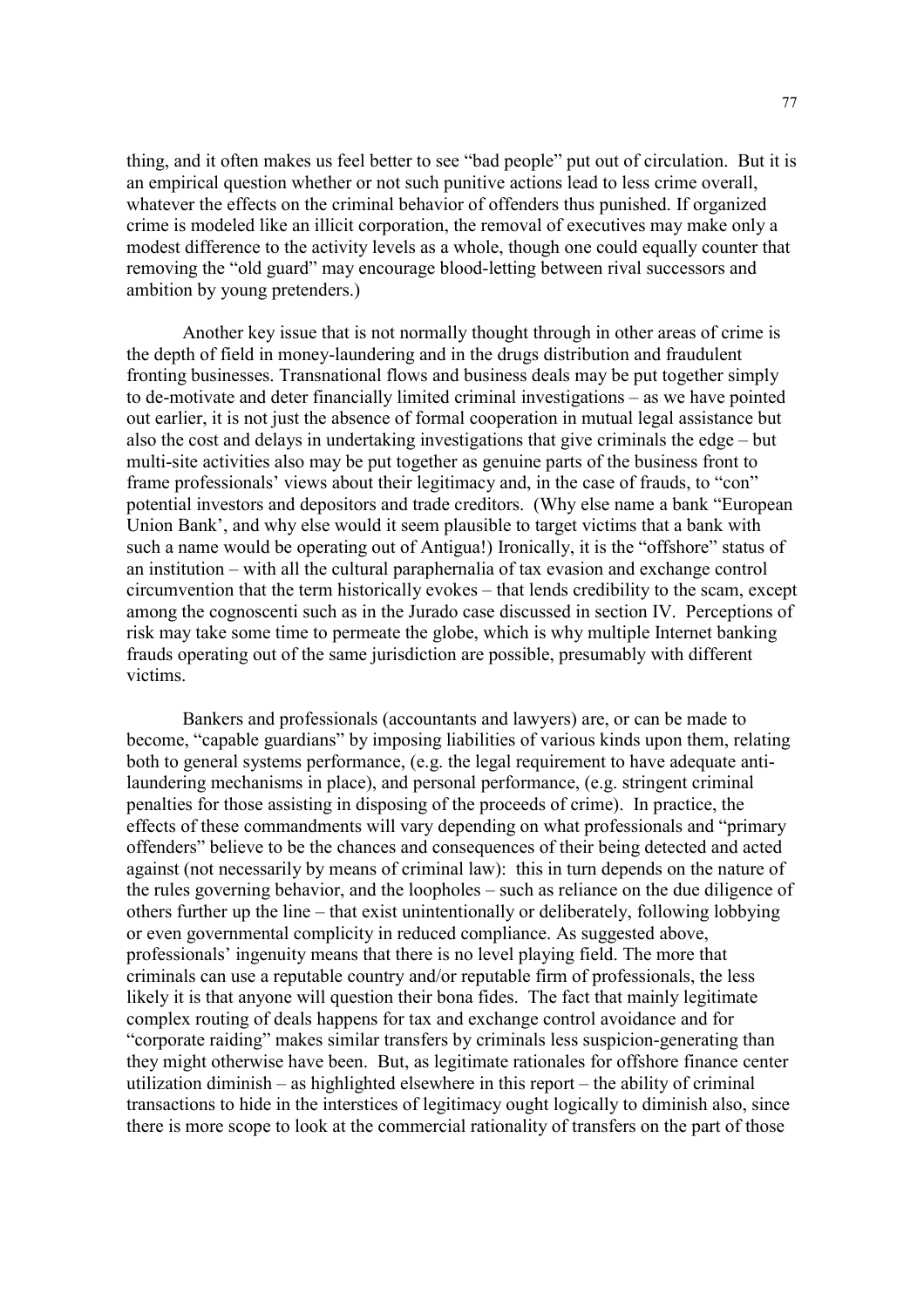thing, and it often makes us feel better to see "bad people" put out of circulation. But it is an empirical question whether or not such punitive actions lead to less crime overall, whatever the effects on the criminal behavior of offenders thus punished. If organized crime is modeled like an illicit corporation, the removal of executives may make only a modest difference to the activity levels as a whole, though one could equally counter that removing the "old guard" may encourage blood-letting between rival successors and ambition by young pretenders.)

Another key issue that is not normally thought through in other areas of crime is the depth of field in money-laundering and in the drugs distribution and fraudulent fronting businesses. Transnational flows and business deals may be put together simply to de-motivate and deter financially limited criminal investigations – as we have pointed out earlier, it is not just the absence of formal cooperation in mutual legal assistance but also the cost and delays in undertaking investigations that give criminals the edge – but multi-site activities also may be put together as genuine parts of the business front to frame professionals' views about their legitimacy and, in the case of frauds, to "con" potential investors and depositors and trade creditors. (Why else name a bank "European Union Bank', and why else would it seem plausible to target victims that a bank with such a name would be operating out of Antigua!) Ironically, it is the "offshore" status of an institution – with all the cultural paraphernalia of tax evasion and exchange control circumvention that the term historically evokes – that lends credibility to the scam, except among the cognoscenti such as in the Jurado case discussed in section IV. Perceptions of risk may take some time to permeate the globe, which is why multiple Internet banking frauds operating out of the same jurisdiction are possible, presumably with different victims.

Bankers and professionals (accountants and lawyers) are, or can be made to become, "capable guardians" by imposing liabilities of various kinds upon them, relating both to general systems performance, (e.g. the legal requirement to have adequate anti-laundering mechanisms in place), and personal performance, (e.g. stringent criminal penalties for those assisting in disposing of the proceeds of crime). In practice, the effects of these commandments will vary depending on what professionals and "primary offenders" believe to be the chances and consequences of their being detected and acted against (not necessarily by means of criminal law): this in turn depends on the nature of the rules governing behavior, and the loopholes – such as reliance on the due diligence of others further up the line – that exist unintentionally or deliberately, following lobbying or even governmental complicity in reduced compliance. As suggested above, professionals' ingenuity means that there is no level playing field. The more that criminals can use a reputable country and/or reputable firm of professionals, the less likely it is that anyone will question their bona fides. The fact that mainly legitimate complex routing of deals happens for tax and exchange control avoidance and for "corporate raiding" makes similar transfers by criminals less suspicion-generating than they might otherwise have been. But, as legitimate rationales for offshore finance center utilization diminish – as highlighted elsewhere in this report – the ability of criminal transactions to hide in the interstices of legitimacy ought logically to diminish also, since there is more scope to look at the commercial rationality of transfers on the part of those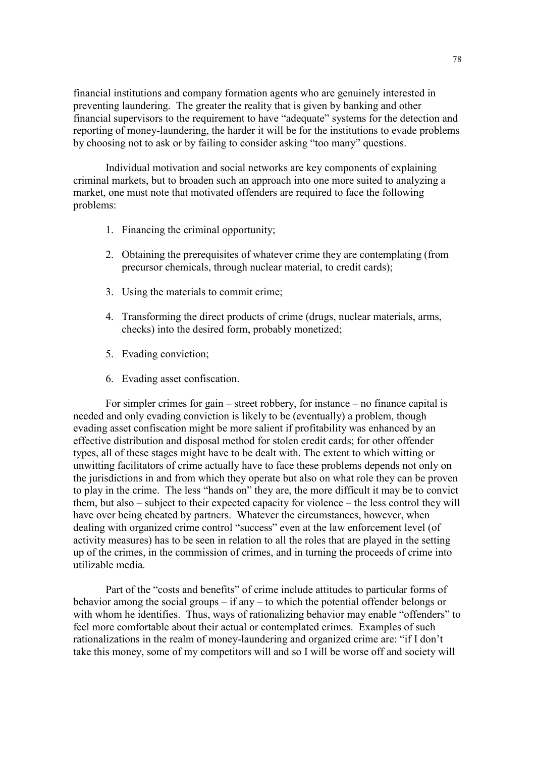financial institutions and company formation agents who are genuinely interested in preventing laundering. The greater the reality that is given by banking and other financial supervisors to the requirement to have "adequate" systems for the detection and reporting of money-laundering, the harder it will be for the institutions to evade problems by choosing not to ask or by failing to consider asking "too many" questions.

Individual motivation and social networks are key components of explaining criminal markets, but to broaden such an approach into one more suited to analyzing a market, one must note that motivated offenders are required to face the following problems:

1. Financing the criminal opportunity;
2. Obtaining the prerequisites of whatever crime they are contemplating (from precursor chemicals, through nuclear material, to credit cards);
3. Using the materials to commit crime;
4. Transforming the direct products of crime (drugs, nuclear materials, arms, checks) into the desired form, probably monetized;
5. Evading conviction;
6. Evading asset confiscation.

For simpler crimes for gain – street robbery, for instance – no finance capital is needed and only evading conviction is likely to be (eventually) a problem, though evading asset confiscation might be more salient if profitability was enhanced by an effective distribution and disposal method for stolen credit cards; for other offender types, all of these stages might have to be dealt with. The extent to which witting or unwitting facilitators of crime actually have to face these problems depends not only on the jurisdictions in and from which they operate but also on what role they can be proven to play in the crime. The less "hands on" they are, the more difficult it may be to convict them, but also – subject to their expected capacity for violence – the less control they will have over being cheated by partners. Whatever the circumstances, however, when dealing with organized crime control "success" even at the law enforcement level (of activity measures) has to be seen in relation to all the roles that are played in the setting up of the crimes, in the commission of crimes, and in turning the proceeds of crime into utilizable media.

Part of the "costs and benefits" of crime include attitudes to particular forms of behavior among the social groups – if any – to which the potential offender belongs or with whom he identifies. Thus, ways of rationalizing behavior may enable "offenders" to feel more comfortable about their actual or contemplated crimes. Examples of such rationalizations in the realm of money-laundering and organized crime are: "if I don't take this money, some of my competitors will and so I will be worse off and society will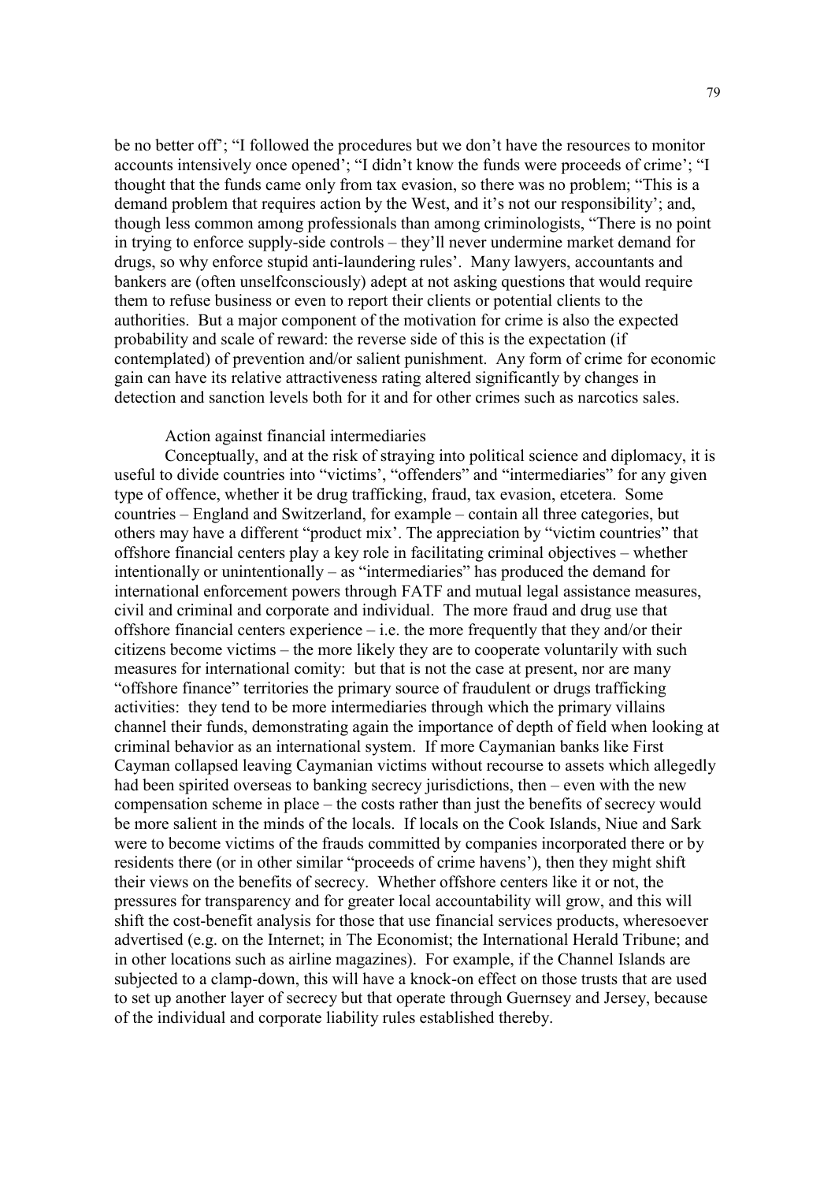be no better off'; "I followed the procedures but we don't have the resources to monitor accounts intensively once opened'; "I didn't know the funds were proceeds of crime'; "I thought that the funds came only from tax evasion, so there was no problem; "This is a demand problem that requires action by the West, and it's not our responsibility'; and, though less common among professionals than among criminologists, "There is no point in trying to enforce supply-side controls – they'll never undermine market demand for drugs, so why enforce stupid anti-laundering rules'. Many lawyers, accountants and bankers are (often unselfconsciously) adept at not asking questions that would require them to refuse business or even to report their clients or potential clients to the authorities. But a major component of the motivation for crime is also the expected probability and scale of reward: the reverse side of this is the expectation (if contemplated) of prevention and/or salient punishment. Any form of crime for economic gain can have its relative attractiveness rating altered significantly by changes in detection and sanction levels both for it and for other crimes such as narcotics sales.

Action against financial intermediaries

Conceptually, and at the risk of straying into political science and diplomacy, it is useful to divide countries into "victims", "offenders" and "intermediaries" for any given type of offence, whether it be drug trafficking, fraud, tax evasion, etcetera. Some countries – England and Switzerland, for example – contain all three categories, but others may have a different "product mix'. The appreciation by "victim countries" that offshore financial centers play a key role in facilitating criminal objectives – whether intentionally or unintentionally – as "intermediaries" has produced the demand for international enforcement powers through FATF and mutual legal assistance measures, civil and criminal and corporate and individual. The more fraud and drug use that offshore financial centers experience – i.e. the more frequently that they and/or their citizens become victims – the more likely they are to cooperate voluntarily with such measures for international comity: but that is not the case at present, nor are many "offshore finance" territories the primary source of fraudulent or drugs trafficking activities: they tend to be more intermediaries through which the primary villains channel their funds, demonstrating again the importance of depth of field when looking at criminal behavior as an international system. If more Caymanian banks like First Cayman collapsed leaving Caymanian victims without recourse to assets which allegedly had been spirited overseas to banking secrecy jurisdictions, then – even with the new compensation scheme in place – the costs rather than just the benefits of secrecy would be more salient in the minds of the locals. If locals on the Cook Islands, Niue and Sark were to become victims of the frauds committed by companies incorporated there or by residents there (or in other similar "proceeds of crime havens'), then they might shift their views on the benefits of secrecy. Whether offshore centers like it or not, the pressures for transparency and for greater local accountability will grow, and this will shift the cost-benefit analysis for those that use financial services products, wheresoever advertised (e.g. on the Internet; in The Economist; the International Herald Tribune; and in other locations such as airline magazines). For example, if the Channel Islands are subjected to a clamp-down, this will have a knock-on effect on those trusts that are used to set up another layer of secrecy but that operate through Guernsey and Jersey, because of the individual and corporate liability rules established thereby.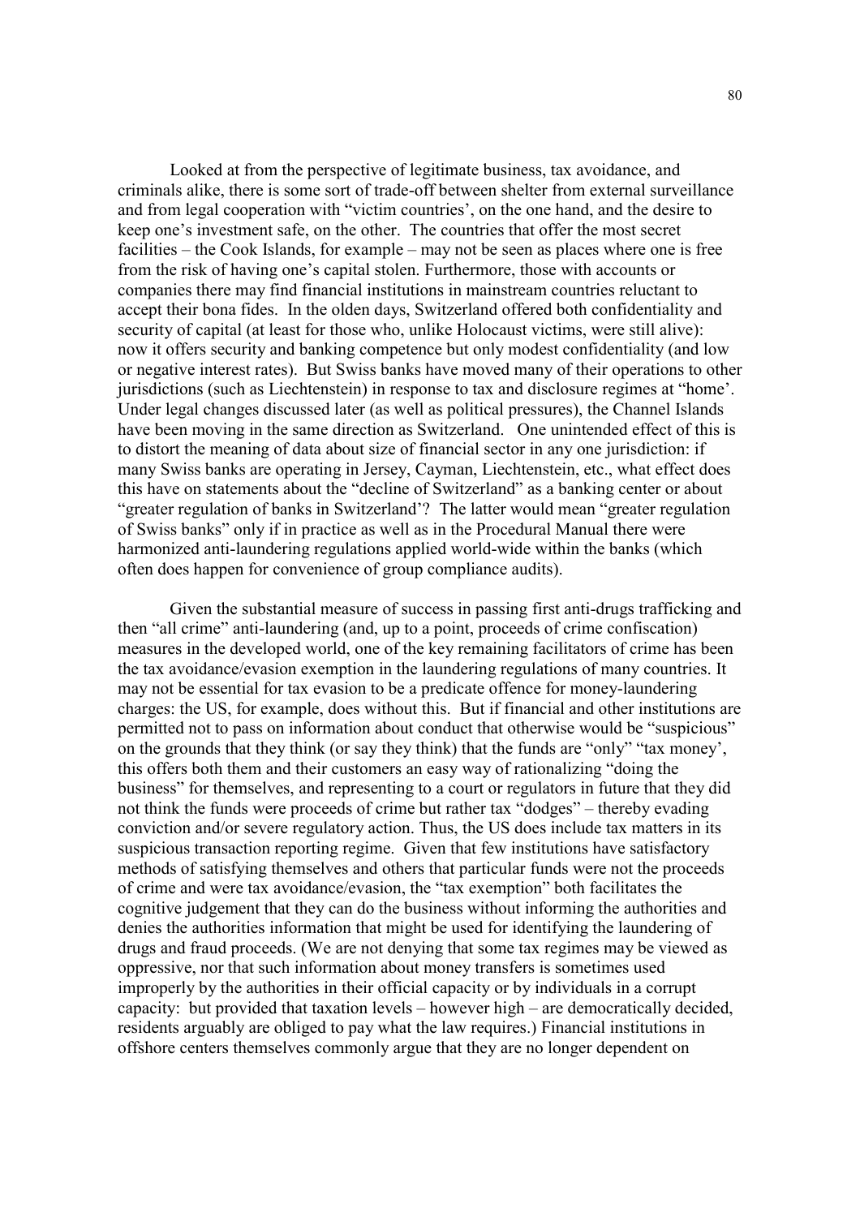Looked at from the perspective of legitimate business, tax avoidance, and criminals alike, there is some sort of trade-off between shelter from external surveillance and from legal cooperation with "victim countries', on the one hand, and the desire to keep one's investment safe, on the other. The countries that offer the most secret facilities – the Cook Islands, for example – may not be seen as places where one is free from the risk of having one's capital stolen. Furthermore, those with accounts or companies there may find financial institutions in mainstream countries reluctant to accept their bona fides. In the olden days, Switzerland offered both confidentiality and security of capital (at least for those who, unlike Holocaust victims, were still alive): now it offers security and banking competence but only modest confidentiality (and low or negative interest rates). But Swiss banks have moved many of their operations to other jurisdictions (such as Liechtenstein) in response to tax and disclosure regimes at "home'. Under legal changes discussed later (as well as political pressures), the Channel Islands have been moving in the same direction as Switzerland. One unintended effect of this is to distort the meaning of data about size of financial sector in any one jurisdiction: if many Swiss banks are operating in Jersey, Cayman, Liechtenstein, etc., what effect does this have on statements about the "decline of Switzerland" as a banking center or about "greater regulation of banks in Switzerland'? The latter would mean "greater regulation of Swiss banks" only if in practice as well as in the Procedural Manual there were harmonized anti-laundering regulations applied world-wide within the banks (which often does happen for convenience of group compliance audits).

Given the substantial measure of success in passing first anti-drugs trafficking and then "all crime" anti-laundering (and, up to a point, proceeds of crime confiscation) measures in the developed world, one of the key remaining facilitators of crime has been the tax avoidance/evasion exemption in the laundering regulations of many countries. It may not be essential for tax evasion to be a predicate offence for money-laundering charges: the US, for example, does without this. But if financial and other institutions are permitted not to pass on information about conduct that otherwise would be "suspicious" on the grounds that they think (or say they think) that the funds are "only" "tax money', this offers both them and their customers an easy way of rationalizing "doing the business" for themselves, and representing to a court or regulators in future that they did not think the funds were proceeds of crime but rather tax "dodges" – thereby evading conviction and/or severe regulatory action. Thus, the US does include tax matters in its suspicious transaction reporting regime. Given that few institutions have satisfactory methods of satisfying themselves and others that particular funds were not the proceeds of crime and were tax avoidance/evasion, the "tax exemption" both facilitates the cognitive judgement that they can do the business without informing the authorities and denies the authorities information that might be used for identifying the laundering of drugs and fraud proceeds. (We are not denying that some tax regimes may be viewed as oppressive, nor that such information about money transfers is sometimes used improperly by the authorities in their official capacity or by individuals in a corrupt capacity: but provided that taxation levels – however high – are democratically decided, residents arguably are obliged to pay what the law requires.) Financial institutions in offshore centers themselves commonly argue that they are no longer dependent on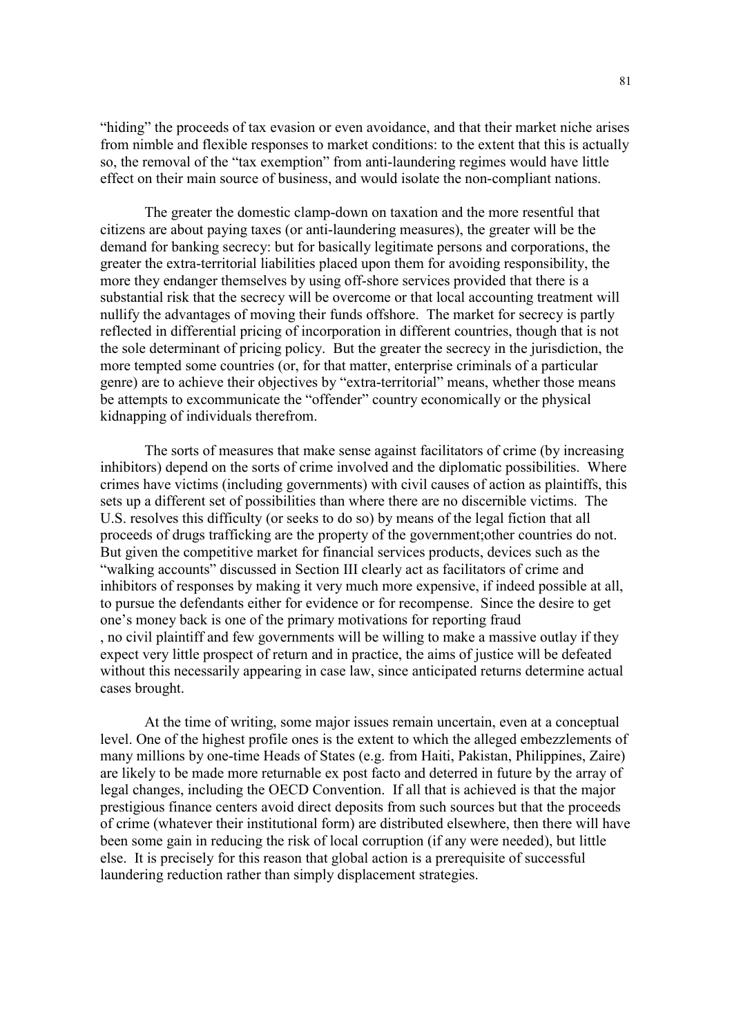"hiding" the proceeds of tax evasion or even avoidance, and that their market niche arises from nimble and flexible responses to market conditions: to the extent that this is actually so, the removal of the "tax exemption" from anti-laundering regimes would have little effect on their main source of business, and would isolate the non-compliant nations.

The greater the domestic clamp-down on taxation and the more resentful that citizens are about paying taxes (or anti-laundering measures), the greater will be the demand for banking secrecy: but for basically legitimate persons and corporations, the greater the extra-territorial liabilities placed upon them for avoiding responsibility, the more they endanger themselves by using off-shore services provided that there is a substantial risk that the secrecy will be overcome or that local accounting treatment will nullify the advantages of moving their funds offshore. The market for secrecy is partly reflected in differential pricing of incorporation in different countries, though that is not the sole determinant of pricing policy. But the greater the secrecy in the jurisdiction, the more tempted some countries (or, for that matter, enterprise criminals of a particular genre) are to achieve their objectives by "extra-territorial" means, whether those means be attempts to excommunicate the "offender" country economically or the physical kidnapping of individuals therefrom.

The sorts of measures that make sense against facilitators of crime (by increasing inhibitors) depend on the sorts of crime involved and the diplomatic possibilities. Where crimes have victims (including governments) with civil causes of action as plaintiffs, this sets up a different set of possibilities than where there are no discernible victims. The U.S. resolves this difficulty (or seeks to do so) by means of the legal fiction that all proceeds of drugs trafficking are the property of the government;other countries do not. But given the competitive market for financial services products, devices such as the "walking accounts" discussed in Section III clearly act as facilitators of crime and inhibitors of responses by making it very much more expensive, if indeed possible at all, to pursue the defendants either for evidence or for recompense. Since the desire to get one's money back is one of the primary motivations for reporting fraud , no civil plaintiff and few governments will be willing to make a massive outlay if they expect very little prospect of return and in practice, the aims of justice will be defeated without this necessarily appearing in case law, since anticipated returns determine actual cases brought.

At the time of writing, some major issues remain uncertain, even at a conceptual level. One of the highest profile ones is the extent to which the alleged embezzlements of many millions by one-time Heads of States (e.g. from Haiti, Pakistan, Philippines, Zaire) are likely to be made more returnable ex post facto and deterred in future by the array of legal changes, including the OECD Convention. If all that is achieved is that the major prestigious finance centers avoid direct deposits from such sources but that the proceeds of crime (whatever their institutional form) are distributed elsewhere, then there will have been some gain in reducing the risk of local corruption (if any were needed), but little else. It is precisely for this reason that global action is a prerequisite of successful laundering reduction rather than simply displacement strategies.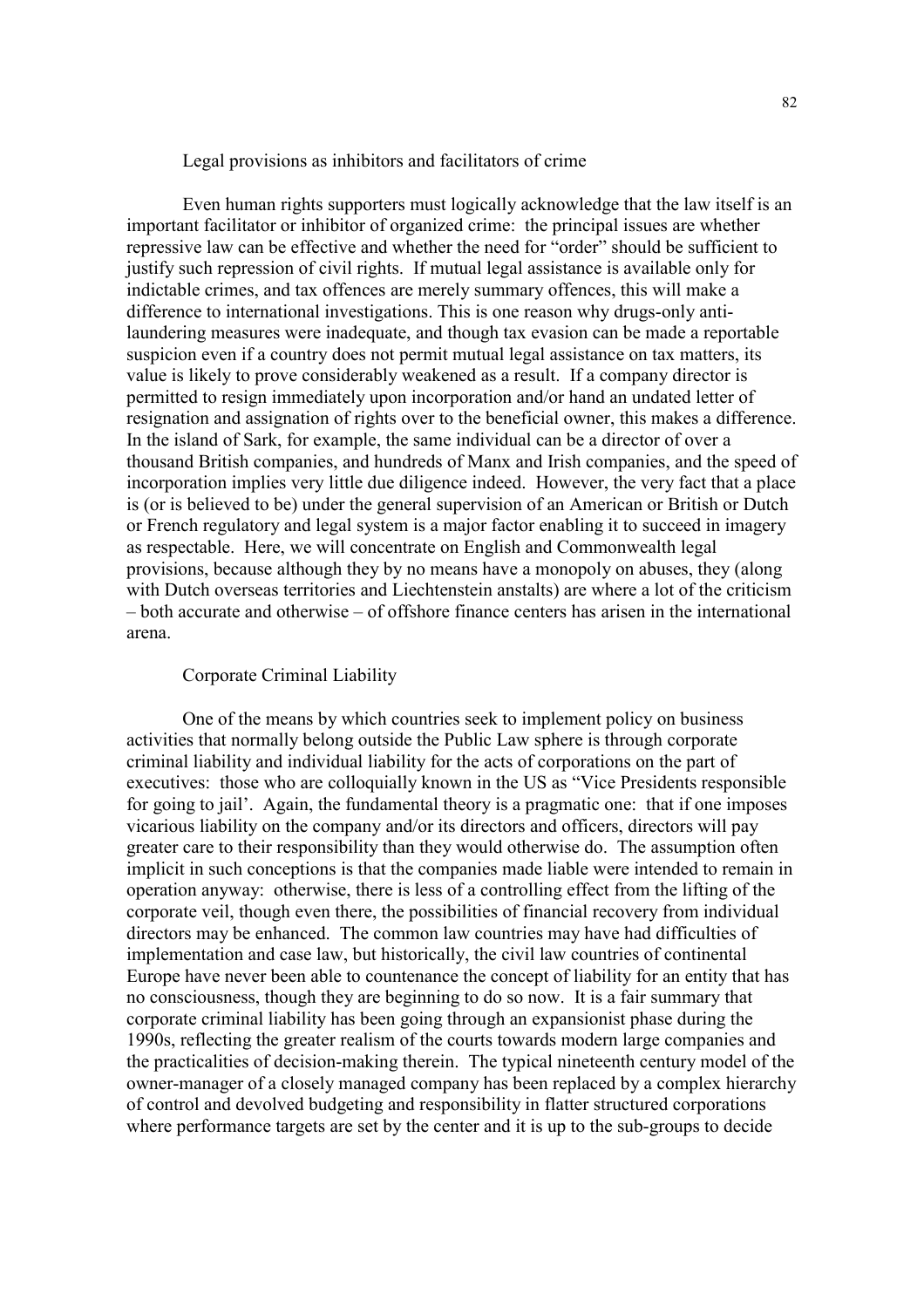## Legal provisions as inhibitors and facilitators of crime

Even human rights supporters must logically acknowledge that the law itself is an important facilitator or inhibitor of organized crime: the principal issues are whether repressive law can be effective and whether the need for "order" should be sufficient to justify such repression of civil rights. If mutual legal assistance is available only for indictable crimes, and tax offences are merely summary offences, this will make a difference to international investigations. This is one reason why drugs-only anti-laundering measures were inadequate, and though tax evasion can be made a reportable suspicion even if a country does not permit mutual legal assistance on tax matters, its value is likely to prove considerably weakened as a result. If a company director is permitted to resign immediately upon incorporation and/or hand an undated letter of resignation and assignation of rights over to the beneficial owner, this makes a difference. In the island of Sark, for example, the same individual can be a director of over a thousand British companies, and hundreds of Manx and Irish companies, and the speed of incorporation implies very little due diligence indeed. However, the very fact that a place is (or is believed to be) under the general supervision of an American or British or Dutch or French regulatory and legal system is a major factor enabling it to succeed in imagery as respectable. Here, we will concentrate on English and Commonwealth legal provisions, because although they by no means have a monopoly on abuses, they (along with Dutch overseas territories and Liechtenstein anstalts) are where a lot of the criticism – both accurate and otherwise – of offshore finance centers has arisen in the international arena.

## Corporate Criminal Liability

One of the means by which countries seek to implement policy on business activities that normally belong outside the Public Law sphere is through corporate criminal liability and individual liability for the acts of corporations on the part of executives: those who are colloquially known in the US as "Vice Presidents responsible for going to jail'. Again, the fundamental theory is a pragmatic one: that if one imposes vicarious liability on the company and/or its directors and officers, directors will pay greater care to their responsibility than they would otherwise do. The assumption often implicit in such conceptions is that the companies made liable were intended to remain in operation anyway: otherwise, there is less of a controlling effect from the lifting of the corporate veil, though even there, the possibilities of financial recovery from individual directors may be enhanced. The common law countries may have had difficulties of implementation and case law, but historically, the civil law countries of continental Europe have never been able to countenance the concept of liability for an entity that has no consciousness, though they are beginning to do so now. It is a fair summary that corporate criminal liability has been going through an expansionist phase during the 1990s, reflecting the greater realism of the courts towards modern large companies and the practicalities of decision-making therein. The typical nineteenth century model of the owner-manager of a closely managed company has been replaced by a complex hierarchy of control and devolved budgeting and responsibility in flatter structured corporations where performance targets are set by the center and it is up to the sub-groups to decide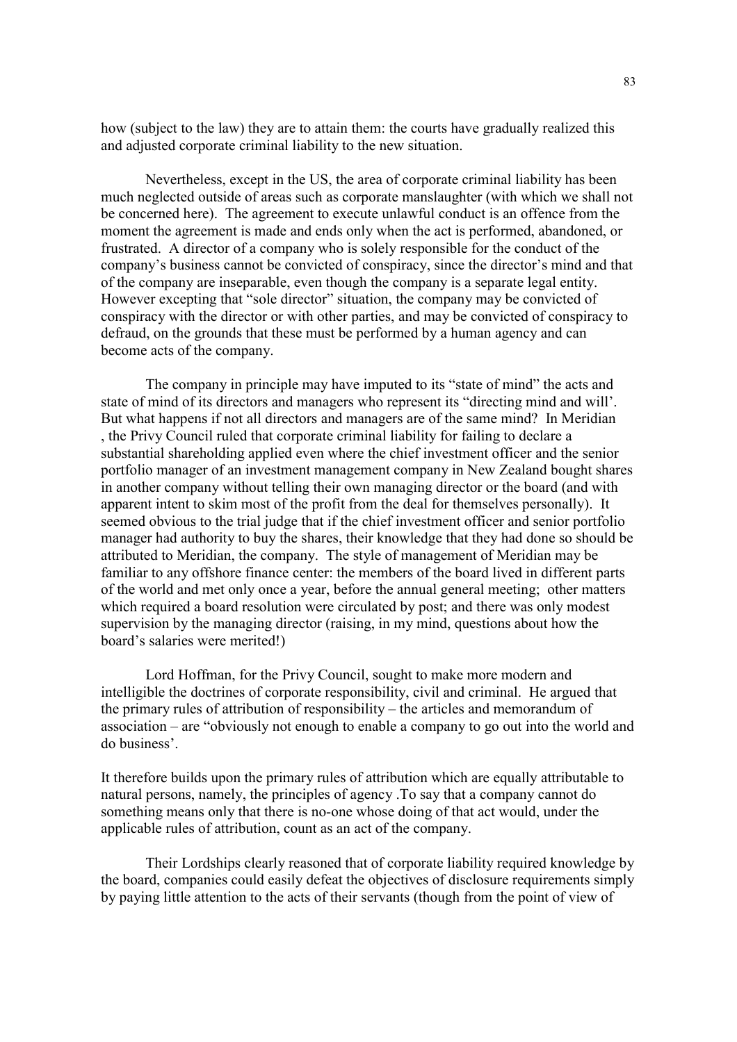how (subject to the law) they are to attain them: the courts have gradually realized this and adjusted corporate criminal liability to the new situation.

Nevertheless, except in the US, the area of corporate criminal liability has been much neglected outside of areas such as corporate manslaughter (with which we shall not be concerned here). The agreement to execute unlawful conduct is an offence from the moment the agreement is made and ends only when the act is performed, abandoned, or frustrated. A director of a company who is solely responsible for the conduct of the company's business cannot be convicted of conspiracy, since the director's mind and that of the company are inseparable, even though the company is a separate legal entity. However excepting that "sole director" situation, the company may be convicted of conspiracy with the director or with other parties, and may be convicted of conspiracy to defraud, on the grounds that these must be performed by a human agency and can become acts of the company.

The company in principle may have imputed to its "state of mind" the acts and state of mind of its directors and managers who represent its "directing mind and will'. But what happens if not all directors and managers are of the same mind? In Meridian , the Privy Council ruled that corporate criminal liability for failing to declare a substantial shareholding applied even where the chief investment officer and the senior portfolio manager of an investment management company in New Zealand bought shares in another company without telling their own managing director or the board (and with apparent intent to skim most of the profit from the deal for themselves personally). It seemed obvious to the trial judge that if the chief investment officer and senior portfolio manager had authority to buy the shares, their knowledge that they had done so should be attributed to Meridian, the company. The style of management of Meridian may be familiar to any offshore finance center: the members of the board lived in different parts of the world and met only once a year, before the annual general meeting; other matters which required a board resolution were circulated by post; and there was only modest supervision by the managing director (raising, in my mind, questions about how the board's salaries were merited!)

Lord Hoffman, for the Privy Council, sought to make more modern and intelligible the doctrines of corporate responsibility, civil and criminal. He argued that the primary rules of attribution of responsibility – the articles and memorandum of association – are "obviously not enough to enable a company to go out into the world and do business'.

It therefore builds upon the primary rules of attribution which are equally attributable to natural persons, namely, the principles of agency .To say that a company cannot do something means only that there is no-one whose doing of that act would, under the applicable rules of attribution, count as an act of the company.

Their Lordships clearly reasoned that of corporate liability required knowledge by the board, companies could easily defeat the objectives of disclosure requirements simply by paying little attention to the acts of their servants (though from the point of view of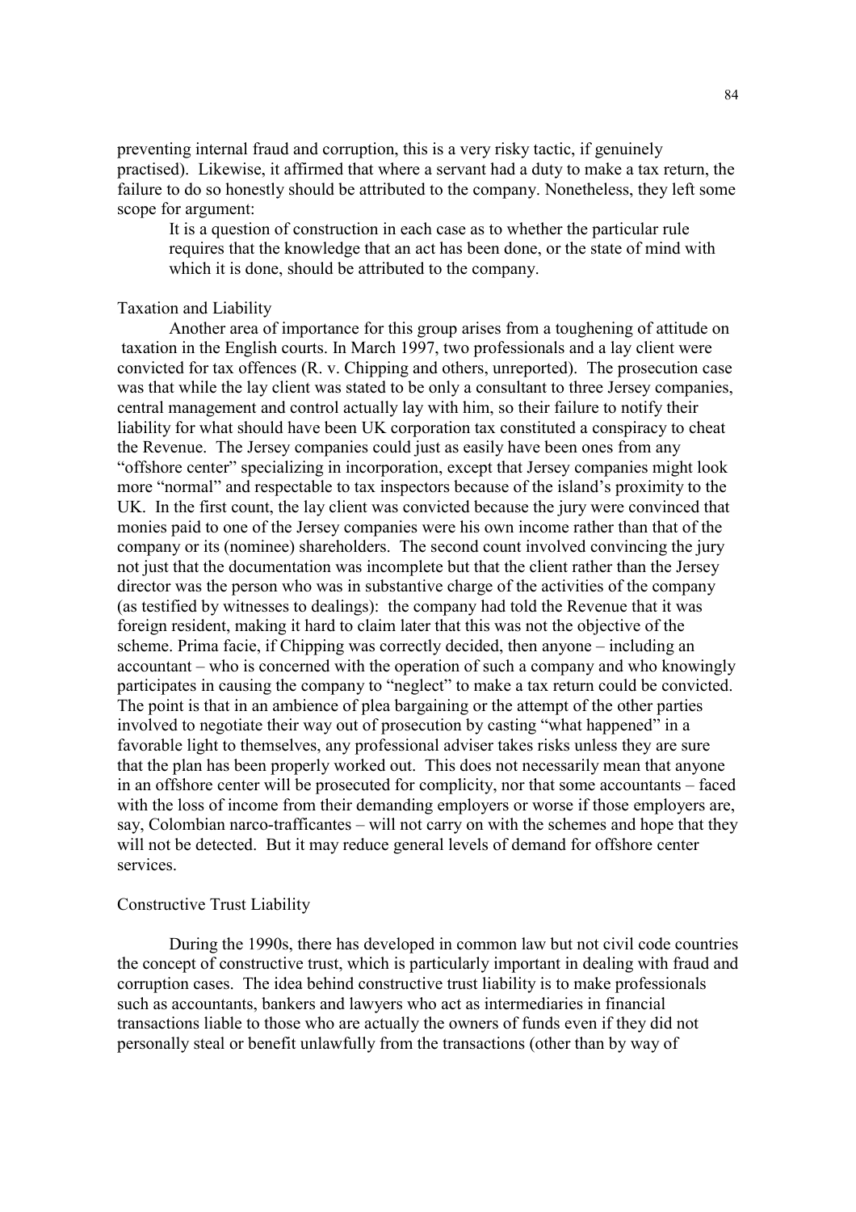preventing internal fraud and corruption, this is a very risky tactic, if genuinely practised). Likewise, it affirmed that where a servant had a duty to make a tax return, the failure to do so honestly should be attributed to the company. Nonetheless, they left some scope for argument:

> It is a question of construction in each case as to whether the particular rule requires that the knowledge that an act has been done, or the state of mind with which it is done, should be attributed to the company.

### Taxation and Liability

Another area of importance for this group arises from a toughening of attitude on taxation in the English courts. In March 1997, two professionals and a lay client were convicted for tax offences (R. v. Chipping and others, unreported). The prosecution case was that while the lay client was stated to be only a consultant to three Jersey companies, central management and control actually lay with him, so their failure to notify their liability for what should have been UK corporation tax constituted a conspiracy to cheat the Revenue. The Jersey companies could just as easily have been ones from any "offshore center" specializing in incorporation, except that Jersey companies might look more "normal" and respectable to tax inspectors because of the island's proximity to the UK. In the first count, the lay client was convicted because the jury were convinced that monies paid to one of the Jersey companies were his own income rather than that of the company or its (nominee) shareholders. The second count involved convincing the jury not just that the documentation was incomplete but that the client rather than the Jersey director was the person who was in substantive charge of the activities of the company (as testified by witnesses to dealings): the company had told the Revenue that it was foreign resident, making it hard to claim later that this was not the objective of the scheme. Prima facie, if Chipping was correctly decided, then anyone – including an accountant – who is concerned with the operation of such a company and who knowingly participates in causing the company to "neglect" to make a tax return could be convicted. The point is that in an ambience of plea bargaining or the attempt of the other parties involved to negotiate their way out of prosecution by casting "what happened" in a favorable light to themselves, any professional adviser takes risks unless they are sure that the plan has been properly worked out. This does not necessarily mean that anyone in an offshore center will be prosecuted for complicity, nor that some accountants – faced with the loss of income from their demanding employers or worse if those employers are, say, Colombian narco-trafficantes – will not carry on with the schemes and hope that they will not be detected. But it may reduce general levels of demand for offshore center services.

### Constructive Trust Liability

During the 1990s, there has developed in common law but not civil code countries the concept of constructive trust, which is particularly important in dealing with fraud and corruption cases. The idea behind constructive trust liability is to make professionals such as accountants, bankers and lawyers who act as intermediaries in financial transactions liable to those who are actually the owners of funds even if they did not personally steal or benefit unlawfully from the transactions (other than by way of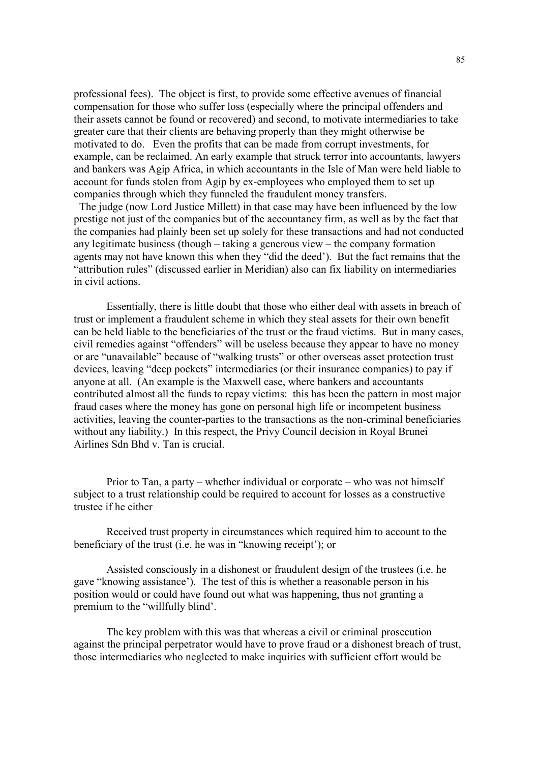professional fees). The object is first, to provide some effective avenues of financial compensation for those who suffer loss (especially where the principal offenders and their assets cannot be found or recovered) and second, to motivate intermediaries to take greater care that their clients are behaving properly than they might otherwise be motivated to do. Even the profits that can be made from corrupt investments, for example, can be reclaimed. An early example that struck terror into accountants, lawyers and bankers was Agip Africa, in which accountants in the Isle of Man were held liable to account for funds stolen from Agip by ex-employees who employed them to set up companies through which they funneled the fraudulent money transfers.

The judge (now Lord Justice Millett) in that case may have been influenced by the low prestige not just of the companies but of the accountancy firm, as well as by the fact that the companies had plainly been set up solely for these transactions and had not conducted any legitimate business (though – taking a generous view – the company formation agents may not have known this when they "did the deed'). But the fact remains that the "attribution rules" (discussed earlier in Meridian) also can fix liability on intermediaries in civil actions.

Essentially, there is little doubt that those who either deal with assets in breach of trust or implement a fraudulent scheme in which they steal assets for their own benefit can be held liable to the beneficiaries of the trust or the fraud victims. But in many cases, civil remedies against "offenders" will be useless because they appear to have no money or are "unavailable" because of "walking trusts" or other overseas asset protection trust devices, leaving "deep pockets" intermediaries (or their insurance companies) to pay if anyone at all. (An example is the Maxwell case, where bankers and accountants contributed almost all the funds to repay victims: this has been the pattern in most major fraud cases where the money has gone on personal high life or incompetent business activities, leaving the counter-parties to the transactions as the non-criminal beneficiaries without any liability.) In this respect, the Privy Council decision in Royal Brunei Airlines Sdn Bhd v. Tan is crucial.

Prior to Tan, a party – whether individual or corporate – who was not himself subject to a trust relationship could be required to account for losses as a constructive trustee if he either

Received trust property in circumstances which required him to account to the beneficiary of the trust (i.e. he was in "knowing receipt'); or

Assisted consciously in a dishonest or fraudulent design of the trustees (i.e. he gave "knowing assistance'). The test of this is whether a reasonable person in his position would or could have found out what was happening, thus not granting a premium to the "willfully blind'.

The key problem with this was that whereas a civil or criminal prosecution against the principal perpetrator would have to prove fraud or a dishonest breach of trust, those intermediaries who neglected to make inquiries with sufficient effort would be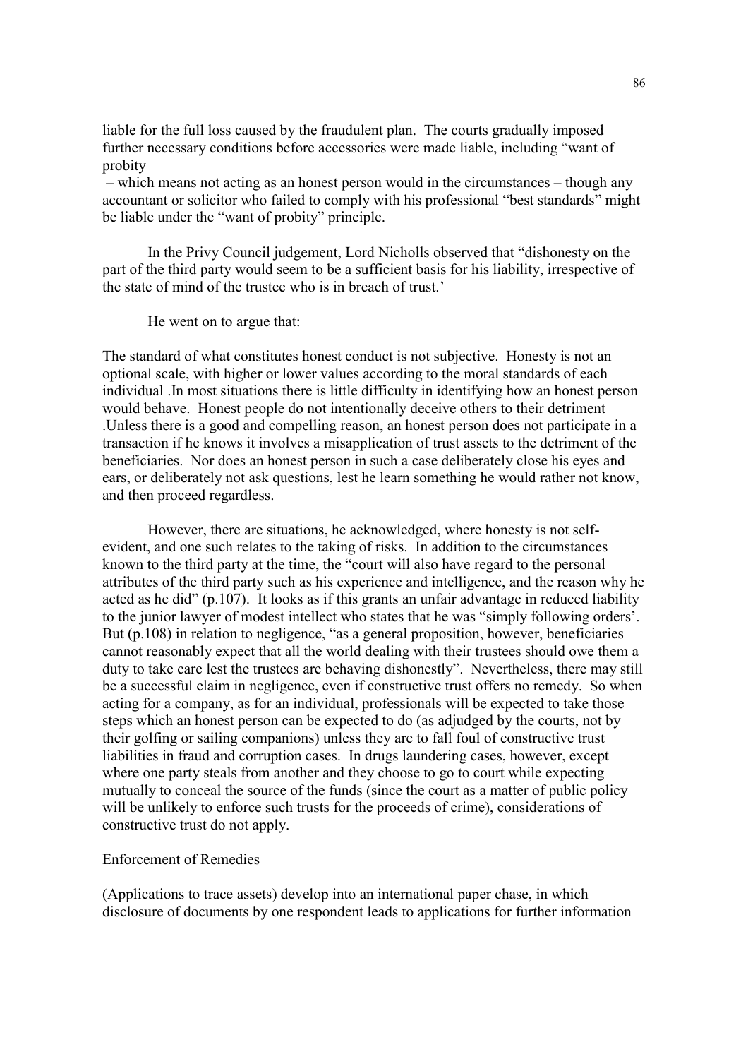liable for the full loss caused by the fraudulent plan. The courts gradually imposed further necessary conditions before accessories were made liable, including "want of probity – which means not acting as an honest person would in the circumstances – though any accountant or solicitor who failed to comply with his professional "best standards" might be liable under the "want of probity" principle.

In the Privy Council judgement, Lord Nicholls observed that "dishonesty on the part of the third party would seem to be a sufficient basis for his liability, irrespective of the state of mind of the trustee who is in breach of trust.'

He went on to argue that:

The standard of what constitutes honest conduct is not subjective. Honesty is not an optional scale, with higher or lower values according to the moral standards of each individual .In most situations there is little difficulty in identifying how an honest person would behave. Honest people do not intentionally deceive others to their detriment .Unless there is a good and compelling reason, an honest person does not participate in a transaction if he knows it involves a misapplication of trust assets to the detriment of the beneficiaries. Nor does an honest person in such a case deliberately close his eyes and ears, or deliberately not ask questions, lest he learn something he would rather not know, and then proceed regardless.

However, there are situations, he acknowledged, where honesty is not self-evident, and one such relates to the taking of risks. In addition to the circumstances known to the third party at the time, the "court will also have regard to the personal attributes of the third party such as his experience and intelligence, and the reason why he acted as he did" (p.107). It looks as if this grants an unfair advantage in reduced liability to the junior lawyer of modest intellect who states that he was "simply following orders'. But (p.108) in relation to negligence, "as a general proposition, however, beneficiaries cannot reasonably expect that all the world dealing with their trustees should owe them a duty to take care lest the trustees are behaving dishonestly". Nevertheless, there may still be a successful claim in negligence, even if constructive trust offers no remedy. So when acting for a company, as for an individual, professionals will be expected to take those steps which an honest person can be expected to do (as adjudged by the courts, not by their golfing or sailing companions) unless they are to fall foul of constructive trust liabilities in fraud and corruption cases. In drugs laundering cases, however, except where one party steals from another and they choose to go to court while expecting mutually to conceal the source of the funds (since the court as a matter of public policy will be unlikely to enforce such trusts for the proceeds of crime), considerations of constructive trust do not apply.

Enforcement of Remedies

(Applications to trace assets) develop into an international paper chase, in which disclosure of documents by one respondent leads to applications for further information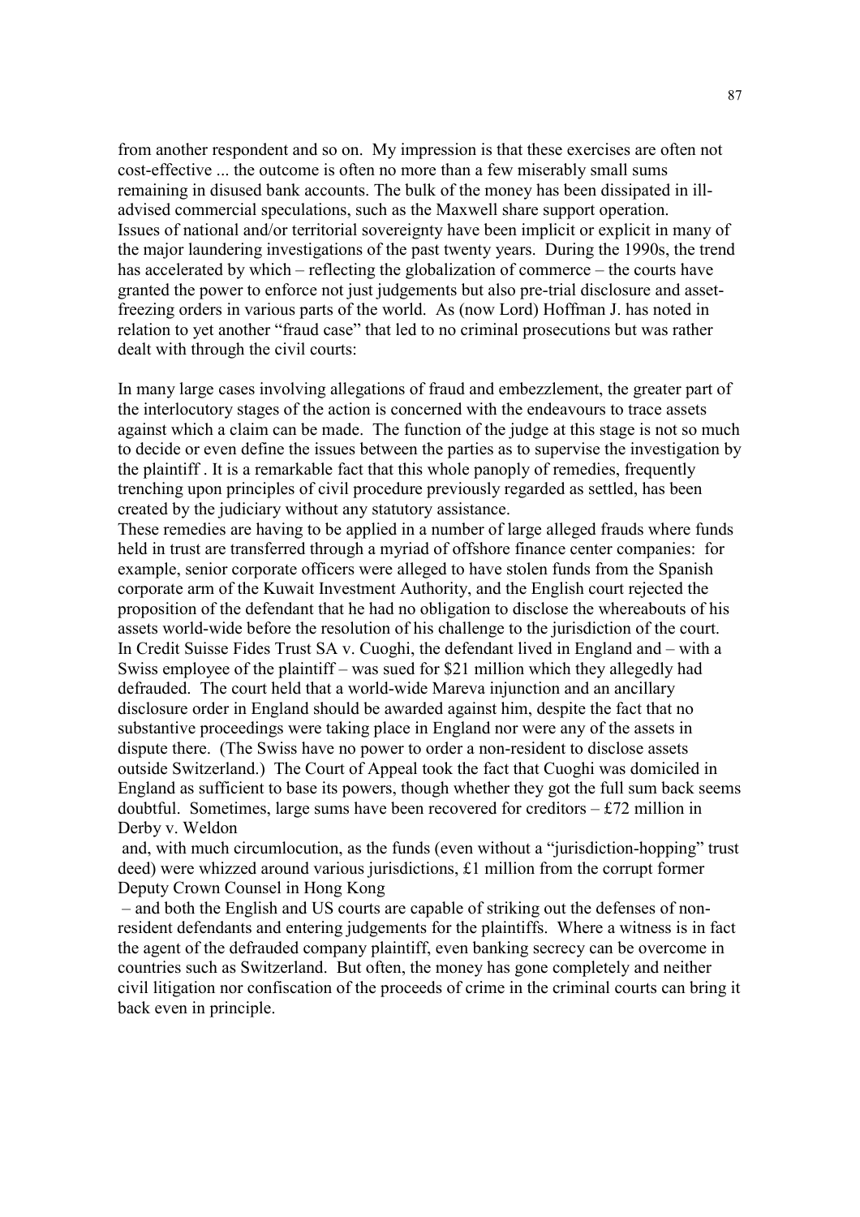from another respondent and so on. My impression is that these exercises are often not cost-effective ... the outcome is often no more than a few miserably small sums remaining in disused bank accounts. The bulk of the money has been dissipated in ill-advised commercial speculations, such as the Maxwell share support operation.

Issues of national and/or territorial sovereignty have been implicit or explicit in many of the major laundering investigations of the past twenty years. During the 1990s, the trend has accelerated by which – reflecting the globalization of commerce – the courts have granted the power to enforce not just judgements but also pre-trial disclosure and asset-freezing orders in various parts of the world. As (now Lord) Hoffman J. has noted in relation to yet another "fraud case" that led to no criminal prosecutions but was rather dealt with through the civil courts:

In many large cases involving allegations of fraud and embezzlement, the greater part of the interlocutory stages of the action is concerned with the endeavours to trace assets against which a claim can be made. The function of the judge at this stage is not so much to decide or even define the issues between the parties as to supervise the investigation by the plaintiff . It is a remarkable fact that this whole panoply of remedies, frequently trenching upon principles of civil procedure previously regarded as settled, has been created by the judiciary without any statutory assistance.

These remedies are having to be applied in a number of large alleged frauds where funds held in trust are transferred through a myriad of offshore finance center companies: for example, senior corporate officers were alleged to have stolen funds from the Spanish corporate arm of the Kuwait Investment Authority, and the English court rejected the proposition of the defendant that he had no obligation to disclose the whereabouts of his assets world-wide before the resolution of his challenge to the jurisdiction of the court. In Credit Suisse Fides Trust SA v. Cuoghi, the defendant lived in England and – with a Swiss employee of the plaintiff – was sued for $21 million which they allegedly had defrauded. The court held that a world-wide Mareva injunction and an ancillary disclosure order in England should be awarded against him, despite the fact that no substantive proceedings were taking place in England nor were any of the assets in dispute there. (The Swiss have no power to order a non-resident to disclose assets outside Switzerland.) The Court of Appeal took the fact that Cuoghi was domiciled in England as sufficient to base its powers, though whether they got the full sum back seems doubtful. Sometimes, large sums have been recovered for creditors – £72 million in Derby v. Weldon and, with much circumlocution, as the funds (even without a "jurisdiction-hopping" trust deed) were whizzed around various jurisdictions, £1 million from the corrupt former Deputy Crown Counsel in Hong Kong – and both the English and US courts are capable of striking out the defenses of non-resident defendants and entering judgements for the plaintiffs. Where a witness is in fact the agent of the defrauded company plaintiff, even banking secrecy can be overcome in countries such as Switzerland. But often, the money has gone completely and neither civil litigation nor confiscation of the proceeds of crime in the criminal courts can bring it back even in principle.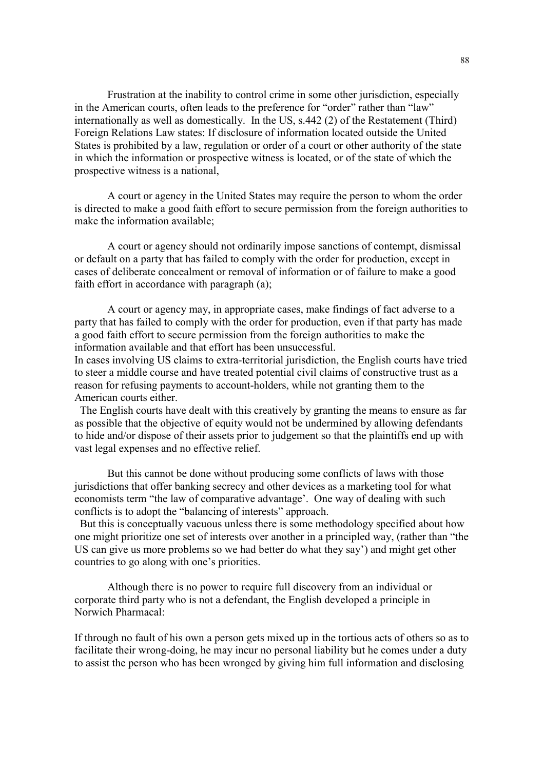Frustration at the inability to control crime in some other jurisdiction, especially in the American courts, often leads to the preference for "order" rather than "law" internationally as well as domestically. In the US, s.442 (2) of the Restatement (Third) Foreign Relations Law states: If disclosure of information located outside the United States is prohibited by a law, regulation or order of a court or other authority of the state in which the information or prospective witness is located, or of the state of which the prospective witness is a national,

A court or agency in the United States may require the person to whom the order is directed to make a good faith effort to secure permission from the foreign authorities to make the information available;

A court or agency should not ordinarily impose sanctions of contempt, dismissal or default on a party that has failed to comply with the order for production, except in cases of deliberate concealment or removal of information or of failure to make a good faith effort in accordance with paragraph (a);

A court or agency may, in appropriate cases, make findings of fact adverse to a party that has failed to comply with the order for production, even if that party has made a good faith effort to secure permission from the foreign authorities to make the information available and that effort has been unsuccessful.

In cases involving US claims to extra-territorial jurisdiction, the English courts have tried to steer a middle course and have treated potential civil claims of constructive trust as a reason for refusing payments to account-holders, while not granting them to the American courts either.

The English courts have dealt with this creatively by granting the means to ensure as far as possible that the objective of equity would not be undermined by allowing defendants to hide and/or dispose of their assets prior to judgement so that the plaintiffs end up with vast legal expenses and no effective relief.

But this cannot be done without producing some conflicts of laws with those jurisdictions that offer banking secrecy and other devices as a marketing tool for what economists term "the law of comparative advantage'. One way of dealing with such conflicts is to adopt the "balancing of interests" approach.

But this is conceptually vacuous unless there is some methodology specified about how one might prioritize one set of interests over another in a principled way, (rather than "the US can give us more problems so we had better do what they say') and might get other countries to go along with one's priorities.

Although there is no power to require full discovery from an individual or corporate third party who is not a defendant, the English developed a principle in Norwich Pharmacal:

If through no fault of his own a person gets mixed up in the tortious acts of others so as to facilitate their wrong-doing, he may incur no personal liability but he comes under a duty to assist the person who has been wronged by giving him full information and disclosing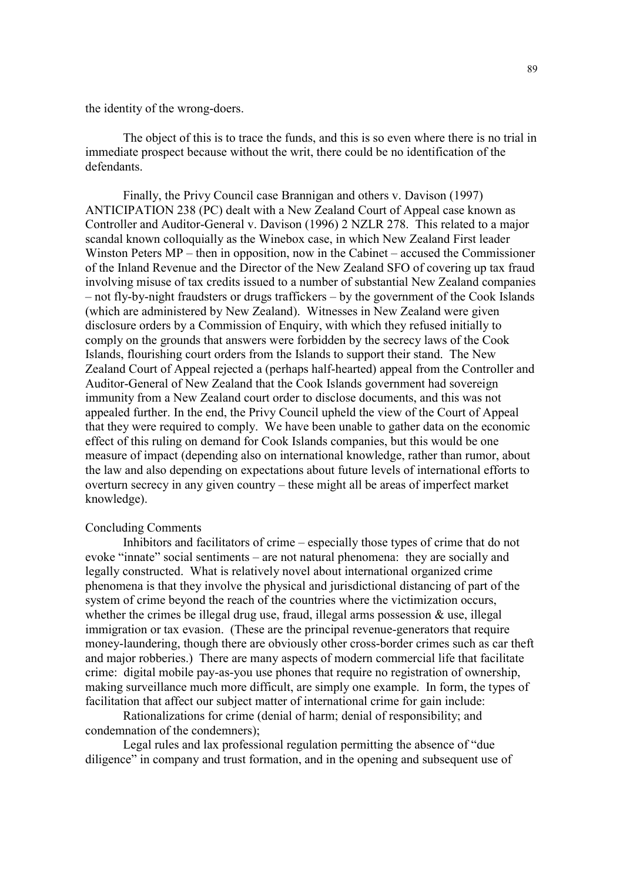the identity of the wrong-doers.

The object of this is to trace the funds, and this is so even where there is no trial in immediate prospect because without the writ, there could be no identification of the defendants.

Finally, the Privy Council case Brannigan and others v. Davison (1997) ANTICIPATION 238 (PC) dealt with a New Zealand Court of Appeal case known as Controller and Auditor-General v. Davison (1996) 2 NZLR 278. This related to a major scandal known colloquially as the Winebox case, in which New Zealand First leader Winston Peters MP – then in opposition, now in the Cabinet – accused the Commissioner of the Inland Revenue and the Director of the New Zealand SFO of covering up tax fraud involving misuse of tax credits issued to a number of substantial New Zealand companies – not fly-by-night fraudsters or drugs traffickers – by the government of the Cook Islands (which are administered by New Zealand). Witnesses in New Zealand were given disclosure orders by a Commission of Enquiry, with which they refused initially to comply on the grounds that answers were forbidden by the secrecy laws of the Cook Islands, flourishing court orders from the Islands to support their stand. The New Zealand Court of Appeal rejected a (perhaps half-hearted) appeal from the Controller and Auditor-General of New Zealand that the Cook Islands government had sovereign immunity from a New Zealand court order to disclose documents, and this was not appealed further. In the end, the Privy Council upheld the view of the Court of Appeal that they were required to comply. We have been unable to gather data on the economic effect of this ruling on demand for Cook Islands companies, but this would be one measure of impact (depending also on international knowledge, rather than rumor, about the law and also depending on expectations about future levels of international efforts to overturn secrecy in any given country – these might all be areas of imperfect market knowledge).

## Concluding Comments

Inhibitors and facilitators of crime – especially those types of crime that do not evoke "innate" social sentiments – are not natural phenomena: they are socially and legally constructed. What is relatively novel about international organized crime phenomena is that they involve the physical and jurisdictional distancing of part of the system of crime beyond the reach of the countries where the victimization occurs, whether the crimes be illegal drug use, fraud, illegal arms possession & use, illegal immigration or tax evasion. (These are the principal revenue-generators that require money-laundering, though there are obviously other cross-border crimes such as car theft and major robberies.) There are many aspects of modern commercial life that facilitate crime: digital mobile pay-as-you use phones that require no registration of ownership, making surveillance much more difficult, are simply one example. In form, the types of facilitation that affect our subject matter of international crime for gain include:

Rationalizations for crime (denial of harm; denial of responsibility; and condemnation of the condemners);

Legal rules and lax professional regulation permitting the absence of "due diligence" in company and trust formation, and in the opening and subsequent use of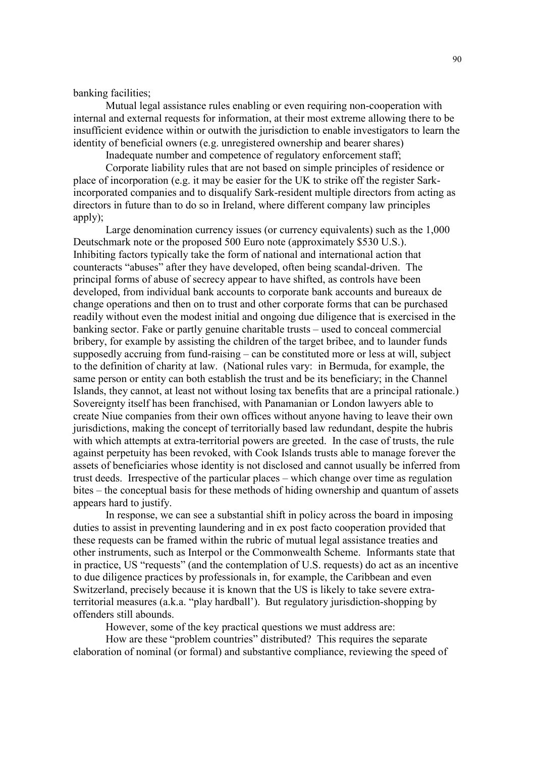banking facilities;

Mutual legal assistance rules enabling or even requiring non-cooperation with internal and external requests for information, at their most extreme allowing there to be insufficient evidence within or outwith the jurisdiction to enable investigators to learn the identity of beneficial owners (e.g. unregistered ownership and bearer shares)

Inadequate number and competence of regulatory enforcement staff;

Corporate liability rules that are not based on simple principles of residence or place of incorporation (e.g. it may be easier for the UK to strike off the register Sark-incorporated companies and to disqualify Sark-resident multiple directors from acting as directors in future than to do so in Ireland, where different company law principles apply);

Large denomination currency issues (or currency equivalents) such as the 1,000 Deutschmark note or the proposed 500 Euro note (approximately \$530 U.S.).

Inhibiting factors typically take the form of national and international action that counteracts "abuses" after they have developed, often being scandal-driven. The principal forms of abuse of secrecy appear to have shifted, as controls have been developed, from individual bank accounts to corporate bank accounts and bureaux de change operations and then on to trust and other corporate forms that can be purchased readily without even the modest initial and ongoing due diligence that is exercised in the banking sector. Fake or partly genuine charitable trusts – used to conceal commercial bribery, for example by assisting the children of the target bribee, and to launder funds supposedly accruing from fund-raising – can be constituted more or less at will, subject to the definition of charity at law. (National rules vary: in Bermuda, for example, the same person or entity can both establish the trust and be its beneficiary; in the Channel Islands, they cannot, at least not without losing tax benefits that are a principal rationale.) Sovereignty itself has been franchised, with Panamanian or London lawyers able to create Niue companies from their own offices without anyone having to leave their own jurisdictions, making the concept of territorially based law redundant, despite the hubris with which attempts at extra-territorial powers are greeted. In the case of trusts, the rule against perpetuity has been revoked, with Cook Islands trusts able to manage forever the assets of beneficiaries whose identity is not disclosed and cannot usually be inferred from trust deeds. Irrespective of the particular places – which change over time as regulation bites – the conceptual basis for these methods of hiding ownership and quantum of assets appears hard to justify.

In response, we can see a substantial shift in policy across the board in imposing duties to assist in preventing laundering and in ex post facto cooperation provided that these requests can be framed within the rubric of mutual legal assistance treaties and other instruments, such as Interpol or the Commonwealth Scheme. Informants state that in practice, US "requests" (and the contemplation of U.S. requests) do act as an incentive to due diligence practices by professionals in, for example, the Caribbean and even Switzerland, precisely because it is known that the US is likely to take severe extra-territorial measures (a.k.a. "play hardball'). But regulatory jurisdiction-shopping by offenders still abounds.

However, some of the key practical questions we must address are:

How are these "problem countries" distributed? This requires the separate elaboration of nominal (or formal) and substantive compliance, reviewing the speed of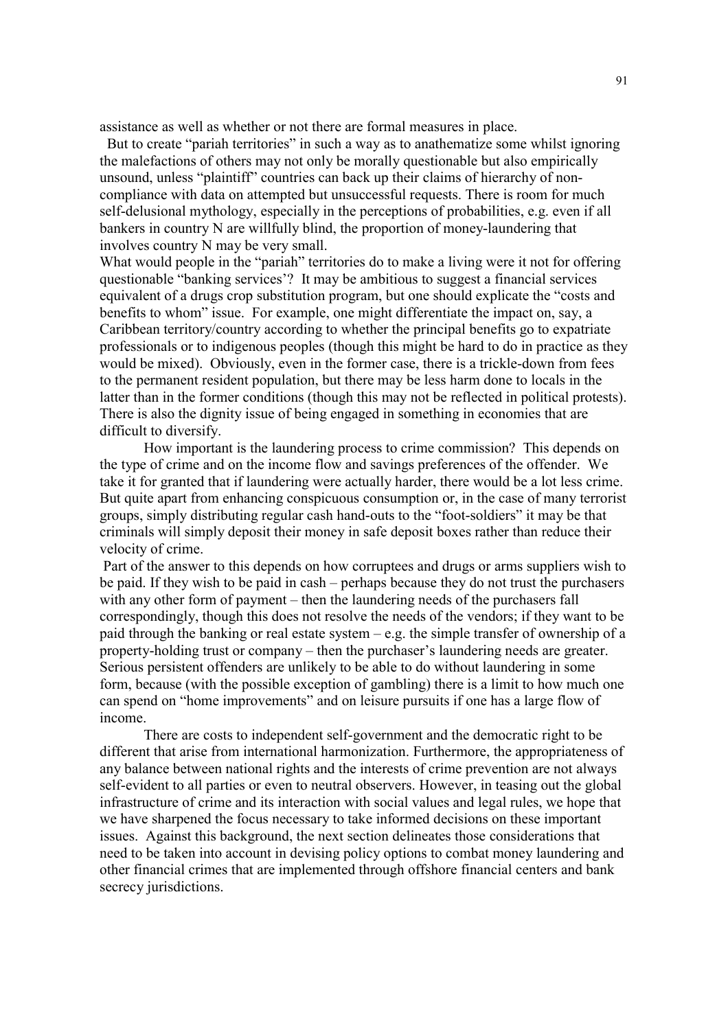assistance as well as whether or not there are formal measures in place.

But to create "pariah territories" in such a way as to anathematize some whilst ignoring the malefactions of others may not only be morally questionable but also empirically unsound, unless "plaintiff" countries can back up their claims of hierarchy of non-compliance with data on attempted but unsuccessful requests. There is room for much self-delusional mythology, especially in the perceptions of probabilities, e.g. even if all bankers in country N are willfully blind, the proportion of money-laundering that involves country N may be very small.

What would people in the "pariah" territories do to make a living were it not for offering questionable "banking services'? It may be ambitious to suggest a financial services equivalent of a drugs crop substitution program, but one should explicate the "costs and benefits to whom" issue. For example, one might differentiate the impact on, say, a Caribbean territory/country according to whether the principal benefits go to expatriate professionals or to indigenous peoples (though this might be hard to do in practice as they would be mixed). Obviously, even in the former case, there is a trickle-down from fees to the permanent resident population, but there may be less harm done to locals in the latter than in the former conditions (though this may not be reflected in political protests). There is also the dignity issue of being engaged in something in economies that are difficult to diversify.

How important is the laundering process to crime commission? This depends on the type of crime and on the income flow and savings preferences of the offender. We take it for granted that if laundering were actually harder, there would be a lot less crime. But quite apart from enhancing conspicuous consumption or, in the case of many terrorist groups, simply distributing regular cash hand-outs to the "foot-soldiers" it may be that criminals will simply deposit their money in safe deposit boxes rather than reduce their velocity of crime.

Part of the answer to this depends on how corruptees and drugs or arms suppliers wish to be paid. If they wish to be paid in cash – perhaps because they do not trust the purchasers with any other form of payment – then the laundering needs of the purchasers fall correspondingly, though this does not resolve the needs of the vendors; if they want to be paid through the banking or real estate system – e.g. the simple transfer of ownership of a property-holding trust or company – then the purchaser's laundering needs are greater. Serious persistent offenders are unlikely to be able to do without laundering in some form, because (with the possible exception of gambling) there is a limit to how much one can spend on "home improvements" and on leisure pursuits if one has a large flow of income.

There are costs to independent self-government and the democratic right to be different that arise from international harmonization. Furthermore, the appropriateness of any balance between national rights and the interests of crime prevention are not always self-evident to all parties or even to neutral observers. However, in teasing out the global infrastructure of crime and its interaction with social values and legal rules, we hope that we have sharpened the focus necessary to take informed decisions on these important issues. Against this background, the next section delineates those considerations that need to be taken into account in devising policy options to combat money laundering and other financial crimes that are implemented through offshore financial centers and bank secrecy jurisdictions.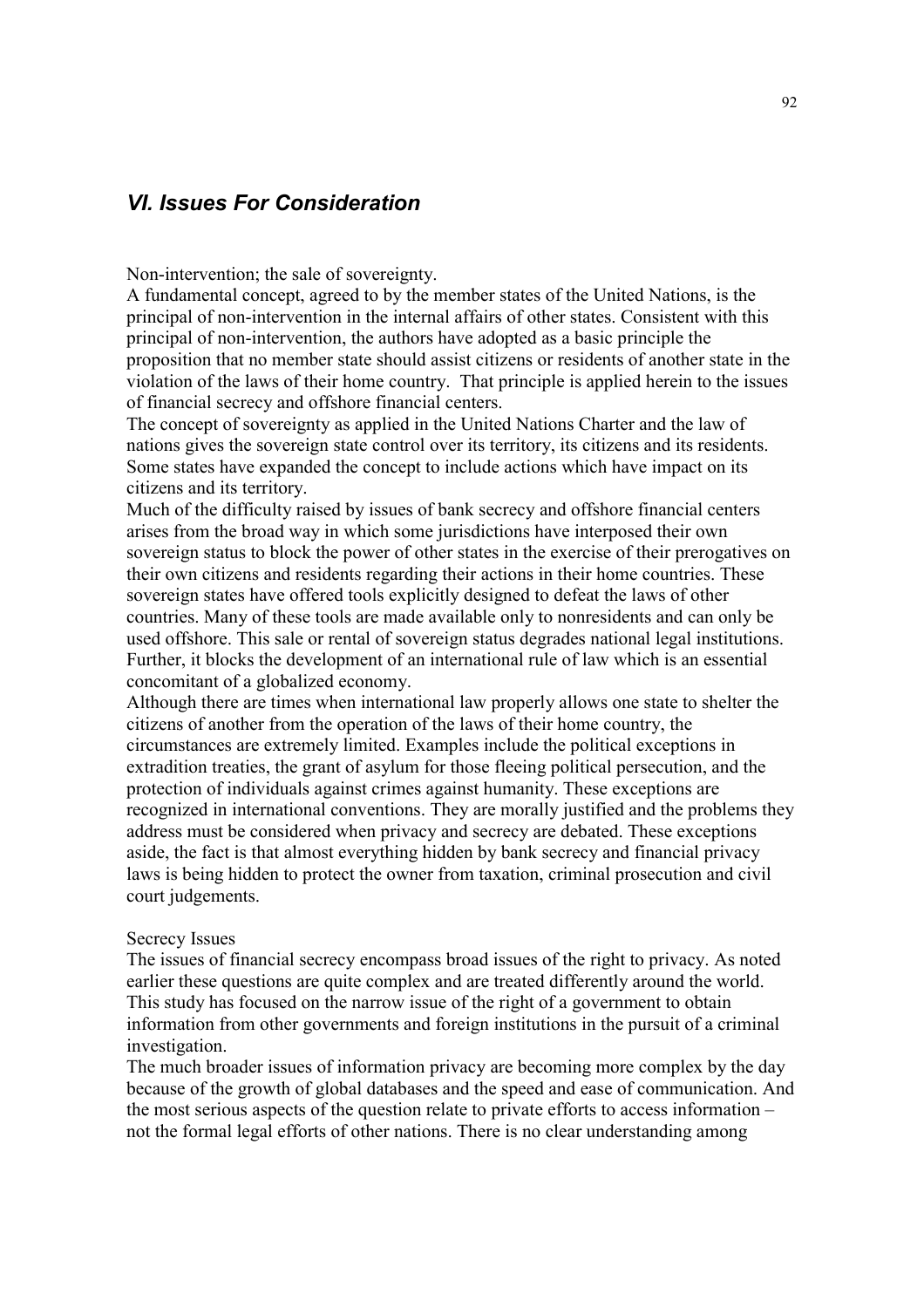## *VI. Issues For Consideration*

Non-intervention; the sale of sovereignty.

A fundamental concept, agreed to by the member states of the United Nations, is the principal of non-intervention in the internal affairs of other states. Consistent with this principal of non-intervention, the authors have adopted as a basic principle the proposition that no member state should assist citizens or residents of another state in the violation of the laws of their home country. That principle is applied herein to the issues of financial secrecy and offshore financial centers.

The concept of sovereignty as applied in the United Nations Charter and the law of nations gives the sovereign state control over its territory, its citizens and its residents. Some states have expanded the concept to include actions which have impact on its citizens and its territory.

Much of the difficulty raised by issues of bank secrecy and offshore financial centers arises from the broad way in which some jurisdictions have interposed their own sovereign status to block the power of other states in the exercise of their prerogatives on their own citizens and residents regarding their actions in their home countries. These sovereign states have offered tools explicitly designed to defeat the laws of other countries. Many of these tools are made available only to nonresidents and can only be used offshore. This sale or rental of sovereign status degrades national legal institutions. Further, it blocks the development of an international rule of law which is an essential concomitant of a globalized economy.

Although there are times when international law properly allows one state to shelter the citizens of another from the operation of the laws of their home country, the circumstances are extremely limited. Examples include the political exceptions in extradition treaties, the grant of asylum for those fleeing political persecution, and the protection of individuals against crimes against humanity. These exceptions are recognized in international conventions. They are morally justified and the problems they address must be considered when privacy and secrecy are debated. These exceptions aside, the fact is that almost everything hidden by bank secrecy and financial privacy laws is being hidden to protect the owner from taxation, criminal prosecution and civil court judgements.

Secrecy Issues

The issues of financial secrecy encompass broad issues of the right to privacy. As noted earlier these questions are quite complex and are treated differently around the world. This study has focused on the narrow issue of the right of a government to obtain information from other governments and foreign institutions in the pursuit of a criminal investigation.

The much broader issues of information privacy are becoming more complex by the day because of the growth of global databases and the speed and ease of communication. And the most serious aspects of the question relate to private efforts to access information – not the formal legal efforts of other nations. There is no clear understanding among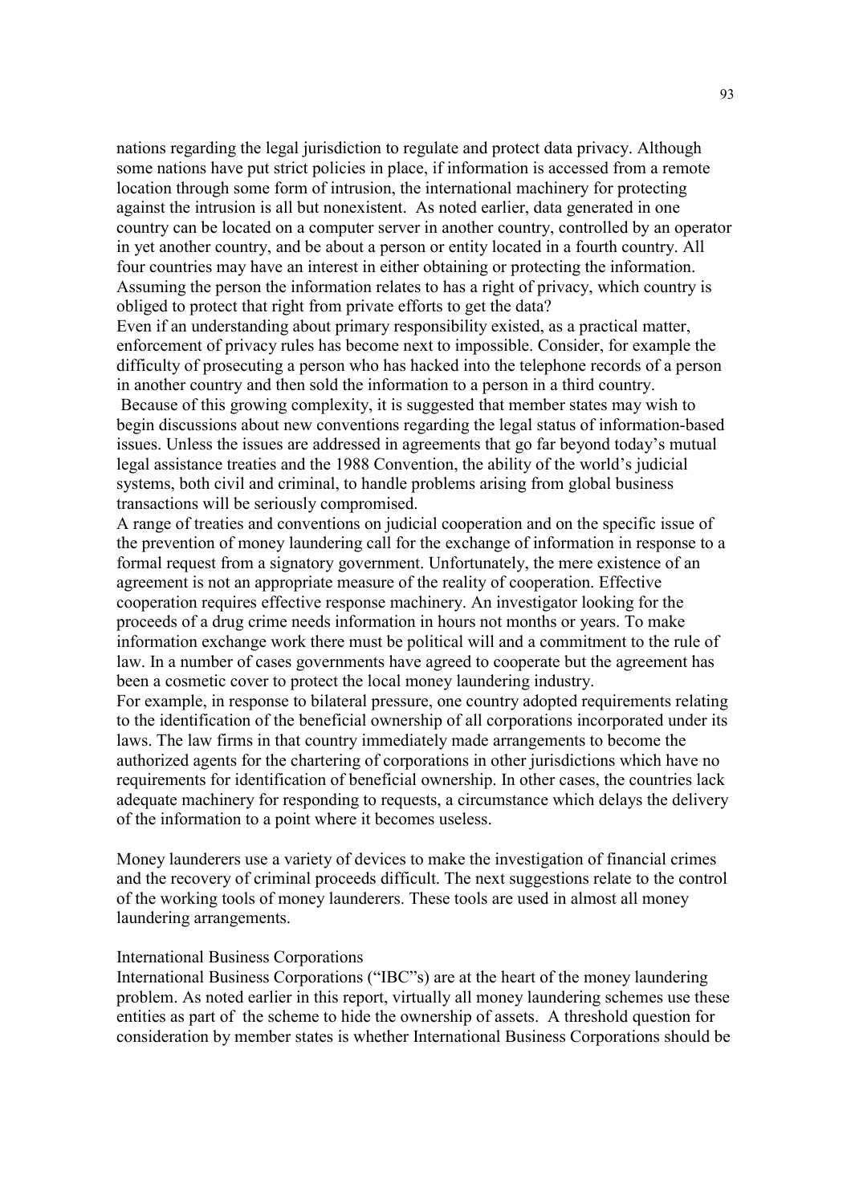nations regarding the legal jurisdiction to regulate and protect data privacy. Although some nations have put strict policies in place, if information is accessed from a remote location through some form of intrusion, the international machinery for protecting against the intrusion is all but nonexistent. As noted earlier, data generated in one country can be located on a computer server in another country, controlled by an operator in yet another country, and be about a person or entity located in a fourth country. All four countries may have an interest in either obtaining or protecting the information. Assuming the person the information relates to has a right of privacy, which country is obliged to protect that right from private efforts to get the data?

Even if an understanding about primary responsibility existed, as a practical matter, enforcement of privacy rules has become next to impossible. Consider, for example the difficulty of prosecuting a person who has hacked into the telephone records of a person in another country and then sold the information to a person in a third country.

Because of this growing complexity, it is suggested that member states may wish to begin discussions about new conventions regarding the legal status of information-based issues. Unless the issues are addressed in agreements that go far beyond today's mutual legal assistance treaties and the 1988 Convention, the ability of the world's judicial systems, both civil and criminal, to handle problems arising from global business transactions will be seriously compromised.

A range of treaties and conventions on judicial cooperation and on the specific issue of the prevention of money laundering call for the exchange of information in response to a formal request from a signatory government. Unfortunately, the mere existence of an agreement is not an appropriate measure of the reality of cooperation. Effective cooperation requires effective response machinery. An investigator looking for the proceeds of a drug crime needs information in hours not months or years. To make information exchange work there must be political will and a commitment to the rule of law. In a number of cases governments have agreed to cooperate but the agreement has been a cosmetic cover to protect the local money laundering industry.

For example, in response to bilateral pressure, one country adopted requirements relating to the identification of the beneficial ownership of all corporations incorporated under its laws. The law firms in that country immediately made arrangements to become the authorized agents for the chartering of corporations in other jurisdictions which have no requirements for identification of beneficial ownership. In other cases, the countries lack adequate machinery for responding to requests, a circumstance which delays the delivery of the information to a point where it becomes useless.

Money launderers use a variety of devices to make the investigation of financial crimes and the recovery of criminal proceeds difficult. The next suggestions relate to the control of the working tools of money launderers. These tools are used in almost all money laundering arrangements.

International Business Corporations

International Business Corporations ("IBC"s) are at the heart of the money laundering problem. As noted earlier in this report, virtually all money laundering schemes use these entities as part of the scheme to hide the ownership of assets. A threshold question for consideration by member states is whether International Business Corporations should be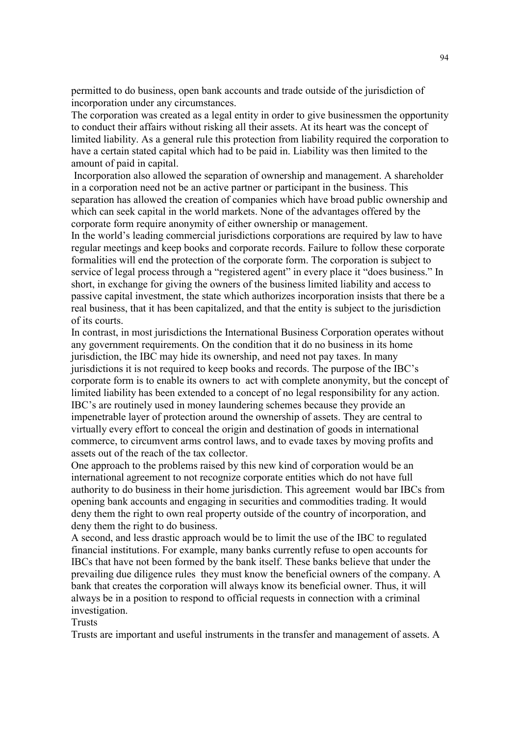permitted to do business, open bank accounts and trade outside of the jurisdiction of incorporation under any circumstances.

The corporation was created as a legal entity in order to give businessmen the opportunity to conduct their affairs without risking all their assets. At its heart was the concept of limited liability. As a general rule this protection from liability required the corporation to have a certain stated capital which had to be paid in. Liability was then limited to the amount of paid in capital.

Incorporation also allowed the separation of ownership and management. A shareholder in a corporation need not be an active partner or participant in the business. This separation has allowed the creation of companies which have broad public ownership and which can seek capital in the world markets. None of the advantages offered by the corporate form require anonymity of either ownership or management.

In the world's leading commercial jurisdictions corporations are required by law to have regular meetings and keep books and corporate records. Failure to follow these corporate formalities will end the protection of the corporate form. The corporation is subject to service of legal process through a "registered agent" in every place it "does business." In short, in exchange for giving the owners of the business limited liability and access to passive capital investment, the state which authorizes incorporation insists that there be a real business, that it has been capitalized, and that the entity is subject to the jurisdiction of its courts.

In contrast, in most jurisdictions the International Business Corporation operates without any government requirements. On the condition that it do no business in its home jurisdiction, the IBC may hide its ownership, and need not pay taxes. In many jurisdictions it is not required to keep books and records. The purpose of the IBC's corporate form is to enable its owners to act with complete anonymity, but the concept of limited liability has been extended to a concept of no legal responsibility for any action. IBC's are routinely used in money laundering schemes because they provide an impenetrable layer of protection around the ownership of assets. They are central to virtually every effort to conceal the origin and destination of goods in international commerce, to circumvent arms control laws, and to evade taxes by moving profits and assets out of the reach of the tax collector.

One approach to the problems raised by this new kind of corporation would be an international agreement to not recognize corporate entities which do not have full authority to do business in their home jurisdiction. This agreement would bar IBCs from opening bank accounts and engaging in securities and commodities trading. It would deny them the right to own real property outside of the country of incorporation, and deny them the right to do business.

A second, and less drastic approach would be to limit the use of the IBC to regulated financial institutions. For example, many banks currently refuse to open accounts for IBCs that have not been formed by the bank itself. These banks believe that under the prevailing due diligence rules they must know the beneficial owners of the company. A bank that creates the corporation will always know its beneficial owner. Thus, it will always be in a position to respond to official requests in connection with a criminal investigation.

### Trusts

Trusts are important and useful instruments in the transfer and management of assets. A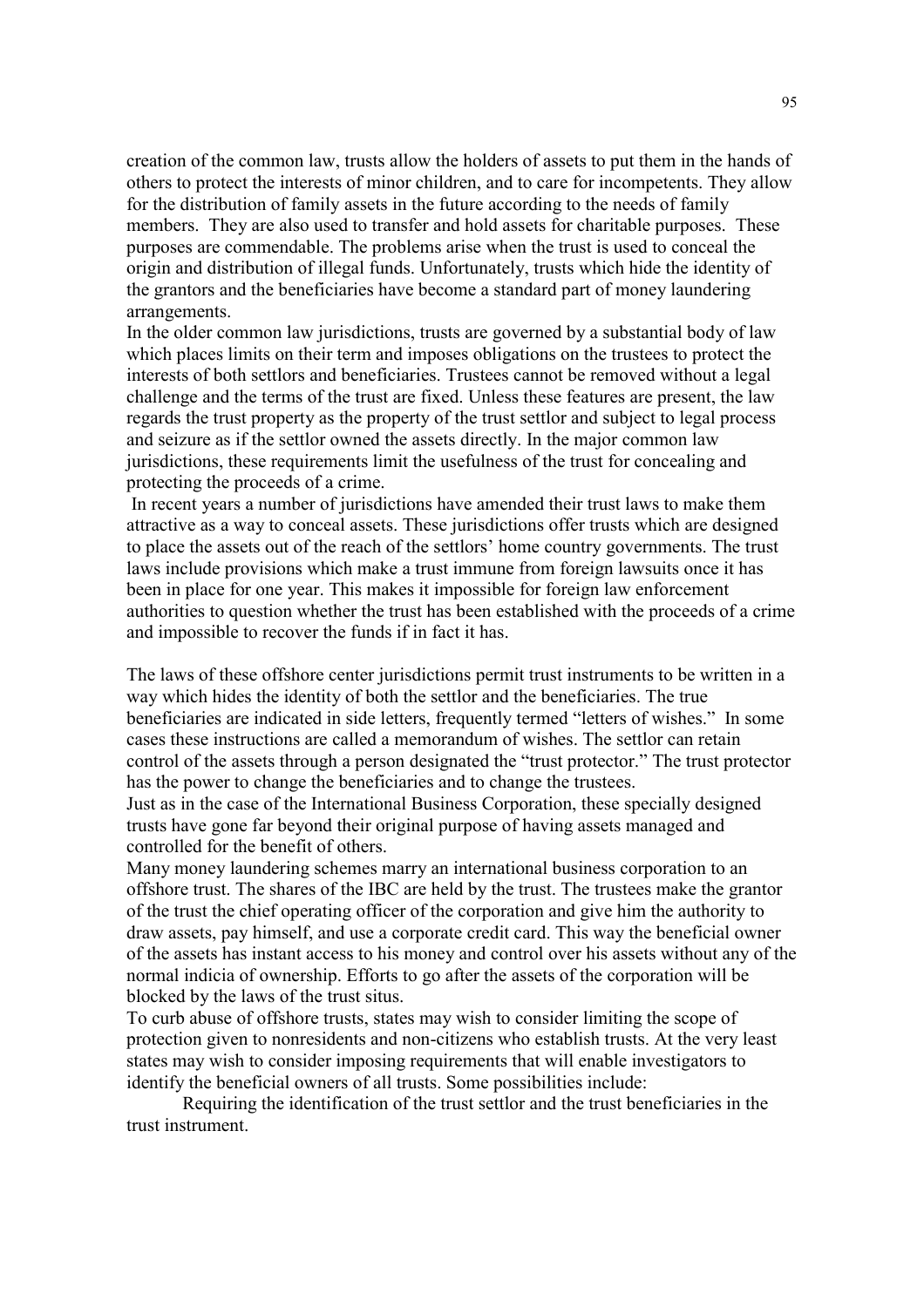creation of the common law, trusts allow the holders of assets to put them in the hands of others to protect the interests of minor children, and to care for incompetents. They allow for the distribution of family assets in the future according to the needs of family members. They are also used to transfer and hold assets for charitable purposes. These purposes are commendable. The problems arise when the trust is used to conceal the origin and distribution of illegal funds. Unfortunately, trusts which hide the identity of the grantors and the beneficiaries have become a standard part of money laundering arrangements.

In the older common law jurisdictions, trusts are governed by a substantial body of law which places limits on their term and imposes obligations on the trustees to protect the interests of both settlors and beneficiaries. Trustees cannot be removed without a legal challenge and the terms of the trust are fixed. Unless these features are present, the law regards the trust property as the property of the trust settlor and subject to legal process and seizure as if the settlor owned the assets directly. In the major common law jurisdictions, these requirements limit the usefulness of the trust for concealing and protecting the proceeds of a crime.

In recent years a number of jurisdictions have amended their trust laws to make them attractive as a way to conceal assets. These jurisdictions offer trusts which are designed to place the assets out of the reach of the settlors' home country governments. The trust laws include provisions which make a trust immune from foreign lawsuits once it has been in place for one year. This makes it impossible for foreign law enforcement authorities to question whether the trust has been established with the proceeds of a crime and impossible to recover the funds if in fact it has.

The laws of these offshore center jurisdictions permit trust instruments to be written in a way which hides the identity of both the settlor and the beneficiaries. The true beneficiaries are indicated in side letters, frequently termed "letters of wishes." In some cases these instructions are called a memorandum of wishes. The settlor can retain control of the assets through a person designated the "trust protector." The trust protector has the power to change the beneficiaries and to change the trustees.

Just as in the case of the International Business Corporation, these specially designed trusts have gone far beyond their original purpose of having assets managed and controlled for the benefit of others.

Many money laundering schemes marry an international business corporation to an offshore trust. The shares of the IBC are held by the trust. The trustees make the grantor of the trust the chief operating officer of the corporation and give him the authority to draw assets, pay himself, and use a corporate credit card. This way the beneficial owner of the assets has instant access to his money and control over his assets without any of the normal indicia of ownership. Efforts to go after the assets of the corporation will be blocked by the laws of the trust situs.

To curb abuse of offshore trusts, states may wish to consider limiting the scope of protection given to nonresidents and non-citizens who establish trusts. At the very least states may wish to consider imposing requirements that will enable investigators to identify the beneficial owners of all trusts. Some possibilities include:

Requiring the identification of the trust settlor and the trust beneficiaries in the trust instrument.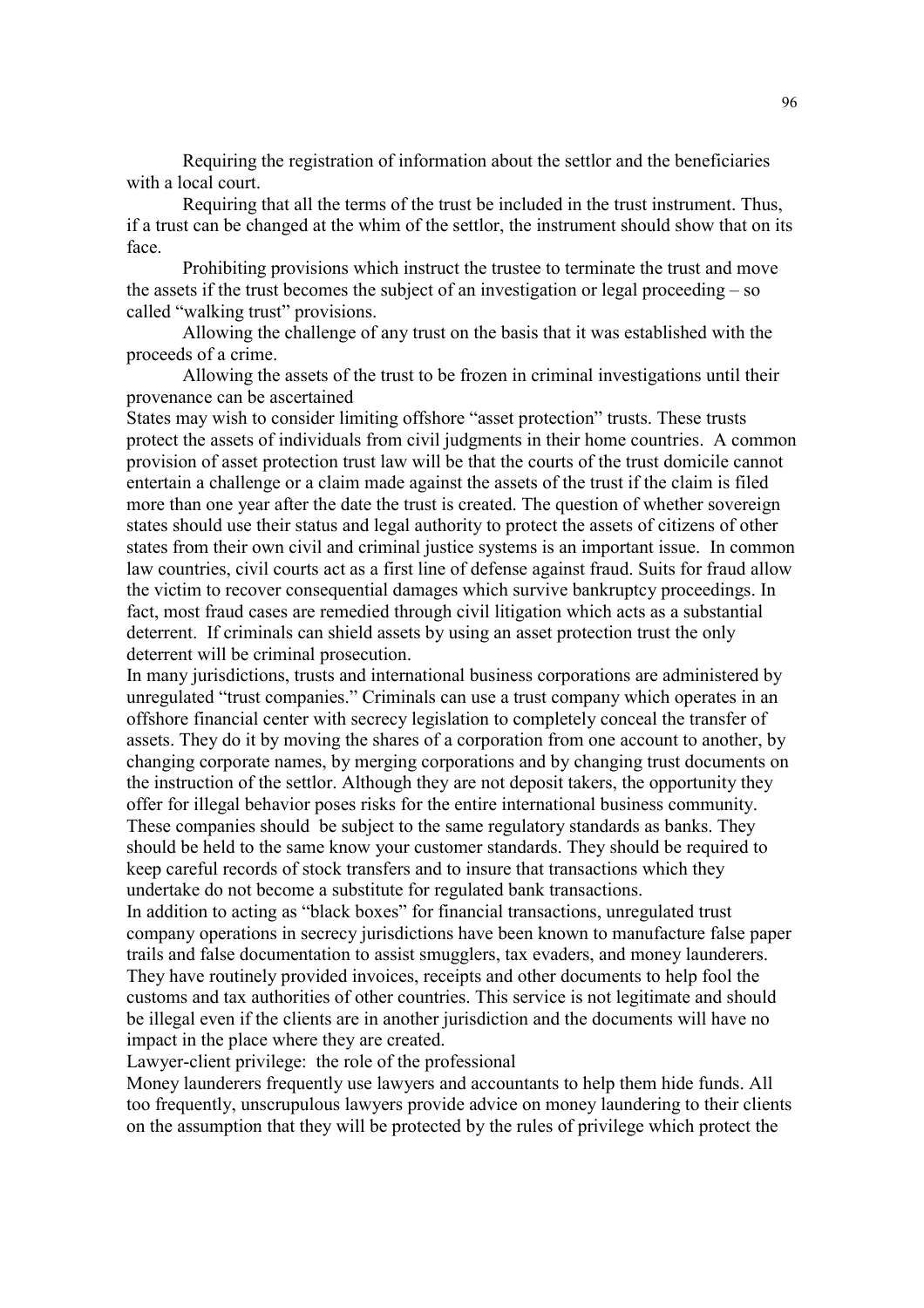Requiring the registration of information about the settlor and the beneficiaries with a local court.

Requiring that all the terms of the trust be included in the trust instrument. Thus, if a trust can be changed at the whim of the settlor, the instrument should show that on its face.

Prohibiting provisions which instruct the trustee to terminate the trust and move the assets if the trust becomes the subject of an investigation or legal proceeding – so called "walking trust" provisions.

Allowing the challenge of any trust on the basis that it was established with the proceeds of a crime.

Allowing the assets of the trust to be frozen in criminal investigations until their provenance can be ascertained

States may wish to consider limiting offshore "asset protection" trusts. These trusts protect the assets of individuals from civil judgments in their home countries. A common provision of asset protection trust law will be that the courts of the trust domicile cannot entertain a challenge or a claim made against the assets of the trust if the claim is filed more than one year after the date the trust is created. The question of whether sovereign states should use their status and legal authority to protect the assets of citizens of other states from their own civil and criminal justice systems is an important issue. In common law countries, civil courts act as a first line of defense against fraud. Suits for fraud allow the victim to recover consequential damages which survive bankruptcy proceedings. In fact, most fraud cases are remedied through civil litigation which acts as a substantial deterrent. If criminals can shield assets by using an asset protection trust the only deterrent will be criminal prosecution.

In many jurisdictions, trusts and international business corporations are administered by unregulated "trust companies." Criminals can use a trust company which operates in an offshore financial center with secrecy legislation to completely conceal the transfer of assets. They do it by moving the shares of a corporation from one account to another, by changing corporate names, by merging corporations and by changing trust documents on the instruction of the settlor. Although they are not deposit takers, the opportunity they offer for illegal behavior poses risks for the entire international business community. These companies should be subject to the same regulatory standards as banks. They should be held to the same know your customer standards. They should be required to keep careful records of stock transfers and to insure that transactions which they undertake do not become a substitute for regulated bank transactions.

In addition to acting as "black boxes" for financial transactions, unregulated trust company operations in secrecy jurisdictions have been known to manufacture false paper trails and false documentation to assist smugglers, tax evaders, and money launderers. They have routinely provided invoices, receipts and other documents to help fool the customs and tax authorities of other countries. This service is not legitimate and should be illegal even if the clients are in another jurisdiction and the documents will have no impact in the place where they are created.

Lawyer-client privilege: the role of the professional

Money launderers frequently use lawyers and accountants to help them hide funds. All too frequently, unscrupulous lawyers provide advice on money laundering to their clients on the assumption that they will be protected by the rules of privilege which protect the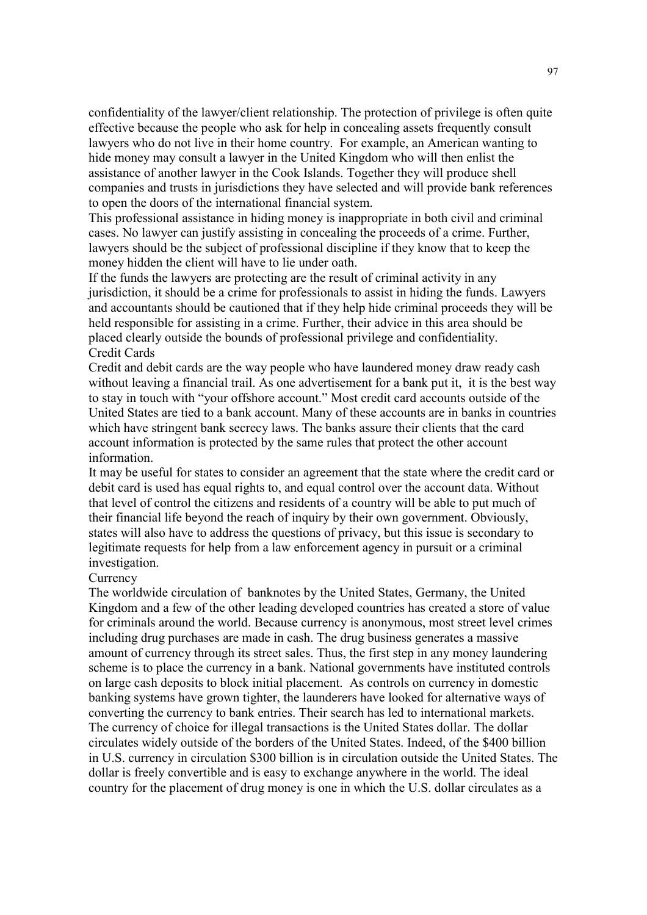confidentiality of the lawyer/client relationship. The protection of privilege is often quite effective because the people who ask for help in concealing assets frequently consult lawyers who do not live in their home country. For example, an American wanting to hide money may consult a lawyer in the United Kingdom who will then enlist the assistance of another lawyer in the Cook Islands. Together they will produce shell companies and trusts in jurisdictions they have selected and will provide bank references to open the doors of the international financial system.

This professional assistance in hiding money is inappropriate in both civil and criminal cases. No lawyer can justify assisting in concealing the proceeds of a crime. Further, lawyers should be the subject of professional discipline if they know that to keep the money hidden the client will have to lie under oath.

If the funds the lawyers are protecting are the result of criminal activity in any jurisdiction, it should be a crime for professionals to assist in hiding the funds. Lawyers and accountants should be cautioned that if they help hide criminal proceeds they will be held responsible for assisting in a crime. Further, their advice in this area should be placed clearly outside the bounds of professional privilege and confidentiality.

### Credit Cards

Credit and debit cards are the way people who have laundered money draw ready cash without leaving a financial trail. As one advertisement for a bank put it, it is the best way to stay in touch with "your offshore account." Most credit card accounts outside of the United States are tied to a bank account. Many of these accounts are in banks in countries which have stringent bank secrecy laws. The banks assure their clients that the card account information is protected by the same rules that protect the other account information.

It may be useful for states to consider an agreement that the state where the credit card or debit card is used has equal rights to, and equal control over the account data. Without that level of control the citizens and residents of a country will be able to put much of their financial life beyond the reach of inquiry by their own government. Obviously, states will also have to address the questions of privacy, but this issue is secondary to legitimate requests for help from a law enforcement agency in pursuit or a criminal investigation.

### Currency

The worldwide circulation of banknotes by the United States, Germany, the United Kingdom and a few of the other leading developed countries has created a store of value for criminals around the world. Because currency is anonymous, most street level crimes including drug purchases are made in cash. The drug business generates a massive amount of currency through its street sales. Thus, the first step in any money laundering scheme is to place the currency in a bank. National governments have instituted controls on large cash deposits to block initial placement. As controls on currency in domestic banking systems have grown tighter, the launderers have looked for alternative ways of converting the currency to bank entries. Their search has led to international markets.

The currency of choice for illegal transactions is the United States dollar. The dollar circulates widely outside of the borders of the United States. Indeed, of the $400 billion in U.S. currency in circulation $300 billion is in circulation outside the United States. The dollar is freely convertible and is easy to exchange anywhere in the world. The ideal country for the placement of drug money is one in which the U.S. dollar circulates as a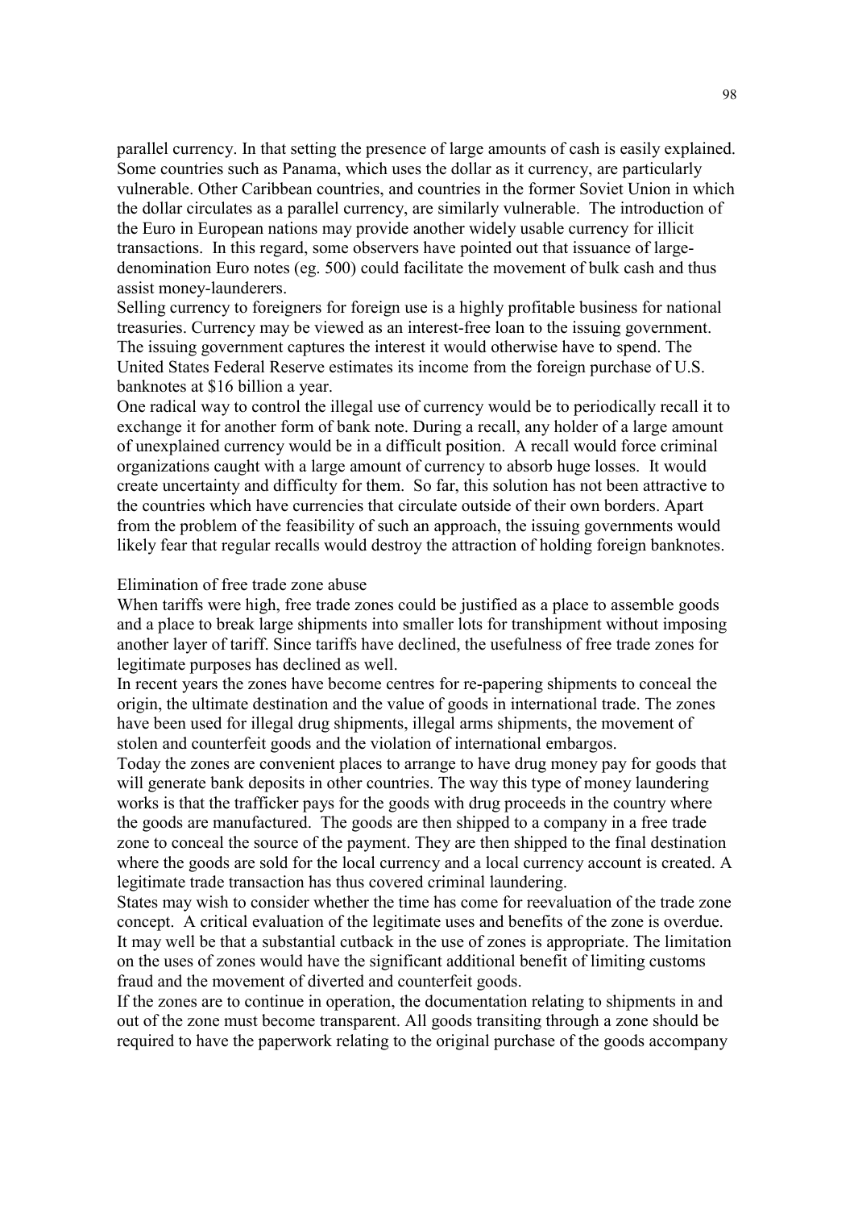parallel currency. In that setting the presence of large amounts of cash is easily explained. Some countries such as Panama, which uses the dollar as it currency, are particularly vulnerable. Other Caribbean countries, and countries in the former Soviet Union in which the dollar circulates as a parallel currency, are similarly vulnerable. The introduction of the Euro in European nations may provide another widely usable currency for illicit transactions. In this regard, some observers have pointed out that issuance of large-denomination Euro notes (eg. 500) could facilitate the movement of bulk cash and thus assist money-launderers.

Selling currency to foreigners for foreign use is a highly profitable business for national treasuries. Currency may be viewed as an interest-free loan to the issuing government. The issuing government captures the interest it would otherwise have to spend. The United States Federal Reserve estimates its income from the foreign purchase of U.S. banknotes at $16 billion a year.

One radical way to control the illegal use of currency would be to periodically recall it to exchange it for another form of bank note. During a recall, any holder of a large amount of unexplained currency would be in a difficult position. A recall would force criminal organizations caught with a large amount of currency to absorb huge losses. It would create uncertainty and difficulty for them. So far, this solution has not been attractive to the countries which have currencies that circulate outside of their own borders. Apart from the problem of the feasibility of such an approach, the issuing governments would likely fear that regular recalls would destroy the attraction of holding foreign banknotes.

Elimination of free trade zone abuse

When tariffs were high, free trade zones could be justified as a place to assemble goods and a place to break large shipments into smaller lots for transhipment without imposing another layer of tariff. Since tariffs have declined, the usefulness of free trade zones for legitimate purposes has declined as well.

In recent years the zones have become centres for re-papering shipments to conceal the origin, the ultimate destination and the value of goods in international trade. The zones have been used for illegal drug shipments, illegal arms shipments, the movement of stolen and counterfeit goods and the violation of international embargos.

Today the zones are convenient places to arrange to have drug money pay for goods that will generate bank deposits in other countries. The way this type of money laundering works is that the trafficker pays for the goods with drug proceeds in the country where the goods are manufactured. The goods are then shipped to a company in a free trade zone to conceal the source of the payment. They are then shipped to the final destination where the goods are sold for the local currency and a local currency account is created. A legitimate trade transaction has thus covered criminal laundering.

States may wish to consider whether the time has come for reevaluation of the trade zone concept. A critical evaluation of the legitimate uses and benefits of the zone is overdue. It may well be that a substantial cutback in the use of zones is appropriate. The limitation on the uses of zones would have the significant additional benefit of limiting customs fraud and the movement of diverted and counterfeit goods.

If the zones are to continue in operation, the documentation relating to shipments in and out of the zone must become transparent. All goods transiting through a zone should be required to have the paperwork relating to the original purchase of the goods accompany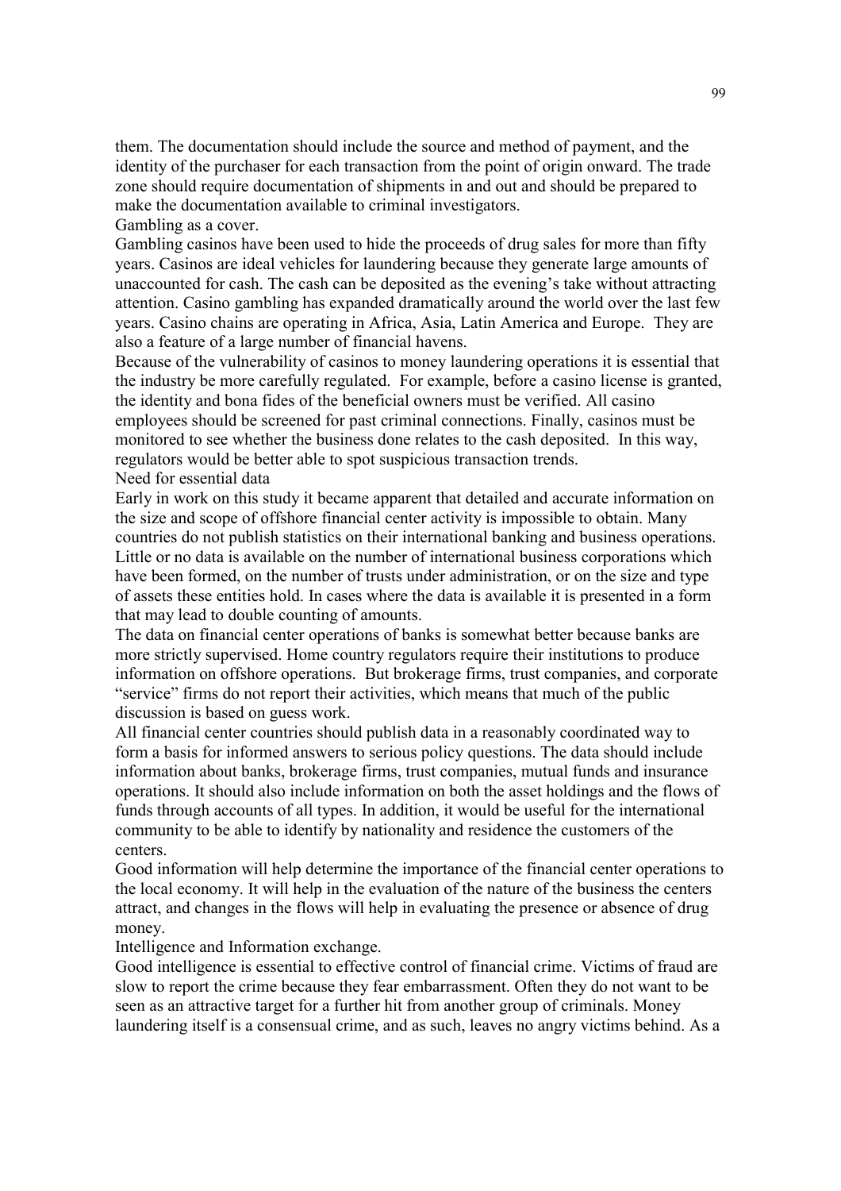them. The documentation should include the source and method of payment, and the identity of the purchaser for each transaction from the point of origin onward. The trade zone should require documentation of shipments in and out and should be prepared to make the documentation available to criminal investigators.

### Gambling as a cover.

Gambling casinos have been used to hide the proceeds of drug sales for more than fifty years. Casinos are ideal vehicles for laundering because they generate large amounts of unaccounted for cash. The cash can be deposited as the evening's take without attracting attention. Casino gambling has expanded dramatically around the world over the last few years. Casino chains are operating in Africa, Asia, Latin America and Europe. They are also a feature of a large number of financial havens.

Because of the vulnerability of casinos to money laundering operations it is essential that the industry be more carefully regulated. For example, before a casino license is granted, the identity and bona fides of the beneficial owners must be verified. All casino employees should be screened for past criminal connections. Finally, casinos must be monitored to see whether the business done relates to the cash deposited. In this way, regulators would be better able to spot suspicious transaction trends.

### Need for essential data

Early in work on this study it became apparent that detailed and accurate information on the size and scope of offshore financial center activity is impossible to obtain. Many countries do not publish statistics on their international banking and business operations. Little or no data is available on the number of international business corporations which have been formed, on the number of trusts under administration, or on the size and type of assets these entities hold. In cases where the data is available it is presented in a form that may lead to double counting of amounts.

The data on financial center operations of banks is somewhat better because banks are more strictly supervised. Home country regulators require their institutions to produce information on offshore operations. But brokerage firms, trust companies, and corporate "service" firms do not report their activities, which means that much of the public discussion is based on guess work.

All financial center countries should publish data in a reasonably coordinated way to form a basis for informed answers to serious policy questions. The data should include information about banks, brokerage firms, trust companies, mutual funds and insurance operations. It should also include information on both the asset holdings and the flows of funds through accounts of all types. In addition, it would be useful for the international community to be able to identify by nationality and residence the customers of the centers.

Good information will help determine the importance of the financial center operations to the local economy. It will help in the evaluation of the nature of the business the centers attract, and changes in the flows will help in evaluating the presence or absence of drug money.

### Intelligence and Information exchange.

Good intelligence is essential to effective control of financial crime. Victims of fraud are slow to report the crime because they fear embarrassment. Often they do not want to be seen as an attractive target for a further hit from another group of criminals. Money laundering itself is a consensual crime, and as such, leaves no angry victims behind. As a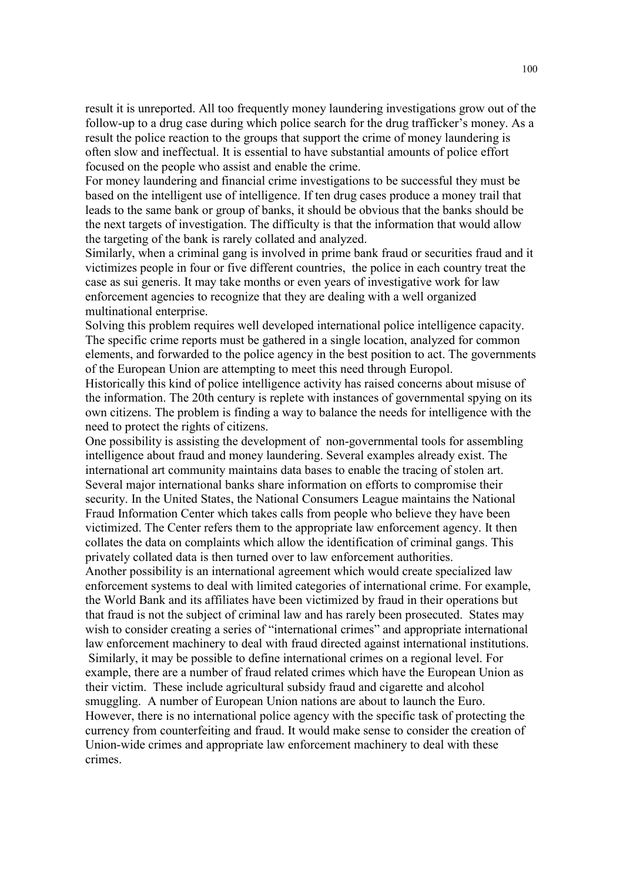result it is unreported. All too frequently money laundering investigations grow out of the follow-up to a drug case during which police search for the drug trafficker's money. As a result the police reaction to the groups that support the crime of money laundering is often slow and ineffectual. It is essential to have substantial amounts of police effort focused on the people who assist and enable the crime.

For money laundering and financial crime investigations to be successful they must be based on the intelligent use of intelligence. If ten drug cases produce a money trail that leads to the same bank or group of banks, it should be obvious that the banks should be the next targets of investigation. The difficulty is that the information that would allow the targeting of the bank is rarely collated and analyzed.

Similarly, when a criminal gang is involved in prime bank fraud or securities fraud and it victimizes people in four or five different countries, the police in each country treat the case as sui generis. It may take months or even years of investigative work for law enforcement agencies to recognize that they are dealing with a well organized multinational enterprise.

Solving this problem requires well developed international police intelligence capacity. The specific crime reports must be gathered in a single location, analyzed for common elements, and forwarded to the police agency in the best position to act. The governments of the European Union are attempting to meet this need through Europol.

Historically this kind of police intelligence activity has raised concerns about misuse of the information. The 20th century is replete with instances of governmental spying on its own citizens. The problem is finding a way to balance the needs for intelligence with the need to protect the rights of citizens.

One possibility is assisting the development of non-governmental tools for assembling intelligence about fraud and money laundering. Several examples already exist. The international art community maintains data bases to enable the tracing of stolen art. Several major international banks share information on efforts to compromise their security. In the United States, the National Consumers League maintains the National Fraud Information Center which takes calls from people who believe they have been victimized. The Center refers them to the appropriate law enforcement agency. It then collates the data on complaints which allow the identification of criminal gangs. This privately collated data is then turned over to law enforcement authorities.

Another possibility is an international agreement which would create specialized law enforcement systems to deal with limited categories of international crime. For example, the World Bank and its affiliates have been victimized by fraud in their operations but that fraud is not the subject of criminal law and has rarely been prosecuted. States may wish to consider creating a series of "international crimes" and appropriate international law enforcement machinery to deal with fraud directed against international institutions.

Similarly, it may be possible to define international crimes on a regional level. For example, there are a number of fraud related crimes which have the European Union as their victim. These include agricultural subsidy fraud and cigarette and alcohol smuggling. A number of European Union nations are about to launch the Euro. However, there is no international police agency with the specific task of protecting the currency from counterfeiting and fraud. It would make sense to consider the creation of Union-wide crimes and appropriate law enforcement machinery to deal with these crimes.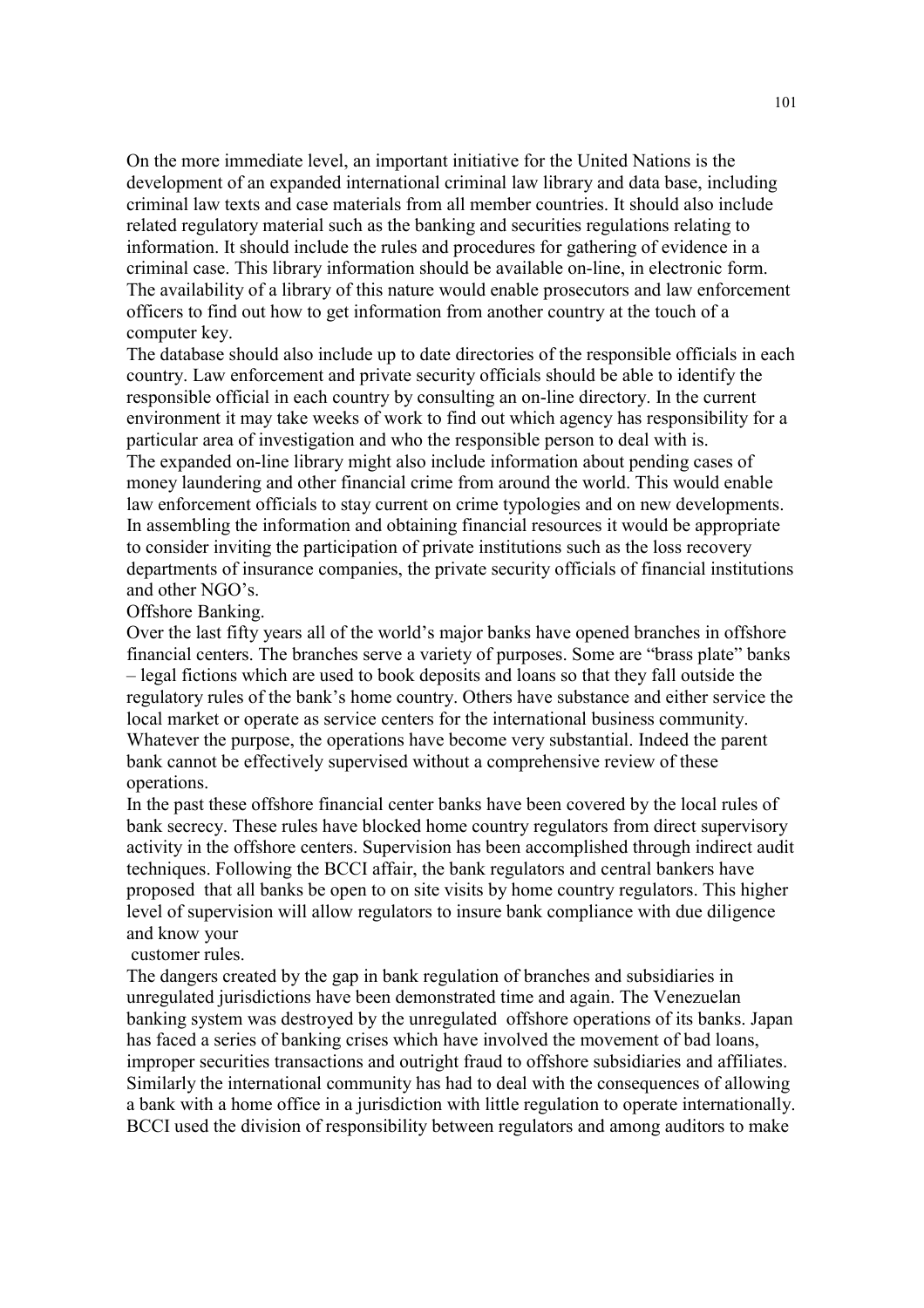On the more immediate level, an important initiative for the United Nations is the development of an expanded international criminal law library and data base, including criminal law texts and case materials from all member countries. It should also include related regulatory material such as the banking and securities regulations relating to information. It should include the rules and procedures for gathering of evidence in a criminal case. This library information should be available on-line, in electronic form. The availability of a library of this nature would enable prosecutors and law enforcement officers to find out how to get information from another country at the touch of a computer key.

The database should also include up to date directories of the responsible officials in each country. Law enforcement and private security officials should be able to identify the responsible official in each country by consulting an on-line directory. In the current environment it may take weeks of work to find out which agency has responsibility for a particular area of investigation and who the responsible person to deal with is.

The expanded on-line library might also include information about pending cases of money laundering and other financial crime from around the world. This would enable law enforcement officials to stay current on crime typologies and on new developments. In assembling the information and obtaining financial resources it would be appropriate to consider inviting the participation of private institutions such as the loss recovery departments of insurance companies, the private security officials of financial institutions and other NGO's.

## Offshore Banking.

Over the last fifty years all of the world's major banks have opened branches in offshore financial centers. The branches serve a variety of purposes. Some are "brass plate" banks – legal fictions which are used to book deposits and loans so that they fall outside the regulatory rules of the bank's home country. Others have substance and either service the local market or operate as service centers for the international business community. Whatever the purpose, the operations have become very substantial. Indeed the parent bank cannot be effectively supervised without a comprehensive review of these operations.

In the past these offshore financial center banks have been covered by the local rules of bank secrecy. These rules have blocked home country regulators from direct supervisory activity in the offshore centers. Supervision has been accomplished through indirect audit techniques. Following the BCCI affair, the bank regulators and central bankers have proposed that all banks be open to on site visits by home country regulators. This higher level of supervision will allow regulators to insure bank compliance with due diligence and know your customer rules.

The dangers created by the gap in bank regulation of branches and subsidiaries in unregulated jurisdictions have been demonstrated time and again. The Venezuelan banking system was destroyed by the unregulated offshore operations of its banks. Japan has faced a series of banking crises which have involved the movement of bad loans, improper securities transactions and outright fraud to offshore subsidiaries and affiliates. Similarly the international community has had to deal with the consequences of allowing a bank with a home office in a jurisdiction with little regulation to operate internationally. BCCI used the division of responsibility between regulators and among auditors to make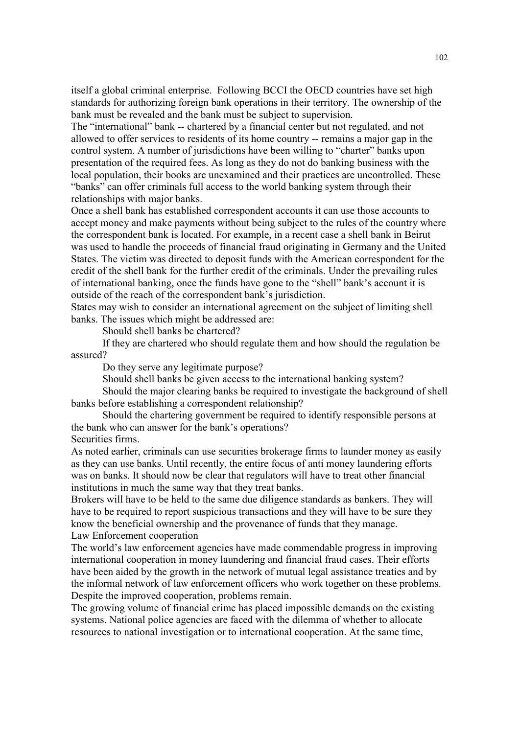itself a global criminal enterprise. Following BCCI the OECD countries have set high standards for authorizing foreign bank operations in their territory. The ownership of the bank must be revealed and the bank must be subject to supervision.

The "international" bank -- chartered by a financial center but not regulated, and not allowed to offer services to residents of its home country -- remains a major gap in the control system. A number of jurisdictions have been willing to "charter" banks upon presentation of the required fees. As long as they do not do banking business with the local population, their books are unexamined and their practices are uncontrolled. These "banks" can offer criminals full access to the world banking system through their relationships with major banks.

Once a shell bank has established correspondent accounts it can use those accounts to accept money and make payments without being subject to the rules of the country where the correspondent bank is located. For example, in a recent case a shell bank in Beirut was used to handle the proceeds of financial fraud originating in Germany and the United States. The victim was directed to deposit funds with the American correspondent for the credit of the shell bank for the further credit of the criminals. Under the prevailing rules of international banking, once the funds have gone to the "shell" bank's account it is outside of the reach of the correspondent bank's jurisdiction.

States may wish to consider an international agreement on the subject of limiting shell banks. The issues which might be addressed are:

Should shell banks be chartered?

If they are chartered who should regulate them and how should the regulation be assured?

Do they serve any legitimate purpose?

Should shell banks be given access to the international banking system?

Should the major clearing banks be required to investigate the background of shell banks before establishing a correspondent relationship?

Should the chartering government be required to identify responsible persons at the bank who can answer for the bank's operations?

Securities firms.

As noted earlier, criminals can use securities brokerage firms to launder money as easily as they can use banks. Until recently, the entire focus of anti money laundering efforts was on banks. It should now be clear that regulators will have to treat other financial institutions in much the same way that they treat banks.

Brokers will have to be held to the same due diligence standards as bankers. They will have to be required to report suspicious transactions and they will have to be sure they know the beneficial ownership and the provenance of funds that they manage.

Law Enforcement cooperation

The world's law enforcement agencies have made commendable progress in improving international cooperation in money laundering and financial fraud cases. Their efforts have been aided by the growth in the network of mutual legal assistance treaties and by the informal network of law enforcement officers who work together on these problems. Despite the improved cooperation, problems remain.

The growing volume of financial crime has placed impossible demands on the existing systems. National police agencies are faced with the dilemma of whether to allocate resources to national investigation or to international cooperation. At the same time,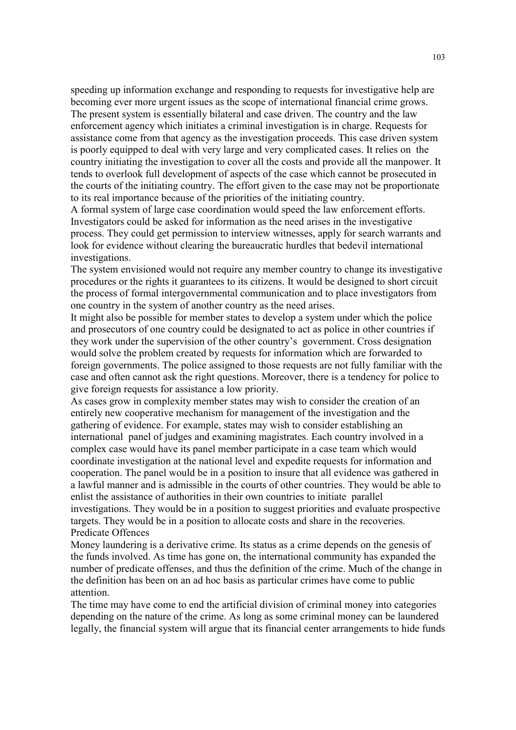speeding up information exchange and responding to requests for investigative help are becoming ever more urgent issues as the scope of international financial crime grows. The present system is essentially bilateral and case driven. The country and the law enforcement agency which initiates a criminal investigation is in charge. Requests for assistance come from that agency as the investigation proceeds. This case driven system is poorly equipped to deal with very large and very complicated cases. It relies on the country initiating the investigation to cover all the costs and provide all the manpower. It tends to overlook full development of aspects of the case which cannot be prosecuted in the courts of the initiating country. The effort given to the case may not be proportionate to its real importance because of the priorities of the initiating country.

A formal system of large case coordination would speed the law enforcement efforts. Investigators could be asked for information as the need arises in the investigative process. They could get permission to interview witnesses, apply for search warrants and look for evidence without clearing the bureaucratic hurdles that bedevil international investigations.

The system envisioned would not require any member country to change its investigative procedures or the rights it guarantees to its citizens. It would be designed to short circuit the process of formal intergovernmental communication and to place investigators from one country in the system of another country as the need arises.

It might also be possible for member states to develop a system under which the police and prosecutors of one country could be designated to act as police in other countries if they work under the supervision of the other country's government. Cross designation would solve the problem created by requests for information which are forwarded to foreign governments. The police assigned to those requests are not fully familiar with the case and often cannot ask the right questions. Moreover, there is a tendency for police to give foreign requests for assistance a low priority.

As cases grow in complexity member states may wish to consider the creation of an entirely new cooperative mechanism for management of the investigation and the gathering of evidence. For example, states may wish to consider establishing an international panel of judges and examining magistrates. Each country involved in a complex case would have its panel member participate in a case team which would coordinate investigation at the national level and expedite requests for information and cooperation. The panel would be in a position to insure that all evidence was gathered in a lawful manner and is admissible in the courts of other countries. They would be able to enlist the assistance of authorities in their own countries to initiate parallel investigations. They would be in a position to suggest priorities and evaluate prospective targets. They would be in a position to allocate costs and share in the recoveries.

## Predicate Offences

Money laundering is a derivative crime. Its status as a crime depends on the genesis of the funds involved. As time has gone on, the international community has expanded the number of predicate offenses, and thus the definition of the crime. Much of the change in the definition has been on an ad hoc basis as particular crimes have come to public attention.

The time may have come to end the artificial division of criminal money into categories depending on the nature of the crime. As long as some criminal money can be laundered legally, the financial system will argue that its financial center arrangements to hide funds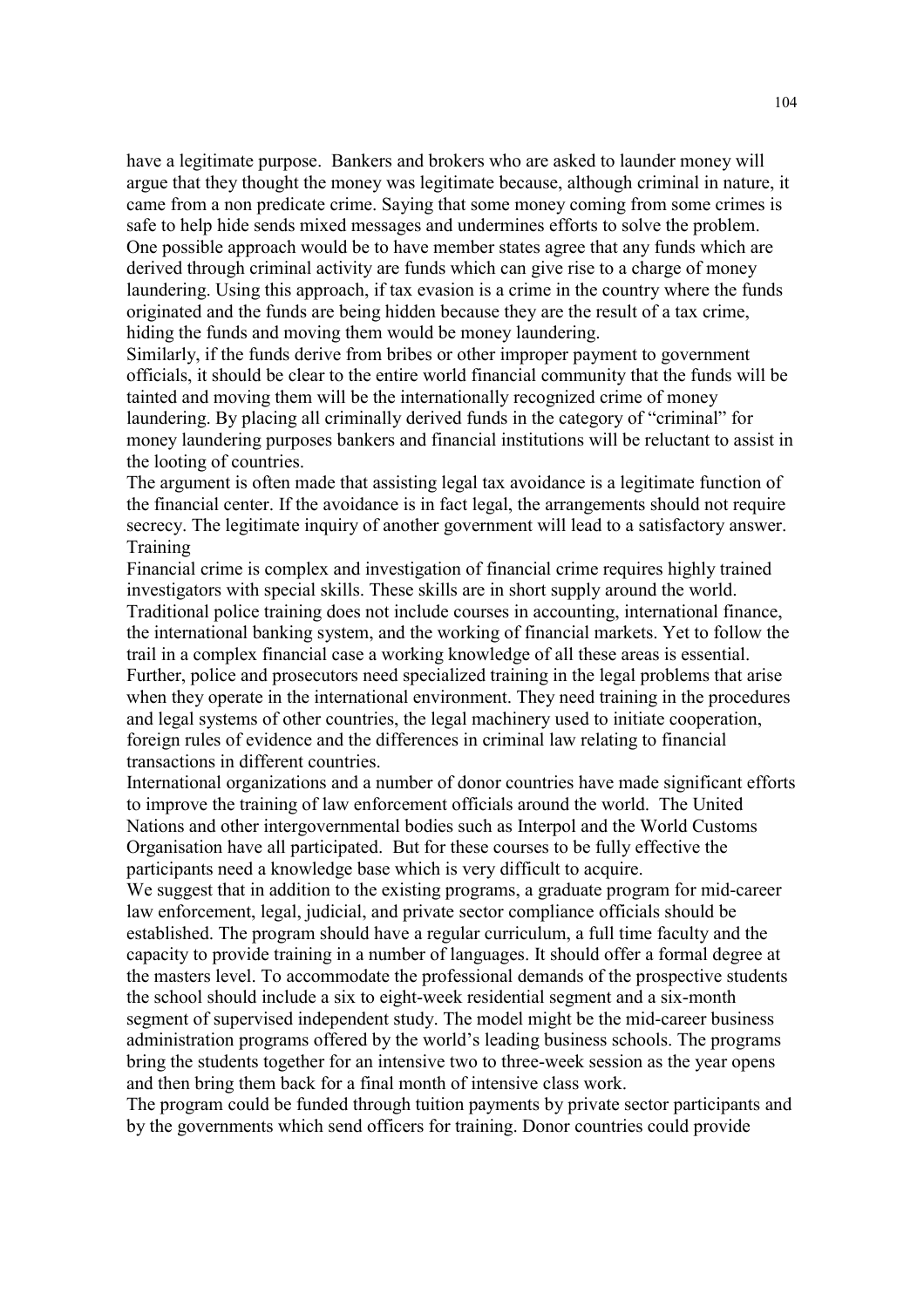have a legitimate purpose. Bankers and brokers who are asked to launder money will argue that they thought the money was legitimate because, although criminal in nature, it came from a non predicate crime. Saying that some money coming from some crimes is safe to help hide sends mixed messages and undermines efforts to solve the problem. One possible approach would be to have member states agree that any funds which are derived through criminal activity are funds which can give rise to a charge of money laundering. Using this approach, if tax evasion is a crime in the country where the funds originated and the funds are being hidden because they are the result of a tax crime, hiding the funds and moving them would be money laundering.

Similarly, if the funds derive from bribes or other improper payment to government officials, it should be clear to the entire world financial community that the funds will be tainted and moving them will be the internationally recognized crime of money laundering. By placing all criminally derived funds in the category of "criminal" for money laundering purposes bankers and financial institutions will be reluctant to assist in the looting of countries.

The argument is often made that assisting legal tax avoidance is a legitimate function of the financial center. If the avoidance is in fact legal, the arrangements should not require secrecy. The legitimate inquiry of another government will lead to a satisfactory answer.

## Training

Financial crime is complex and investigation of financial crime requires highly trained investigators with special skills. These skills are in short supply around the world. Traditional police training does not include courses in accounting, international finance, the international banking system, and the working of financial markets. Yet to follow the trail in a complex financial case a working knowledge of all these areas is essential. Further, police and prosecutors need specialized training in the legal problems that arise when they operate in the international environment. They need training in the procedures and legal systems of other countries, the legal machinery used to initiate cooperation, foreign rules of evidence and the differences in criminal law relating to financial transactions in different countries.

International organizations and a number of donor countries have made significant efforts to improve the training of law enforcement officials around the world. The United Nations and other intergovernmental bodies such as Interpol and the World Customs Organisation have all participated. But for these courses to be fully effective the participants need a knowledge base which is very difficult to acquire.

We suggest that in addition to the existing programs, a graduate program for mid-career law enforcement, legal, judicial, and private sector compliance officials should be established. The program should have a regular curriculum, a full time faculty and the capacity to provide training in a number of languages. It should offer a formal degree at the masters level. To accommodate the professional demands of the prospective students the school should include a six to eight-week residential segment and a six-month segment of supervised independent study. The model might be the mid-career business administration programs offered by the world's leading business schools. The programs bring the students together for an intensive two to three-week session as the year opens and then bring them back for a final month of intensive class work.

The program could be funded through tuition payments by private sector participants and by the governments which send officers for training. Donor countries could provide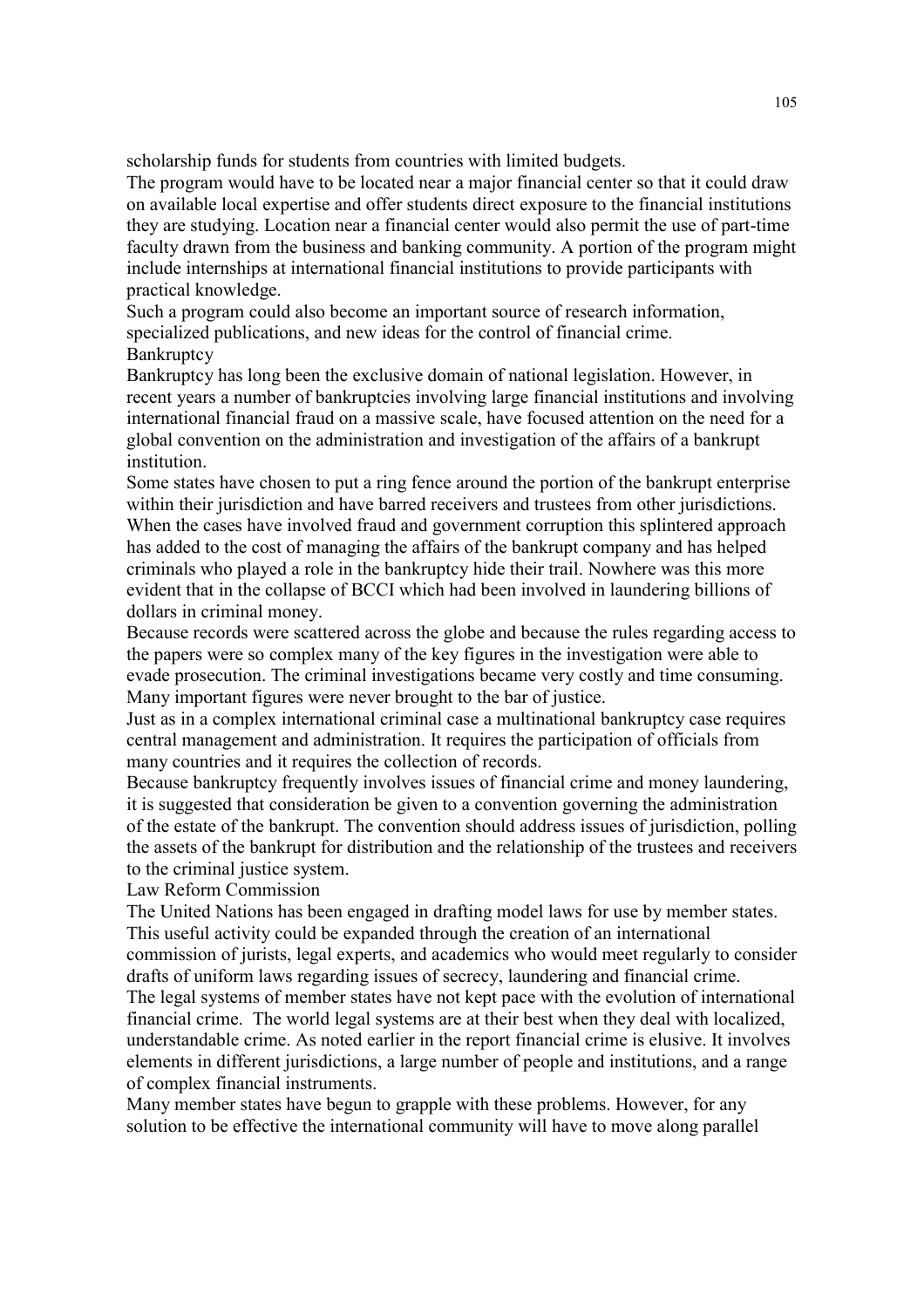scholarship funds for students from countries with limited budgets.

The program would have to be located near a major financial center so that it could draw on available local expertise and offer students direct exposure to the financial institutions they are studying. Location near a financial center would also permit the use of part-time faculty drawn from the business and banking community. A portion of the program might include internships at international financial institutions to provide participants with practical knowledge.

Such a program could also become an important source of research information, specialized publications, and new ideas for the control of financial crime.

## Bankruptcy

Bankruptcy has long been the exclusive domain of national legislation. However, in recent years a number of bankruptcies involving large financial institutions and involving international financial fraud on a massive scale, have focused attention on the need for a global convention on the administration and investigation of the affairs of a bankrupt institution.

Some states have chosen to put a ring fence around the portion of the bankrupt enterprise within their jurisdiction and have barred receivers and trustees from other jurisdictions. When the cases have involved fraud and government corruption this splintered approach has added to the cost of managing the affairs of the bankrupt company and has helped criminals who played a role in the bankruptcy hide their trail. Nowhere was this more evident that in the collapse of BCCI which had been involved in laundering billions of dollars in criminal money.

Because records were scattered across the globe and because the rules regarding access to the papers were so complex many of the key figures in the investigation were able to evade prosecution. The criminal investigations became very costly and time consuming. Many important figures were never brought to the bar of justice.

Just as in a complex international criminal case a multinational bankruptcy case requires central management and administration. It requires the participation of officials from many countries and it requires the collection of records.

Because bankruptcy frequently involves issues of financial crime and money laundering, it is suggested that consideration be given to a convention governing the administration of the estate of the bankrupt. The convention should address issues of jurisdiction, polling the assets of the bankrupt for distribution and the relationship of the trustees and receivers to the criminal justice system.

## Law Reform Commission

The United Nations has been engaged in drafting model laws for use by member states. This useful activity could be expanded through the creation of an international commission of jurists, legal experts, and academics who would meet regularly to consider drafts of uniform laws regarding issues of secrecy, laundering and financial crime.

The legal systems of member states have not kept pace with the evolution of international financial crime. The world legal systems are at their best when they deal with localized, understandable crime. As noted earlier in the report financial crime is elusive. It involves elements in different jurisdictions, a large number of people and institutions, and a range of complex financial instruments.

Many member states have begun to grapple with these problems. However, for any solution to be effective the international community will have to move along parallel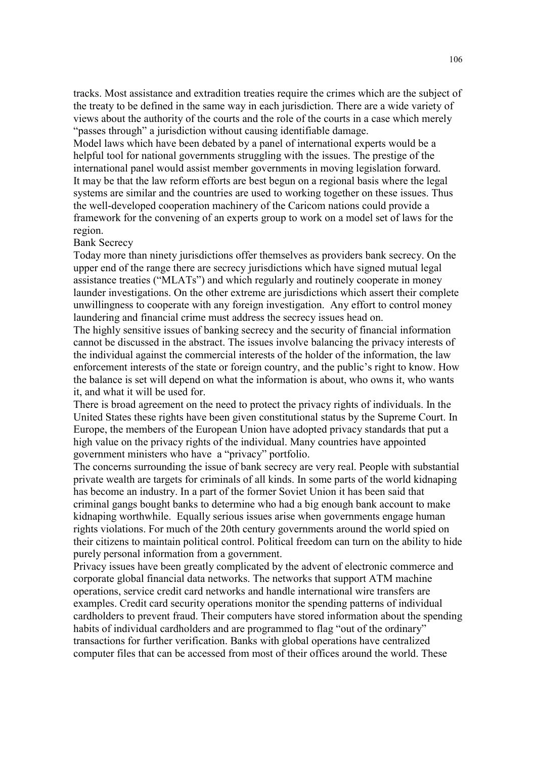tracks. Most assistance and extradition treaties require the crimes which are the subject of the treaty to be defined in the same way in each jurisdiction. There are a wide variety of views about the authority of the courts and the role of the courts in a case which merely "passes through" a jurisdiction without causing identifiable damage.

Model laws which have been debated by a panel of international experts would be a helpful tool for national governments struggling with the issues. The prestige of the international panel would assist member governments in moving legislation forward.

It may be that the law reform efforts are best begun on a regional basis where the legal systems are similar and the countries are used to working together on these issues. Thus the well-developed cooperation machinery of the Caricom nations could provide a framework for the convening of an experts group to work on a model set of laws for the region.

## Bank Secrecy

Today more than ninety jurisdictions offer themselves as providers bank secrecy. On the upper end of the range there are secrecy jurisdictions which have signed mutual legal assistance treaties ("MLATs") and which regularly and routinely cooperate in money launder investigations. On the other extreme are jurisdictions which assert their complete unwillingness to cooperate with any foreign investigation. Any effort to control money laundering and financial crime must address the secrecy issues head on.

The highly sensitive issues of banking secrecy and the security of financial information cannot be discussed in the abstract. The issues involve balancing the privacy interests of the individual against the commercial interests of the holder of the information, the law enforcement interests of the state or foreign country, and the public's right to know. How the balance is set will depend on what the information is about, who owns it, who wants it, and what it will be used for.

There is broad agreement on the need to protect the privacy rights of individuals. In the United States these rights have been given constitutional status by the Supreme Court. In Europe, the members of the European Union have adopted privacy standards that put a high value on the privacy rights of the individual. Many countries have appointed government ministers who have a "privacy" portfolio.

The concerns surrounding the issue of bank secrecy are very real. People with substantial private wealth are targets for criminals of all kinds. In some parts of the world kidnaping has become an industry. In a part of the former Soviet Union it has been said that criminal gangs bought banks to determine who had a big enough bank account to make kidnaping worthwhile. Equally serious issues arise when governments engage human rights violations. For much of the 20th century governments around the world spied on their citizens to maintain political control. Political freedom can turn on the ability to hide purely personal information from a government.

Privacy issues have been greatly complicated by the advent of electronic commerce and corporate global financial data networks. The networks that support ATM machine operations, service credit card networks and handle international wire transfers are examples. Credit card security operations monitor the spending patterns of individual cardholders to prevent fraud. Their computers have stored information about the spending habits of individual cardholders and are programmed to flag "out of the ordinary" transactions for further verification. Banks with global operations have centralized computer files that can be accessed from most of their offices around the world. These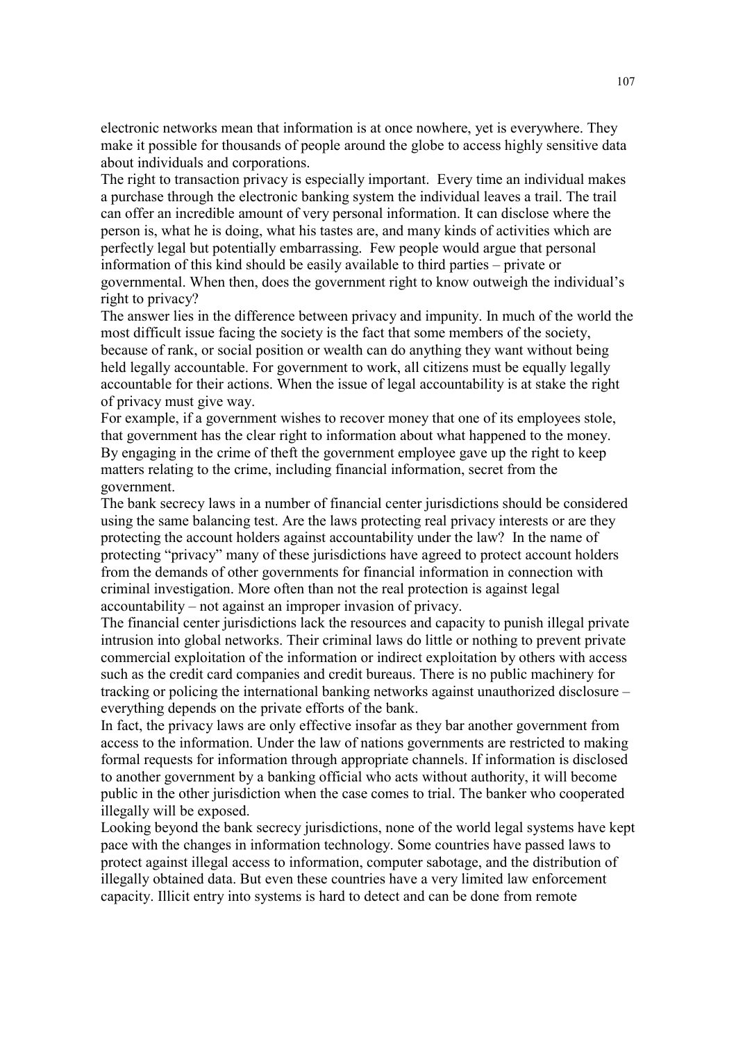electronic networks mean that information is at once nowhere, yet is everywhere. They make it possible for thousands of people around the globe to access highly sensitive data about individuals and corporations.

The right to transaction privacy is especially important. Every time an individual makes a purchase through the electronic banking system the individual leaves a trail. The trail can offer an incredible amount of very personal information. It can disclose where the person is, what he is doing, what his tastes are, and many kinds of activities which are perfectly legal but potentially embarrassing. Few people would argue that personal information of this kind should be easily available to third parties – private or governmental. When then, does the government right to know outweigh the individual's right to privacy?

The answer lies in the difference between privacy and impunity. In much of the world the most difficult issue facing the society is the fact that some members of the society, because of rank, or social position or wealth can do anything they want without being held legally accountable. For government to work, all citizens must be equally legally accountable for their actions. When the issue of legal accountability is at stake the right of privacy must give way.

For example, if a government wishes to recover money that one of its employees stole, that government has the clear right to information about what happened to the money. By engaging in the crime of theft the government employee gave up the right to keep matters relating to the crime, including financial information, secret from the government.

The bank secrecy laws in a number of financial center jurisdictions should be considered using the same balancing test. Are the laws protecting real privacy interests or are they protecting the account holders against accountability under the law? In the name of protecting "privacy" many of these jurisdictions have agreed to protect account holders from the demands of other governments for financial information in connection with criminal investigation. More often than not the real protection is against legal accountability – not against an improper invasion of privacy.

The financial center jurisdictions lack the resources and capacity to punish illegal private intrusion into global networks. Their criminal laws do little or nothing to prevent private commercial exploitation of the information or indirect exploitation by others with access such as the credit card companies and credit bureaus. There is no public machinery for tracking or policing the international banking networks against unauthorized disclosure – everything depends on the private efforts of the bank.

In fact, the privacy laws are only effective insofar as they bar another government from access to the information. Under the law of nations governments are restricted to making formal requests for information through appropriate channels. If information is disclosed to another government by a banking official who acts without authority, it will become public in the other jurisdiction when the case comes to trial. The banker who cooperated illegally will be exposed.

Looking beyond the bank secrecy jurisdictions, none of the world legal systems have kept pace with the changes in information technology. Some countries have passed laws to protect against illegal access to information, computer sabotage, and the distribution of illegally obtained data. But even these countries have a very limited law enforcement capacity. Illicit entry into systems is hard to detect and can be done from remote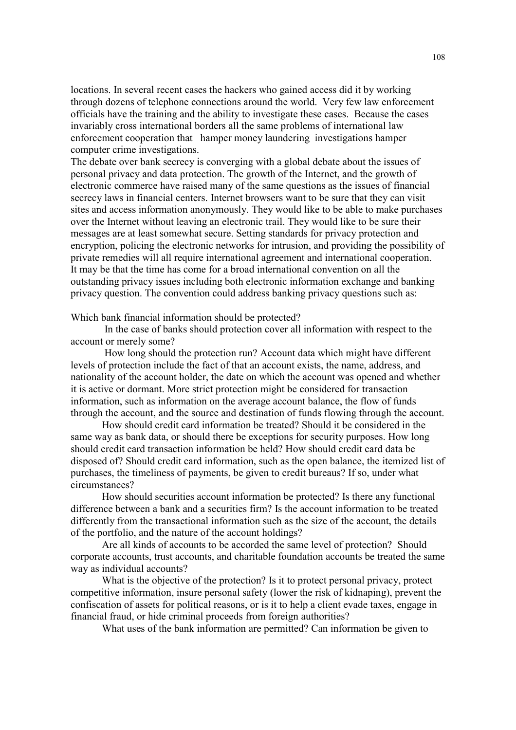locations. In several recent cases the hackers who gained access did it by working through dozens of telephone connections around the world. Very few law enforcement officials have the training and the ability to investigate these cases. Because the cases invariably cross international borders all the same problems of international law enforcement cooperation that hamper money laundering investigations hamper computer crime investigations.

The debate over bank secrecy is converging with a global debate about the issues of personal privacy and data protection. The growth of the Internet, and the growth of electronic commerce have raised many of the same questions as the issues of financial secrecy laws in financial centers. Internet browsers want to be sure that they can visit sites and access information anonymously. They would like to be able to make purchases over the Internet without leaving an electronic trail. They would like to be sure their messages are at least somewhat secure. Setting standards for privacy protection and encryption, policing the electronic networks for intrusion, and providing the possibility of private remedies will all require international agreement and international cooperation. It may be that the time has come for a broad international convention on all the outstanding privacy issues including both electronic information exchange and banking privacy question. The convention could address banking privacy questions such as:

Which bank financial information should be protected?

In the case of banks should protection cover all information with respect to the account or merely some?

How long should the protection run? Account data which might have different levels of protection include the fact of that an account exists, the name, address, and nationality of the account holder, the date on which the account was opened and whether it is active or dormant. More strict protection might be considered for transaction information, such as information on the average account balance, the flow of funds through the account, and the source and destination of funds flowing through the account.

How should credit card information be treated? Should it be considered in the same way as bank data, or should there be exceptions for security purposes. How long should credit card transaction information be held? How should credit card data be disposed of? Should credit card information, such as the open balance, the itemized list of purchases, the timeliness of payments, be given to credit bureaus? If so, under what circumstances?

How should securities account information be protected? Is there any functional difference between a bank and a securities firm? Is the account information to be treated differently from the transactional information such as the size of the account, the details of the portfolio, and the nature of the account holdings?

Are all kinds of accounts to be accorded the same level of protection? Should corporate accounts, trust accounts, and charitable foundation accounts be treated the same way as individual accounts?

What is the objective of the protection? Is it to protect personal privacy, protect competitive information, insure personal safety (lower the risk of kidnaping), prevent the confiscation of assets for political reasons, or is it to help a client evade taxes, engage in financial fraud, or hide criminal proceeds from foreign authorities?

What uses of the bank information are permitted? Can information be given to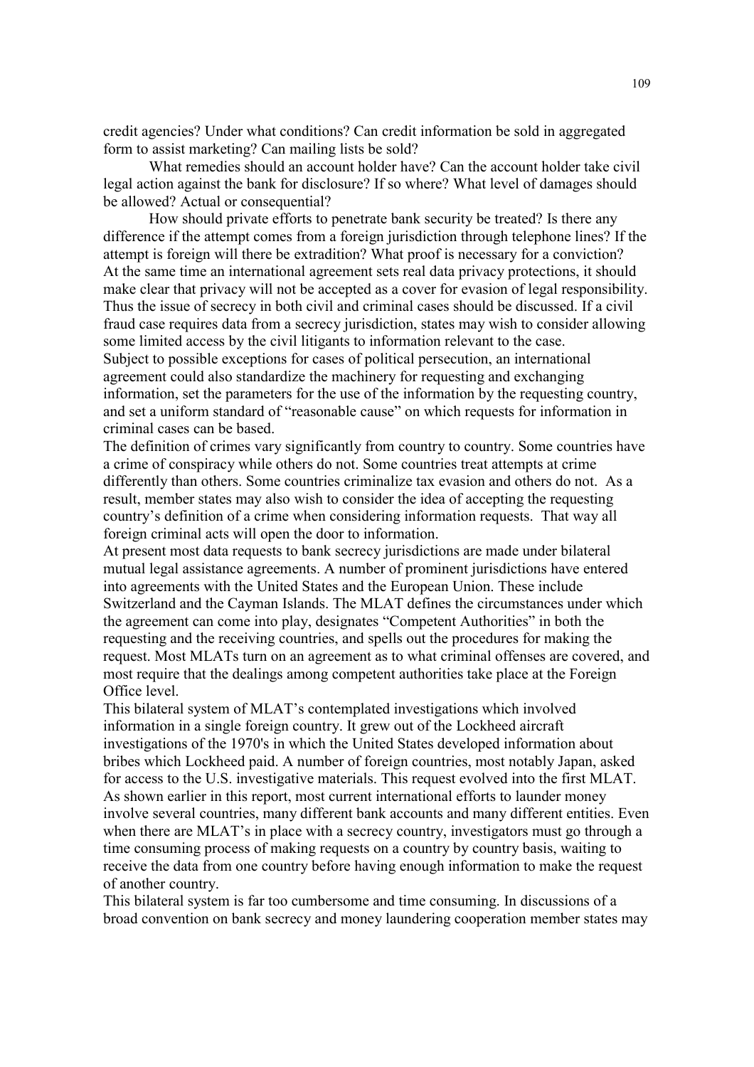credit agencies? Under what conditions? Can credit information be sold in aggregated form to assist marketing? Can mailing lists be sold?

What remedies should an account holder have? Can the account holder take civil legal action against the bank for disclosure? If so where? What level of damages should be allowed? Actual or consequential?

How should private efforts to penetrate bank security be treated? Is there any difference if the attempt comes from a foreign jurisdiction through telephone lines? If the attempt is foreign will there be extradition? What proof is necessary for a conviction?

At the same time an international agreement sets real data privacy protections, it should make clear that privacy will not be accepted as a cover for evasion of legal responsibility. Thus the issue of secrecy in both civil and criminal cases should be discussed. If a civil fraud case requires data from a secrecy jurisdiction, states may wish to consider allowing some limited access by the civil litigants to information relevant to the case.

Subject to possible exceptions for cases of political persecution, an international agreement could also standardize the machinery for requesting and exchanging information, set the parameters for the use of the information by the requesting country, and set a uniform standard of "reasonable cause" on which requests for information in criminal cases can be based.

The definition of crimes vary significantly from country to country. Some countries have a crime of conspiracy while others do not. Some countries treat attempts at crime differently than others. Some countries criminalize tax evasion and others do not. As a result, member states may also wish to consider the idea of accepting the requesting country's definition of a crime when considering information requests. That way all foreign criminal acts will open the door to information.

At present most data requests to bank secrecy jurisdictions are made under bilateral mutual legal assistance agreements. A number of prominent jurisdictions have entered into agreements with the United States and the European Union. These include Switzerland and the Cayman Islands. The MLAT defines the circumstances under which the agreement can come into play, designates "Competent Authorities" in both the requesting and the receiving countries, and spells out the procedures for making the request. Most MLATs turn on an agreement as to what criminal offenses are covered, and most require that the dealings among competent authorities take place at the Foreign Office level.

This bilateral system of MLAT's contemplated investigations which involved information in a single foreign country. It grew out of the Lockheed aircraft investigations of the 1970's in which the United States developed information about bribes which Lockheed paid. A number of foreign countries, most notably Japan, asked for access to the U.S. investigative materials. This request evolved into the first MLAT.

As shown earlier in this report, most current international efforts to launder money involve several countries, many different bank accounts and many different entities. Even when there are MLAT's in place with a secrecy country, investigators must go through a time consuming process of making requests on a country by country basis, waiting to receive the data from one country before having enough information to make the request of another country.

This bilateral system is far too cumbersome and time consuming. In discussions of a broad convention on bank secrecy and money laundering cooperation member states may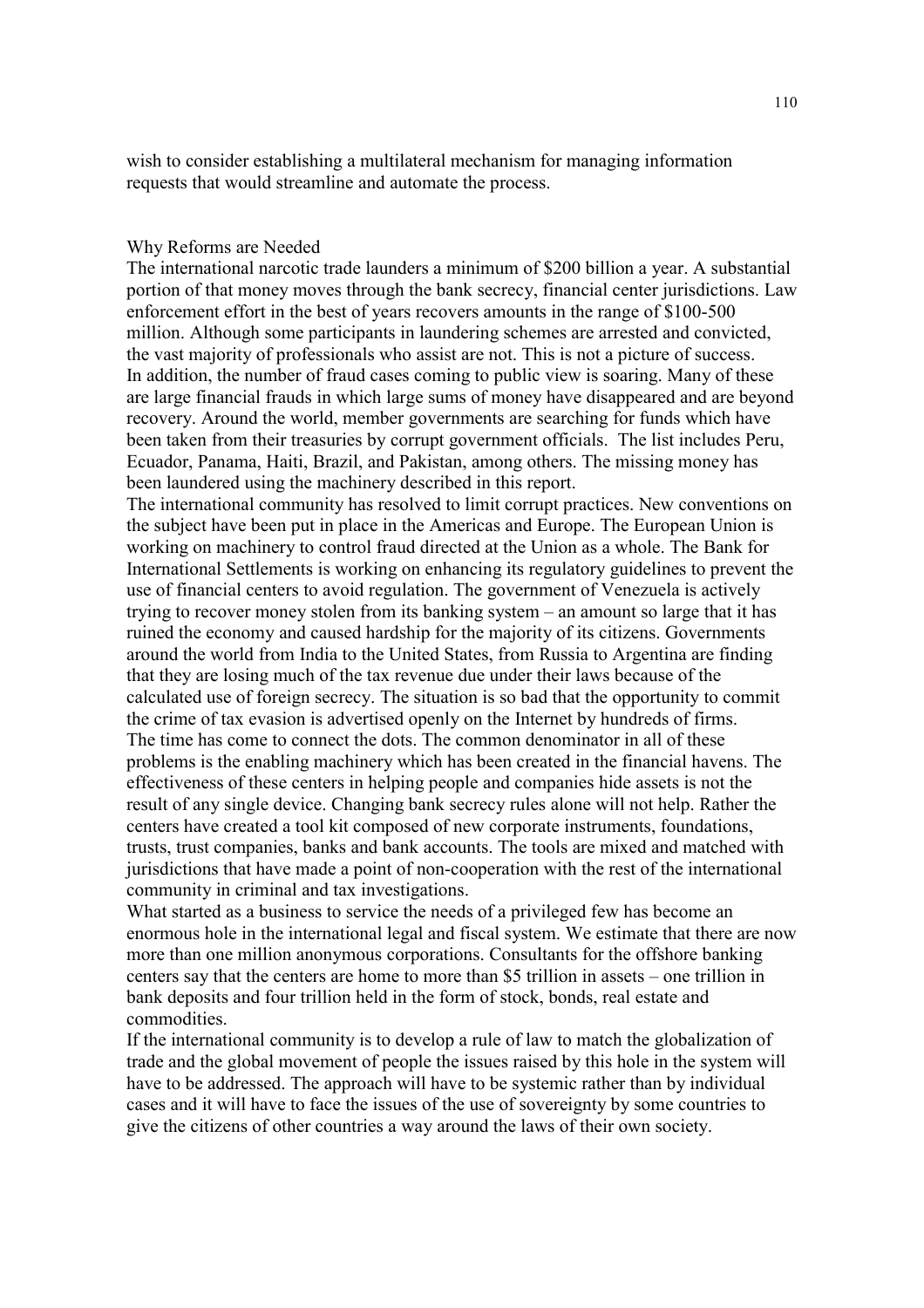wish to consider establishing a multilateral mechanism for managing information requests that would streamline and automate the process.

## Why Reforms are Needed

The international narcotic trade launders a minimum of $200 billion a year. A substantial portion of that money moves through the bank secrecy, financial center jurisdictions. Law enforcement effort in the best of years recovers amounts in the range of $100-500 million. Although some participants in laundering schemes are arrested and convicted, the vast majority of professionals who assist are not. This is not a picture of success.

In addition, the number of fraud cases coming to public view is soaring. Many of these are large financial frauds in which large sums of money have disappeared and are beyond recovery. Around the world, member governments are searching for funds which have been taken from their treasuries by corrupt government officials. The list includes Peru, Ecuador, Panama, Haiti, Brazil, and Pakistan, among others. The missing money has been laundered using the machinery described in this report.

The international community has resolved to limit corrupt practices. New conventions on the subject have been put in place in the Americas and Europe. The European Union is working on machinery to control fraud directed at the Union as a whole. The Bank for International Settlements is working on enhancing its regulatory guidelines to prevent the use of financial centers to avoid regulation. The government of Venezuela is actively trying to recover money stolen from its banking system – an amount so large that it has ruined the economy and caused hardship for the majority of its citizens. Governments around the world from India to the United States, from Russia to Argentina are finding that they are losing much of the tax revenue due under their laws because of the calculated use of foreign secrecy. The situation is so bad that the opportunity to commit the crime of tax evasion is advertised openly on the Internet by hundreds of firms.

The time has come to connect the dots. The common denominator in all of these problems is the enabling machinery which has been created in the financial havens. The effectiveness of these centers in helping people and companies hide assets is not the result of any single device. Changing bank secrecy rules alone will not help. Rather the centers have created a tool kit composed of new corporate instruments, foundations, trusts, trust companies, banks and bank accounts. The tools are mixed and matched with jurisdictions that have made a point of non-cooperation with the rest of the international community in criminal and tax investigations.

What started as a business to service the needs of a privileged few has become an enormous hole in the international legal and fiscal system. We estimate that there are now more than one million anonymous corporations. Consultants for the offshore banking centers say that the centers are home to more than $5 trillion in assets – one trillion in bank deposits and four trillion held in the form of stock, bonds, real estate and commodities.

If the international community is to develop a rule of law to match the globalization of trade and the global movement of people the issues raised by this hole in the system will have to be addressed. The approach will have to be systemic rather than by individual cases and it will have to face the issues of the use of sovereignty by some countries to give the citizens of other countries a way around the laws of their own society.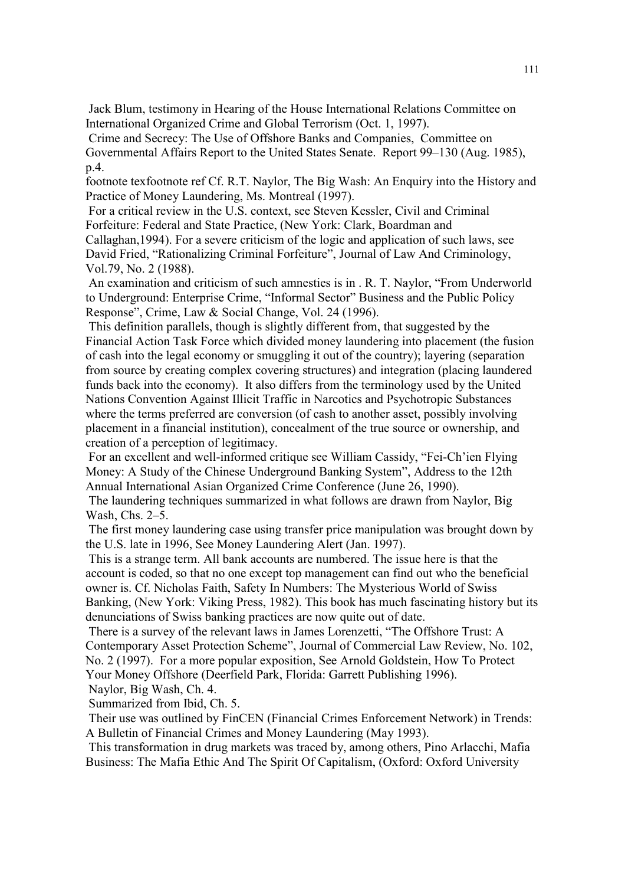Jack Blum, testimony in Hearing of the House International Relations Committee on International Organized Crime and Global Terrorism (Oct. 1, 1997).

Crime and Secrecy: The Use of Offshore Banks and Companies, Committee on Governmental Affairs Report to the United States Senate. Report 99–130 (Aug. 1985), p.4.

footnote texfootnote ref Cf. R.T. Naylor, The Big Wash: An Enquiry into the History and Practice of Money Laundering, Ms. Montreal (1997).

For a critical review in the U.S. context, see Steven Kessler, Civil and Criminal Forfeiture: Federal and State Practice, (New York: Clark, Boardman and Callaghan,1994). For a severe criticism of the logic and application of such laws, see David Fried, "Rationalizing Criminal Forfeiture", Journal of Law And Criminology, Vol.79, No. 2 (1988).

An examination and criticism of such amnesties is in . R. T. Naylor, "From Underworld to Underground: Enterprise Crime, "Informal Sector" Business and the Public Policy Response", Crime, Law & Social Change, Vol. 24 (1996).

This definition parallels, though is slightly different from, that suggested by the Financial Action Task Force which divided money laundering into placement (the fusion of cash into the legal economy or smuggling it out of the country); layering (separation from source by creating complex covering structures) and integration (placing laundered funds back into the economy). It also differs from the terminology used by the United Nations Convention Against Illicit Traffic in Narcotics and Psychotropic Substances where the terms preferred are conversion (of cash to another asset, possibly involving placement in a financial institution), concealment of the true source or ownership, and creation of a perception of legitimacy.

For an excellent and well-informed critique see William Cassidy, "Fei-Ch'ien Flying Money: A Study of the Chinese Underground Banking System", Address to the 12th Annual International Asian Organized Crime Conference (June 26, 1990).

The laundering techniques summarized in what follows are drawn from Naylor, Big Wash, Chs. 2–5.

The first money laundering case using transfer price manipulation was brought down by the U.S. late in 1996, See Money Laundering Alert (Jan. 1997).

This is a strange term. All bank accounts are numbered. The issue here is that the account is coded, so that no one except top management can find out who the beneficial owner is. Cf. Nicholas Faith, Safety In Numbers: The Mysterious World of Swiss Banking, (New York: Viking Press, 1982). This book has much fascinating history but its denunciations of Swiss banking practices are now quite out of date.

There is a survey of the relevant laws in James Lorenzetti, "The Offshore Trust: A Contemporary Asset Protection Scheme", Journal of Commercial Law Review, No. 102, No. 2 (1997). For a more popular exposition, See Arnold Goldstein, How To Protect Your Money Offshore (Deerfield Park, Florida: Garrett Publishing 1996).

Naylor, Big Wash, Ch. 4.

Summarized from Ibid, Ch. 5.

Their use was outlined by FinCEN (Financial Crimes Enforcement Network) in Trends: A Bulletin of Financial Crimes and Money Laundering (May 1993).

This transformation in drug markets was traced by, among others, Pino Arlacchi, Mafia Business: The Mafia Ethic And The Spirit Of Capitalism, (Oxford: Oxford University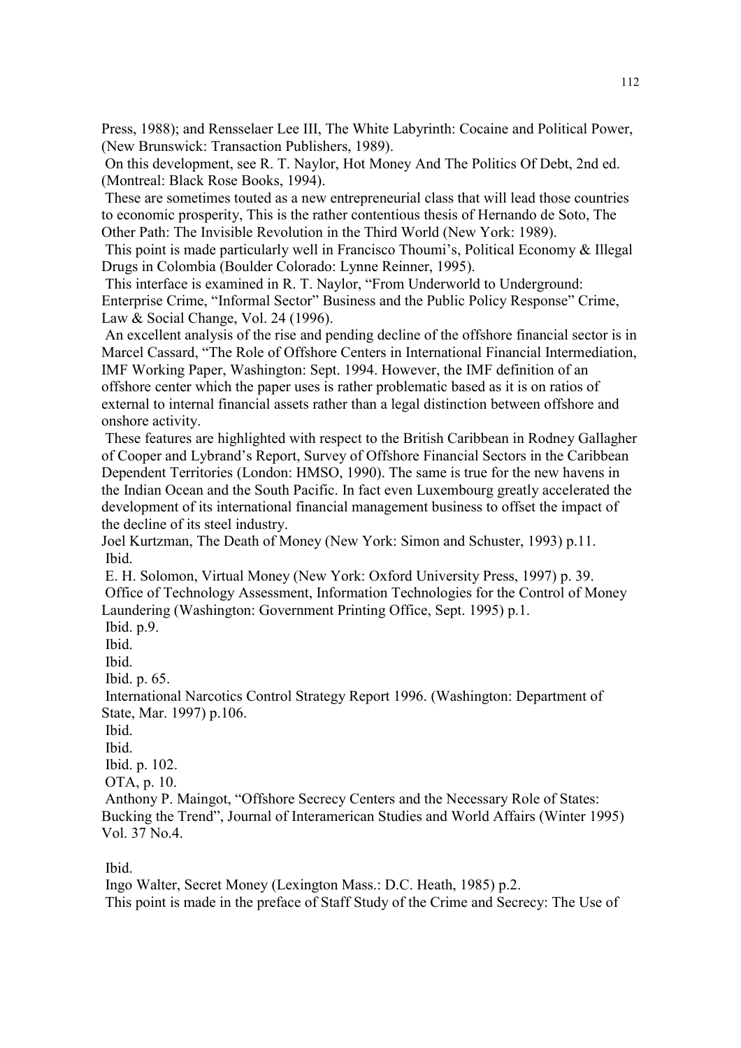Press, 1988); and Rensselaer Lee III, The White Labyrinth: Cocaine and Political Power, (New Brunswick: Transaction Publishers, 1989).

On this development, see R. T. Naylor, Hot Money And The Politics Of Debt, 2nd ed. (Montreal: Black Rose Books, 1994).

These are sometimes touted as a new entrepreneurial class that will lead those countries to economic prosperity, This is the rather contentious thesis of Hernando de Soto, The Other Path: The Invisible Revolution in the Third World (New York: 1989).

This point is made particularly well in Francisco Thoumi's, Political Economy & Illegal Drugs in Colombia (Boulder Colorado: Lynne Reinner, 1995).

This interface is examined in R. T. Naylor, "From Underworld to Underground: Enterprise Crime, "Informal Sector" Business and the Public Policy Response" Crime, Law & Social Change, Vol. 24 (1996).

An excellent analysis of the rise and pending decline of the offshore financial sector is in Marcel Cassard, "The Role of Offshore Centers in International Financial Intermediation, IMF Working Paper, Washington: Sept. 1994. However, the IMF definition of an offshore center which the paper uses is rather problematic based as it is on ratios of external to internal financial assets rather than a legal distinction between offshore and onshore activity.

These features are highlighted with respect to the British Caribbean in Rodney Gallagher of Cooper and Lybrand's Report, Survey of Offshore Financial Sectors in the Caribbean Dependent Territories (London: HMSO, 1990). The same is true for the new havens in the Indian Ocean and the South Pacific. In fact even Luxembourg greatly accelerated the development of its international financial management business to offset the impact of the decline of its steel industry.

Joel Kurtzman, The Death of Money (New York: Simon and Schuster, 1993) p.11.

Ibid.

E. H. Solomon, Virtual Money (New York: Oxford University Press, 1997) p. 39.

Office of Technology Assessment, Information Technologies for the Control of Money Laundering (Washington: Government Printing Office, Sept. 1995) p.1.

Ibid. p.9.

Ibid.

Ibid.

Ibid. p. 65.

International Narcotics Control Strategy Report 1996. (Washington: Department of State, Mar. 1997) p.106.

Ibid.

Ibid.

Ibid. p. 102.

OTA, p. 10.

Anthony P. Maingot, "Offshore Secrecy Centers and the Necessary Role of States: Bucking the Trend", Journal of Interamerican Studies and World Affairs (Winter 1995) Vol. 37 No.4.

Ibid.

Ingo Walter, Secret Money (Lexington Mass.: D.C. Heath, 1985) p.2.

This point is made in the preface of Staff Study of the Crime and Secrecy: The Use of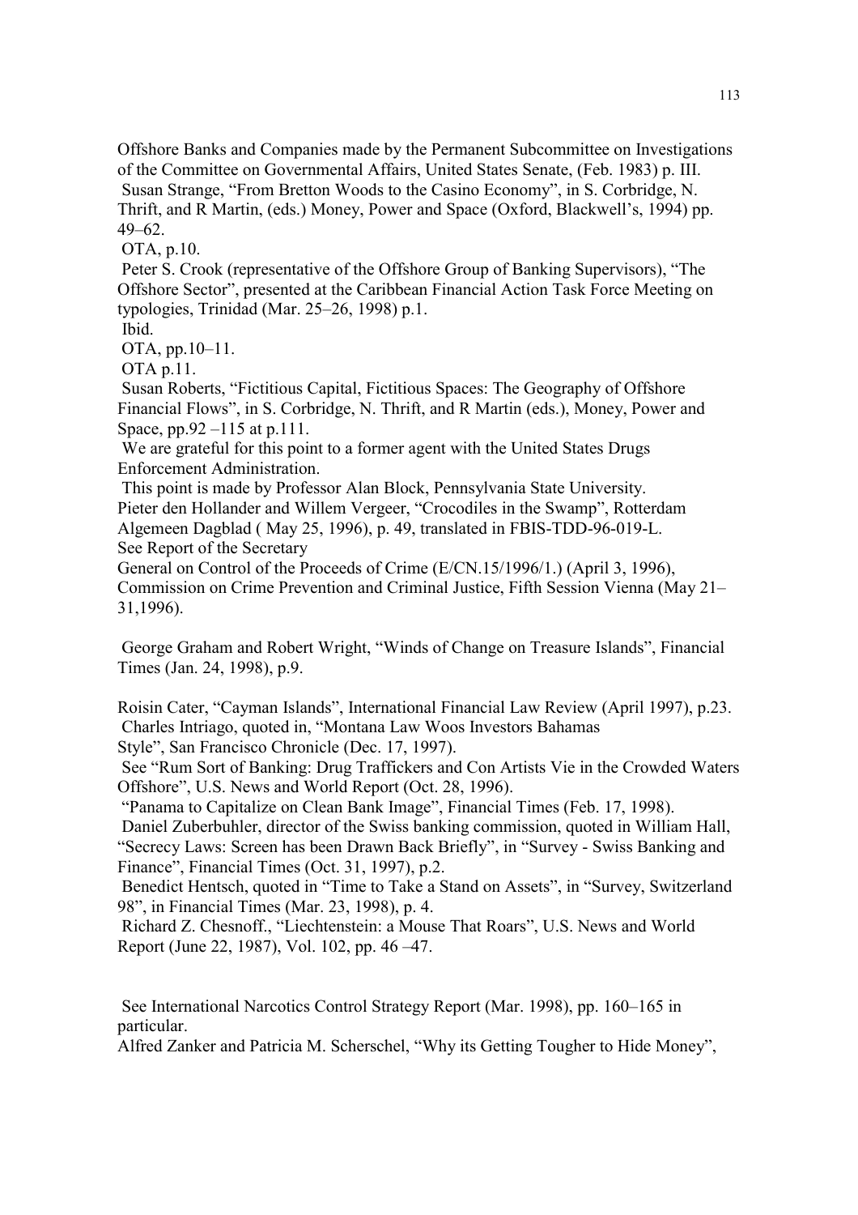Offshore Banks and Companies made by the Permanent Subcommittee on Investigations of the Committee on Governmental Affairs, United States Senate, (Feb. 1983) p. III.

Susan Strange, "From Bretton Woods to the Casino Economy", in S. Corbridge, N. Thrift, and R Martin, (eds.) Money, Power and Space (Oxford, Blackwell's, 1994) pp. 49–62.

OTA, p.10.

Peter S. Crook (representative of the Offshore Group of Banking Supervisors), "The Offshore Sector", presented at the Caribbean Financial Action Task Force Meeting on typologies, Trinidad (Mar. 25–26, 1998) p.1.

Ibid.

OTA, pp.10–11.

OTA p.11.

Susan Roberts, "Fictitious Capital, Fictitious Spaces: The Geography of Offshore Financial Flows", in S. Corbridge, N. Thrift, and R Martin (eds.), Money, Power and Space, pp.92 –115 at p.111.

We are grateful for this point to a former agent with the United States Drugs Enforcement Administration.

This point is made by Professor Alan Block, Pennsylvania State University.

Pieter den Hollander and Willem Vergeer, "Crocodiles in the Swamp", Rotterdam Algemeen Dagblad ( May 25, 1996), p. 49, translated in FBIS-TDD-96-019-L.

See Report of the Secretary
General on Control of the Proceeds of Crime (E/CN.15/1996/1.) (April 3, 1996), Commission on Crime Prevention and Criminal Justice, Fifth Session Vienna (May 21–31,1996).

George Graham and Robert Wright, "Winds of Change on Treasure Islands", Financial Times (Jan. 24, 1998), p.9.

Roisin Cater, "Cayman Islands", International Financial Law Review (April 1997), p.23.

Charles Intriago, quoted in, "Montana Law Woos Investors Bahamas
Style", San Francisco Chronicle (Dec. 17, 1997).

See "Rum Sort of Banking: Drug Traffickers and Con Artists Vie in the Crowded Waters Offshore", U.S. News and World Report (Oct. 28, 1996).

"Panama to Capitalize on Clean Bank Image", Financial Times (Feb. 17, 1998).

Daniel Zuberbuhler, director of the Swiss banking commission, quoted in William Hall, "Secrecy Laws: Screen has been Drawn Back Briefly", in "Survey - Swiss Banking and Finance", Financial Times (Oct. 31, 1997), p.2.

Benedict Hentsch, quoted in "Time to Take a Stand on Assets", in "Survey, Switzerland 98", in Financial Times (Mar. 23, 1998), p. 4.

Richard Z. Chesnoff., "Liechtenstein: a Mouse That Roars", U.S. News and World Report (June 22, 1987), Vol. 102, pp. 46 –47.

See International Narcotics Control Strategy Report (Mar. 1998), pp. 160–165 in particular.

Alfred Zanker and Patricia M. Scherschel, "Why its Getting Tougher to Hide Money",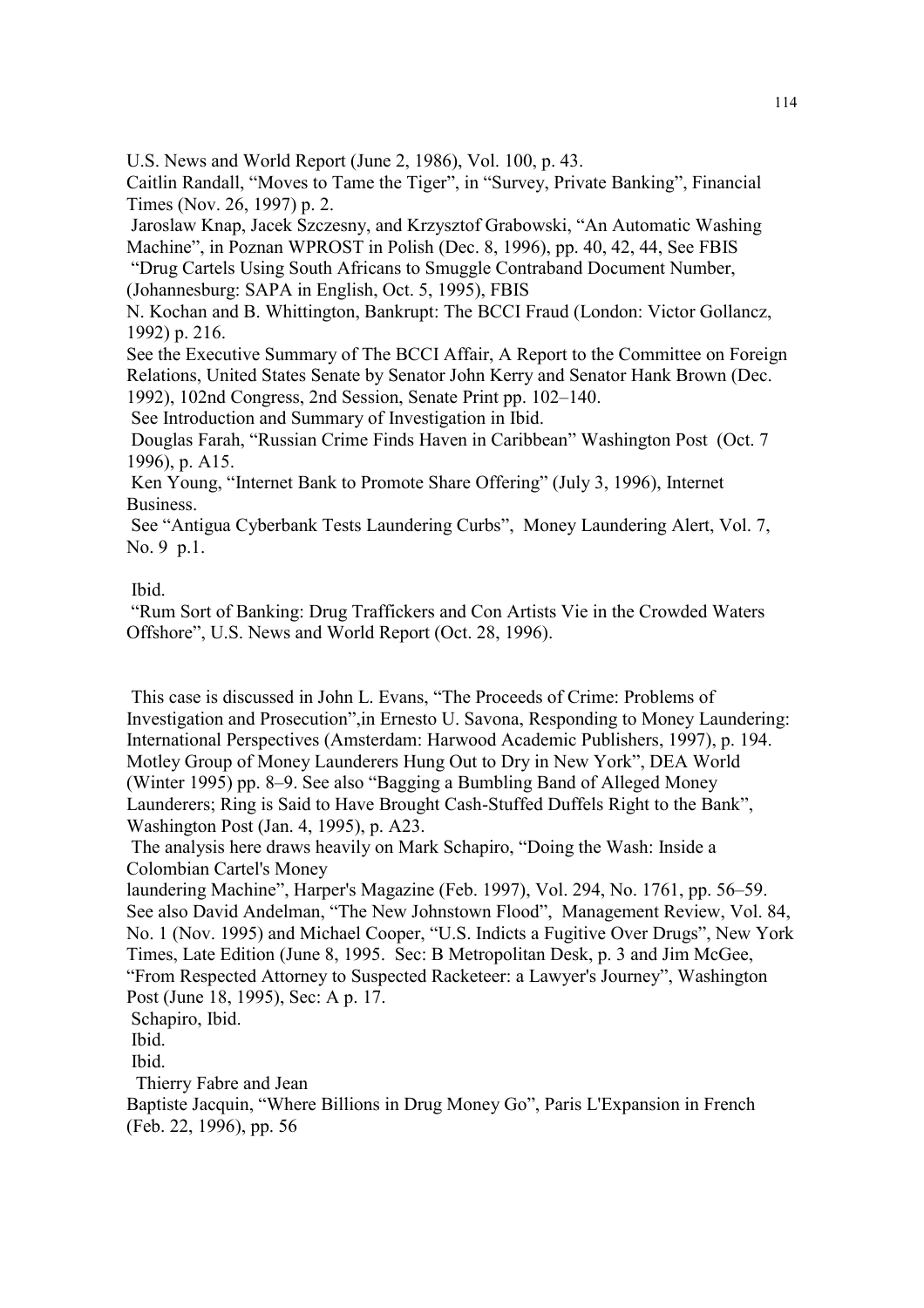U.S. News and World Report (June 2, 1986), Vol. 100, p. 43.

Caitlin Randall, "Moves to Tame the Tiger", in "Survey, Private Banking", Financial Times (Nov. 26, 1997) p. 2.

Jaroslaw Knap, Jacek Szczesny, and Krzysztof Grabowski, "An Automatic Washing Machine", in Poznan WPROST in Polish (Dec. 8, 1996), pp. 40, 42, 44, See FBIS

"Drug Cartels Using South Africans to Smuggle Contraband Document Number, (Johannesburg: SAPA in English, Oct. 5, 1995), FBIS

N. Kochan and B. Whittington, Bankrupt: The BCCI Fraud (London: Victor Gollancz, 1992) p. 216.

See the Executive Summary of The BCCI Affair, A Report to the Committee on Foreign Relations, United States Senate by Senator John Kerry and Senator Hank Brown (Dec. 1992), 102nd Congress, 2nd Session, Senate Print pp. 102–140.

See Introduction and Summary of Investigation in Ibid.

Douglas Farah, "Russian Crime Finds Haven in Caribbean" Washington Post (Oct. 7 1996), p. A15.

Ken Young, "Internet Bank to Promote Share Offering" (July 3, 1996), Internet Business.

See "Antigua Cyberbank Tests Laundering Curbs", Money Laundering Alert, Vol. 7, No. 9 p.1.

Ibid.

"Rum Sort of Banking: Drug Traffickers and Con Artists Vie in the Crowded Waters Offshore", U.S. News and World Report (Oct. 28, 1996).

This case is discussed in John L. Evans, "The Proceeds of Crime: Problems of Investigation and Prosecution",in Ernesto U. Savona, Responding to Money Laundering: International Perspectives (Amsterdam: Harwood Academic Publishers, 1997), p. 194.

Motley Group of Money Launderers Hung Out to Dry in New York", DEA World (Winter 1995) pp. 8–9. See also "Bagging a Bumbling Band of Alleged Money Launderers; Ring is Said to Have Brought Cash-Stuffed Duffels Right to the Bank", Washington Post (Jan. 4, 1995), p. A23.

The analysis here draws heavily on Mark Schapiro, "Doing the Wash: Inside a Colombian Cartel's Money laundering Machine", Harper's Magazine (Feb. 1997), Vol. 294, No. 1761, pp. 56–59. See also David Andelman, "The New Johnstown Flood", Management Review, Vol. 84, No. 1 (Nov. 1995) and Michael Cooper, "U.S. Indicts a Fugitive Over Drugs", New York Times, Late Edition (June 8, 1995. Sec: B Metropolitan Desk, p. 3 and Jim McGee, "From Respected Attorney to Suspected Racketeer: a Lawyer's Journey", Washington Post (June 18, 1995), Sec: A p. 17.

Schapiro, Ibid.

Ibid.

Ibid.

Thierry Fabre and Jean Baptiste Jacquin, "Where Billions in Drug Money Go", Paris L'Expansion in French (Feb. 22, 1996), pp. 56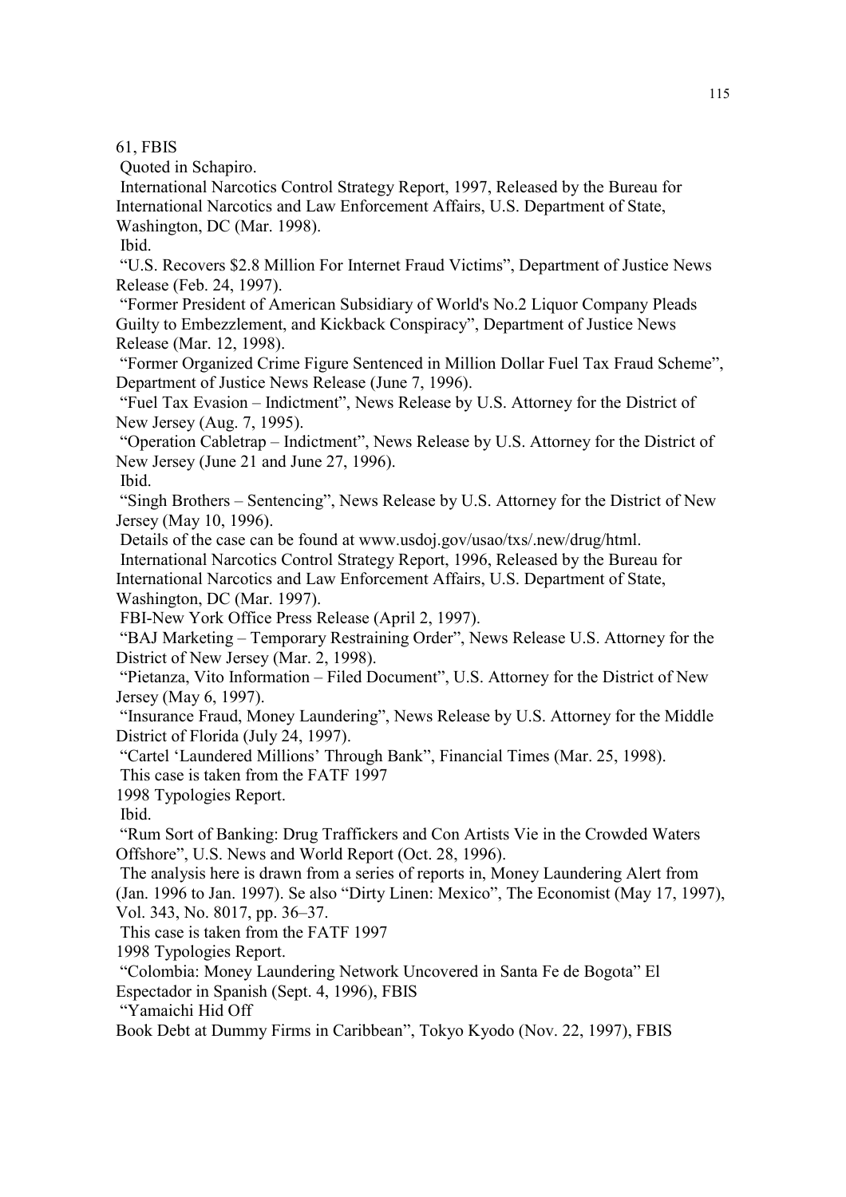61, FBIS

Quoted in Schapiro.

International Narcotics Control Strategy Report, 1997, Released by the Bureau for International Narcotics and Law Enforcement Affairs, U.S. Department of State, Washington, DC (Mar. 1998).

Ibid.

"U.S. Recovers $2.8 Million For Internet Fraud Victims", Department of Justice News Release (Feb. 24, 1997).

"Former President of American Subsidiary of World's No.2 Liquor Company Pleads Guilty to Embezzlement, and Kickback Conspiracy", Department of Justice News Release (Mar. 12, 1998).

"Former Organized Crime Figure Sentenced in Million Dollar Fuel Tax Fraud Scheme", Department of Justice News Release (June 7, 1996).

"Fuel Tax Evasion – Indictment", News Release by U.S. Attorney for the District of New Jersey (Aug. 7, 1995).

"Operation Cabletrap – Indictment", News Release by U.S. Attorney for the District of New Jersey (June 21 and June 27, 1996).

Ibid.

"Singh Brothers – Sentencing", News Release by U.S. Attorney for the District of New Jersey (May 10, 1996).

Details of the case can be found at www.usdoj.gov/usao/txs/.new/drug/html.

International Narcotics Control Strategy Report, 1996, Released by the Bureau for International Narcotics and Law Enforcement Affairs, U.S. Department of State, Washington, DC (Mar. 1997).

FBI-New York Office Press Release (April 2, 1997).

"BAJ Marketing – Temporary Restraining Order", News Release U.S. Attorney for the District of New Jersey (Mar. 2, 1998).

"Pietanza, Vito Information – Filed Document", U.S. Attorney for the District of New Jersey (May 6, 1997).

"Insurance Fraud, Money Laundering", News Release by U.S. Attorney for the Middle District of Florida (July 24, 1997).

"Cartel 'Laundered Millions' Through Bank", Financial Times (Mar. 25, 1998).

This case is taken from the FATF 1997

1998 Typologies Report.

Ibid.

"Rum Sort of Banking: Drug Traffickers and Con Artists Vie in the Crowded Waters Offshore", U.S. News and World Report (Oct. 28, 1996).

The analysis here is drawn from a series of reports in, Money Laundering Alert from (Jan. 1996 to Jan. 1997). Se also "Dirty Linen: Mexico", The Economist (May 17, 1997), Vol. 343, No. 8017, pp. 36–37.

This case is taken from the FATF 1997

1998 Typologies Report.

"Colombia: Money Laundering Network Uncovered in Santa Fe de Bogota" El Espectador in Spanish (Sept. 4, 1996), FBIS

"Yamaichi Hid Off

Book Debt at Dummy Firms in Caribbean", Tokyo Kyodo (Nov. 22, 1997), FBIS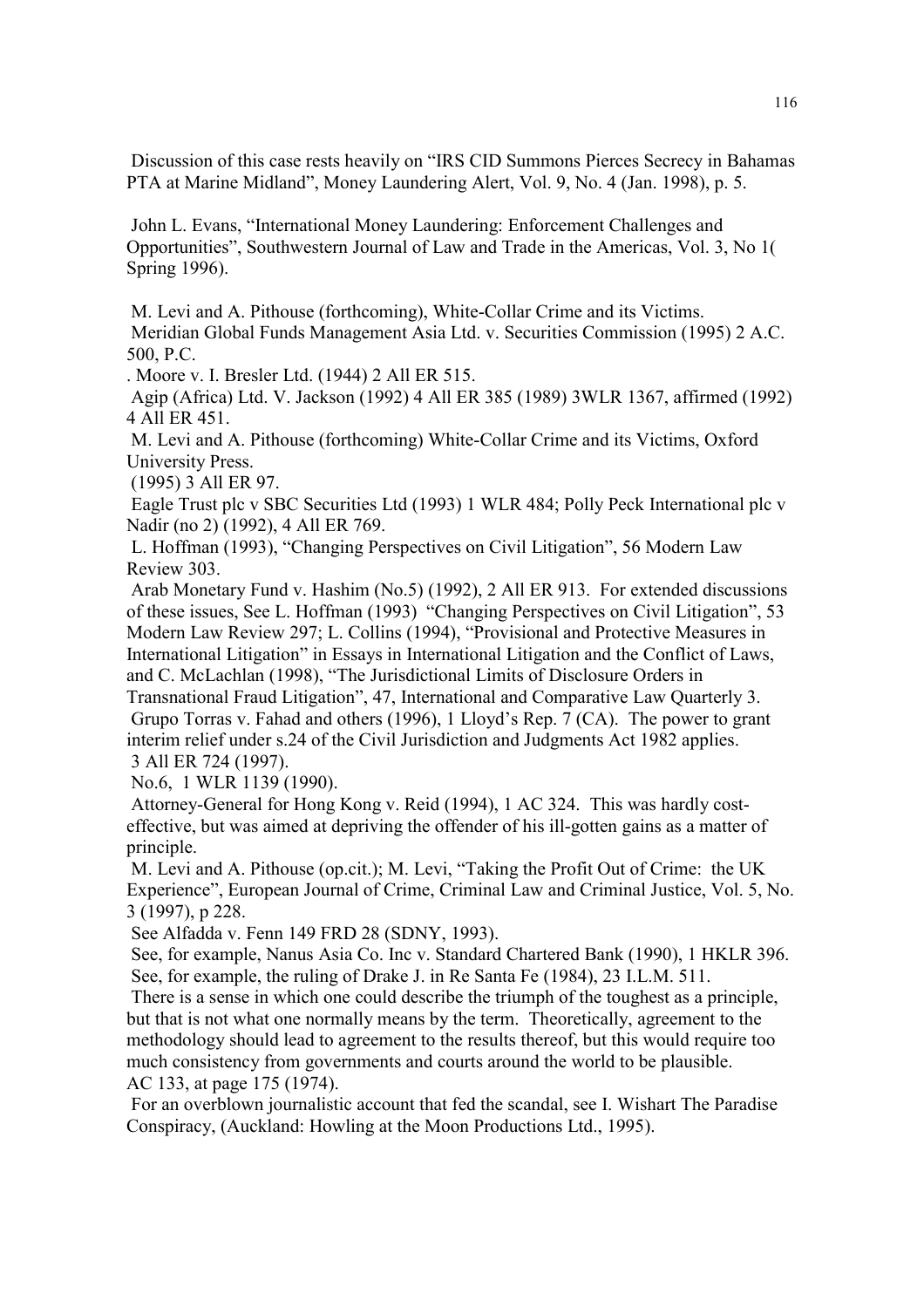Discussion of this case rests heavily on "IRS CID Summons Pierces Secrecy in Bahamas PTA at Marine Midland", Money Laundering Alert, Vol. 9, No. 4 (Jan. 1998), p. 5.

John L. Evans, "International Money Laundering: Enforcement Challenges and Opportunities", Southwestern Journal of Law and Trade in the Americas, Vol. 3, No 1( Spring 1996).

M. Levi and A. Pithouse (forthcoming), White-Collar Crime and its Victims.

Meridian Global Funds Management Asia Ltd. v. Securities Commission (1995) 2 A.C. 500, P.C.

. Moore v. I. Bresler Ltd. (1944) 2 All ER 515.

Agip (Africa) Ltd. V. Jackson (1992) 4 All ER 385 (1989) 3WLR 1367, affirmed (1992) 4 All ER 451.

M. Levi and A. Pithouse (forthcoming) White-Collar Crime and its Victims, Oxford University Press.

(1995) 3 All ER 97.

Eagle Trust plc v SBC Securities Ltd (1993) 1 WLR 484; Polly Peck International plc v Nadir (no 2) (1992), 4 All ER 769.

L. Hoffman (1993), "Changing Perspectives on Civil Litigation", 56 Modern Law Review 303.

Arab Monetary Fund v. Hashim (No.5) (1992), 2 All ER 913. For extended discussions of these issues, See L. Hoffman (1993) "Changing Perspectives on Civil Litigation", 53 Modern Law Review 297; L. Collins (1994), "Provisional and Protective Measures in International Litigation" in Essays in International Litigation and the Conflict of Laws, and C. McLachlan (1998), "The Jurisdictional Limits of Disclosure Orders in Transnational Fraud Litigation", 47, International and Comparative Law Quarterly 3.

Grupo Torras v. Fahad and others (1996), 1 Lloyd's Rep. 7 (CA). The power to grant interim relief under s.24 of the Civil Jurisdiction and Judgments Act 1982 applies.

3 All ER 724 (1997).

No.6, 1 WLR 1139 (1990).

Attorney-General for Hong Kong v. Reid (1994), 1 AC 324. This was hardly cost-effective, but was aimed at depriving the offender of his ill-gotten gains as a matter of principle.

M. Levi and A. Pithouse (op.cit.); M. Levi, "Taking the Profit Out of Crime: the UK Experience", European Journal of Crime, Criminal Law and Criminal Justice, Vol. 5, No. 3 (1997), p 228.

See Alfadda v. Fenn 149 FRD 28 (SDNY, 1993).

See, for example, Nanus Asia Co. Inc v. Standard Chartered Bank (1990), 1 HKLR 396.

See, for example, the ruling of Drake J. in Re Santa Fe (1984), 23 I.L.M. 511.

There is a sense in which one could describe the triumph of the toughest as a principle, but that is not what one normally means by the term. Theoretically, agreement to the methodology should lead to agreement to the results thereof, but this would require too much consistency from governments and courts around the world to be plausible.

AC 133, at page 175 (1974).

For an overblown journalistic account that fed the scandal, see I. Wishart The Paradise Conspiracy, (Auckland: Howling at the Moon Productions Ltd., 1995).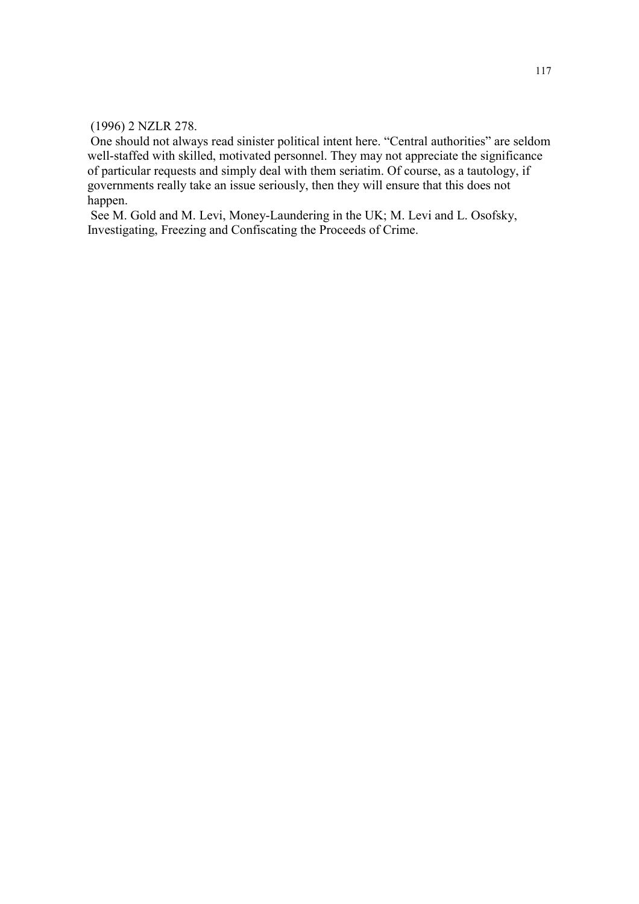(1996) 2 NZLR 278.

One should not always read sinister political intent here. “Central authorities” are seldom well-staffed with skilled, motivated personnel. They may not appreciate the significance of particular requests and simply deal with them seriatim. Of course, as a tautology, if governments really take an issue seriously, then they will ensure that this does not happen.

See M. Gold and M. Levi, Money-Laundering in the UK; M. Levi and L. Osofsky, Investigating, Freezing and Confiscating the Proceeds of Crime.